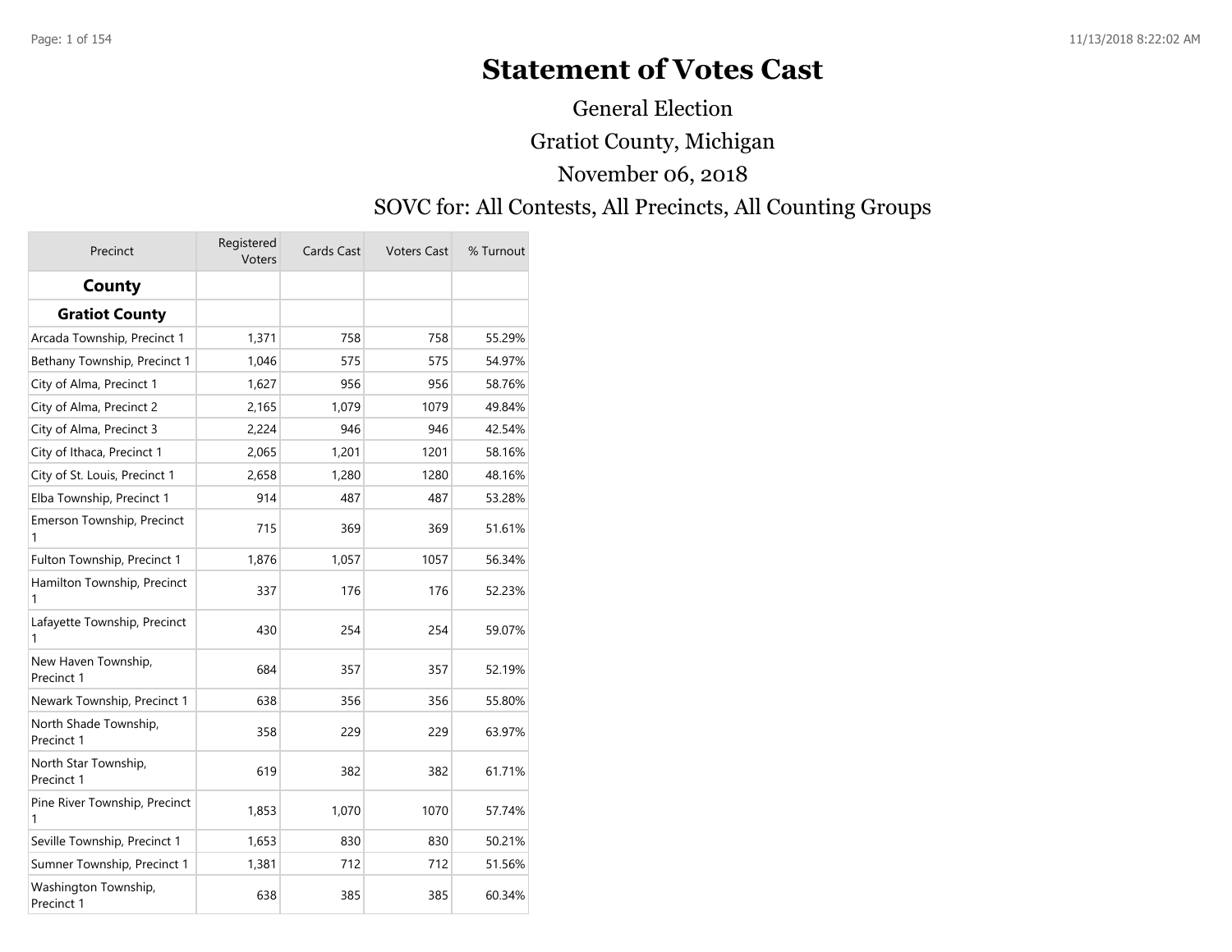# Statement of Votes Cast

General Election

Gratiot County, Michigan

November 06, 2018

SOVC for: All Contests, All Precincts, All Counting Groups

| Precinct | Registered Voters | Cards Cast | Voters Cast | % Turnout |
|---|---|---|---|---|
| **County** | | | | |
| **Gratiot County** | | | | |
| Arcada Township, Precinct 1 | 1,371 | 758 | 758 | 55.29% |
| Bethany Township, Precinct 1 | 1,046 | 575 | 575 | 54.97% |
| City of Alma, Precinct 1 | 1,627 | 956 | 956 | 58.76% |
| City of Alma, Precinct 2 | 2,165 | 1,079 | 1079 | 49.84% |
| City of Alma, Precinct 3 | 2,224 | 946 | 946 | 42.54% |
| City of Ithaca, Precinct 1 | 2,065 | 1,201 | 1201 | 58.16% |
| City of St. Louis, Precinct 1 | 2,658 | 1,280 | 1280 | 48.16% |
| Elba Township, Precinct 1 | 914 | 487 | 487 | 53.28% |
| Emerson Township, Precinct 1 | 715 | 369 | 369 | 51.61% |
| Fulton Township, Precinct 1 | 1,876 | 1,057 | 1057 | 56.34% |
| Hamilton Township, Precinct 1 | 337 | 176 | 176 | 52.23% |
| Lafayette Township, Precinct 1 | 430 | 254 | 254 | 59.07% |
| New Haven Township, Precinct 1 | 684 | 357 | 357 | 52.19% |
| Newark Township, Precinct 1 | 638 | 356 | 356 | 55.80% |
| North Shade Township, Precinct 1 | 358 | 229 | 229 | 63.97% |
| North Star Township, Precinct 1 | 619 | 382 | 382 | 61.71% |
| Pine River Township, Precinct 1 | 1,853 | 1,070 | 1070 | 57.74% |
| Seville Township, Precinct 1 | 1,653 | 830 | 830 | 50.21% |
| Sumner Township, Precinct 1 | 1,381 | 712 | 712 | 51.56% |
| Washington Township, Precinct 1 | 638 | 385 | 385 | 60.34% |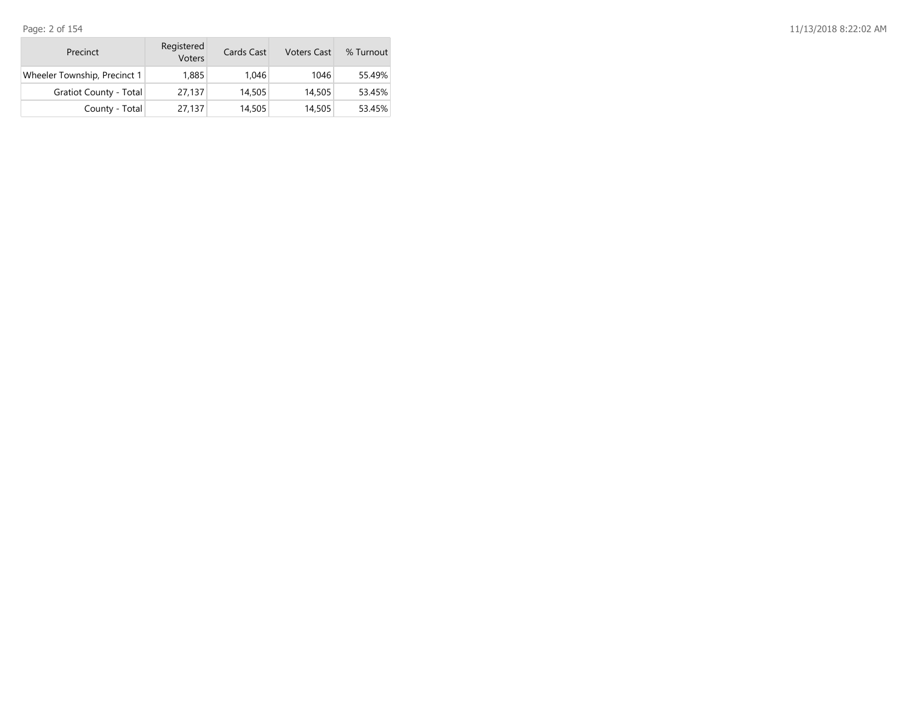| Precinct | Registered Voters | Cards Cast | Voters Cast | % Turnout |
|---|---|---|---|---|
| Wheeler Township, Precinct 1 | 1,885 | 1,046 | 1046 | 55.49% |
| Gratiot County - Total | 27,137 | 14,505 | 14,505 | 53.45% |
| County - Total | 27,137 | 14,505 | 14,505 | 53.45% |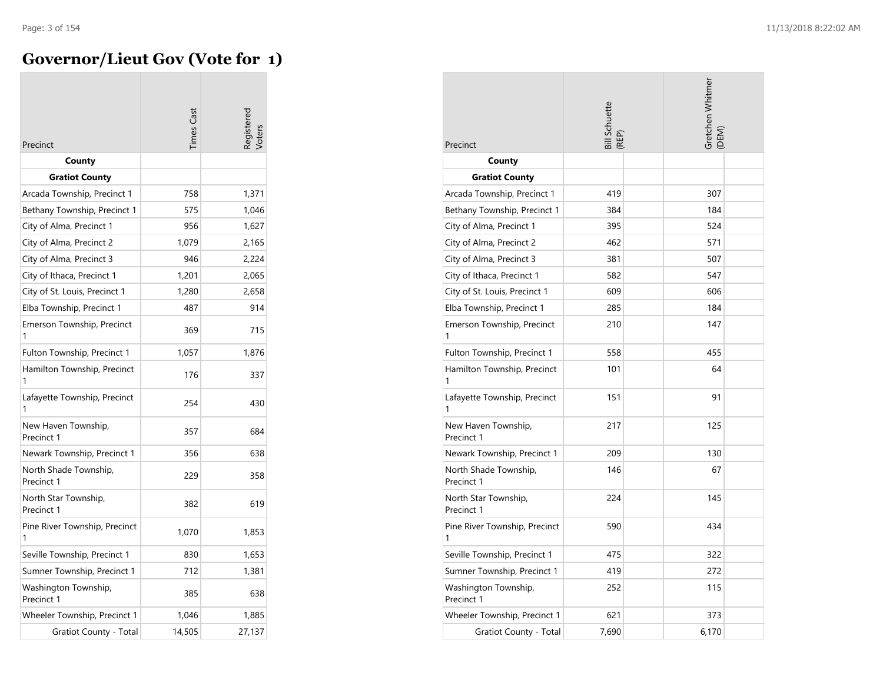# Governor/Lieut Gov (Vote for 1)

| Precinct | Times Cast | Registered Voters |
|---|---|---|
| **County** | | |
| **Gratiot County** | | |
| Arcada Township, Precinct 1 | 758 | 1,371 |
| Bethany Township, Precinct 1 | 575 | 1,046 |
| City of Alma, Precinct 1 | 956 | 1,627 |
| City of Alma, Precinct 2 | 1,079 | 2,165 |
| City of Alma, Precinct 3 | 946 | 2,224 |
| City of Ithaca, Precinct 1 | 1,201 | 2,065 |
| City of St. Louis, Precinct 1 | 1,280 | 2,658 |
| Elba Township, Precinct 1 | 487 | 914 |
| Emerson Township, Precinct 1 | 369 | 715 |
| Fulton Township, Precinct 1 | 1,057 | 1,876 |
| Hamilton Township, Precinct 1 | 176 | 337 |
| Lafayette Township, Precinct 1 | 254 | 430 |
| New Haven Township, Precinct 1 | 357 | 684 |
| Newark Township, Precinct 1 | 356 | 638 |
| North Shade Township, Precinct 1 | 229 | 358 |
| North Star Township, Precinct 1 | 382 | 619 |
| Pine River Township, Precinct 1 | 1,070 | 1,853 |
| Seville Township, Precinct 1 | 830 | 1,653 |
| Sumner Township, Precinct 1 | 712 | 1,381 |
| Washington Township, Precinct 1 | 385 | 638 |
| Wheeler Township, Precinct 1 | 1,046 | 1,885 |
| Gratiot County - Total | 14,505 | 27,137 |

| Precinct | Bill Schuette (REP) | Gretchen Whitmer (DEM) |
|---|---|---|
| **County** | | |
| **Gratiot County** | | |
| Arcada Township, Precinct 1 | 419 | 307 |
| Bethany Township, Precinct 1 | 384 | 184 |
| City of Alma, Precinct 1 | 395 | 524 |
| City of Alma, Precinct 2 | 462 | 571 |
| City of Alma, Precinct 3 | 381 | 507 |
| City of Ithaca, Precinct 1 | 582 | 547 |
| City of St. Louis, Precinct 1 | 609 | 606 |
| Elba Township, Precinct 1 | 285 | 184 |
| Emerson Township, Precinct 1 | 210 | 147 |
| Fulton Township, Precinct 1 | 558 | 455 |
| Hamilton Township, Precinct 1 | 101 | 64 |
| Lafayette Township, Precinct 1 | 151 | 91 |
| New Haven Township, Precinct 1 | 217 | 125 |
| Newark Township, Precinct 1 | 209 | 130 |
| North Shade Township, Precinct 1 | 146 | 67 |
| North Star Township, Precinct 1 | 224 | 145 |
| Pine River Township, Precinct 1 | 590 | 434 |
| Seville Township, Precinct 1 | 475 | 322 |
| Sumner Township, Precinct 1 | 419 | 272 |
| Washington Township, Precinct 1 | 252 | 115 |
| Wheeler Township, Precinct 1 | 621 | 373 |
| Gratiot County - Total | 7,690 | 6,170 |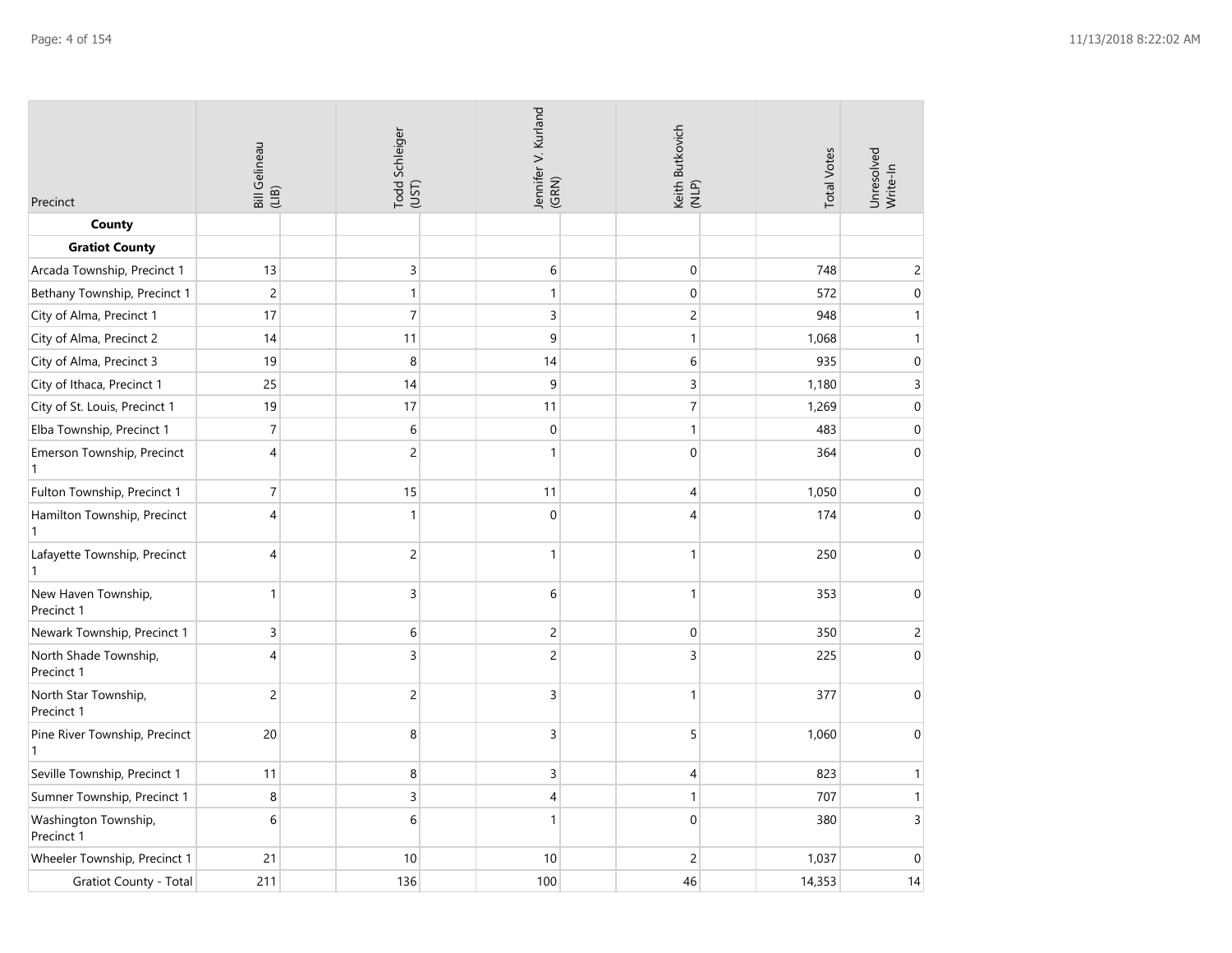| Precinct | Bill Gelineau (LIB) | Todd Schleiger (UST) | Jennifer V. Kurland (GRN) | Keith Butkovich (NLP) | Total Votes | Unresolved Write-In |
|---|---|---|---|---|---|---|
| **County** | | | | | | |
| **Gratiot County** | | | | | | |
| Arcada Township, Precinct 1 | 13 | 3 | 6 | 0 | 748 | 2 |
| Bethany Township, Precinct 1 | 2 | 1 | 1 | 0 | 572 | 0 |
| City of Alma, Precinct 1 | 17 | 7 | 3 | 2 | 948 | 1 |
| City of Alma, Precinct 2 | 14 | 11 | 9 | 1 | 1,068 | 1 |
| City of Alma, Precinct 3 | 19 | 8 | 14 | 6 | 935 | 0 |
| City of Ithaca, Precinct 1 | 25 | 14 | 9 | 3 | 1,180 | 3 |
| City of St. Louis, Precinct 1 | 19 | 17 | 11 | 7 | 1,269 | 0 |
| Elba Township, Precinct 1 | 7 | 6 | 0 | 1 | 483 | 0 |
| Emerson Township, Precinct 1 | 4 | 2 | 1 | 0 | 364 | 0 |
| Fulton Township, Precinct 1 | 7 | 15 | 11 | 4 | 1,050 | 0 |
| Hamilton Township, Precinct 1 | 4 | 1 | 0 | 4 | 174 | 0 |
| Lafayette Township, Precinct 1 | 4 | 2 | 1 | 1 | 250 | 0 |
| New Haven Township, Precinct 1 | 1 | 3 | 6 | 1 | 353 | 0 |
| Newark Township, Precinct 1 | 3 | 6 | 2 | 0 | 350 | 2 |
| North Shade Township, Precinct 1 | 4 | 3 | 2 | 3 | 225 | 0 |
| North Star Township, Precinct 1 | 2 | 2 | 3 | 1 | 377 | 0 |
| Pine River Township, Precinct 1 | 20 | 8 | 3 | 5 | 1,060 | 0 |
| Seville Township, Precinct 1 | 11 | 8 | 3 | 4 | 823 | 1 |
| Sumner Township, Precinct 1 | 8 | 3 | 4 | 1 | 707 | 1 |
| Washington Township, Precinct 1 | 6 | 6 | 1 | 0 | 380 | 3 |
| Wheeler Township, Precinct 1 | 21 | 10 | 10 | 2 | 1,037 | 0 |
| Gratiot County - Total | 211 | 136 | 100 | 46 | 14,353 | 14 |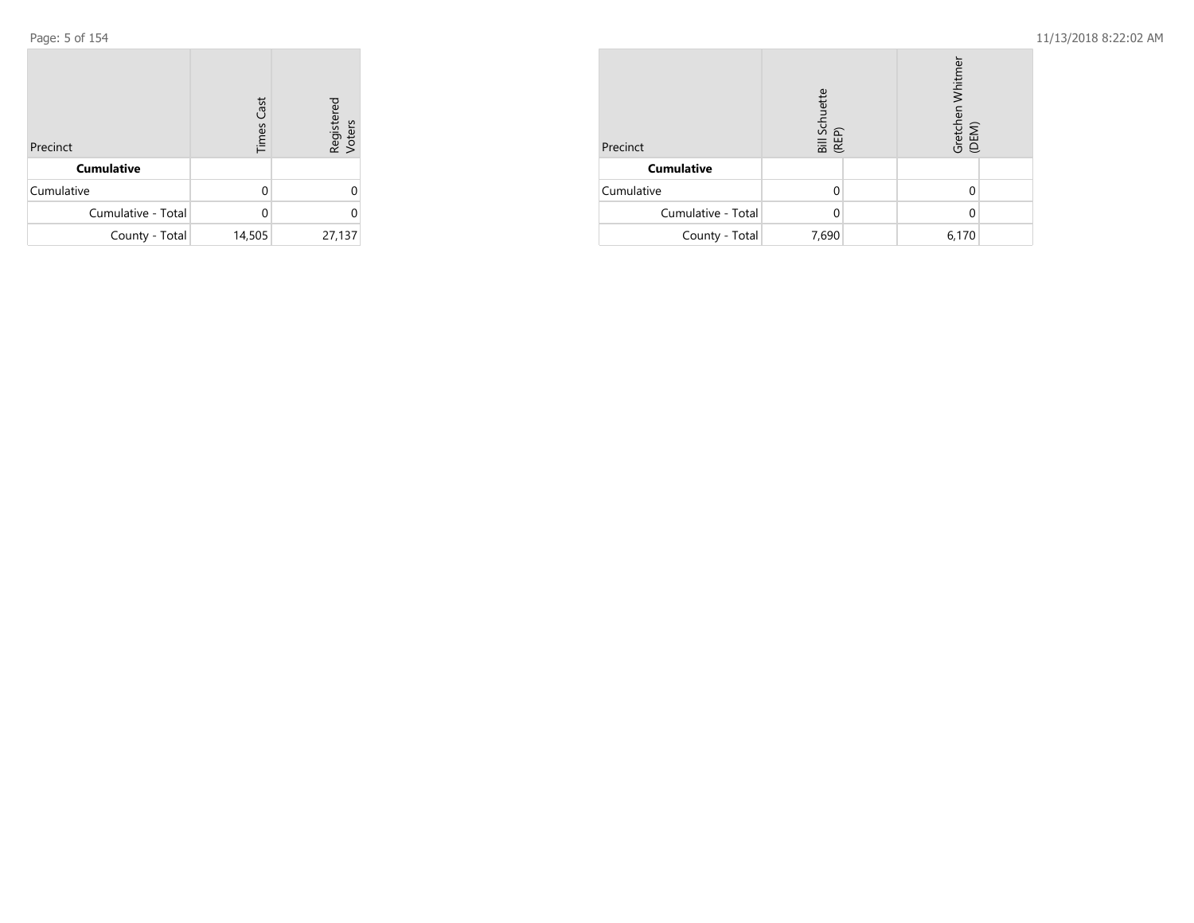| Precinct | Times Cast | Registered Voters |
|---|---|---|
| **Cumulative** | | |
| Cumulative | 0 | 0 |
| Cumulative - Total | 0 | 0 |
| County - Total | 14,505 | 27,137 |

| Precinct | Bill Schuette (REP) | | Gretchen Whitmer (DEM) | |
|---|---|---|---|---|
| **Cumulative** | | | | |
| Cumulative | 0 | | 0 | |
| Cumulative - Total | 0 | | 0 | |
| County - Total | 7,690 | | 6,170 | |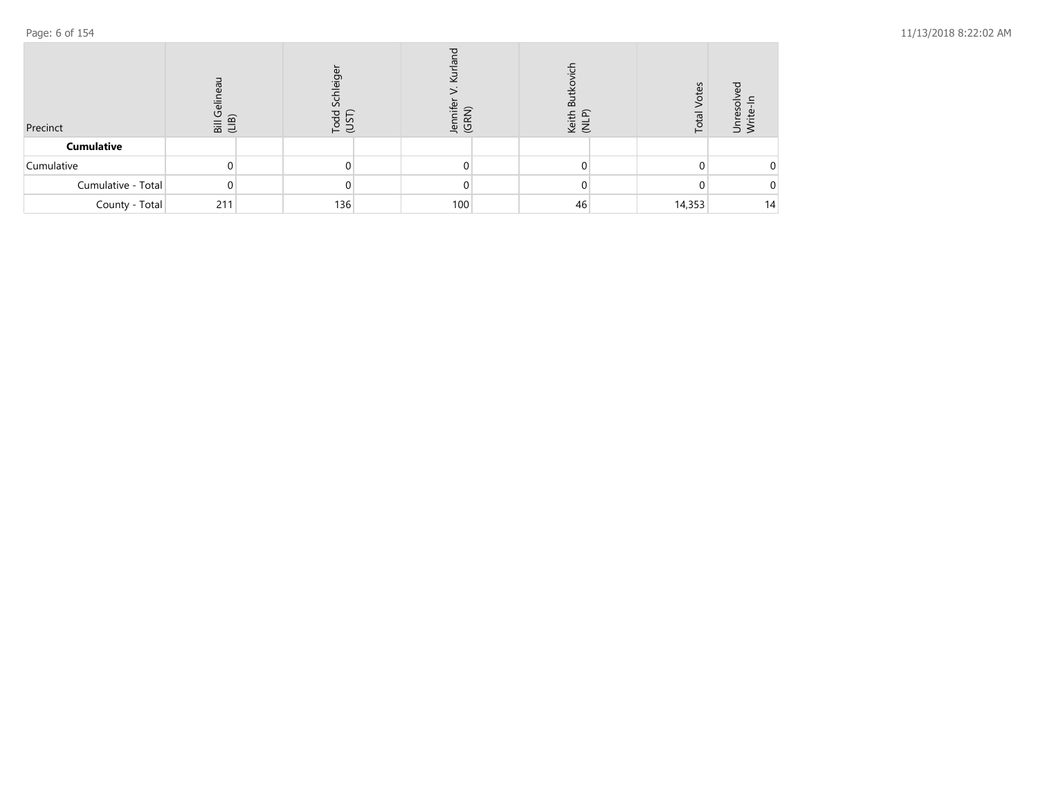| Precinct | Bill Gelineau (LIB) | | Todd Schleiger (UST) | | Jennifer V. Kurland (GRN) | | Keith Butkovich (NLP) | | Total Votes | Unresolved Write-In |
|---|---|---|---|---|---|---|---|---|---|---|
| **Cumulative** | | | | | | | | | | |
| Cumulative | 0 | | 0 | | 0 | | 0 | | 0 | 0 |
| Cumulative - Total | 0 | | 0 | | 0 | | 0 | | 0 | 0 |
| County - Total | 211 | | 136 | | 100 | | 46 | | 14,353 | 14 |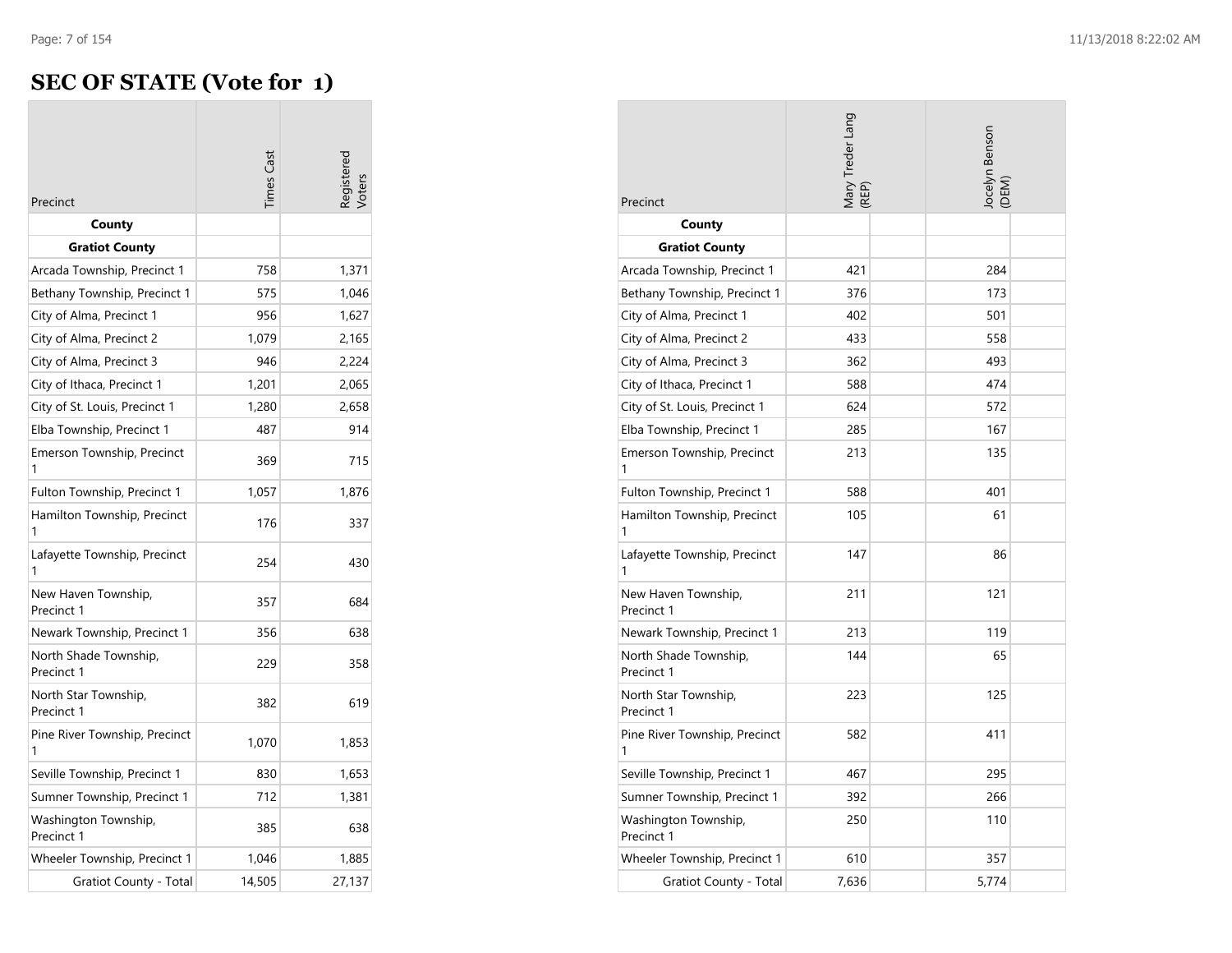# SEC OF STATE (Vote for 1)

| Precinct | Times Cast | Registered Voters |
|---|---|---|
| **County** | | |
| **Gratiot County** | | |
| Arcada Township, Precinct 1 | 758 | 1,371 |
| Bethany Township, Precinct 1 | 575 | 1,046 |
| City of Alma, Precinct 1 | 956 | 1,627 |
| City of Alma, Precinct 2 | 1,079 | 2,165 |
| City of Alma, Precinct 3 | 946 | 2,224 |
| City of Ithaca, Precinct 1 | 1,201 | 2,065 |
| City of St. Louis, Precinct 1 | 1,280 | 2,658 |
| Elba Township, Precinct 1 | 487 | 914 |
| Emerson Township, Precinct 1 | 369 | 715 |
| Fulton Township, Precinct 1 | 1,057 | 1,876 |
| Hamilton Township, Precinct 1 | 176 | 337 |
| Lafayette Township, Precinct 1 | 254 | 430 |
| New Haven Township, Precinct 1 | 357 | 684 |
| Newark Township, Precinct 1 | 356 | 638 |
| North Shade Township, Precinct 1 | 229 | 358 |
| North Star Township, Precinct 1 | 382 | 619 |
| Pine River Township, Precinct 1 | 1,070 | 1,853 |
| Seville Township, Precinct 1 | 830 | 1,653 |
| Sumner Township, Precinct 1 | 712 | 1,381 |
| Washington Township, Precinct 1 | 385 | 638 |
| Wheeler Township, Precinct 1 | 1,046 | 1,885 |
| Gratiot County - Total | 14,505 | 27,137 |

| Precinct | Mary Treder Lang (REP) | Jocelyn Benson (DEM) |
|---|---|---|
| **County** | | |
| **Gratiot County** | | |
| Arcada Township, Precinct 1 | 421 | 284 |
| Bethany Township, Precinct 1 | 376 | 173 |
| City of Alma, Precinct 1 | 402 | 501 |
| City of Alma, Precinct 2 | 433 | 558 |
| City of Alma, Precinct 3 | 362 | 493 |
| City of Ithaca, Precinct 1 | 588 | 474 |
| City of St. Louis, Precinct 1 | 624 | 572 |
| Elba Township, Precinct 1 | 285 | 167 |
| Emerson Township, Precinct 1 | 213 | 135 |
| Fulton Township, Precinct 1 | 588 | 401 |
| Hamilton Township, Precinct 1 | 105 | 61 |
| Lafayette Township, Precinct 1 | 147 | 86 |
| New Haven Township, Precinct 1 | 211 | 121 |
| Newark Township, Precinct 1 | 213 | 119 |
| North Shade Township, Precinct 1 | 144 | 65 |
| North Star Township, Precinct 1 | 223 | 125 |
| Pine River Township, Precinct 1 | 582 | 411 |
| Seville Township, Precinct 1 | 467 | 295 |
| Sumner Township, Precinct 1 | 392 | 266 |
| Washington Township, Precinct 1 | 250 | 110 |
| Wheeler Township, Precinct 1 | 610 | 357 |
| Gratiot County - Total | 7,636 | 5,774 |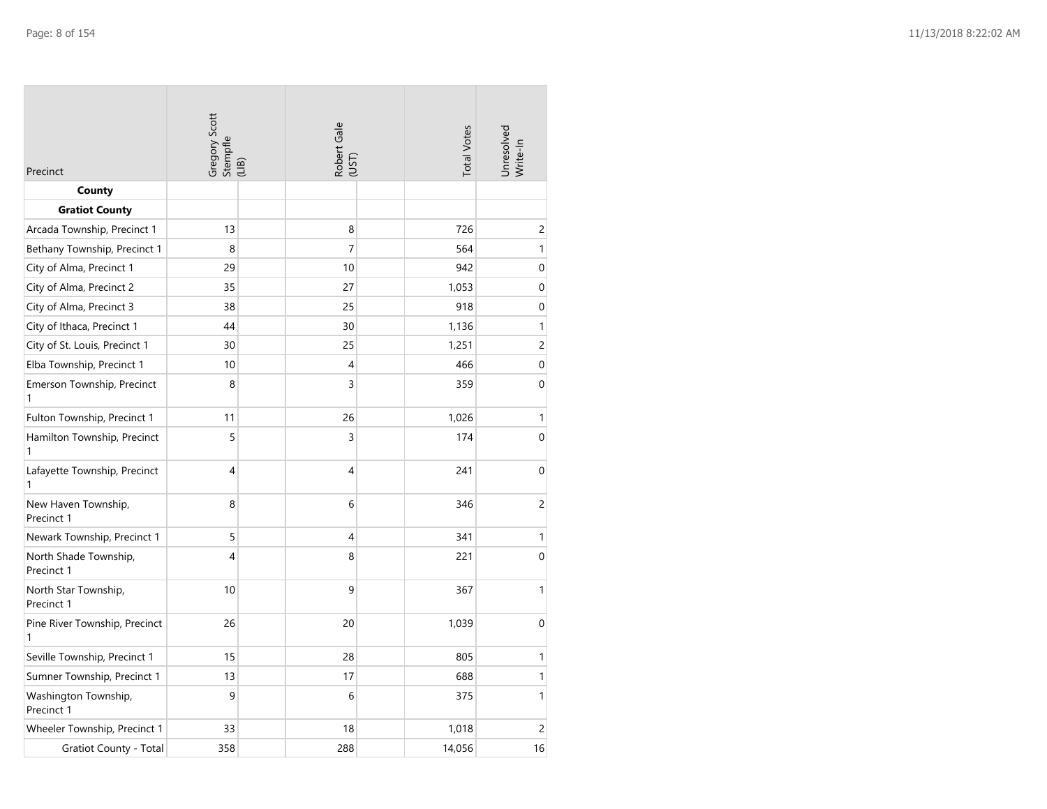| Precinct | Gregory Scott Stempfle (LIB) | Robert Gale (UST) | Total Votes | Unresolved Write-In |
|---|---|---|---|---|
| **County** | | | | |
| **Gratiot County** | | | | |
| Arcada Township, Precinct 1 | 13 | 8 | 726 | 2 |
| Bethany Township, Precinct 1 | 8 | 7 | 564 | 1 |
| City of Alma, Precinct 1 | 29 | 10 | 942 | 0 |
| City of Alma, Precinct 2 | 35 | 27 | 1,053 | 0 |
| City of Alma, Precinct 3 | 38 | 25 | 918 | 0 |
| City of Ithaca, Precinct 1 | 44 | 30 | 1,136 | 1 |
| City of St. Louis, Precinct 1 | 30 | 25 | 1,251 | 2 |
| Elba Township, Precinct 1 | 10 | 4 | 466 | 0 |
| Emerson Township, Precinct 1 | 8 | 3 | 359 | 0 |
| Fulton Township, Precinct 1 | 11 | 26 | 1,026 | 1 |
| Hamilton Township, Precinct 1 | 5 | 3 | 174 | 0 |
| Lafayette Township, Precinct 1 | 4 | 4 | 241 | 0 |
| New Haven Township, Precinct 1 | 8 | 6 | 346 | 2 |
| Newark Township, Precinct 1 | 5 | 4 | 341 | 1 |
| North Shade Township, Precinct 1 | 4 | 8 | 221 | 0 |
| North Star Township, Precinct 1 | 10 | 9 | 367 | 1 |
| Pine River Township, Precinct 1 | 26 | 20 | 1,039 | 0 |
| Seville Township, Precinct 1 | 15 | 28 | 805 | 1 |
| Sumner Township, Precinct 1 | 13 | 17 | 688 | 1 |
| Washington Township, Precinct 1 | 9 | 6 | 375 | 1 |
| Wheeler Township, Precinct 1 | 33 | 18 | 1,018 | 2 |
| Gratiot County - Total | 358 | 288 | 14,056 | 16 |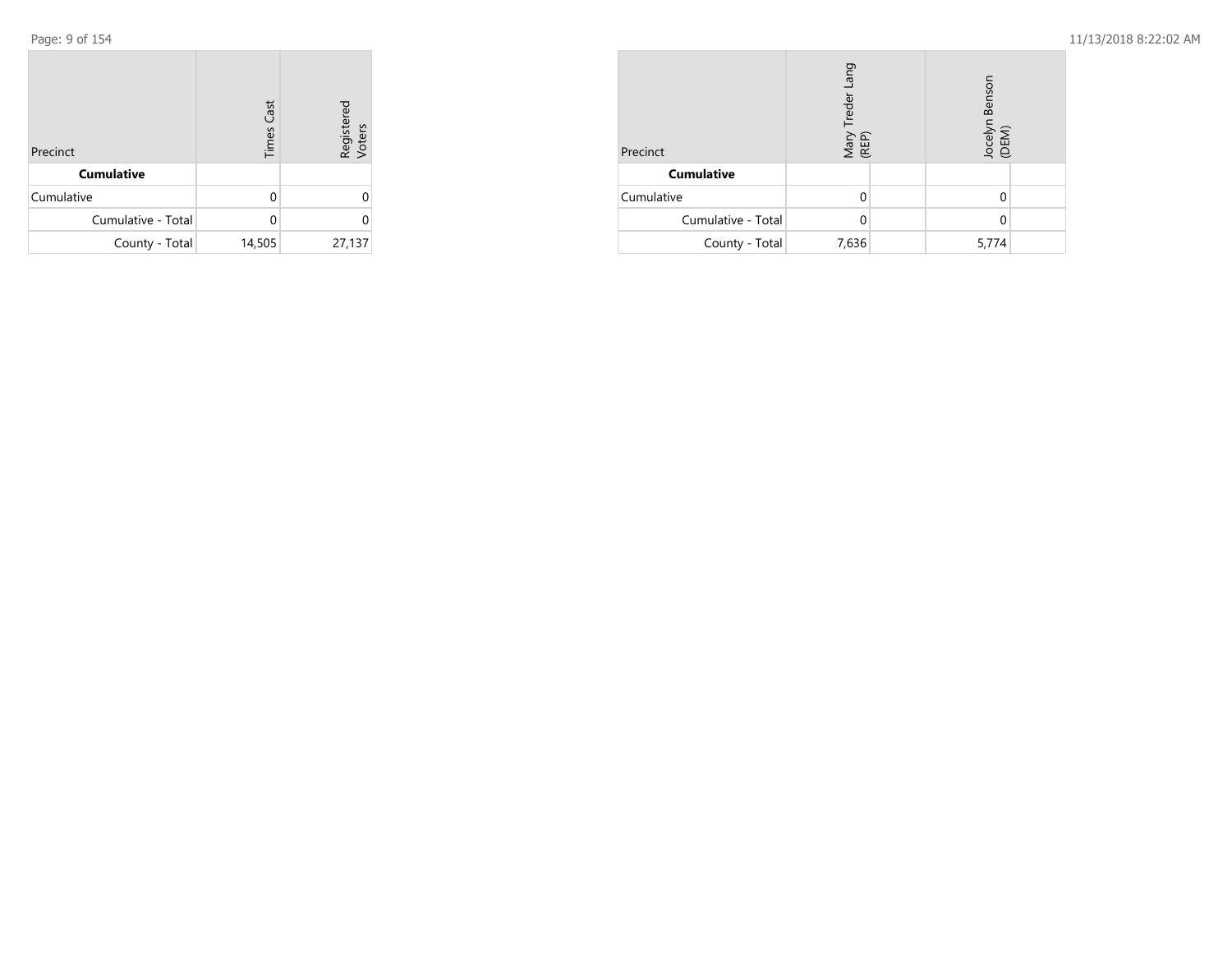| Precinct | Times Cast | Registered Voters |
|---|---|---|
| **Cumulative** | | |
| Cumulative | 0 | 0 |
| Cumulative - Total | 0 | 0 |
| County - Total | 14,505 | 27,137 |

| Precinct | Mary Treder Lang (REP) | | Jocelyn Benson (DEM) | |
|---|---|---|---|---|
| **Cumulative** | | | | |
| Cumulative | 0 | | 0 | |
| Cumulative - Total | 0 | | 0 | |
| County - Total | 7,636 | | 5,774 | |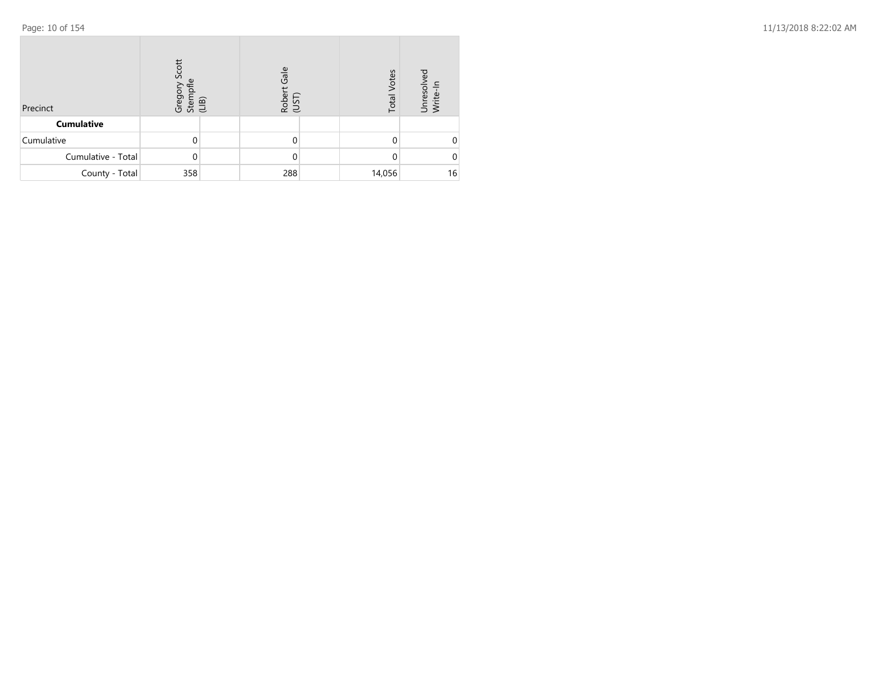| Precinct | Gregory Scott Stempfle (LIB) | | Robert Gale (UST) | | Total Votes | Unresolved Write-In |
|---|---|---|---|---|---|---|
| **Cumulative** | | | | | | |
| Cumulative | 0 | | 0 | | 0 | 0 |
| Cumulative - Total | 0 | | 0 | | 0 | 0 |
| County - Total | 358 | | 288 | | 14,056 | 16 |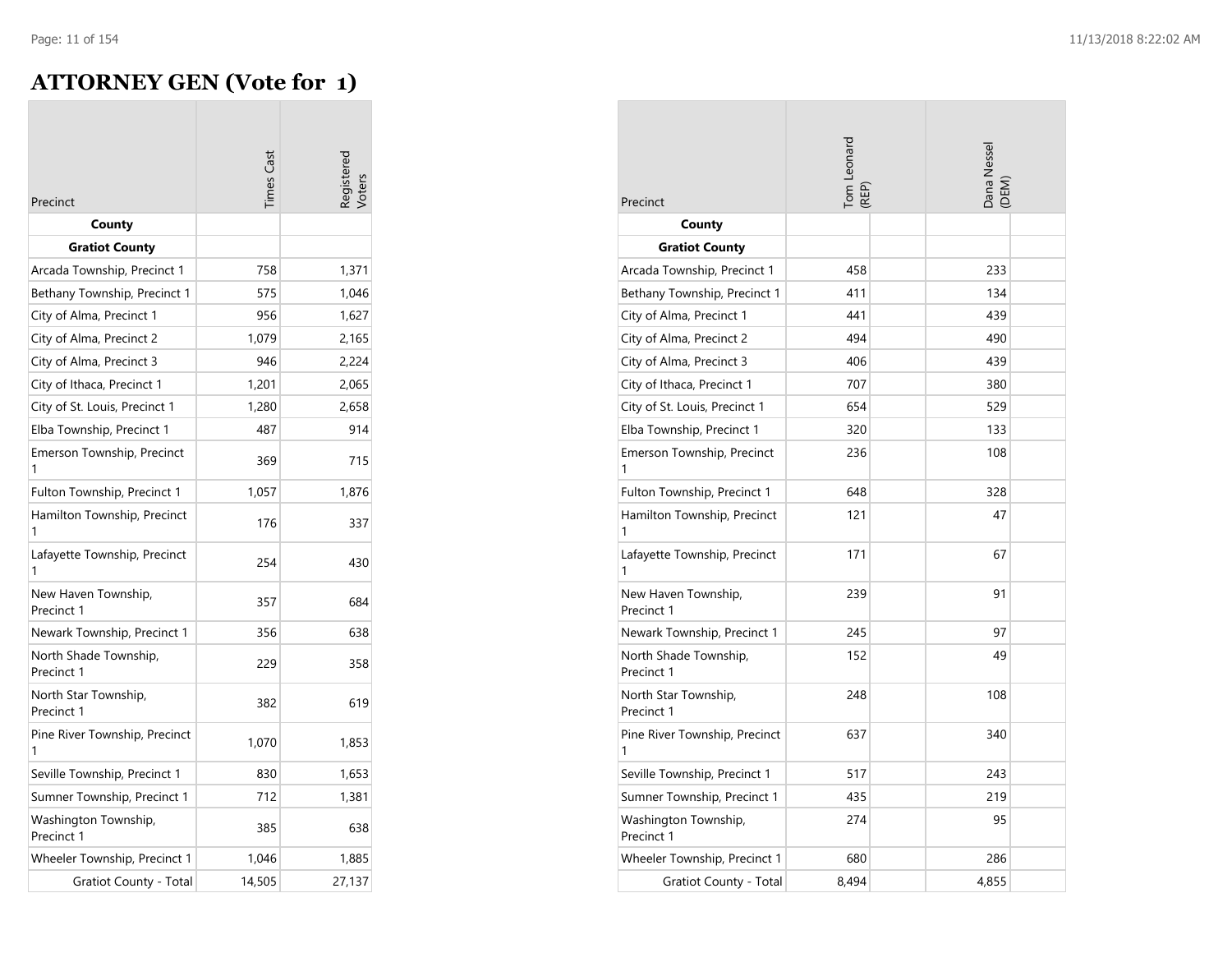# ATTORNEY GEN (Vote for 1)

| Precinct | Times Cast | Registered Voters | Tom Leonard (REP) | Dana Nessel (DEM) |
|---|---|---|---|---|
| **County** | | | | |
| **Gratiot County** | | | | |
| Arcada Township, Precinct 1 | 758 | 1,371 | 458 | 233 |
| Bethany Township, Precinct 1 | 575 | 1,046 | 411 | 134 |
| City of Alma, Precinct 1 | 956 | 1,627 | 441 | 439 |
| City of Alma, Precinct 2 | 1,079 | 2,165 | 494 | 490 |
| City of Alma, Precinct 3 | 946 | 2,224 | 406 | 439 |
| City of Ithaca, Precinct 1 | 1,201 | 2,065 | 707 | 380 |
| City of St. Louis, Precinct 1 | 1,280 | 2,658 | 654 | 529 |
| Elba Township, Precinct 1 | 487 | 914 | 320 | 133 |
| Emerson Township, Precinct 1 | 369 | 715 | 236 | 108 |
| Fulton Township, Precinct 1 | 1,057 | 1,876 | 648 | 328 |
| Hamilton Township, Precinct 1 | 176 | 337 | 121 | 47 |
| Lafayette Township, Precinct 1 | 254 | 430 | 171 | 67 |
| New Haven Township, Precinct 1 | 357 | 684 | 239 | 91 |
| Newark Township, Precinct 1 | 356 | 638 | 245 | 97 |
| North Shade Township, Precinct 1 | 229 | 358 | 152 | 49 |
| North Star Township, Precinct 1 | 382 | 619 | 248 | 108 |
| Pine River Township, Precinct 1 | 1,070 | 1,853 | 637 | 340 |
| Seville Township, Precinct 1 | 830 | 1,653 | 517 | 243 |
| Sumner Township, Precinct 1 | 712 | 1,381 | 435 | 219 |
| Washington Township, Precinct 1 | 385 | 638 | 274 | 95 |
| Wheeler Township, Precinct 1 | 1,046 | 1,885 | 680 | 286 |
| Gratiot County - Total | 14,505 | 27,137 | 8,494 | 4,855 |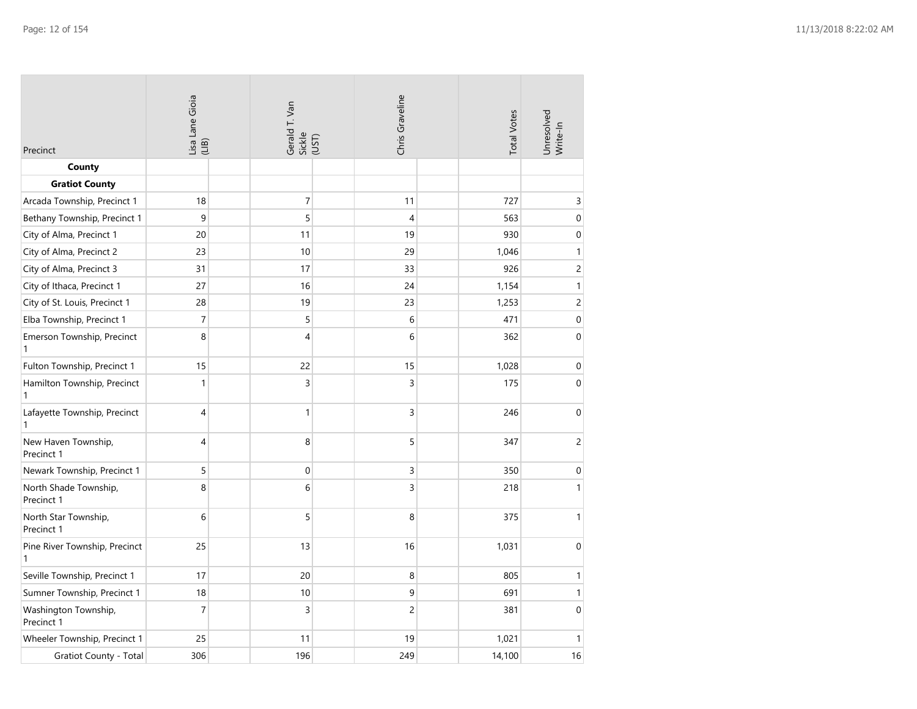| Precinct | Lisa Lane Gioia (LIB) | Gerald T. Van Sickle (UST) | Chris Graveline | Total Votes | Unresolved Write-In |
|---|---|---|---|---|---|
| **County** | | | | | |
| **Gratiot County** | | | | | |
| Arcada Township, Precinct 1 | 18 | 7 | 11 | 727 | 3 |
| Bethany Township, Precinct 1 | 9 | 5 | 4 | 563 | 0 |
| City of Alma, Precinct 1 | 20 | 11 | 19 | 930 | 0 |
| City of Alma, Precinct 2 | 23 | 10 | 29 | 1,046 | 1 |
| City of Alma, Precinct 3 | 31 | 17 | 33 | 926 | 2 |
| City of Ithaca, Precinct 1 | 27 | 16 | 24 | 1,154 | 1 |
| City of St. Louis, Precinct 1 | 28 | 19 | 23 | 1,253 | 2 |
| Elba Township, Precinct 1 | 7 | 5 | 6 | 471 | 0 |
| Emerson Township, Precinct 1 | 8 | 4 | 6 | 362 | 0 |
| Fulton Township, Precinct 1 | 15 | 22 | 15 | 1,028 | 0 |
| Hamilton Township, Precinct 1 | 1 | 3 | 3 | 175 | 0 |
| Lafayette Township, Precinct 1 | 4 | 1 | 3 | 246 | 0 |
| New Haven Township, Precinct 1 | 4 | 8 | 5 | 347 | 2 |
| Newark Township, Precinct 1 | 5 | 0 | 3 | 350 | 0 |
| North Shade Township, Precinct 1 | 8 | 6 | 3 | 218 | 1 |
| North Star Township, Precinct 1 | 6 | 5 | 8 | 375 | 1 |
| Pine River Township, Precinct 1 | 25 | 13 | 16 | 1,031 | 0 |
| Seville Township, Precinct 1 | 17 | 20 | 8 | 805 | 1 |
| Sumner Township, Precinct 1 | 18 | 10 | 9 | 691 | 1 |
| Washington Township, Precinct 1 | 7 | 3 | 2 | 381 | 0 |
| Wheeler Township, Precinct 1 | 25 | 11 | 19 | 1,021 | 1 |
| Gratiot County - Total | 306 | 196 | 249 | 14,100 | 16 |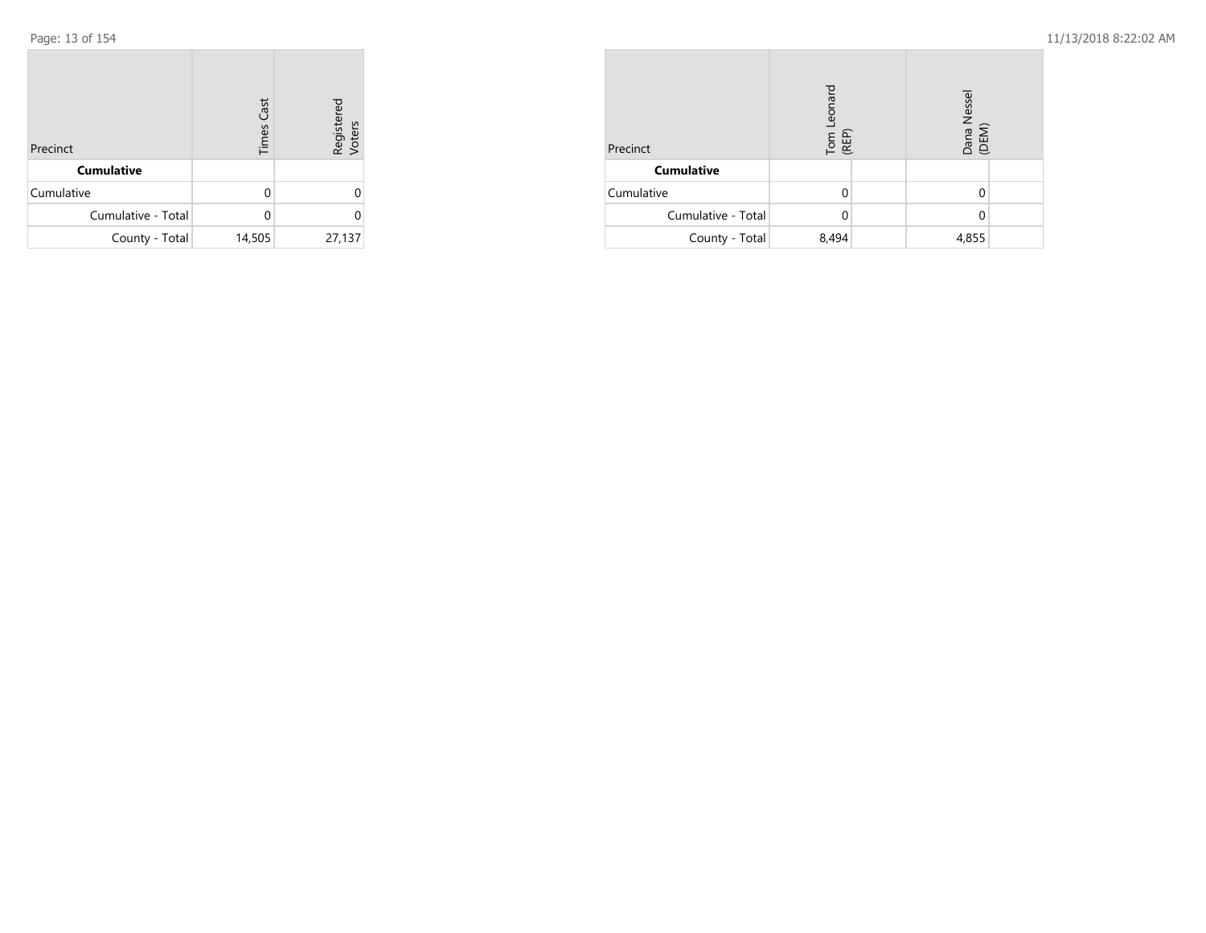| Precinct | Times Cast | Registered Voters |
|---|---|---|
| **Cumulative** | | |
| Cumulative | 0 | 0 |
| Cumulative - Total | 0 | 0 |
| County - Total | 14,505 | 27,137 |

| Precinct | Tom Leonard (REP) | | Dana Nessel (DEM) | |
|---|---|---|---|---|
| **Cumulative** | | | | |
| Cumulative | 0 | | 0 | |
| Cumulative - Total | 0 | | 0 | |
| County - Total | 8,494 | | 4,855 | |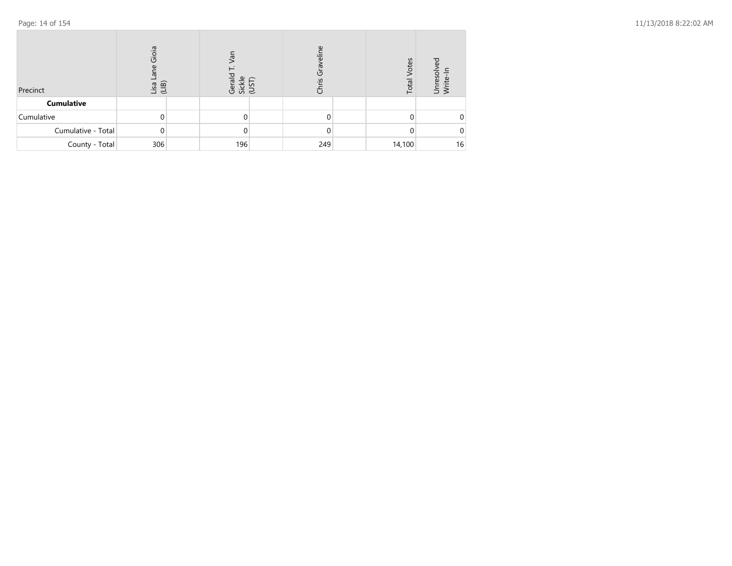| Precinct | Lisa Lane Gioia (LIB) | | Gerald T. Van Sickle (UST) | | Chris Graveline | | Total Votes | Unresolved Write-In |
|---|---|---|---|---|---|---|---|---|
| **Cumulative** | | | | | | | | |
| Cumulative | 0 | | 0 | | 0 | | 0 | 0 |
| Cumulative - Total | 0 | | 0 | | 0 | | 0 | 0 |
| County - Total | 306 | | 196 | | 249 | | 14,100 | 16 |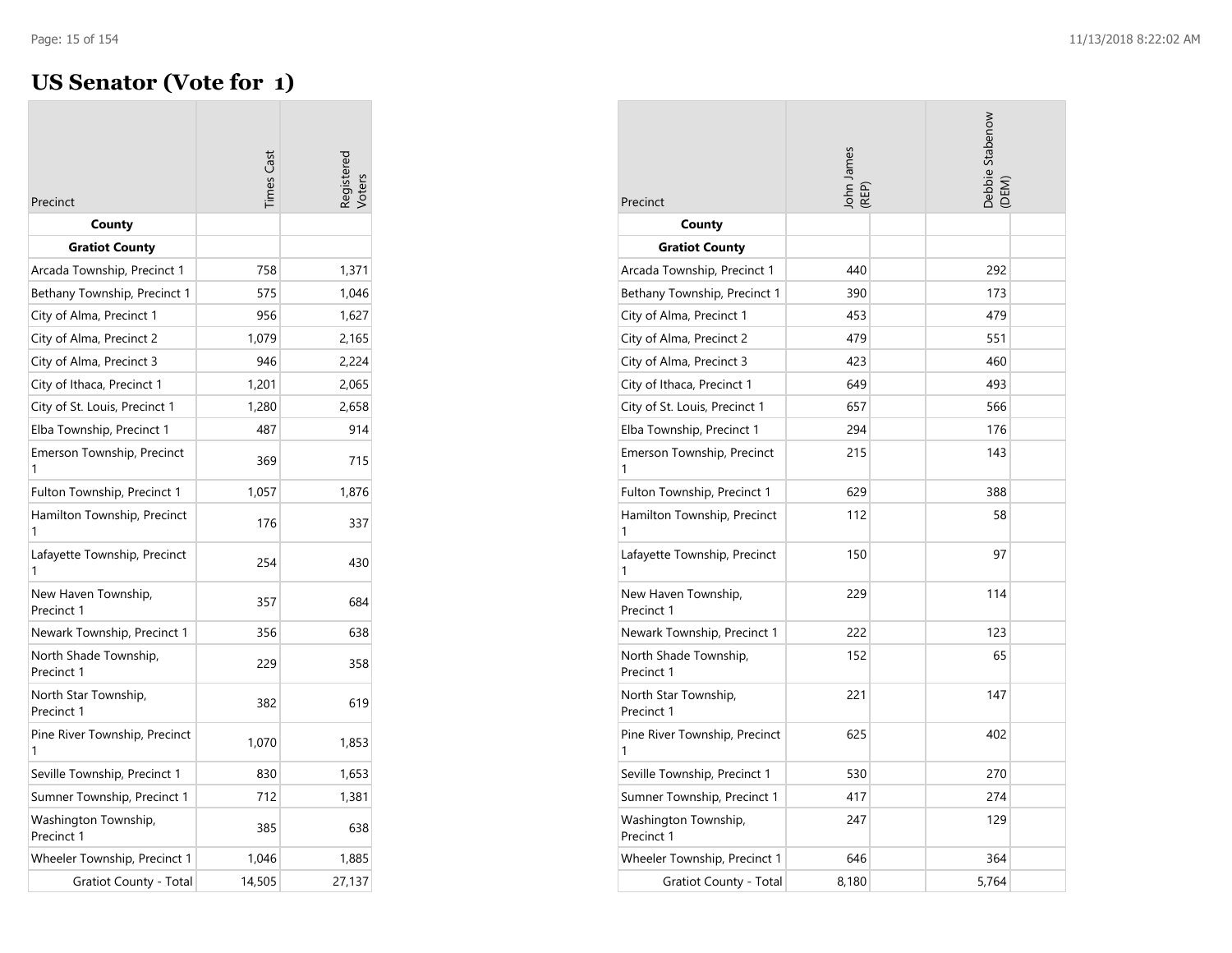# US Senator (Vote for 1)

| Precinct | Times Cast | Registered Voters |
|---|---|---|
| **County** | | |
| **Gratiot County** | | |
| Arcada Township, Precinct 1 | 758 | 1,371 |
| Bethany Township, Precinct 1 | 575 | 1,046 |
| City of Alma, Precinct 1 | 956 | 1,627 |
| City of Alma, Precinct 2 | 1,079 | 2,165 |
| City of Alma, Precinct 3 | 946 | 2,224 |
| City of Ithaca, Precinct 1 | 1,201 | 2,065 |
| City of St. Louis, Precinct 1 | 1,280 | 2,658 |
| Elba Township, Precinct 1 | 487 | 914 |
| Emerson Township, Precinct 1 | 369 | 715 |
| Fulton Township, Precinct 1 | 1,057 | 1,876 |
| Hamilton Township, Precinct 1 | 176 | 337 |
| Lafayette Township, Precinct 1 | 254 | 430 |
| New Haven Township, Precinct 1 | 357 | 684 |
| Newark Township, Precinct 1 | 356 | 638 |
| North Shade Township, Precinct 1 | 229 | 358 |
| North Star Township, Precinct 1 | 382 | 619 |
| Pine River Township, Precinct 1 | 1,070 | 1,853 |
| Seville Township, Precinct 1 | 830 | 1,653 |
| Sumner Township, Precinct 1 | 712 | 1,381 |
| Washington Township, Precinct 1 | 385 | 638 |
| Wheeler Township, Precinct 1 | 1,046 | 1,885 |
| Gratiot County - Total | 14,505 | 27,137 |

| Precinct | John James (REP) | | Debbie Stabenow (DEM) | |
|---|---|---|---|---|
| **County** | | | | |
| **Gratiot County** | | | | |
| Arcada Township, Precinct 1 | 440 | | 292 | |
| Bethany Township, Precinct 1 | 390 | | 173 | |
| City of Alma, Precinct 1 | 453 | | 479 | |
| City of Alma, Precinct 2 | 479 | | 551 | |
| City of Alma, Precinct 3 | 423 | | 460 | |
| City of Ithaca, Precinct 1 | 649 | | 493 | |
| City of St. Louis, Precinct 1 | 657 | | 566 | |
| Elba Township, Precinct 1 | 294 | | 176 | |
| Emerson Township, Precinct 1 | 215 | | 143 | |
| Fulton Township, Precinct 1 | 629 | | 388 | |
| Hamilton Township, Precinct 1 | 112 | | 58 | |
| Lafayette Township, Precinct 1 | 150 | | 97 | |
| New Haven Township, Precinct 1 | 229 | | 114 | |
| Newark Township, Precinct 1 | 222 | | 123 | |
| North Shade Township, Precinct 1 | 152 | | 65 | |
| North Star Township, Precinct 1 | 221 | | 147 | |
| Pine River Township, Precinct 1 | 625 | | 402 | |
| Seville Township, Precinct 1 | 530 | | 270 | |
| Sumner Township, Precinct 1 | 417 | | 274 | |
| Washington Township, Precinct 1 | 247 | | 129 | |
| Wheeler Township, Precinct 1 | 646 | | 364 | |
| Gratiot County - Total | 8,180 | | 5,764 | |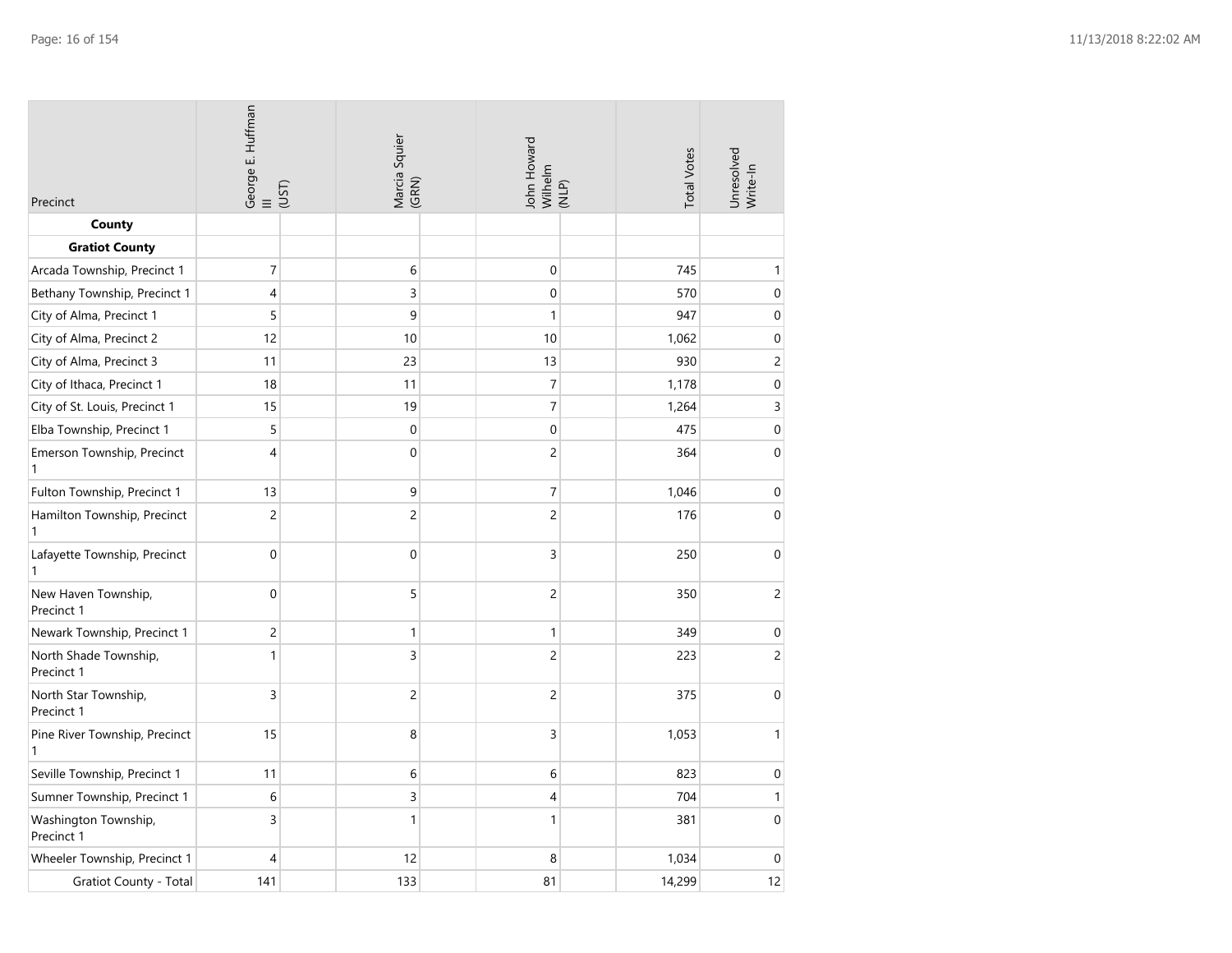| Precinct | George E. Huffman III (UST) | Marcia Squier (GRN) | John Howard Wilhelm (NLP) | Total Votes | Unresolved Write-In |
|---|---|---|---|---|---|
| **County** | | | | | |
| **Gratiot County** | | | | | |
| Arcada Township, Precinct 1 | 7 | 6 | 0 | 745 | 1 |
| Bethany Township, Precinct 1 | 4 | 3 | 0 | 570 | 0 |
| City of Alma, Precinct 1 | 5 | 9 | 1 | 947 | 0 |
| City of Alma, Precinct 2 | 12 | 10 | 10 | 1,062 | 0 |
| City of Alma, Precinct 3 | 11 | 23 | 13 | 930 | 2 |
| City of Ithaca, Precinct 1 | 18 | 11 | 7 | 1,178 | 0 |
| City of St. Louis, Precinct 1 | 15 | 19 | 7 | 1,264 | 3 |
| Elba Township, Precinct 1 | 5 | 0 | 0 | 475 | 0 |
| Emerson Township, Precinct 1 | 4 | 0 | 2 | 364 | 0 |
| Fulton Township, Precinct 1 | 13 | 9 | 7 | 1,046 | 0 |
| Hamilton Township, Precinct 1 | 2 | 2 | 2 | 176 | 0 |
| Lafayette Township, Precinct 1 | 0 | 0 | 3 | 250 | 0 |
| New Haven Township, Precinct 1 | 0 | 5 | 2 | 350 | 2 |
| Newark Township, Precinct 1 | 2 | 1 | 1 | 349 | 0 |
| North Shade Township, Precinct 1 | 1 | 3 | 2 | 223 | 2 |
| North Star Township, Precinct 1 | 3 | 2 | 2 | 375 | 0 |
| Pine River Township, Precinct 1 | 15 | 8 | 3 | 1,053 | 1 |
| Seville Township, Precinct 1 | 11 | 6 | 6 | 823 | 0 |
| Sumner Township, Precinct 1 | 6 | 3 | 4 | 704 | 1 |
| Washington Township, Precinct 1 | 3 | 1 | 1 | 381 | 0 |
| Wheeler Township, Precinct 1 | 4 | 12 | 8 | 1,034 | 0 |
| Gratiot County - Total | 141 | 133 | 81 | 14,299 | 12 |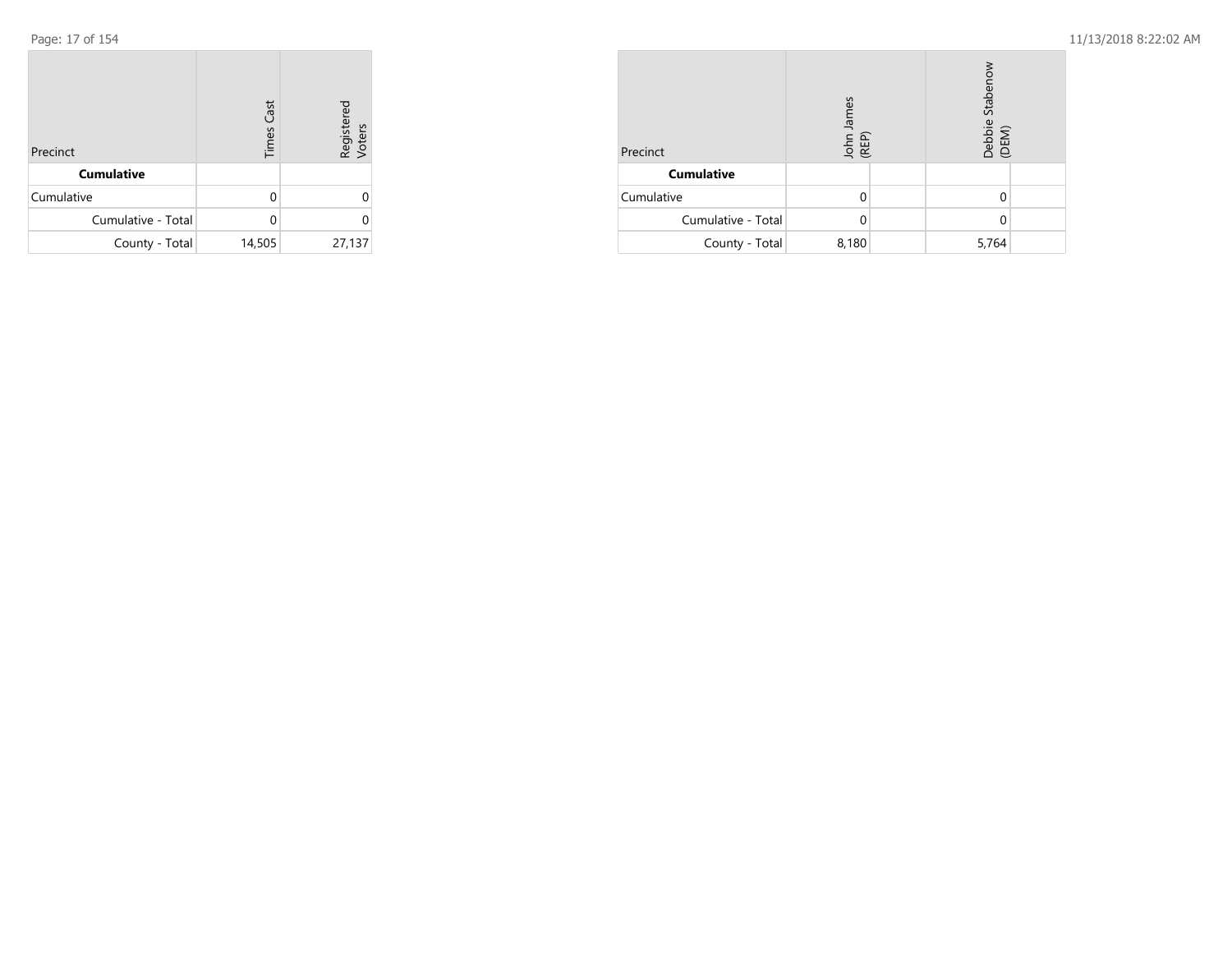| Precinct | Times Cast | Registered Voters |
|---|---|---|
| **Cumulative** | | |
| Cumulative | 0 | 0 |
| Cumulative - Total | 0 | 0 |
| County - Total | 14,505 | 27,137 |

| Precinct | John James (REP) | | Debbie Stabenow (DEM) | |
|---|---|---|---|---|
| **Cumulative** | | | | |
| Cumulative | 0 | | 0 | |
| Cumulative - Total | 0 | | 0 | |
| County - Total | 8,180 | | 5,764 | |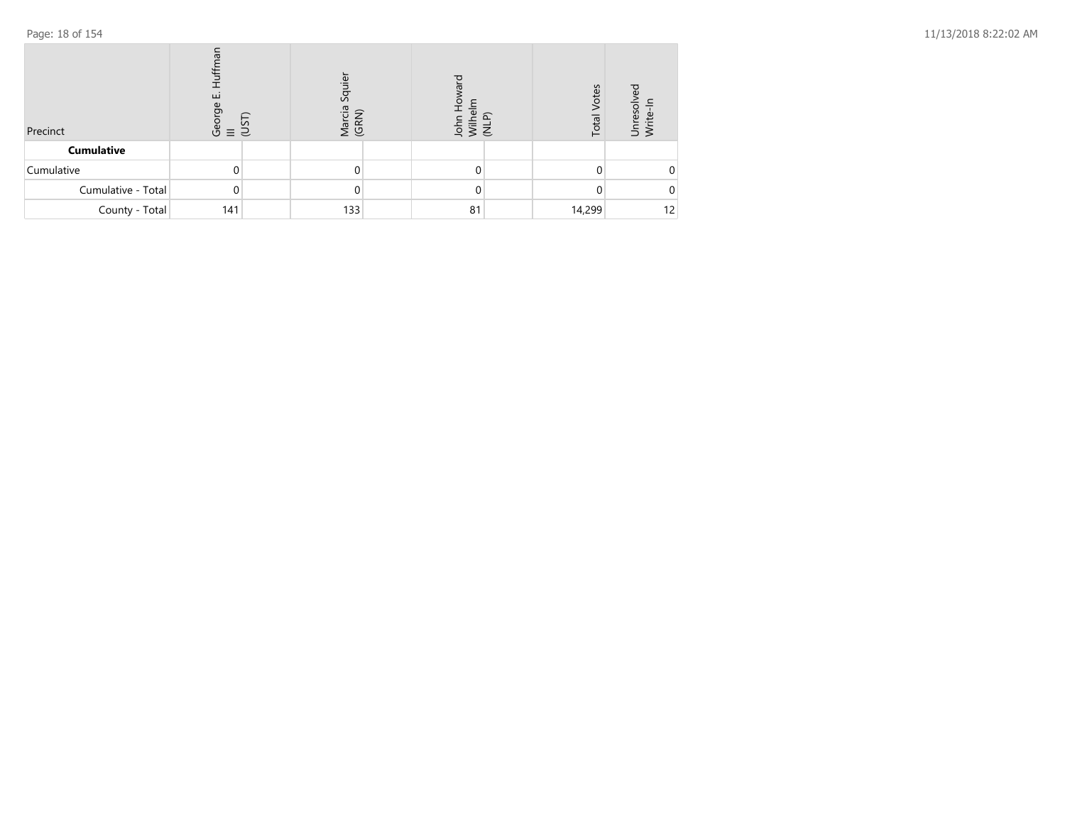| Precinct | George E. Huffman III (UST) | | Marcia Squier (GRN) | | John Howard Wilhelm (NLP) | | Total Votes | Unresolved Write-In |
|---|---|---|---|---|---|---|---|---|
| **Cumulative** | | | | | | | | |
| Cumulative | 0 | | 0 | | 0 | | 0 | 0 |
| Cumulative - Total | 0 | | 0 | | 0 | | 0 | 0 |
| County - Total | 141 | | 133 | | 81 | | 14,299 | 12 |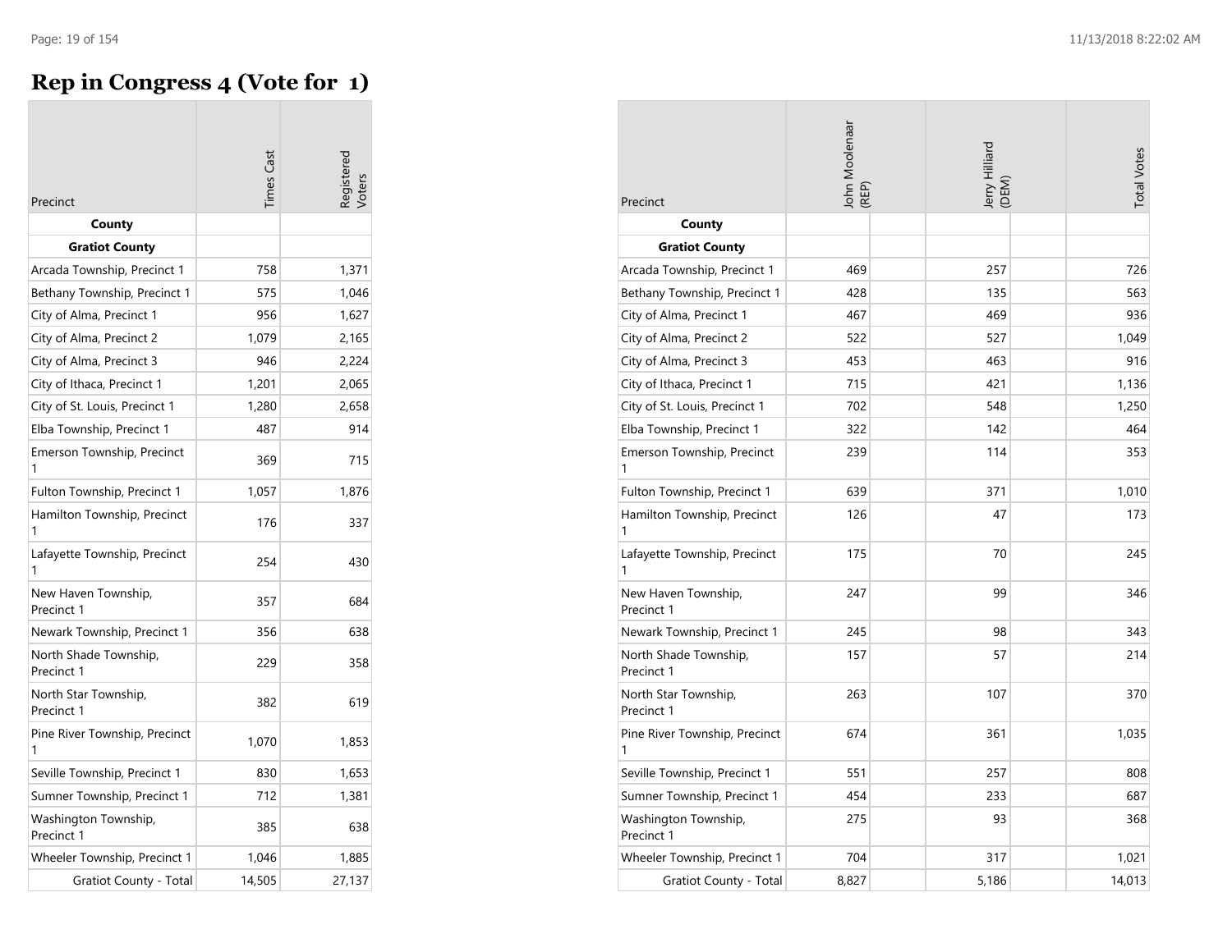# Rep in Congress 4 (Vote for 1)

| Precinct | Times Cast | Registered Voters |
|---|---|---|
| **County** | | |
| **Gratiot County** | | |
| Arcada Township, Precinct 1 | 758 | 1,371 |
| Bethany Township, Precinct 1 | 575 | 1,046 |
| City of Alma, Precinct 1 | 956 | 1,627 |
| City of Alma, Precinct 2 | 1,079 | 2,165 |
| City of Alma, Precinct 3 | 946 | 2,224 |
| City of Ithaca, Precinct 1 | 1,201 | 2,065 |
| City of St. Louis, Precinct 1 | 1,280 | 2,658 |
| Elba Township, Precinct 1 | 487 | 914 |
| Emerson Township, Precinct 1 | 369 | 715 |
| Fulton Township, Precinct 1 | 1,057 | 1,876 |
| Hamilton Township, Precinct 1 | 176 | 337 |
| Lafayette Township, Precinct 1 | 254 | 430 |
| New Haven Township, Precinct 1 | 357 | 684 |
| Newark Township, Precinct 1 | 356 | 638 |
| North Shade Township, Precinct 1 | 229 | 358 |
| North Star Township, Precinct 1 | 382 | 619 |
| Pine River Township, Precinct 1 | 1,070 | 1,853 |
| Seville Township, Precinct 1 | 830 | 1,653 |
| Sumner Township, Precinct 1 | 712 | 1,381 |
| Washington Township, Precinct 1 | 385 | 638 |
| Wheeler Township, Precinct 1 | 1,046 | 1,885 |
| Gratiot County - Total | 14,505 | 27,137 |

| Precinct | John Moolenaar (REP) | | Jerry Hilliard (DEM) | | Total Votes |
|---|---|---|---|---|---|
| **County** | | | | | |
| **Gratiot County** | | | | | |
| Arcada Township, Precinct 1 | 469 | | 257 | | 726 |
| Bethany Township, Precinct 1 | 428 | | 135 | | 563 |
| City of Alma, Precinct 1 | 467 | | 469 | | 936 |
| City of Alma, Precinct 2 | 522 | | 527 | | 1,049 |
| City of Alma, Precinct 3 | 453 | | 463 | | 916 |
| City of Ithaca, Precinct 1 | 715 | | 421 | | 1,136 |
| City of St. Louis, Precinct 1 | 702 | | 548 | | 1,250 |
| Elba Township, Precinct 1 | 322 | | 142 | | 464 |
| Emerson Township, Precinct 1 | 239 | | 114 | | 353 |
| Fulton Township, Precinct 1 | 639 | | 371 | | 1,010 |
| Hamilton Township, Precinct 1 | 126 | | 47 | | 173 |
| Lafayette Township, Precinct 1 | 175 | | 70 | | 245 |
| New Haven Township, Precinct 1 | 247 | | 99 | | 346 |
| Newark Township, Precinct 1 | 245 | | 98 | | 343 |
| North Shade Township, Precinct 1 | 157 | | 57 | | 214 |
| North Star Township, Precinct 1 | 263 | | 107 | | 370 |
| Pine River Township, Precinct 1 | 674 | | 361 | | 1,035 |
| Seville Township, Precinct 1 | 551 | | 257 | | 808 |
| Sumner Township, Precinct 1 | 454 | | 233 | | 687 |
| Washington Township, Precinct 1 | 275 | | 93 | | 368 |
| Wheeler Township, Precinct 1 | 704 | | 317 | | 1,021 |
| Gratiot County - Total | 8,827 | | 5,186 | | 14,013 |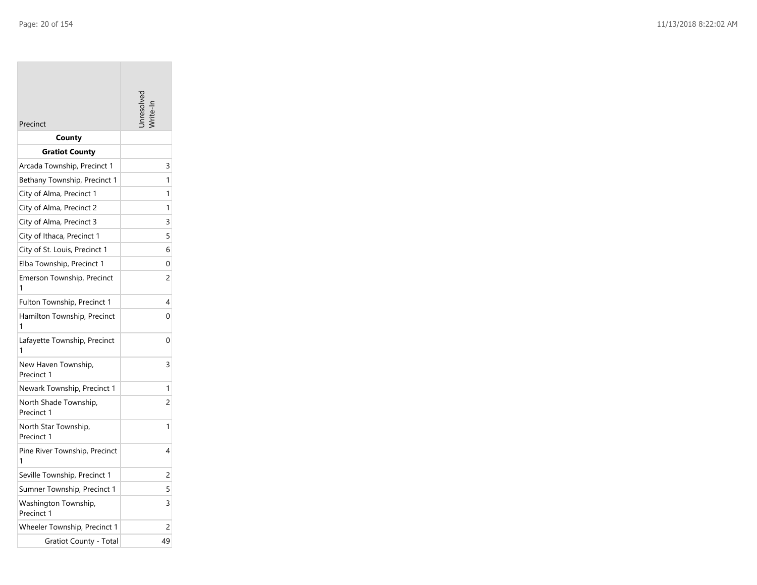| Precinct | Unresolved Write-In |
|---|---|
| **County** | |
| **Gratiot County** | |
| Arcada Township, Precinct 1 | 3 |
| Bethany Township, Precinct 1 | 1 |
| City of Alma, Precinct 1 | 1 |
| City of Alma, Precinct 2 | 1 |
| City of Alma, Precinct 3 | 3 |
| City of Ithaca, Precinct 1 | 5 |
| City of St. Louis, Precinct 1 | 6 |
| Elba Township, Precinct 1 | 0 |
| Emerson Township, Precinct 1 | 2 |
| Fulton Township, Precinct 1 | 4 |
| Hamilton Township, Precinct 1 | 0 |
| Lafayette Township, Precinct 1 | 0 |
| New Haven Township, Precinct 1 | 3 |
| Newark Township, Precinct 1 | 1 |
| North Shade Township, Precinct 1 | 2 |
| North Star Township, Precinct 1 | 1 |
| Pine River Township, Precinct 1 | 4 |
| Seville Township, Precinct 1 | 2 |
| Sumner Township, Precinct 1 | 5 |
| Washington Township, Precinct 1 | 3 |
| Wheeler Township, Precinct 1 | 2 |
| Gratiot County - Total | 49 |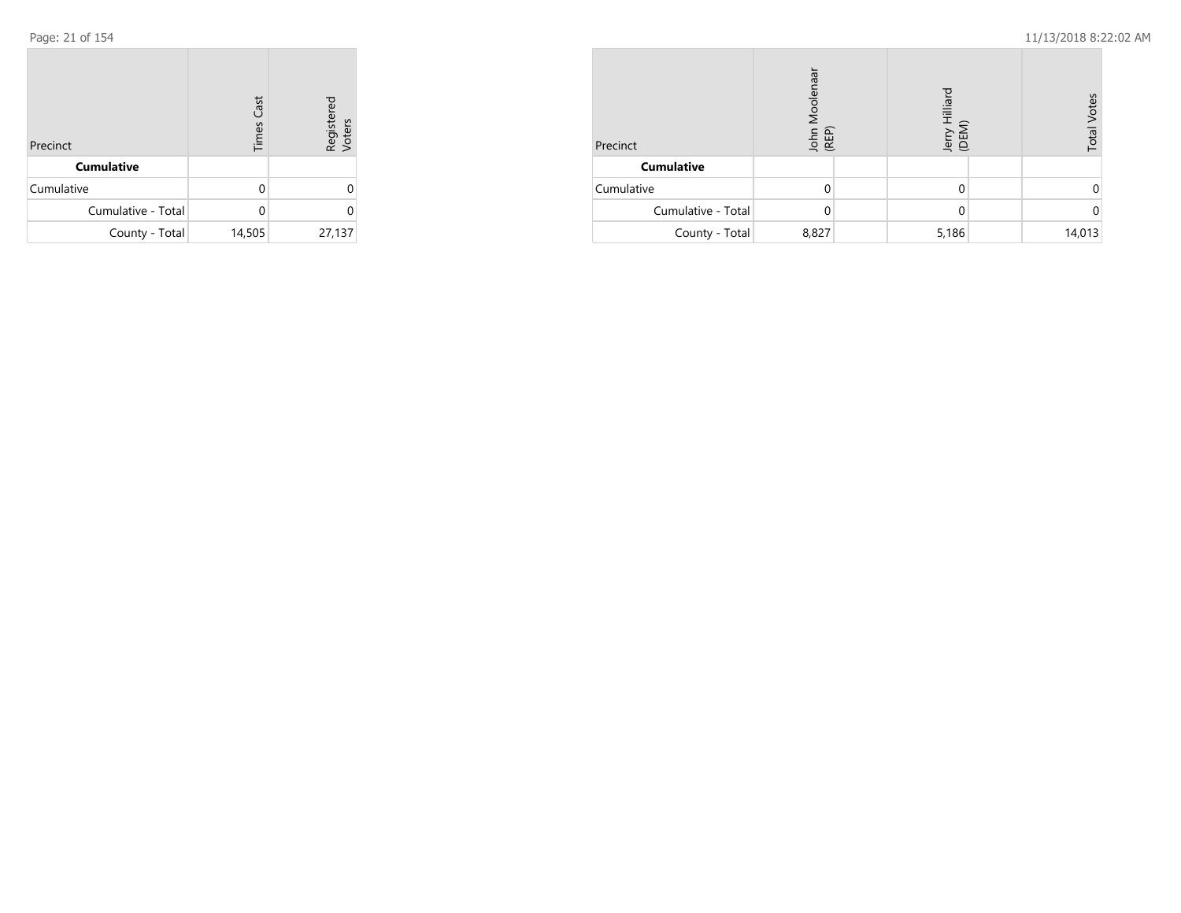| Precinct | Times Cast | Registered Voters |
|---|---|---|
| **Cumulative** | | |
| Cumulative | 0 | 0 |
| Cumulative - Total | 0 | 0 |
| County - Total | 14,505 | 27,137 |

| Precinct | John Moolenaar (REP) | | Jerry Hilliard (DEM) | | Total Votes |
|---|---|---|---|---|---|
| **Cumulative** | | | | | |
| Cumulative | 0 | | 0 | | 0 |
| Cumulative - Total | 0 | | 0 | | 0 |
| County - Total | 8,827 | | 5,186 | | 14,013 |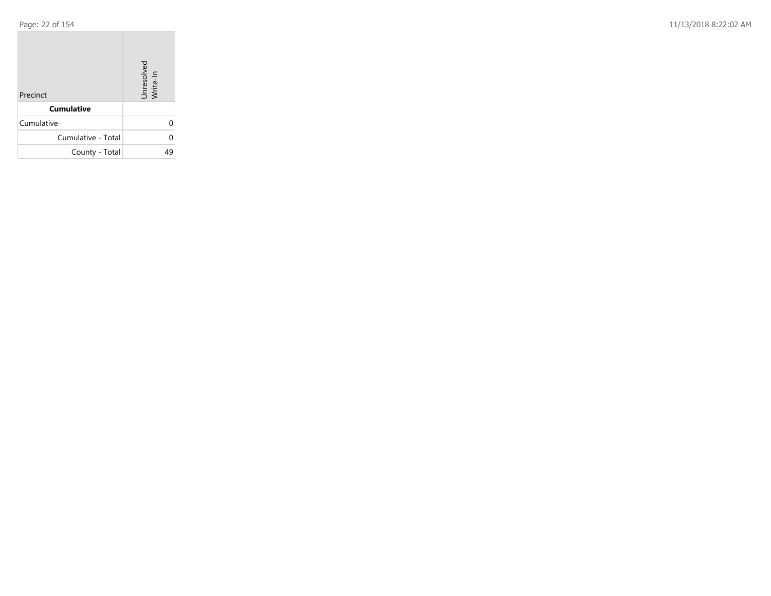| Precinct | Unresolved Write-In |
|---|---|
| **Cumulative** | |
| Cumulative | 0 |
| Cumulative - Total | 0 |
| County - Total | 49 |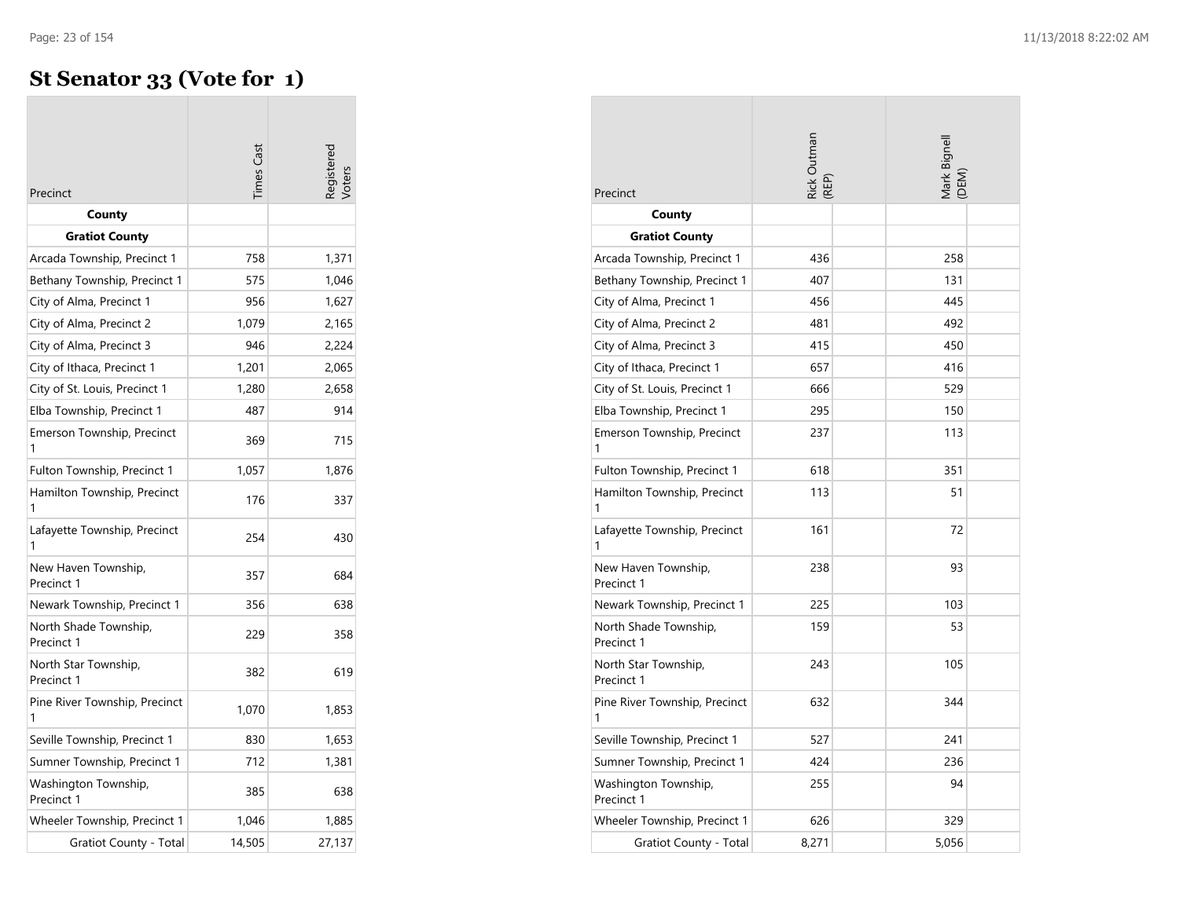# St Senator 33 (Vote for 1)

| Precinct | Times Cast | Registered Voters | Rick Outman (REP) | Mark Bignell (DEM) |
|---|---|---|---|---|
| **County** | | | | |
| **Gratiot County** | | | | |
| Arcada Township, Precinct 1 | 758 | 1,371 | 436 | 258 |
| Bethany Township, Precinct 1 | 575 | 1,046 | 407 | 131 |
| City of Alma, Precinct 1 | 956 | 1,627 | 456 | 445 |
| City of Alma, Precinct 2 | 1,079 | 2,165 | 481 | 492 |
| City of Alma, Precinct 3 | 946 | 2,224 | 415 | 450 |
| City of Ithaca, Precinct 1 | 1,201 | 2,065 | 657 | 416 |
| City of St. Louis, Precinct 1 | 1,280 | 2,658 | 666 | 529 |
| Elba Township, Precinct 1 | 487 | 914 | 295 | 150 |
| Emerson Township, Precinct 1 | 369 | 715 | 237 | 113 |
| Fulton Township, Precinct 1 | 1,057 | 1,876 | 618 | 351 |
| Hamilton Township, Precinct 1 | 176 | 337 | 113 | 51 |
| Lafayette Township, Precinct 1 | 254 | 430 | 161 | 72 |
| New Haven Township, Precinct 1 | 357 | 684 | 238 | 93 |
| Newark Township, Precinct 1 | 356 | 638 | 225 | 103 |
| North Shade Township, Precinct 1 | 229 | 358 | 159 | 53 |
| North Star Township, Precinct 1 | 382 | 619 | 243 | 105 |
| Pine River Township, Precinct 1 | 1,070 | 1,853 | 632 | 344 |
| Seville Township, Precinct 1 | 830 | 1,653 | 527 | 241 |
| Sumner Township, Precinct 1 | 712 | 1,381 | 424 | 236 |
| Washington Township, Precinct 1 | 385 | 638 | 255 | 94 |
| Wheeler Township, Precinct 1 | 1,046 | 1,885 | 626 | 329 |
| Gratiot County - Total | 14,505 | 27,137 | 8,271 | 5,056 |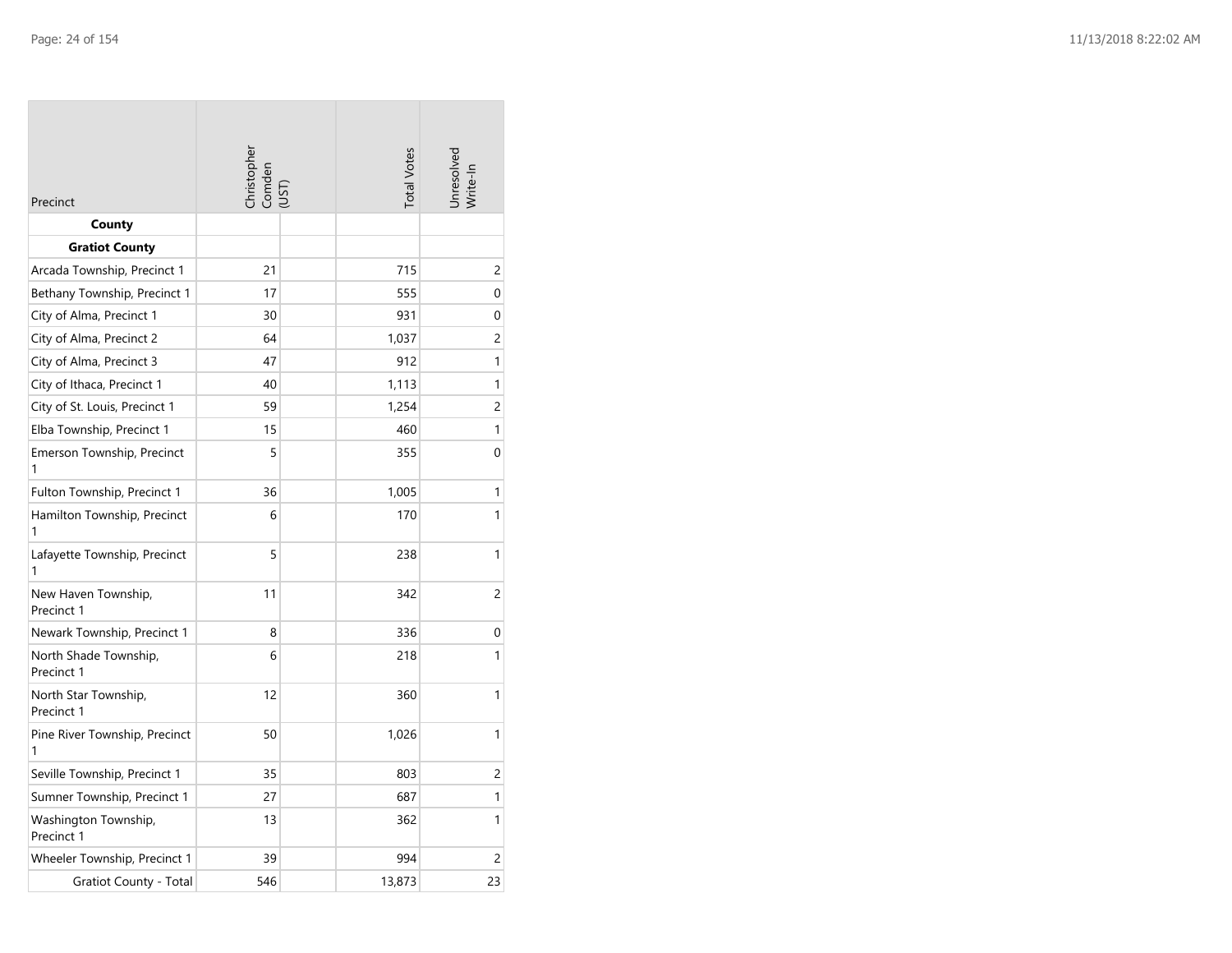| Precinct | Christopher Comden (UST) | | Total Votes | Unresolved Write-In |
|---|---|---|---|---|
| **County** | | | | |
| **Gratiot County** | | | | |
| Arcada Township, Precinct 1 | 21 | | 715 | 2 |
| Bethany Township, Precinct 1 | 17 | | 555 | 0 |
| City of Alma, Precinct 1 | 30 | | 931 | 0 |
| City of Alma, Precinct 2 | 64 | | 1,037 | 2 |
| City of Alma, Precinct 3 | 47 | | 912 | 1 |
| City of Ithaca, Precinct 1 | 40 | | 1,113 | 1 |
| City of St. Louis, Precinct 1 | 59 | | 1,254 | 2 |
| Elba Township, Precinct 1 | 15 | | 460 | 1 |
| Emerson Township, Precinct 1 | 5 | | 355 | 0 |
| Fulton Township, Precinct 1 | 36 | | 1,005 | 1 |
| Hamilton Township, Precinct 1 | 6 | | 170 | 1 |
| Lafayette Township, Precinct 1 | 5 | | 238 | 1 |
| New Haven Township, Precinct 1 | 11 | | 342 | 2 |
| Newark Township, Precinct 1 | 8 | | 336 | 0 |
| North Shade Township, Precinct 1 | 6 | | 218 | 1 |
| North Star Township, Precinct 1 | 12 | | 360 | 1 |
| Pine River Township, Precinct 1 | 50 | | 1,026 | 1 |
| Seville Township, Precinct 1 | 35 | | 803 | 2 |
| Sumner Township, Precinct 1 | 27 | | 687 | 1 |
| Washington Township, Precinct 1 | 13 | | 362 | 1 |
| Wheeler Township, Precinct 1 | 39 | | 994 | 2 |
| Gratiot County - Total | 546 | | 13,873 | 23 |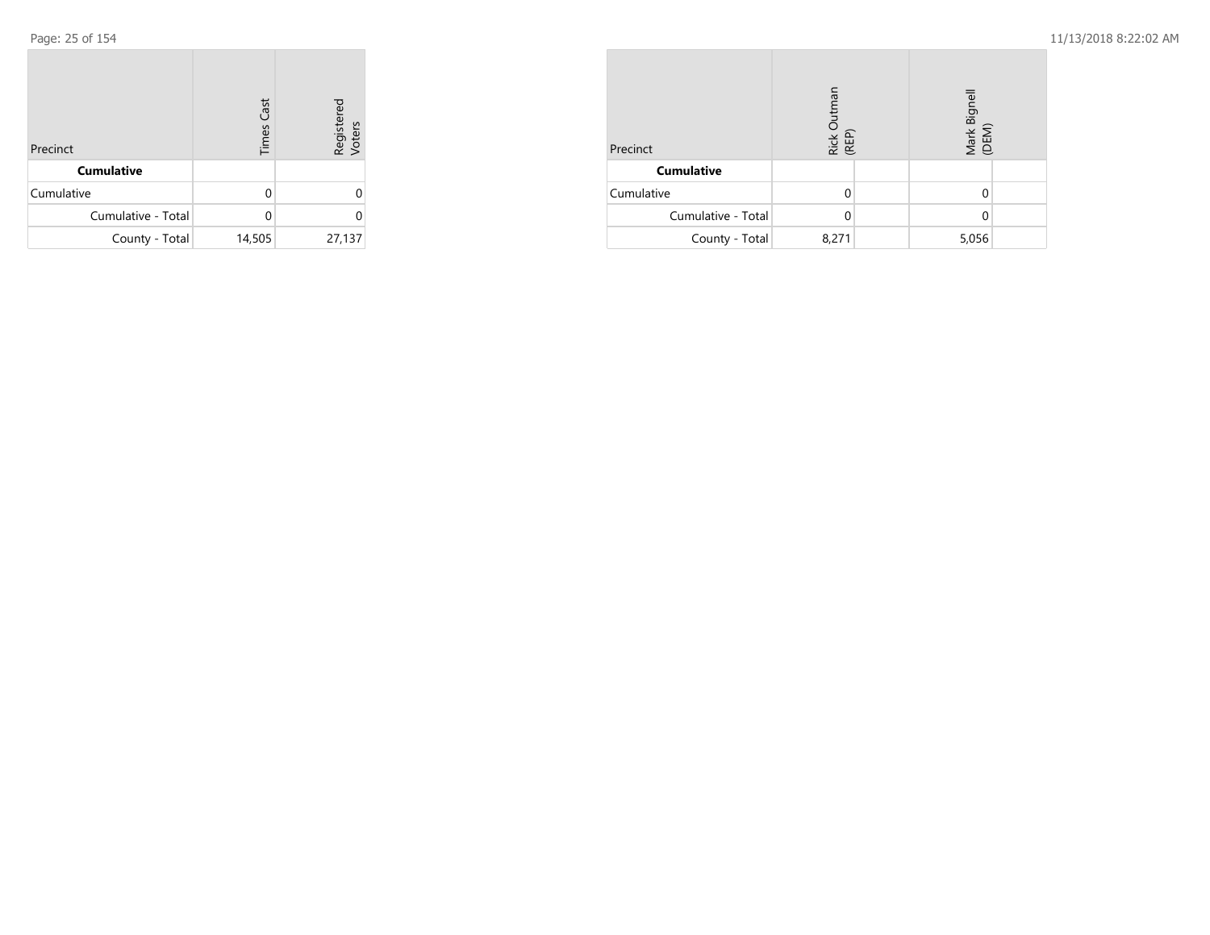| Precinct | Times Cast | Registered Voters |
| --- | --- | --- |
| **Cumulative** | | |
| Cumulative | 0 | 0 |
| Cumulative - Total | 0 | 0 |
| County - Total | 14,505 | 27,137 |

| Precinct | Rick Outman (REP) | | Mark Bignell (DEM) | |
| --- | --- | --- | --- | --- |
| **Cumulative** | | | | |
| Cumulative | 0 | | 0 | |
| Cumulative - Total | 0 | | 0 | |
| County - Total | 8,271 | | 5,056 | |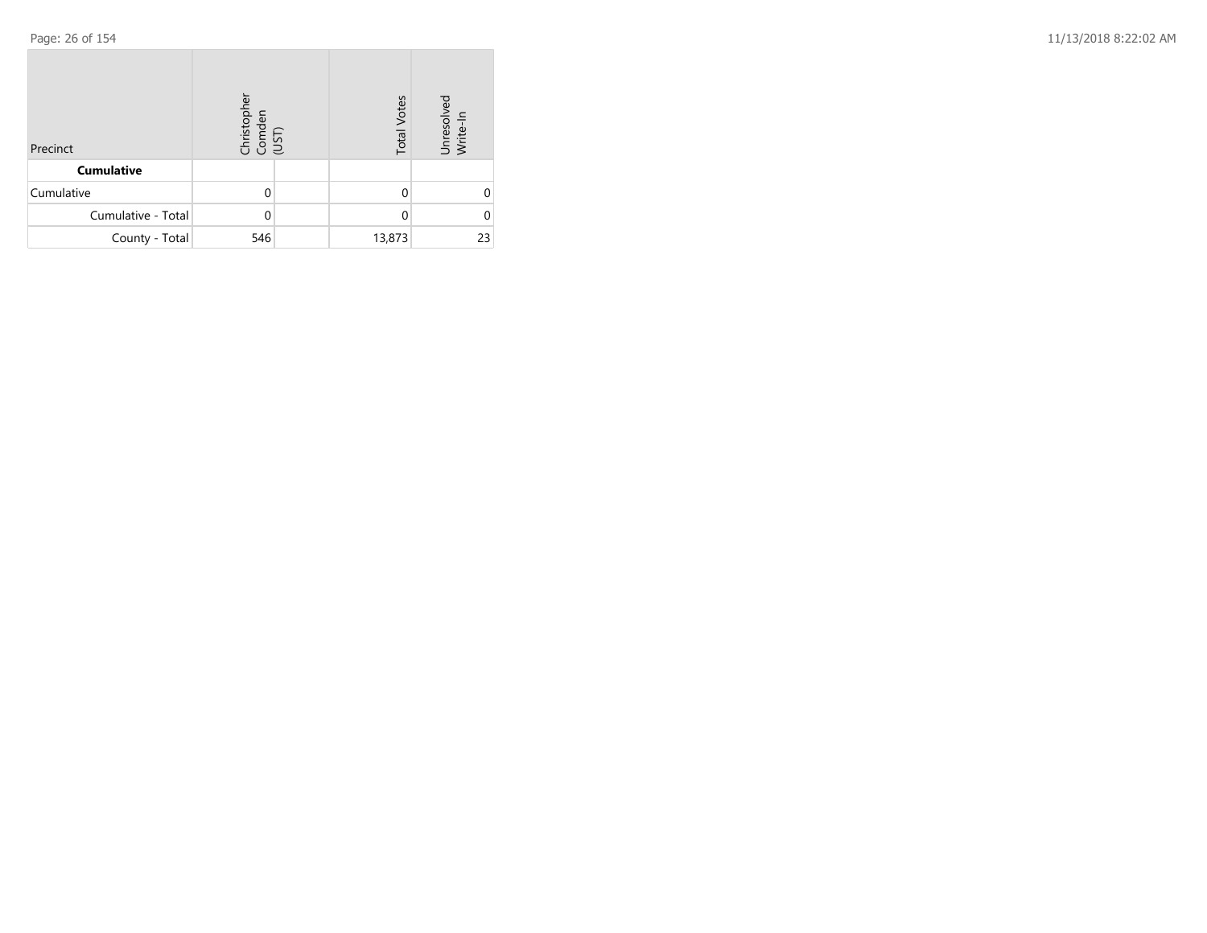| Precinct | Christopher Comden (UST) | | Total Votes | Unresolved Write-In |
|---|---|---|---|---|
| **Cumulative** | | | | |
| Cumulative | 0 | | 0 | 0 |
| Cumulative - Total | 0 | | 0 | 0 |
| County - Total | 546 | | 13,873 | 23 |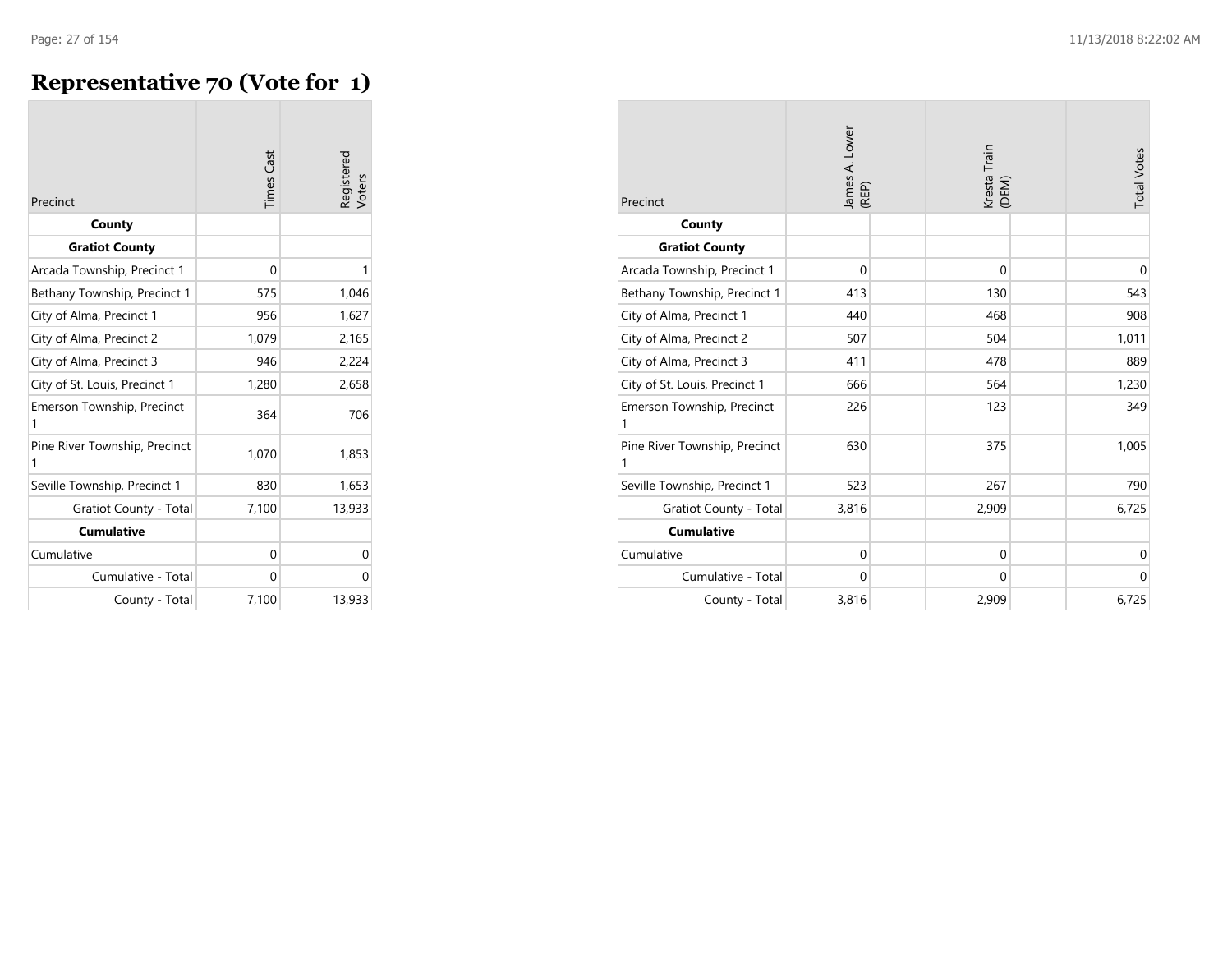# Representative 70 (Vote for 1)

| Precinct | Times Cast | Registered Voters |
|---|---|---|
| **County** | | |
| **Gratiot County** | | |
| Arcada Township, Precinct 1 | 0 | 1 |
| Bethany Township, Precinct 1 | 575 | 1,046 |
| City of Alma, Precinct 1 | 956 | 1,627 |
| City of Alma, Precinct 2 | 1,079 | 2,165 |
| City of Alma, Precinct 3 | 946 | 2,224 |
| City of St. Louis, Precinct 1 | 1,280 | 2,658 |
| Emerson Township, Precinct 1 | 364 | 706 |
| Pine River Township, Precinct 1 | 1,070 | 1,853 |
| Seville Township, Precinct 1 | 830 | 1,653 |
| Gratiot County - Total | 7,100 | 13,933 |
| **Cumulative** | | |
| Cumulative | 0 | 0 |
| Cumulative - Total | 0 | 0 |
| County - Total | 7,100 | 13,933 |

| Precinct | James A. Lower (REP) | Kresta Train (DEM) | Total Votes |
|---|---|---|---|
| **County** | | | |
| **Gratiot County** | | | |
| Arcada Township, Precinct 1 | 0 | 0 | 0 |
| Bethany Township, Precinct 1 | 413 | 130 | 543 |
| City of Alma, Precinct 1 | 440 | 468 | 908 |
| City of Alma, Precinct 2 | 507 | 504 | 1,011 |
| City of Alma, Precinct 3 | 411 | 478 | 889 |
| City of St. Louis, Precinct 1 | 666 | 564 | 1,230 |
| Emerson Township, Precinct 1 | 226 | 123 | 349 |
| Pine River Township, Precinct 1 | 630 | 375 | 1,005 |
| Seville Township, Precinct 1 | 523 | 267 | 790 |
| Gratiot County - Total | 3,816 | 2,909 | 6,725 |
| **Cumulative** | | | |
| Cumulative | 0 | 0 | 0 |
| Cumulative - Total | 0 | 0 | 0 |
| County - Total | 3,816 | 2,909 | 6,725 |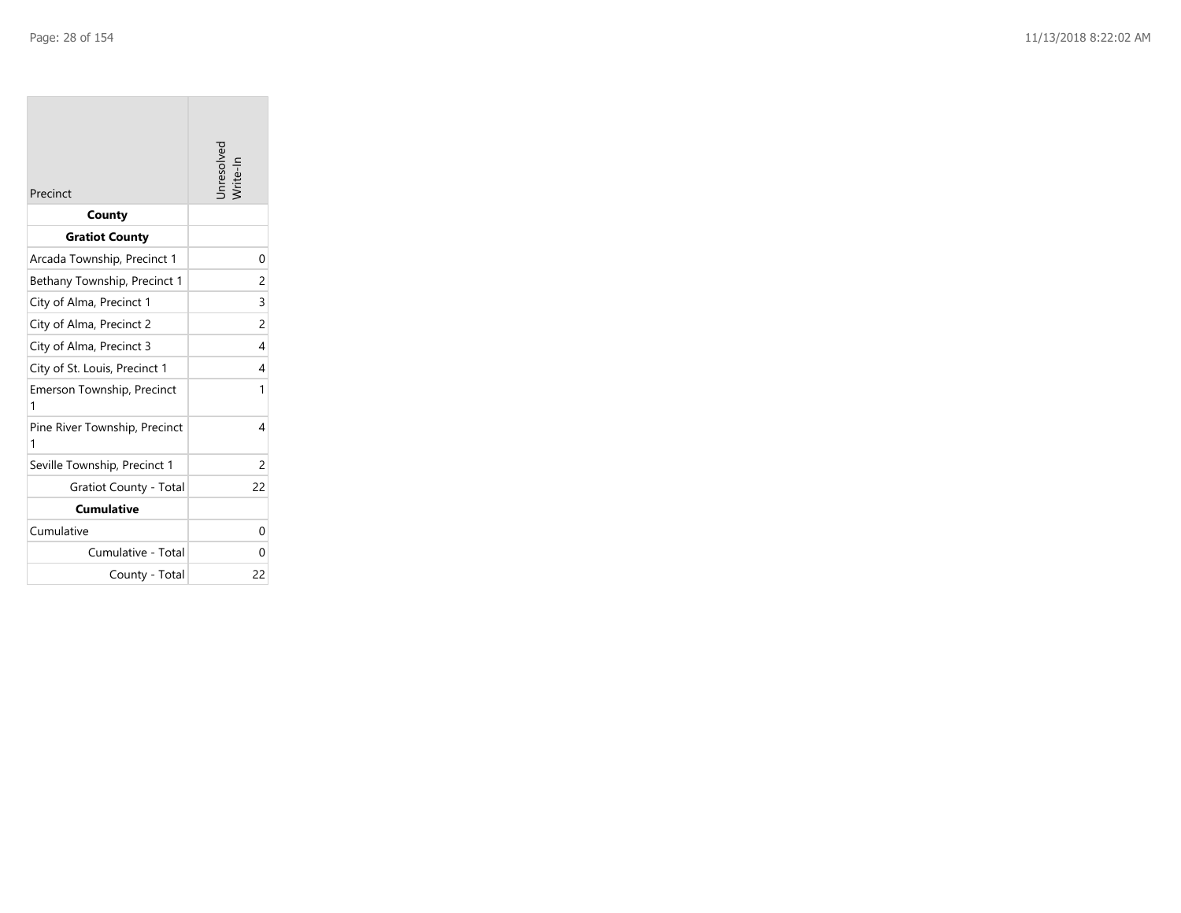| Precinct | Unresolved Write-In |
|---|---|
| **County** | |
| **Gratiot County** | |
| Arcada Township, Precinct 1 | 0 |
| Bethany Township, Precinct 1 | 2 |
| City of Alma, Precinct 1 | 3 |
| City of Alma, Precinct 2 | 2 |
| City of Alma, Precinct 3 | 4 |
| City of St. Louis, Precinct 1 | 4 |
| Emerson Township, Precinct 1 | 1 |
| Pine River Township, Precinct 1 | 4 |
| Seville Township, Precinct 1 | 2 |
| Gratiot County - Total | 22 |
| **Cumulative** | |
| Cumulative | 0 |
| Cumulative - Total | 0 |
| County - Total | 22 |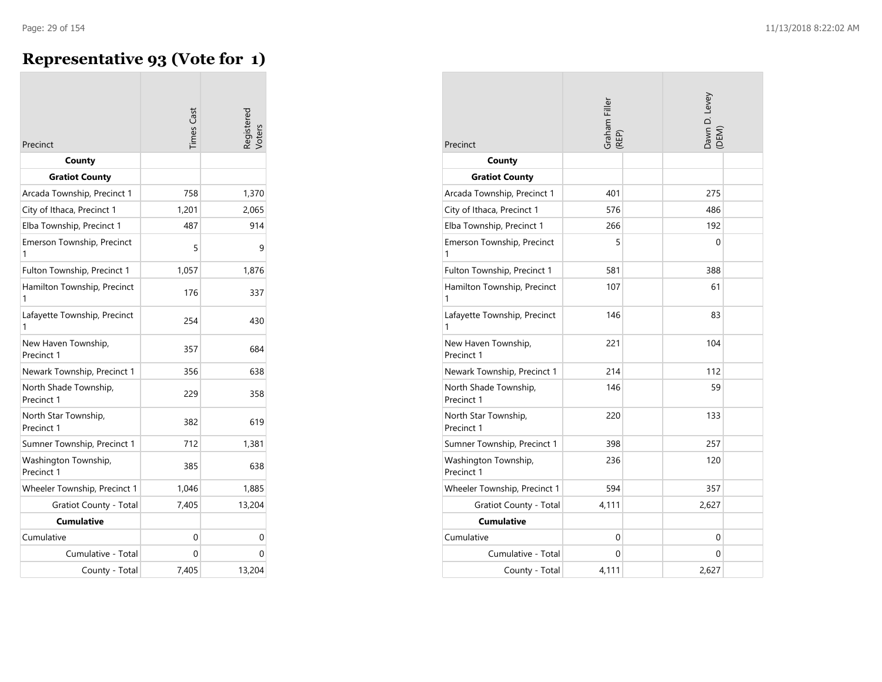# Representative 93 (Vote for 1)

| Precinct | Times Cast | Registered Voters |
|---|---|---|
| **County** | | |
| **Gratiot County** | | |
| Arcada Township, Precinct 1 | 758 | 1,370 |
| City of Ithaca, Precinct 1 | 1,201 | 2,065 |
| Elba Township, Precinct 1 | 487 | 914 |
| Emerson Township, Precinct 1 | 5 | 9 |
| Fulton Township, Precinct 1 | 1,057 | 1,876 |
| Hamilton Township, Precinct 1 | 176 | 337 |
| Lafayette Township, Precinct 1 | 254 | 430 |
| New Haven Township, Precinct 1 | 357 | 684 |
| Newark Township, Precinct 1 | 356 | 638 |
| North Shade Township, Precinct 1 | 229 | 358 |
| North Star Township, Precinct 1 | 382 | 619 |
| Sumner Township, Precinct 1 | 712 | 1,381 |
| Washington Township, Precinct 1 | 385 | 638 |
| Wheeler Township, Precinct 1 | 1,046 | 1,885 |
| Gratiot County - Total | 7,405 | 13,204 |
| **Cumulative** | | |
| Cumulative | 0 | 0 |
| Cumulative - Total | 0 | 0 |
| County - Total | 7,405 | 13,204 |

| Precinct | Graham Filler (REP) | | Dawn D. Levey (DEM) | |
|---|---|---|---|---|
| **County** | | | | |
| **Gratiot County** | | | | |
| Arcada Township, Precinct 1 | 401 | | 275 | |
| City of Ithaca, Precinct 1 | 576 | | 486 | |
| Elba Township, Precinct 1 | 266 | | 192 | |
| Emerson Township, Precinct 1 | 5 | | 0 | |
| Fulton Township, Precinct 1 | 581 | | 388 | |
| Hamilton Township, Precinct 1 | 107 | | 61 | |
| Lafayette Township, Precinct 1 | 146 | | 83 | |
| New Haven Township, Precinct 1 | 221 | | 104 | |
| Newark Township, Precinct 1 | 214 | | 112 | |
| North Shade Township, Precinct 1 | 146 | | 59 | |
| North Star Township, Precinct 1 | 220 | | 133 | |
| Sumner Township, Precinct 1 | 398 | | 257 | |
| Washington Township, Precinct 1 | 236 | | 120 | |
| Wheeler Township, Precinct 1 | 594 | | 357 | |
| Gratiot County - Total | 4,111 | | 2,627 | |
| **Cumulative** | | | | |
| Cumulative | 0 | | 0 | |
| Cumulative - Total | 0 | | 0 | |
| County - Total | 4,111 | | 2,627 | |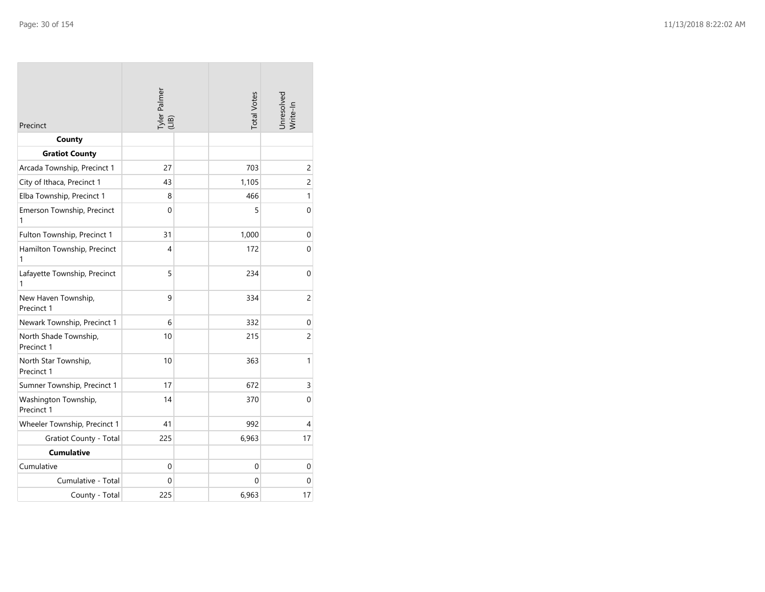| Precinct | Tyler Palmer (LIB) | | Total Votes | Unresolved Write-In |
|---|---|---|---|---|
| **County** | | | | |
| **Gratiot County** | | | | |
| Arcada Township, Precinct 1 | 27 | | 703 | 2 |
| City of Ithaca, Precinct 1 | 43 | | 1,105 | 2 |
| Elba Township, Precinct 1 | 8 | | 466 | 1 |
| Emerson Township, Precinct 1 | 0 | | 5 | 0 |
| Fulton Township, Precinct 1 | 31 | | 1,000 | 0 |
| Hamilton Township, Precinct 1 | 4 | | 172 | 0 |
| Lafayette Township, Precinct 1 | 5 | | 234 | 0 |
| New Haven Township, Precinct 1 | 9 | | 334 | 2 |
| Newark Township, Precinct 1 | 6 | | 332 | 0 |
| North Shade Township, Precinct 1 | 10 | | 215 | 2 |
| North Star Township, Precinct 1 | 10 | | 363 | 1 |
| Sumner Township, Precinct 1 | 17 | | 672 | 3 |
| Washington Township, Precinct 1 | 14 | | 370 | 0 |
| Wheeler Township, Precinct 1 | 41 | | 992 | 4 |
| Gratiot County - Total | 225 | | 6,963 | 17 |
| **Cumulative** | | | | |
| Cumulative | 0 | | 0 | 0 |
| Cumulative - Total | 0 | | 0 | 0 |
| County - Total | 225 | | 6,963 | 17 |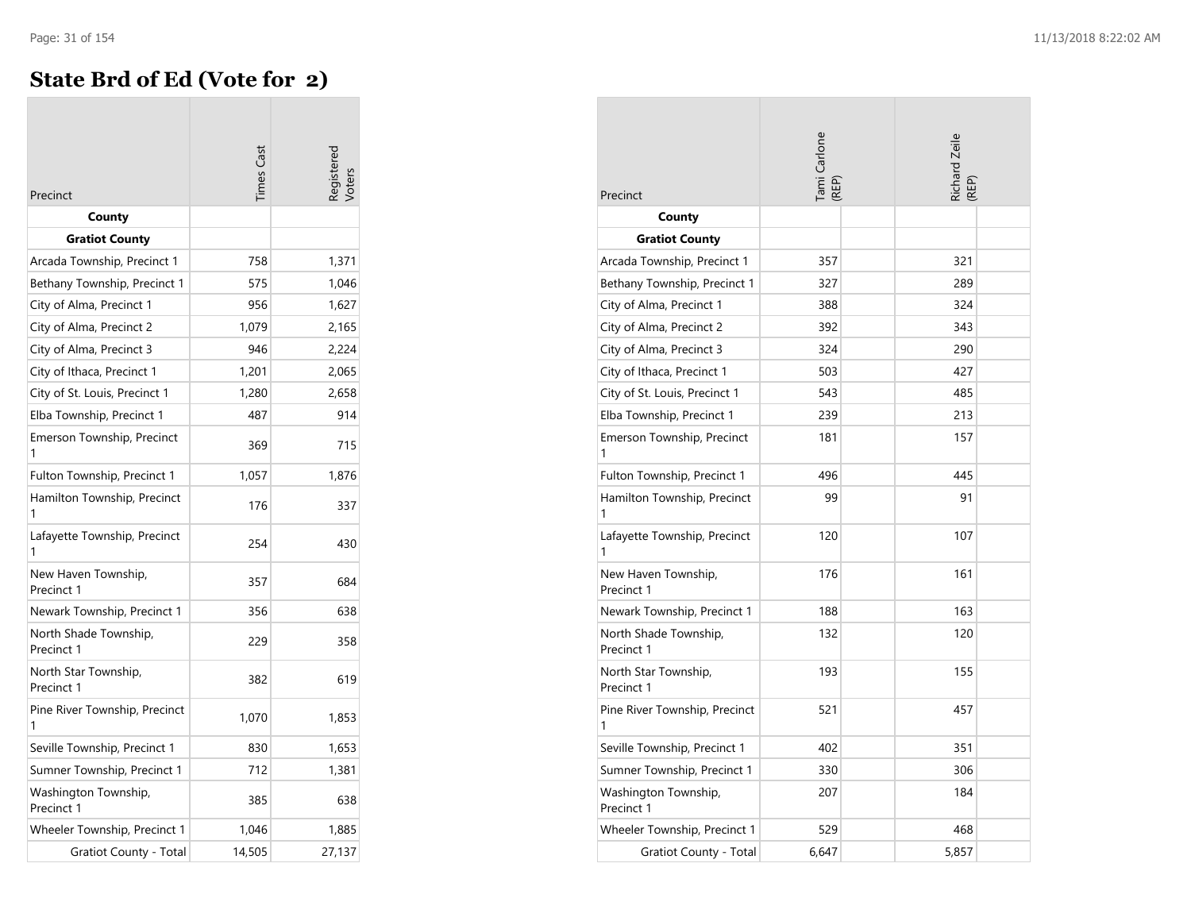# State Brd of Ed (Vote for 2)

| Precinct | Times Cast | Registered Voters | Tami Carlone (REP) | Richard Zeile (REP) |
|---|---|---|---|---|
| **County** | | | | |
| **Gratiot County** | | | | |
| Arcada Township, Precinct 1 | 758 | 1,371 | 357 | 321 |
| Bethany Township, Precinct 1 | 575 | 1,046 | 327 | 289 |
| City of Alma, Precinct 1 | 956 | 1,627 | 388 | 324 |
| City of Alma, Precinct 2 | 1,079 | 2,165 | 392 | 343 |
| City of Alma, Precinct 3 | 946 | 2,224 | 324 | 290 |
| City of Ithaca, Precinct 1 | 1,201 | 2,065 | 503 | 427 |
| City of St. Louis, Precinct 1 | 1,280 | 2,658 | 543 | 485 |
| Elba Township, Precinct 1 | 487 | 914 | 239 | 213 |
| Emerson Township, Precinct 1 | 369 | 715 | 181 | 157 |
| Fulton Township, Precinct 1 | 1,057 | 1,876 | 496 | 445 |
| Hamilton Township, Precinct 1 | 176 | 337 | 99 | 91 |
| Lafayette Township, Precinct 1 | 254 | 430 | 120 | 107 |
| New Haven Township, Precinct 1 | 357 | 684 | 176 | 161 |
| Newark Township, Precinct 1 | 356 | 638 | 188 | 163 |
| North Shade Township, Precinct 1 | 229 | 358 | 132 | 120 |
| North Star Township, Precinct 1 | 382 | 619 | 193 | 155 |
| Pine River Township, Precinct 1 | 1,070 | 1,853 | 521 | 457 |
| Seville Township, Precinct 1 | 830 | 1,653 | 402 | 351 |
| Sumner Township, Precinct 1 | 712 | 1,381 | 330 | 306 |
| Washington Township, Precinct 1 | 385 | 638 | 207 | 184 |
| Wheeler Township, Precinct 1 | 1,046 | 1,885 | 529 | 468 |
| Gratiot County - Total | 14,505 | 27,137 | 6,647 | 5,857 |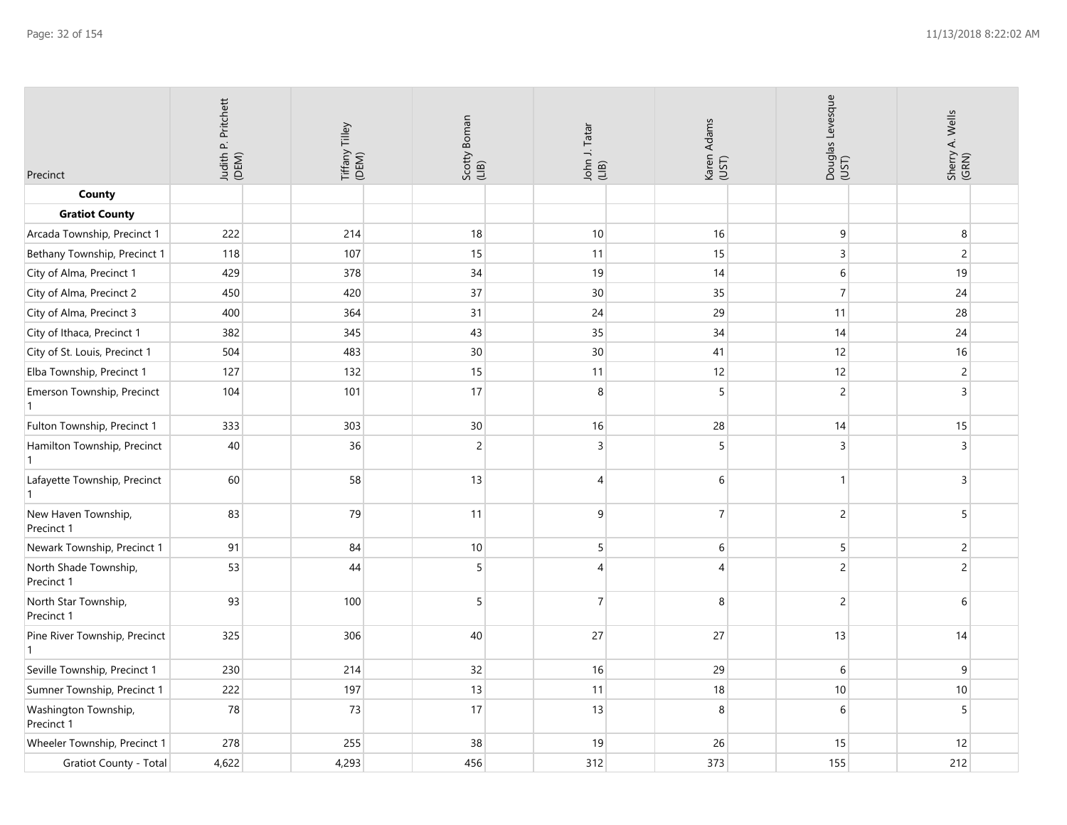| Precinct | Judith P. Pritchett (DEM) | Tiffany Tilley (DEM) | Scotty Boman (LIB) | John J. Tatar (LIB) | Karen Adams (UST) | Douglas Levesque (UST) | Sherry A. Wells (GRN) |
|---|---|---|---|---|---|---|---|
| **County** | | | | | | | |
| **Gratiot County** | | | | | | | |
| Arcada Township, Precinct 1 | 222 | 214 | 18 | 10 | 16 | 9 | 8 |
| Bethany Township, Precinct 1 | 118 | 107 | 15 | 11 | 15 | 3 | 2 |
| City of Alma, Precinct 1 | 429 | 378 | 34 | 19 | 14 | 6 | 19 |
| City of Alma, Precinct 2 | 450 | 420 | 37 | 30 | 35 | 7 | 24 |
| City of Alma, Precinct 3 | 400 | 364 | 31 | 24 | 29 | 11 | 28 |
| City of Ithaca, Precinct 1 | 382 | 345 | 43 | 35 | 34 | 14 | 24 |
| City of St. Louis, Precinct 1 | 504 | 483 | 30 | 30 | 41 | 12 | 16 |
| Elba Township, Precinct 1 | 127 | 132 | 15 | 11 | 12 | 12 | 2 |
| Emerson Township, Precinct 1 | 104 | 101 | 17 | 8 | 5 | 2 | 3 |
| Fulton Township, Precinct 1 | 333 | 303 | 30 | 16 | 28 | 14 | 15 |
| Hamilton Township, Precinct 1 | 40 | 36 | 2 | 3 | 5 | 3 | 3 |
| Lafayette Township, Precinct 1 | 60 | 58 | 13 | 4 | 6 | 1 | 3 |
| New Haven Township, Precinct 1 | 83 | 79 | 11 | 9 | 7 | 2 | 5 |
| Newark Township, Precinct 1 | 91 | 84 | 10 | 5 | 6 | 5 | 2 |
| North Shade Township, Precinct 1 | 53 | 44 | 5 | 4 | 4 | 2 | 2 |
| North Star Township, Precinct 1 | 93 | 100 | 5 | 7 | 8 | 2 | 6 |
| Pine River Township, Precinct 1 | 325 | 306 | 40 | 27 | 27 | 13 | 14 |
| Seville Township, Precinct 1 | 230 | 214 | 32 | 16 | 29 | 6 | 9 |
| Sumner Township, Precinct 1 | 222 | 197 | 13 | 11 | 18 | 10 | 10 |
| Washington Township, Precinct 1 | 78 | 73 | 17 | 13 | 8 | 6 | 5 |
| Wheeler Township, Precinct 1 | 278 | 255 | 38 | 19 | 26 | 15 | 12 |
| Gratiot County - Total | 4,622 | 4,293 | 456 | 312 | 373 | 155 | 212 |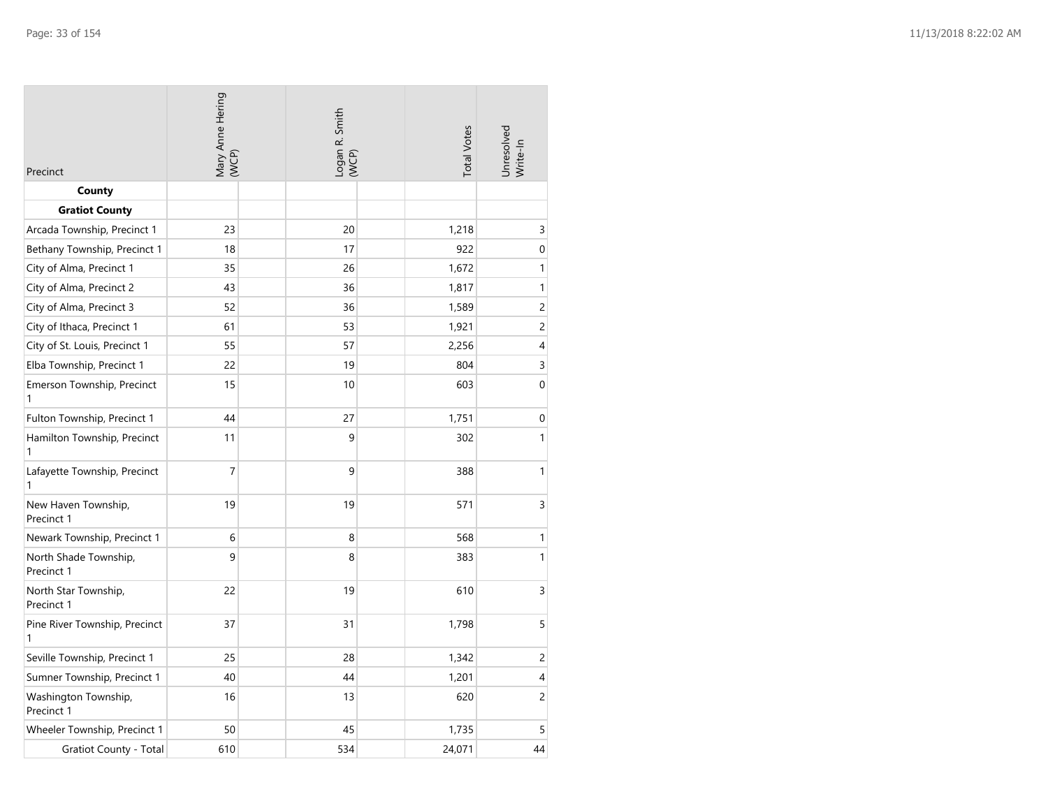| Precinct | Mary Anne Hering (WCP) | | Logan R. Smith (WCP) | | Total Votes | Unresolved Write-In |
|---|---|---|---|---|---|---|
| **County** | | | | | | |
| **Gratiot County** | | | | | | |
| Arcada Township, Precinct 1 | 23 | | 20 | | 1,218 | 3 |
| Bethany Township, Precinct 1 | 18 | | 17 | | 922 | 0 |
| City of Alma, Precinct 1 | 35 | | 26 | | 1,672 | 1 |
| City of Alma, Precinct 2 | 43 | | 36 | | 1,817 | 1 |
| City of Alma, Precinct 3 | 52 | | 36 | | 1,589 | 2 |
| City of Ithaca, Precinct 1 | 61 | | 53 | | 1,921 | 2 |
| City of St. Louis, Precinct 1 | 55 | | 57 | | 2,256 | 4 |
| Elba Township, Precinct 1 | 22 | | 19 | | 804 | 3 |
| Emerson Township, Precinct 1 | 15 | | 10 | | 603 | 0 |
| Fulton Township, Precinct 1 | 44 | | 27 | | 1,751 | 0 |
| Hamilton Township, Precinct 1 | 11 | | 9 | | 302 | 1 |
| Lafayette Township, Precinct 1 | 7 | | 9 | | 388 | 1 |
| New Haven Township, Precinct 1 | 19 | | 19 | | 571 | 3 |
| Newark Township, Precinct 1 | 6 | | 8 | | 568 | 1 |
| North Shade Township, Precinct 1 | 9 | | 8 | | 383 | 1 |
| North Star Township, Precinct 1 | 22 | | 19 | | 610 | 3 |
| Pine River Township, Precinct 1 | 37 | | 31 | | 1,798 | 5 |
| Seville Township, Precinct 1 | 25 | | 28 | | 1,342 | 2 |
| Sumner Township, Precinct 1 | 40 | | 44 | | 1,201 | 4 |
| Washington Township, Precinct 1 | 16 | | 13 | | 620 | 2 |
| Wheeler Township, Precinct 1 | 50 | | 45 | | 1,735 | 5 |
| Gratiot County - Total | 610 | | 534 | | 24,071 | 44 |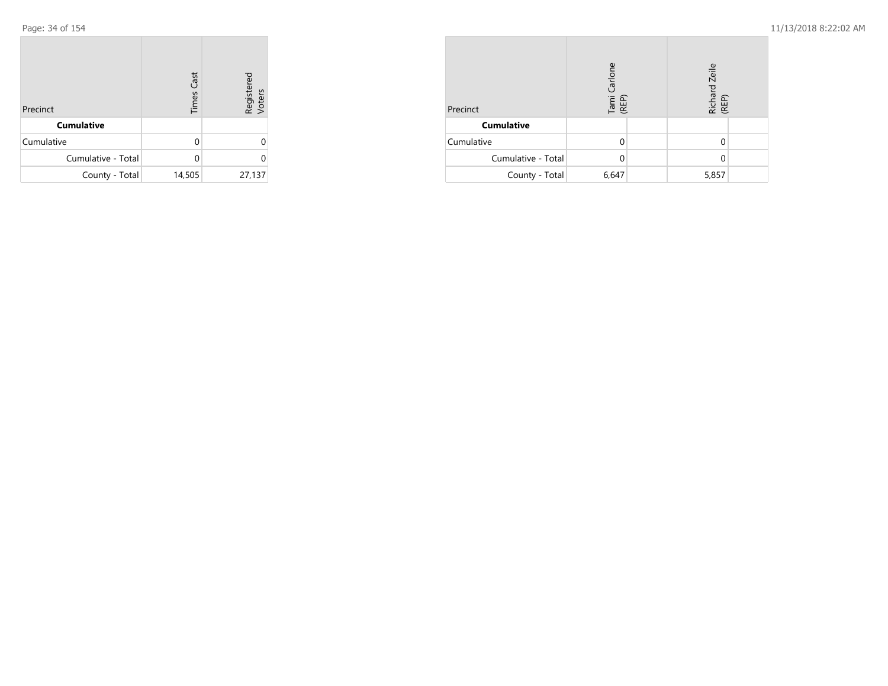| Precinct | Times Cast | Registered Voters |
|---|---|---|
| **Cumulative** | | |
| Cumulative | 0 | 0 |
| Cumulative - Total | 0 | 0 |
| County - Total | 14,505 | 27,137 |

| Precinct | Tami Carlone (REP) | | Richard Zeile (REP) | |
|---|---|---|---|---|
| **Cumulative** | | | | |
| Cumulative | 0 | | 0 | |
| Cumulative - Total | 0 | | 0 | |
| County - Total | 6,647 | | 5,857 | |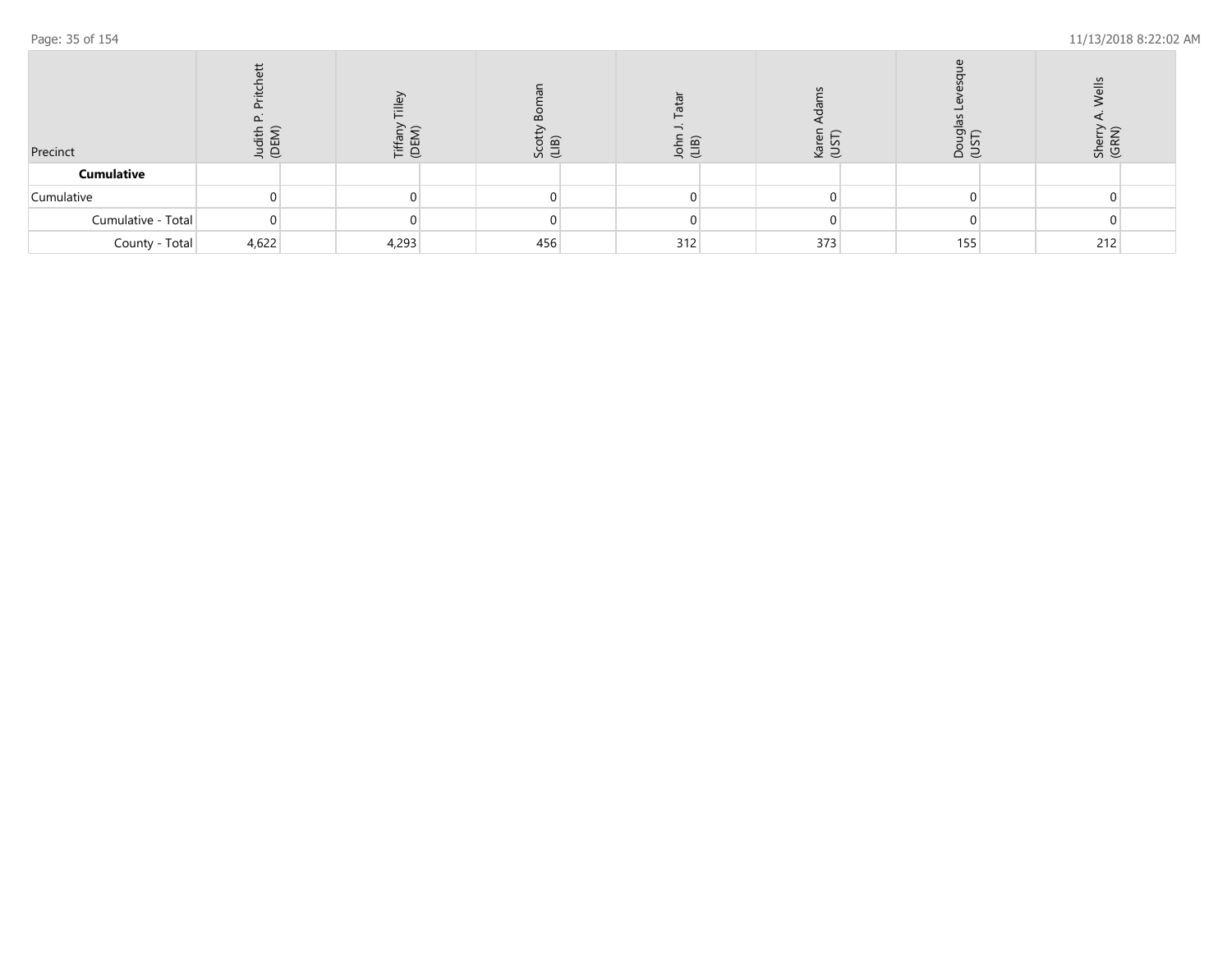| Precinct | Judith P. Pritchett (DEM) | | Tiffany Tilley (DEM) | | Scotty Boman (LIB) | | John J. Tatar (LIB) | | Karen Adams (UST) | | Douglas Levesque (UST) | | Sherry A. Wells (GRN) | |
|---|---|---|---|---|---|---|---|---|---|---|---|---|---|---|
| **Cumulative** | | | | | | | | | | | | | | |
| Cumulative | 0 | | 0 | | 0 | | 0 | | 0 | | 0 | | 0 | |
| Cumulative - Total | 0 | | 0 | | 0 | | 0 | | 0 | | 0 | | 0 | |
| County - Total | 4,622 | | 4,293 | | 456 | | 312 | | 373 | | 155 | | 212 | |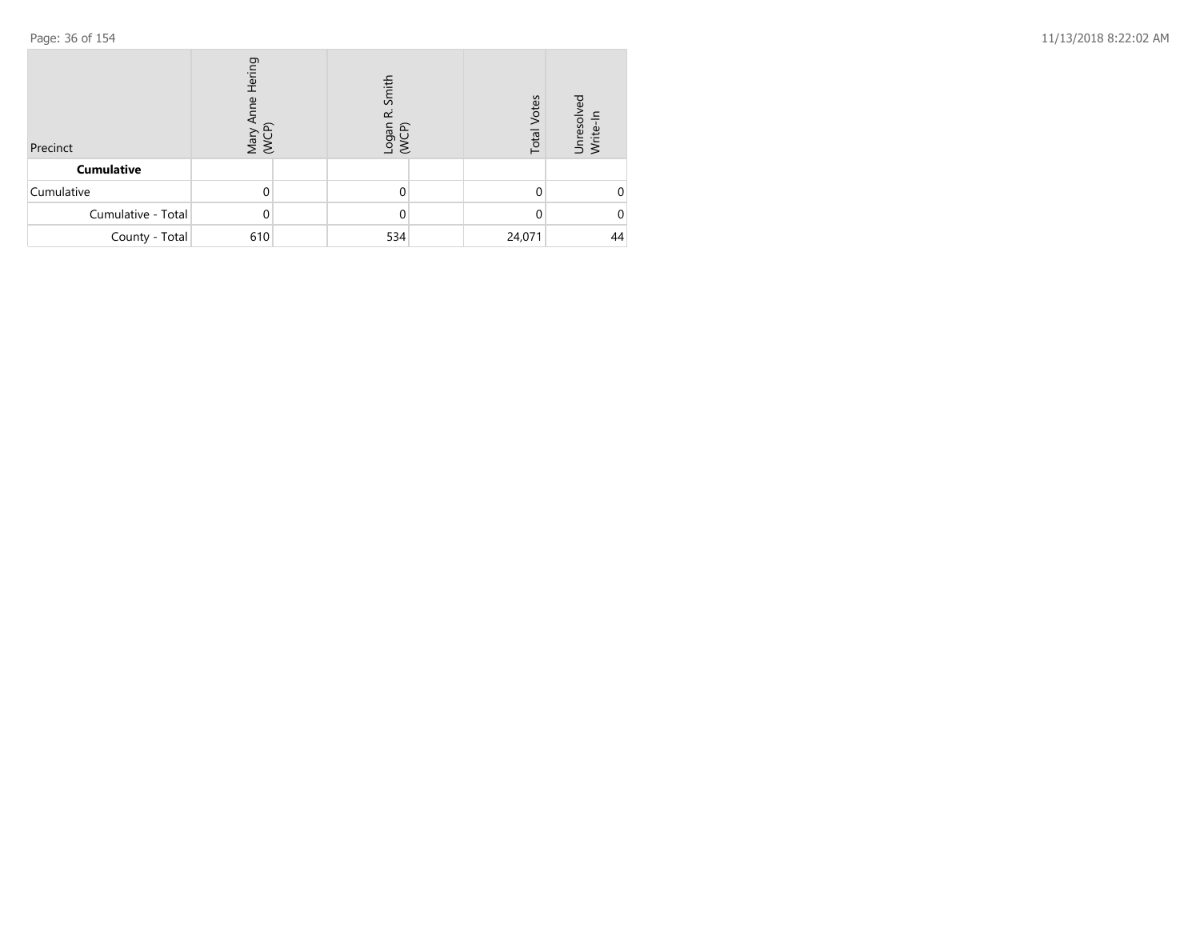| Precinct | Mary Anne Hering (WCP) | | Logan R. Smith (WCP) | | Total Votes | Unresolved Write-In |
|---|---|---|---|---|---|---|
| **Cumulative** | | | | | | |
| Cumulative | 0 | | 0 | | 0 | 0 |
| Cumulative - Total | 0 | | 0 | | 0 | 0 |
| County - Total | 610 | | 534 | | 24,071 | 44 |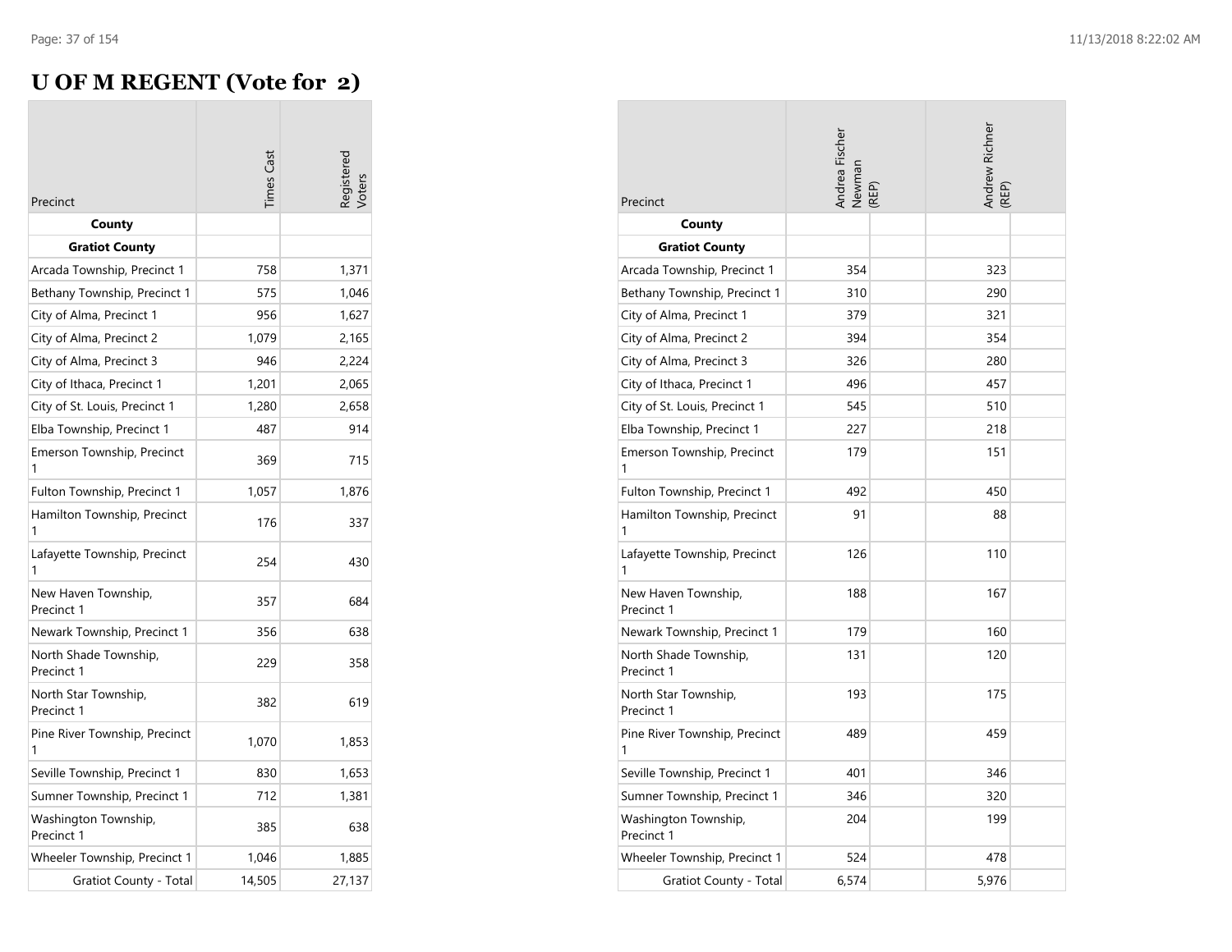# U OF M REGENT (Vote for 2)

| Precinct | Times Cast | Registered Voters |
|---|---|---|
| **County** | | |
| **Gratiot County** | | |
| Arcada Township, Precinct 1 | 758 | 1,371 |
| Bethany Township, Precinct 1 | 575 | 1,046 |
| City of Alma, Precinct 1 | 956 | 1,627 |
| City of Alma, Precinct 2 | 1,079 | 2,165 |
| City of Alma, Precinct 3 | 946 | 2,224 |
| City of Ithaca, Precinct 1 | 1,201 | 2,065 |
| City of St. Louis, Precinct 1 | 1,280 | 2,658 |
| Elba Township, Precinct 1 | 487 | 914 |
| Emerson Township, Precinct 1 | 369 | 715 |
| Fulton Township, Precinct 1 | 1,057 | 1,876 |
| Hamilton Township, Precinct 1 | 176 | 337 |
| Lafayette Township, Precinct 1 | 254 | 430 |
| New Haven Township, Precinct 1 | 357 | 684 |
| Newark Township, Precinct 1 | 356 | 638 |
| North Shade Township, Precinct 1 | 229 | 358 |
| North Star Township, Precinct 1 | 382 | 619 |
| Pine River Township, Precinct 1 | 1,070 | 1,853 |
| Seville Township, Precinct 1 | 830 | 1,653 |
| Sumner Township, Precinct 1 | 712 | 1,381 |
| Washington Township, Precinct 1 | 385 | 638 |
| Wheeler Township, Precinct 1 | 1,046 | 1,885 |
| Gratiot County - Total | 14,505 | 27,137 |

| Precinct | Andrea Fischer Newman (REP) | Andrew Richner (REP) |
|---|---|---|
| **County** | | |
| **Gratiot County** | | |
| Arcada Township, Precinct 1 | 354 | 323 |
| Bethany Township, Precinct 1 | 310 | 290 |
| City of Alma, Precinct 1 | 379 | 321 |
| City of Alma, Precinct 2 | 394 | 354 |
| City of Alma, Precinct 3 | 326 | 280 |
| City of Ithaca, Precinct 1 | 496 | 457 |
| City of St. Louis, Precinct 1 | 545 | 510 |
| Elba Township, Precinct 1 | 227 | 218 |
| Emerson Township, Precinct 1 | 179 | 151 |
| Fulton Township, Precinct 1 | 492 | 450 |
| Hamilton Township, Precinct 1 | 91 | 88 |
| Lafayette Township, Precinct 1 | 126 | 110 |
| New Haven Township, Precinct 1 | 188 | 167 |
| Newark Township, Precinct 1 | 179 | 160 |
| North Shade Township, Precinct 1 | 131 | 120 |
| North Star Township, Precinct 1 | 193 | 175 |
| Pine River Township, Precinct 1 | 489 | 459 |
| Seville Township, Precinct 1 | 401 | 346 |
| Sumner Township, Precinct 1 | 346 | 320 |
| Washington Township, Precinct 1 | 204 | 199 |
| Wheeler Township, Precinct 1 | 524 | 478 |
| Gratiot County - Total | 6,574 | 5,976 |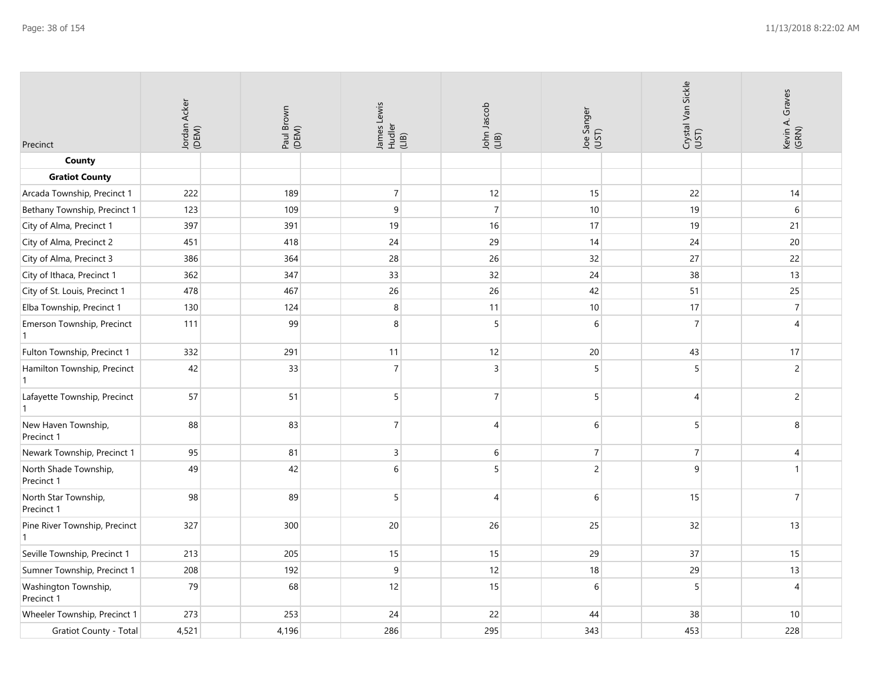| Precinct | Jordan Acker (DEM) | Paul Brown (DEM) | James Lewis Hudler (LIB) | John Jascob (LIB) | Joe Sanger (UST) | Crystal Van Sickle (UST) | Kevin A. Graves (GRN) |
|---|---|---|---|---|---|---|---|
| **County** | | | | | | | |
| **Gratiot County** | | | | | | | |
| Arcada Township, Precinct 1 | 222 | 189 | 7 | 12 | 15 | 22 | 14 |
| Bethany Township, Precinct 1 | 123 | 109 | 9 | 7 | 10 | 19 | 6 |
| City of Alma, Precinct 1 | 397 | 391 | 19 | 16 | 17 | 19 | 21 |
| City of Alma, Precinct 2 | 451 | 418 | 24 | 29 | 14 | 24 | 20 |
| City of Alma, Precinct 3 | 386 | 364 | 28 | 26 | 32 | 27 | 22 |
| City of Ithaca, Precinct 1 | 362 | 347 | 33 | 32 | 24 | 38 | 13 |
| City of St. Louis, Precinct 1 | 478 | 467 | 26 | 26 | 42 | 51 | 25 |
| Elba Township, Precinct 1 | 130 | 124 | 8 | 11 | 10 | 17 | 7 |
| Emerson Township, Precinct 1 | 111 | 99 | 8 | 5 | 6 | 7 | 4 |
| Fulton Township, Precinct 1 | 332 | 291 | 11 | 12 | 20 | 43 | 17 |
| Hamilton Township, Precinct 1 | 42 | 33 | 7 | 3 | 5 | 5 | 2 |
| Lafayette Township, Precinct 1 | 57 | 51 | 5 | 7 | 5 | 4 | 2 |
| New Haven Township, Precinct 1 | 88 | 83 | 7 | 4 | 6 | 5 | 8 |
| Newark Township, Precinct 1 | 95 | 81 | 3 | 6 | 7 | 7 | 4 |
| North Shade Township, Precinct 1 | 49 | 42 | 6 | 5 | 2 | 9 | 1 |
| North Star Township, Precinct 1 | 98 | 89 | 5 | 4 | 6 | 15 | 7 |
| Pine River Township, Precinct 1 | 327 | 300 | 20 | 26 | 25 | 32 | 13 |
| Seville Township, Precinct 1 | 213 | 205 | 15 | 15 | 29 | 37 | 15 |
| Sumner Township, Precinct 1 | 208 | 192 | 9 | 12 | 18 | 29 | 13 |
| Washington Township, Precinct 1 | 79 | 68 | 12 | 15 | 6 | 5 | 4 |
| Wheeler Township, Precinct 1 | 273 | 253 | 24 | 22 | 44 | 38 | 10 |
| Gratiot County - Total | 4,521 | 4,196 | 286 | 295 | 343 | 453 | 228 |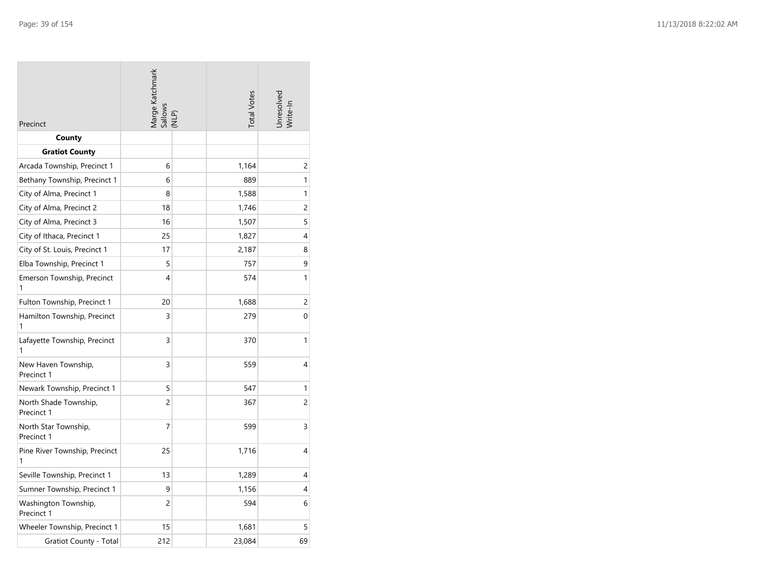| Precinct | Marge Katchmark Sallows (NLP) | | Total Votes | Unresolved Write-In |
|---|---|---|---|---|
| **County** | | | | |
| **Gratiot County** | | | | |
| Arcada Township, Precinct 1 | 6 | | 1,164 | 2 |
| Bethany Township, Precinct 1 | 6 | | 889 | 1 |
| City of Alma, Precinct 1 | 8 | | 1,588 | 1 |
| City of Alma, Precinct 2 | 18 | | 1,746 | 2 |
| City of Alma, Precinct 3 | 16 | | 1,507 | 5 |
| City of Ithaca, Precinct 1 | 25 | | 1,827 | 4 |
| City of St. Louis, Precinct 1 | 17 | | 2,187 | 8 |
| Elba Township, Precinct 1 | 5 | | 757 | 9 |
| Emerson Township, Precinct 1 | 4 | | 574 | 1 |
| Fulton Township, Precinct 1 | 20 | | 1,688 | 2 |
| Hamilton Township, Precinct 1 | 3 | | 279 | 0 |
| Lafayette Township, Precinct 1 | 3 | | 370 | 1 |
| New Haven Township, Precinct 1 | 3 | | 559 | 4 |
| Newark Township, Precinct 1 | 5 | | 547 | 1 |
| North Shade Township, Precinct 1 | 2 | | 367 | 2 |
| North Star Township, Precinct 1 | 7 | | 599 | 3 |
| Pine River Township, Precinct 1 | 25 | | 1,716 | 4 |
| Seville Township, Precinct 1 | 13 | | 1,289 | 4 |
| Sumner Township, Precinct 1 | 9 | | 1,156 | 4 |
| Washington Township, Precinct 1 | 2 | | 594 | 6 |
| Wheeler Township, Precinct 1 | 15 | | 1,681 | 5 |
| Gratiot County - Total | 212 | | 23,084 | 69 |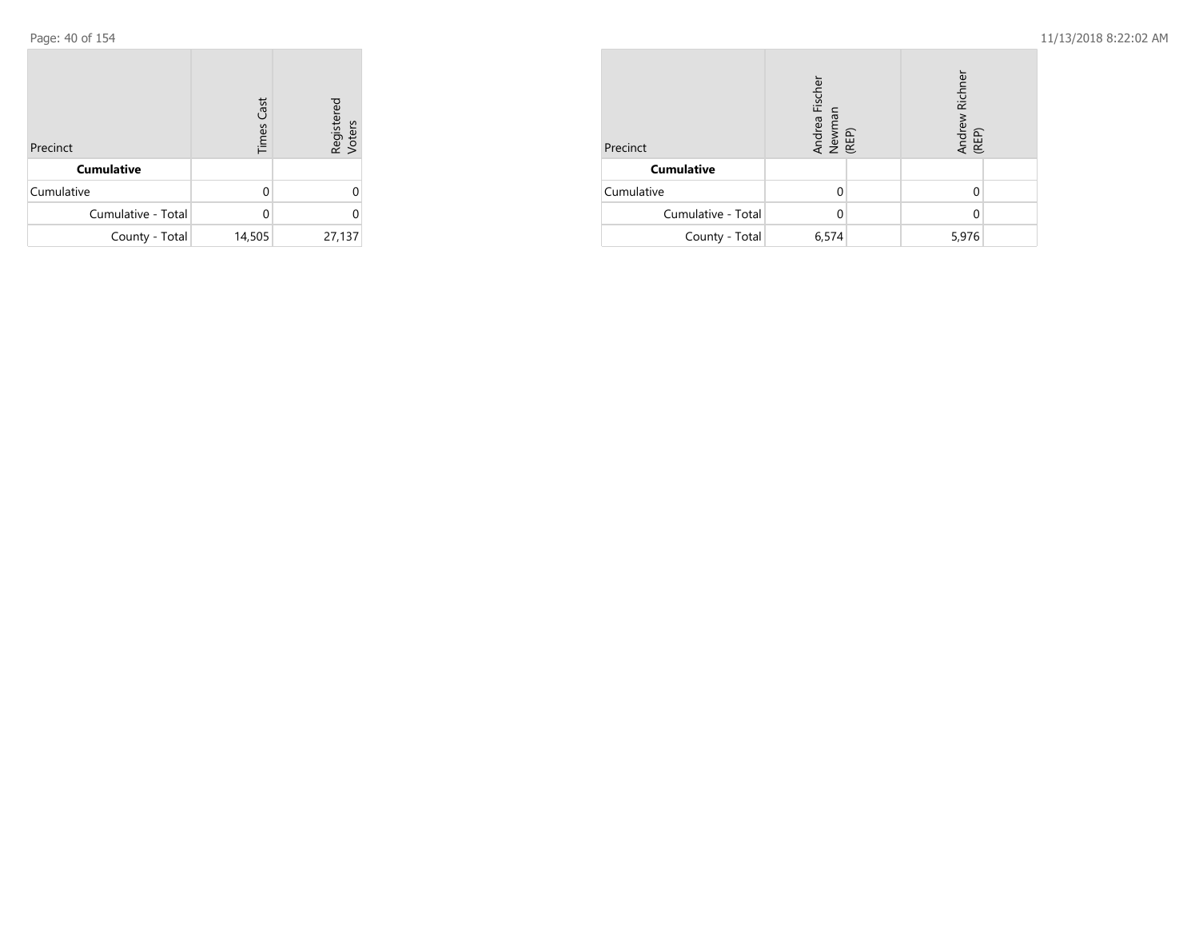| Precinct | Times Cast | Registered Voters |
|---|---|---|
| **Cumulative** | | |
| Cumulative | 0 | 0 |
| Cumulative - Total | 0 | 0 |
| County - Total | 14,505 | 27,137 |

| Precinct | Andrea Fischer Newman (REP) | | Andrew Richner (REP) | |
|---|---|---|---|---|
| **Cumulative** | | | | |
| Cumulative | 0 | | 0 | |
| Cumulative - Total | 0 | | 0 | |
| County - Total | 6,574 | | 5,976 | |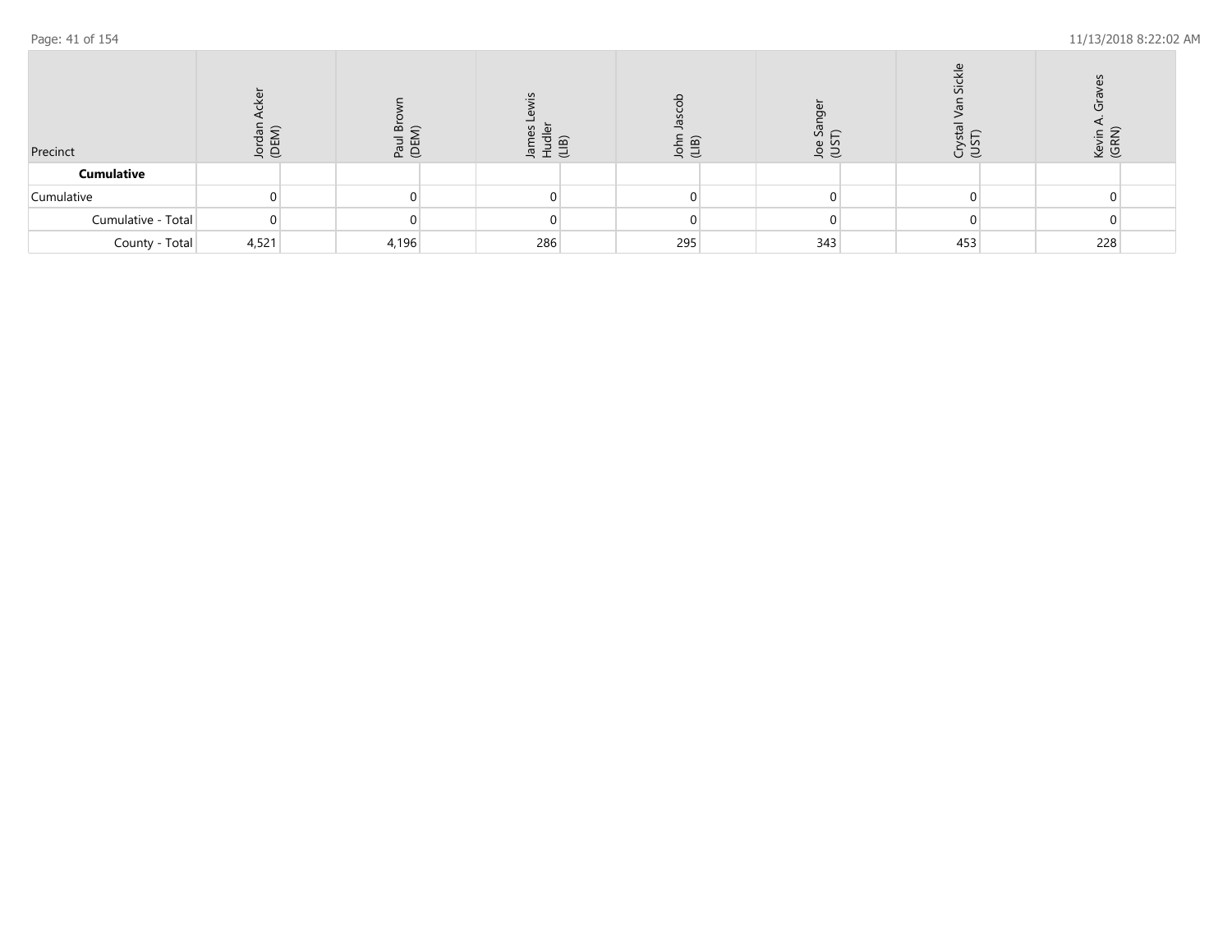| Precinct | Jordan Acker (DEM) | | Paul Brown (DEM) | | James Lewis Hudler (LIB) | | John Jascob (LIB) | | Joe Sanger (UST) | | Crystal Van Sickle (UST) | | Kevin A. Graves (GRN) | |
|---|---|---|---|---|---|---|---|---|---|---|---|---|---|---|
| **Cumulative** | | | | | | | | | | | | | | |
| Cumulative | 0 | | 0 | | 0 | | 0 | | 0 | | 0 | | 0 | |
| Cumulative - Total | 0 | | 0 | | 0 | | 0 | | 0 | | 0 | | 0 | |
| County - Total | 4,521 | | 4,196 | | 286 | | 295 | | 343 | | 453 | | 228 | |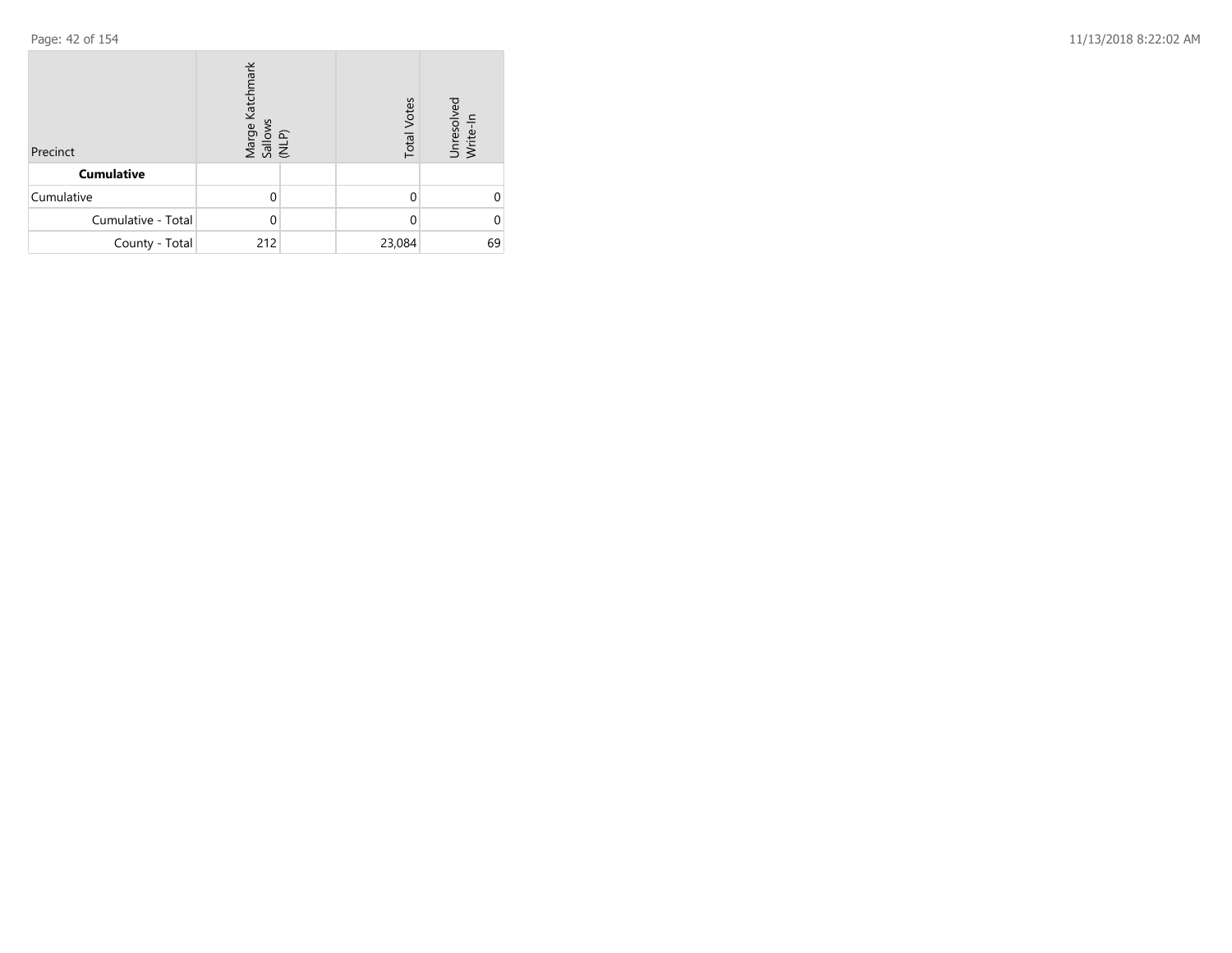| Precinct | Marge Katchmark Sallows (NLP) | | Total Votes | Unresolved Write-In |
|---|---|---|---|---|
| **Cumulative** | | | | |
| Cumulative | 0 | | 0 | 0 |
| Cumulative - Total | 0 | | 0 | 0 |
| County - Total | 212 | | 23,084 | 69 |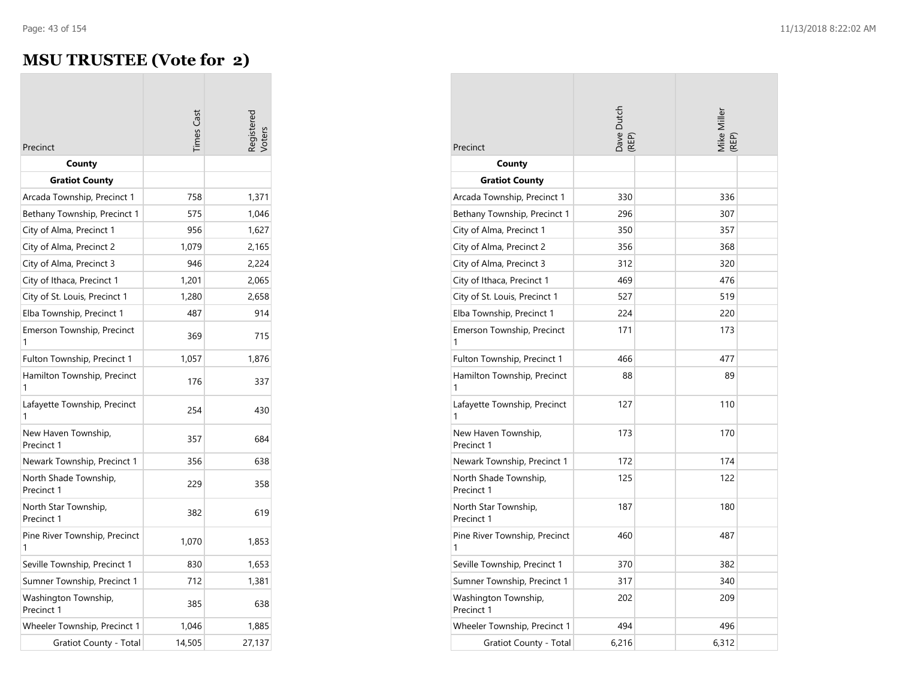# MSU TRUSTEE (Vote for 2)

| Precinct | Times Cast | Registered Voters | Dave Dutch (REP) | Mike Miller (REP) |
|---|---|---|---|---|
| **County** | | | | |
| **Gratiot County** | | | | |
| Arcada Township, Precinct 1 | 758 | 1,371 | 330 | 336 |
| Bethany Township, Precinct 1 | 575 | 1,046 | 296 | 307 |
| City of Alma, Precinct 1 | 956 | 1,627 | 350 | 357 |
| City of Alma, Precinct 2 | 1,079 | 2,165 | 356 | 368 |
| City of Alma, Precinct 3 | 946 | 2,224 | 312 | 320 |
| City of Ithaca, Precinct 1 | 1,201 | 2,065 | 469 | 476 |
| City of St. Louis, Precinct 1 | 1,280 | 2,658 | 527 | 519 |
| Elba Township, Precinct 1 | 487 | 914 | 224 | 220 |
| Emerson Township, Precinct 1 | 369 | 715 | 171 | 173 |
| Fulton Township, Precinct 1 | 1,057 | 1,876 | 466 | 477 |
| Hamilton Township, Precinct 1 | 176 | 337 | 88 | 89 |
| Lafayette Township, Precinct 1 | 254 | 430 | 127 | 110 |
| New Haven Township, Precinct 1 | 357 | 684 | 173 | 170 |
| Newark Township, Precinct 1 | 356 | 638 | 172 | 174 |
| North Shade Township, Precinct 1 | 229 | 358 | 125 | 122 |
| North Star Township, Precinct 1 | 382 | 619 | 187 | 180 |
| Pine River Township, Precinct 1 | 1,070 | 1,853 | 460 | 487 |
| Seville Township, Precinct 1 | 830 | 1,653 | 370 | 382 |
| Sumner Township, Precinct 1 | 712 | 1,381 | 317 | 340 |
| Washington Township, Precinct 1 | 385 | 638 | 202 | 209 |
| Wheeler Township, Precinct 1 | 1,046 | 1,885 | 494 | 496 |
| Gratiot County - Total | 14,505 | 27,137 | 6,216 | 6,312 |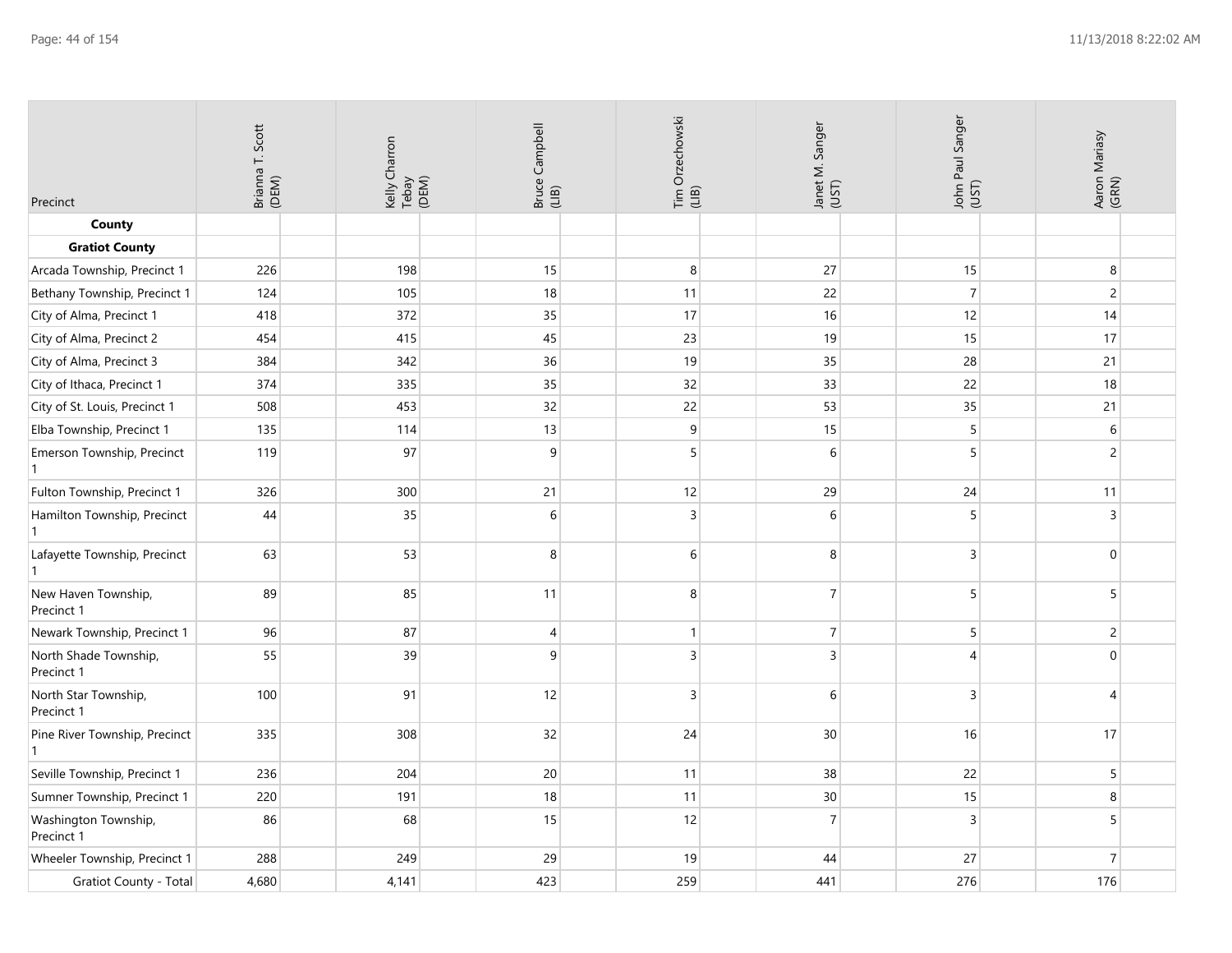| Precinct | Brianna T. Scott (DEM) | Kelly Charron Tebay (DEM) | Bruce Campbell (LIB) | Tim Orzechowski (LIB) | Janet M. Sanger (UST) | John Paul Sanger (UST) | Aaron Mariasy (GRN) |
|---|---|---|---|---|---|---|---|
| **County** | | | | | | | |
| **Gratiot County** | | | | | | | |
| Arcada Township, Precinct 1 | 226 | 198 | 15 | 8 | 27 | 15 | 8 |
| Bethany Township, Precinct 1 | 124 | 105 | 18 | 11 | 22 | 7 | 2 |
| City of Alma, Precinct 1 | 418 | 372 | 35 | 17 | 16 | 12 | 14 |
| City of Alma, Precinct 2 | 454 | 415 | 45 | 23 | 19 | 15 | 17 |
| City of Alma, Precinct 3 | 384 | 342 | 36 | 19 | 35 | 28 | 21 |
| City of Ithaca, Precinct 1 | 374 | 335 | 35 | 32 | 33 | 22 | 18 |
| City of St. Louis, Precinct 1 | 508 | 453 | 32 | 22 | 53 | 35 | 21 |
| Elba Township, Precinct 1 | 135 | 114 | 13 | 9 | 15 | 5 | 6 |
| Emerson Township, Precinct 1 | 119 | 97 | 9 | 5 | 6 | 5 | 2 |
| Fulton Township, Precinct 1 | 326 | 300 | 21 | 12 | 29 | 24 | 11 |
| Hamilton Township, Precinct 1 | 44 | 35 | 6 | 3 | 6 | 5 | 3 |
| Lafayette Township, Precinct 1 | 63 | 53 | 8 | 6 | 8 | 3 | 0 |
| New Haven Township, Precinct 1 | 89 | 85 | 11 | 8 | 7 | 5 | 5 |
| Newark Township, Precinct 1 | 96 | 87 | 4 | 1 | 7 | 5 | 2 |
| North Shade Township, Precinct 1 | 55 | 39 | 9 | 3 | 3 | 4 | 0 |
| North Star Township, Precinct 1 | 100 | 91 | 12 | 3 | 6 | 3 | 4 |
| Pine River Township, Precinct 1 | 335 | 308 | 32 | 24 | 30 | 16 | 17 |
| Seville Township, Precinct 1 | 236 | 204 | 20 | 11 | 38 | 22 | 5 |
| Sumner Township, Precinct 1 | 220 | 191 | 18 | 11 | 30 | 15 | 8 |
| Washington Township, Precinct 1 | 86 | 68 | 15 | 12 | 7 | 3 | 5 |
| Wheeler Township, Precinct 1 | 288 | 249 | 29 | 19 | 44 | 27 | 7 |
| Gratiot County - Total | 4,680 | 4,141 | 423 | 259 | 441 | 276 | 176 |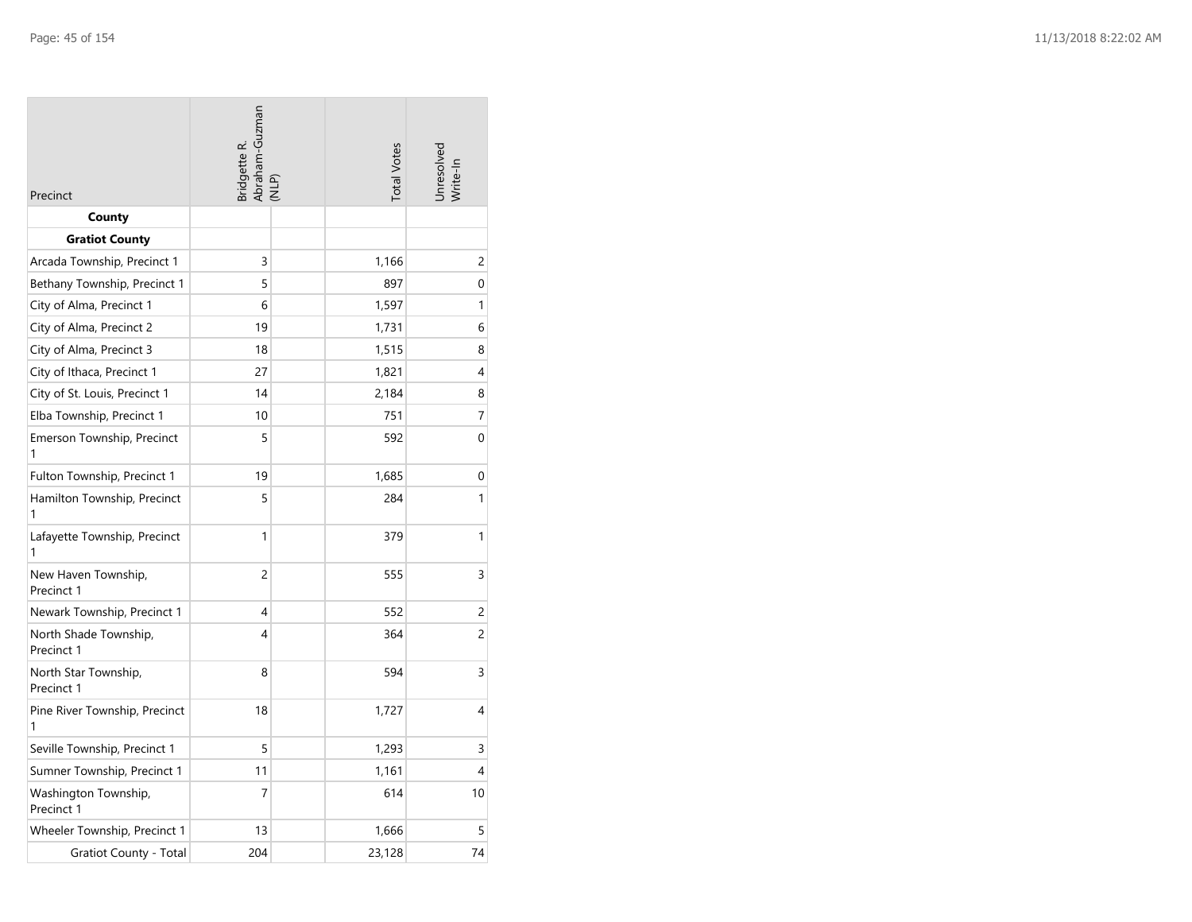| Precinct | Bridgette R. Abraham-Guzman (NLP) | | Total Votes | Unresolved Write-In |
|---|---|---|---|---|
| **County** | | | | |
| **Gratiot County** | | | | |
| Arcada Township, Precinct 1 | 3 | | 1,166 | 2 |
| Bethany Township, Precinct 1 | 5 | | 897 | 0 |
| City of Alma, Precinct 1 | 6 | | 1,597 | 1 |
| City of Alma, Precinct 2 | 19 | | 1,731 | 6 |
| City of Alma, Precinct 3 | 18 | | 1,515 | 8 |
| City of Ithaca, Precinct 1 | 27 | | 1,821 | 4 |
| City of St. Louis, Precinct 1 | 14 | | 2,184 | 8 |
| Elba Township, Precinct 1 | 10 | | 751 | 7 |
| Emerson Township, Precinct 1 | 5 | | 592 | 0 |
| Fulton Township, Precinct 1 | 19 | | 1,685 | 0 |
| Hamilton Township, Precinct 1 | 5 | | 284 | 1 |
| Lafayette Township, Precinct 1 | 1 | | 379 | 1 |
| New Haven Township, Precinct 1 | 2 | | 555 | 3 |
| Newark Township, Precinct 1 | 4 | | 552 | 2 |
| North Shade Township, Precinct 1 | 4 | | 364 | 2 |
| North Star Township, Precinct 1 | 8 | | 594 | 3 |
| Pine River Township, Precinct 1 | 18 | | 1,727 | 4 |
| Seville Township, Precinct 1 | 5 | | 1,293 | 3 |
| Sumner Township, Precinct 1 | 11 | | 1,161 | 4 |
| Washington Township, Precinct 1 | 7 | | 614 | 10 |
| Wheeler Township, Precinct 1 | 13 | | 1,666 | 5 |
| Gratiot County - Total | 204 | | 23,128 | 74 |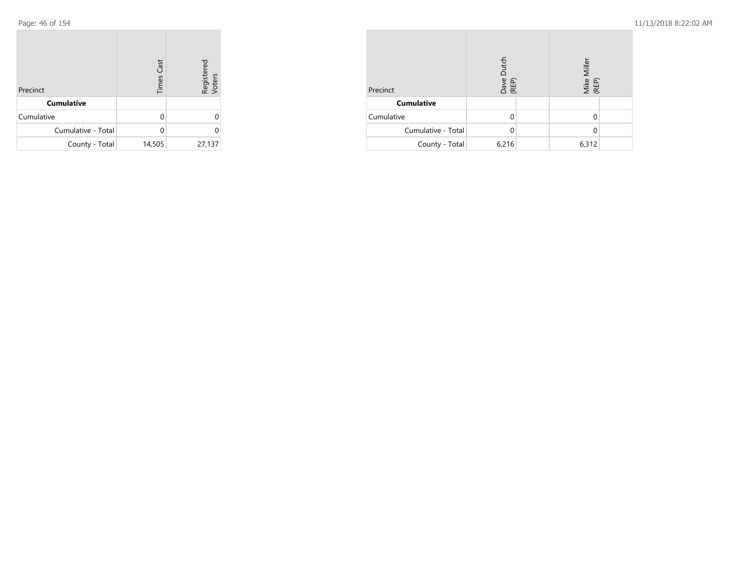| Precinct | Times Cast | Registered Voters |
|---|---|---|
| **Cumulative** | | |
| Cumulative | 0 | 0 |
| Cumulative - Total | 0 | 0 |
| County - Total | 14,505 | 27,137 |

| Precinct | Dave Dutch (REP) | | Mike Miller (REP) | |
|---|---|---|---|---|
| **Cumulative** | | | | |
| Cumulative | 0 | | 0 | |
| Cumulative - Total | 0 | | 0 | |
| County - Total | 6,216 | | 6,312 | |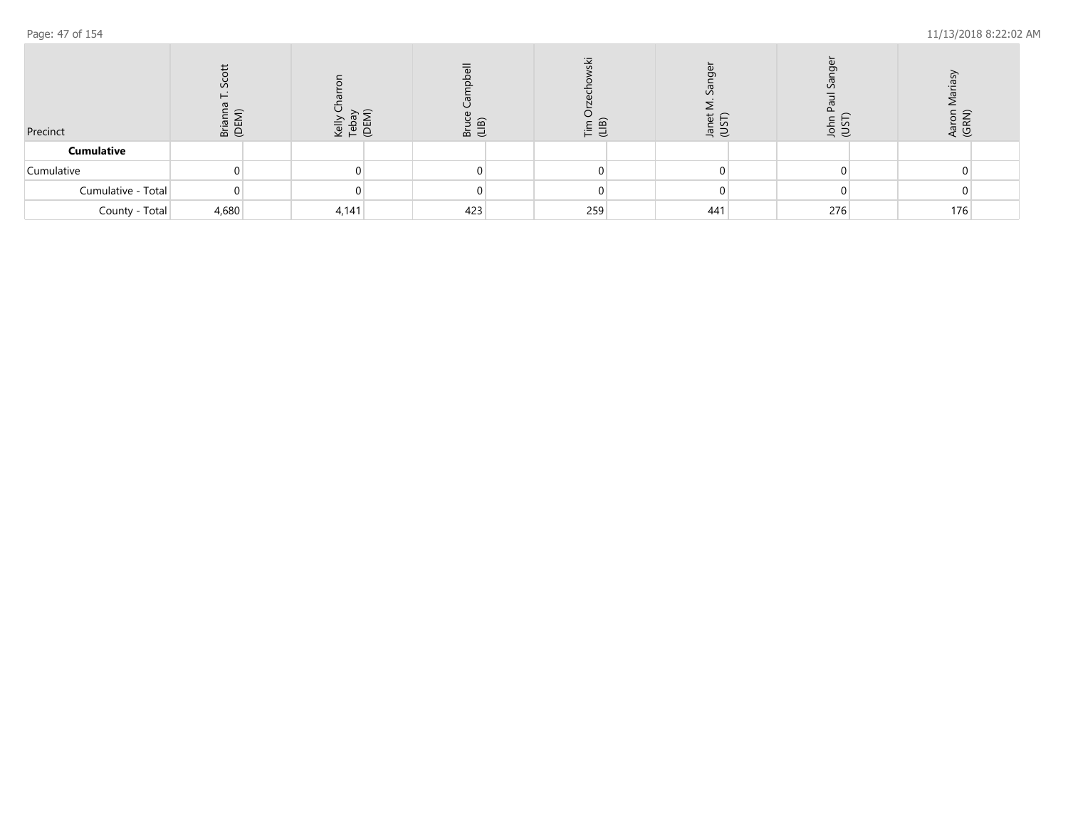| Precinct | Brianna T. Scott (DEM) | | Kelly Charron Tebay (DEM) | | Bruce Campbell (LIB) | | Tim Orzechowski (LIB) | | Janet M. Sanger (UST) | | John Paul Sanger (UST) | | Aaron Mariasy (GRN) | |
|---|---|---|---|---|---|---|---|---|---|---|---|---|---|---|
| **Cumulative** | | | | | | | | | | | | | | |
| Cumulative | 0 | | 0 | | 0 | | 0 | | 0 | | 0 | | 0 | |
| Cumulative - Total | 0 | | 0 | | 0 | | 0 | | 0 | | 0 | | 0 | |
| County - Total | 4,680 | | 4,141 | | 423 | | 259 | | 441 | | 276 | | 176 | |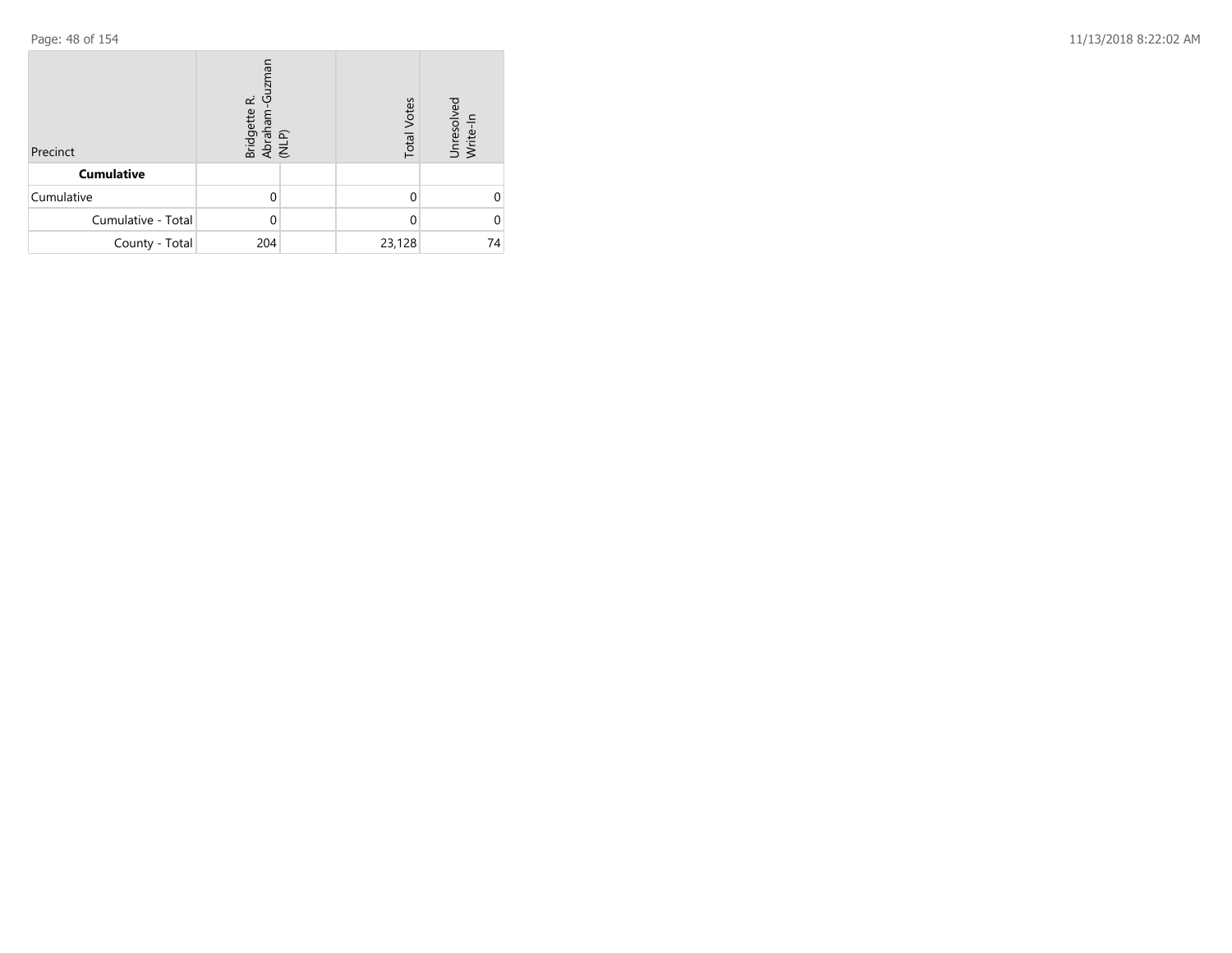| Precinct | Bridgette R. Abraham-Guzman (NLP) | | Total Votes | Unresolved Write-In |
|---|---|---|---|---|
| **Cumulative** | | | | |
| Cumulative | 0 | | 0 | 0 |
| Cumulative - Total | 0 | | 0 | 0 |
| County - Total | 204 | | 23,128 | 74 |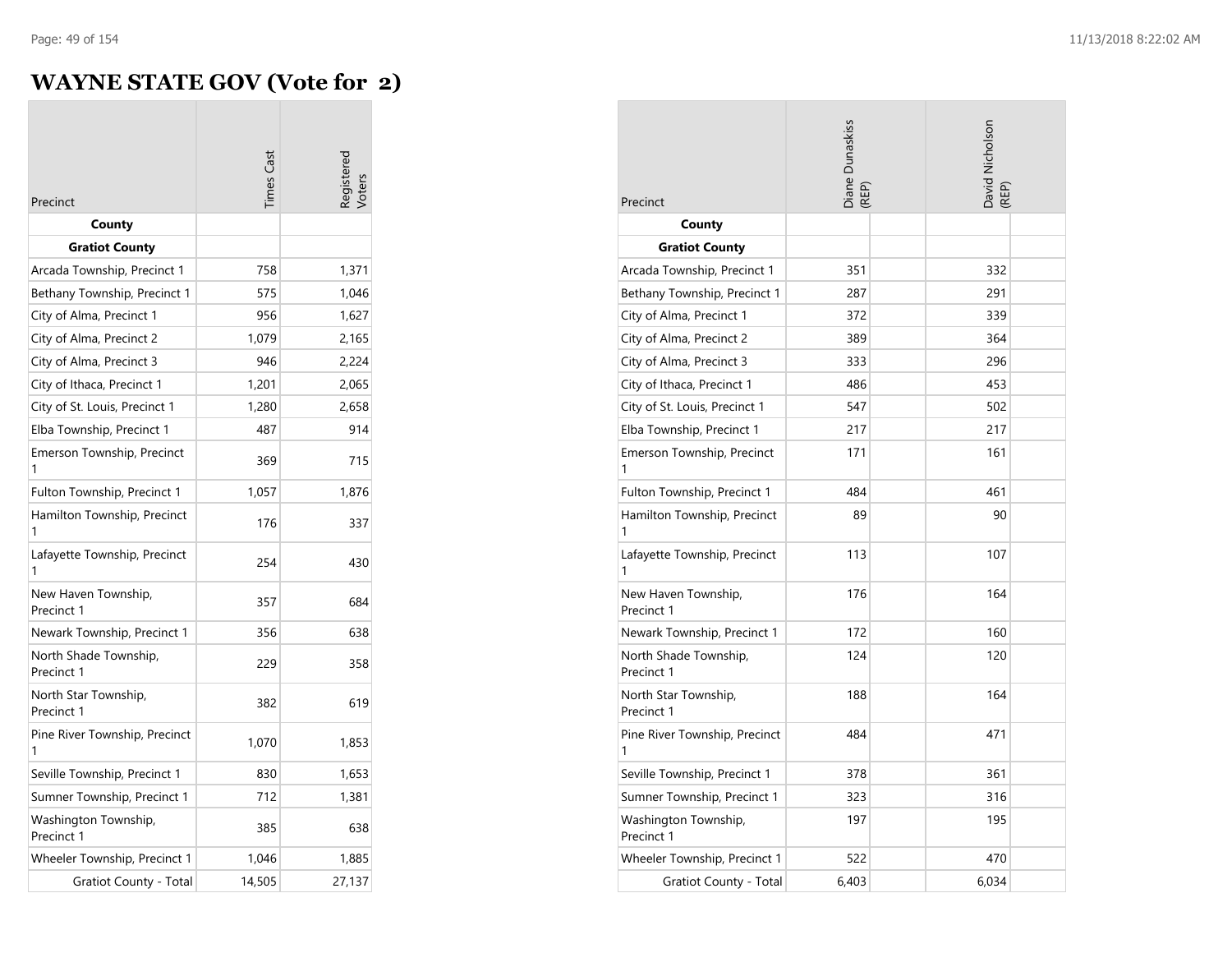# WAYNE STATE GOV (Vote for 2)

| Precinct | Times Cast | Registered Voters | Diane Dunaskiss (REP) | David Nicholson (REP) |
|---|---|---|---|---|
| **County** | | | | |
| **Gratiot County** | | | | |
| Arcada Township, Precinct 1 | 758 | 1,371 | 351 | 332 |
| Bethany Township, Precinct 1 | 575 | 1,046 | 287 | 291 |
| City of Alma, Precinct 1 | 956 | 1,627 | 372 | 339 |
| City of Alma, Precinct 2 | 1,079 | 2,165 | 389 | 364 |
| City of Alma, Precinct 3 | 946 | 2,224 | 333 | 296 |
| City of Ithaca, Precinct 1 | 1,201 | 2,065 | 486 | 453 |
| City of St. Louis, Precinct 1 | 1,280 | 2,658 | 547 | 502 |
| Elba Township, Precinct 1 | 487 | 914 | 217 | 217 |
| Emerson Township, Precinct 1 | 369 | 715 | 171 | 161 |
| Fulton Township, Precinct 1 | 1,057 | 1,876 | 484 | 461 |
| Hamilton Township, Precinct 1 | 176 | 337 | 89 | 90 |
| Lafayette Township, Precinct 1 | 254 | 430 | 113 | 107 |
| New Haven Township, Precinct 1 | 357 | 684 | 176 | 164 |
| Newark Township, Precinct 1 | 356 | 638 | 172 | 160 |
| North Shade Township, Precinct 1 | 229 | 358 | 124 | 120 |
| North Star Township, Precinct 1 | 382 | 619 | 188 | 164 |
| Pine River Township, Precinct 1 | 1,070 | 1,853 | 484 | 471 |
| Seville Township, Precinct 1 | 830 | 1,653 | 378 | 361 |
| Sumner Township, Precinct 1 | 712 | 1,381 | 323 | 316 |
| Washington Township, Precinct 1 | 385 | 638 | 197 | 195 |
| Wheeler Township, Precinct 1 | 1,046 | 1,885 | 522 | 470 |
| Gratiot County - Total | 14,505 | 27,137 | 6,403 | 6,034 |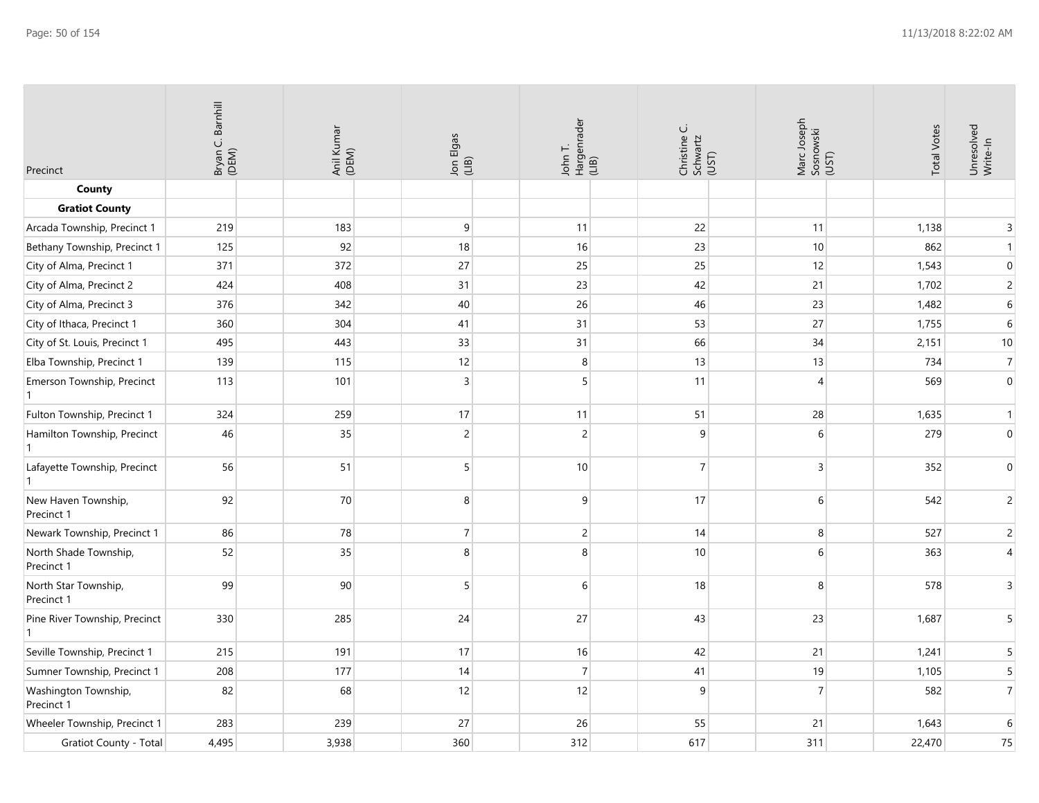| Precinct | Bryan C. Barnhill (DEM) | Anil Kumar (DEM) | Jon Elgas (LIB) | John T. Hargenrader (LIB) | Christine C. Schwartz (UST) | Marc Joseph Sosnowski (UST) | Total Votes | Unresolved Write-In |
|---|---|---|---|---|---|---|---|---|
| **County** | | | | | | | | |
| **Gratiot County** | | | | | | | | |
| Arcada Township, Precinct 1 | 219 | 183 | 9 | 11 | 22 | 11 | 1,138 | 3 |
| Bethany Township, Precinct 1 | 125 | 92 | 18 | 16 | 23 | 10 | 862 | 1 |
| City of Alma, Precinct 1 | 371 | 372 | 27 | 25 | 25 | 12 | 1,543 | 0 |
| City of Alma, Precinct 2 | 424 | 408 | 31 | 23 | 42 | 21 | 1,702 | 2 |
| City of Alma, Precinct 3 | 376 | 342 | 40 | 26 | 46 | 23 | 1,482 | 6 |
| City of Ithaca, Precinct 1 | 360 | 304 | 41 | 31 | 53 | 27 | 1,755 | 6 |
| City of St. Louis, Precinct 1 | 495 | 443 | 33 | 31 | 66 | 34 | 2,151 | 10 |
| Elba Township, Precinct 1 | 139 | 115 | 12 | 8 | 13 | 13 | 734 | 7 |
| Emerson Township, Precinct 1 | 113 | 101 | 3 | 5 | 11 | 4 | 569 | 0 |
| Fulton Township, Precinct 1 | 324 | 259 | 17 | 11 | 51 | 28 | 1,635 | 1 |
| Hamilton Township, Precinct 1 | 46 | 35 | 2 | 2 | 9 | 6 | 279 | 0 |
| Lafayette Township, Precinct 1 | 56 | 51 | 5 | 10 | 7 | 3 | 352 | 0 |
| New Haven Township, Precinct 1 | 92 | 70 | 8 | 9 | 17 | 6 | 542 | 2 |
| Newark Township, Precinct 1 | 86 | 78 | 7 | 2 | 14 | 8 | 527 | 2 |
| North Shade Township, Precinct 1 | 52 | 35 | 8 | 8 | 10 | 6 | 363 | 4 |
| North Star Township, Precinct 1 | 99 | 90 | 5 | 6 | 18 | 8 | 578 | 3 |
| Pine River Township, Precinct 1 | 330 | 285 | 24 | 27 | 43 | 23 | 1,687 | 5 |
| Seville Township, Precinct 1 | 215 | 191 | 17 | 16 | 42 | 21 | 1,241 | 5 |
| Sumner Township, Precinct 1 | 208 | 177 | 14 | 7 | 41 | 19 | 1,105 | 5 |
| Washington Township, Precinct 1 | 82 | 68 | 12 | 12 | 9 | 7 | 582 | 7 |
| Wheeler Township, Precinct 1 | 283 | 239 | 27 | 26 | 55 | 21 | 1,643 | 6 |
| Gratiot County - Total | 4,495 | 3,938 | 360 | 312 | 617 | 311 | 22,470 | 75 |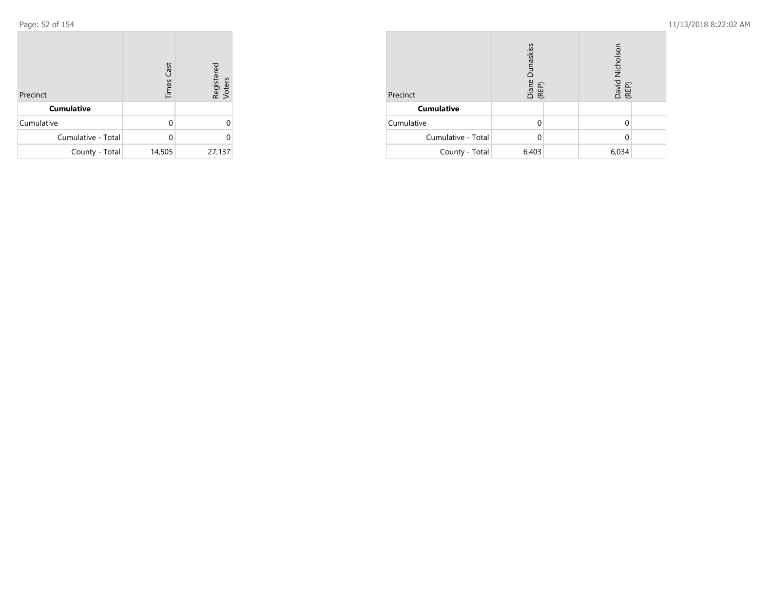| Precinct | Times Cast | Registered Voters |
|---|---|---|
| **Cumulative** | | |
| Cumulative | 0 | 0 |
| Cumulative - Total | 0 | 0 |
| County - Total | 14,505 | 27,137 |

| Precinct | Diane Dunaskiss (REP) | | David Nicholson (REP) | |
|---|---|---|---|---|
| **Cumulative** | | | | |
| Cumulative | 0 | | 0 | |
| Cumulative - Total | 0 | | 0 | |
| County - Total | 6,403 | | 6,034 | |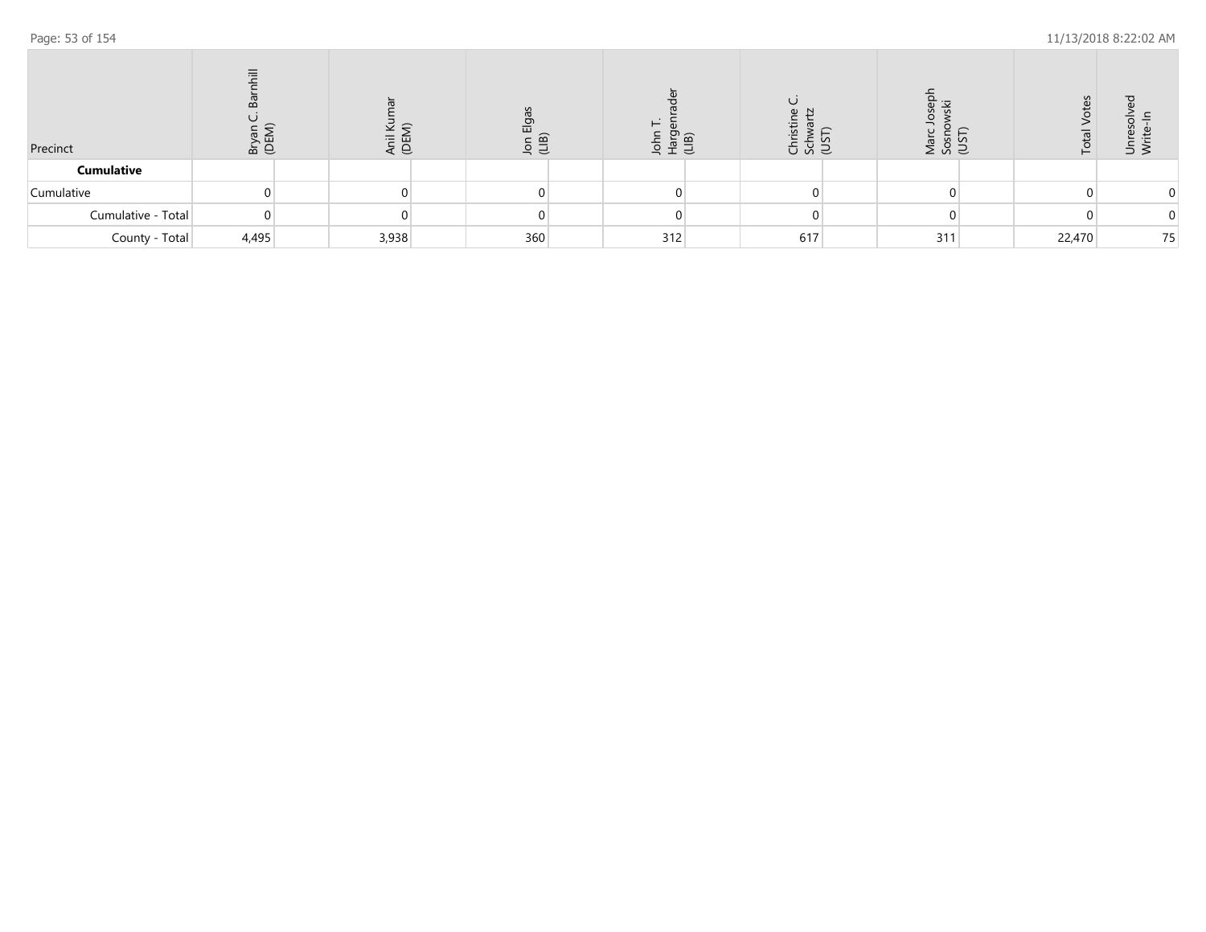| Precinct | Bryan C. Barnhill (DEM) | | Anil Kumar (DEM) | | Jon Elgas (LIB) | | John T. Hargenrader (LIB) | | Christine C. Schwartz (UST) | | Marc Joseph Sosnowski (UST) | | Total Votes | Unresolved Write-In |
|---|---|---|---|---|---|---|---|---|---|---|---|---|---|---|
| **Cumulative** | | | | | | | | | | | | | | |
| Cumulative | 0 | | 0 | | 0 | | 0 | | 0 | | 0 | | 0 | 0 |
| Cumulative - Total | 0 | | 0 | | 0 | | 0 | | 0 | | 0 | | 0 | 0 |
| County - Total | 4,495 | | 3,938 | | 360 | | 312 | | 617 | | 311 | | 22,470 | 75 |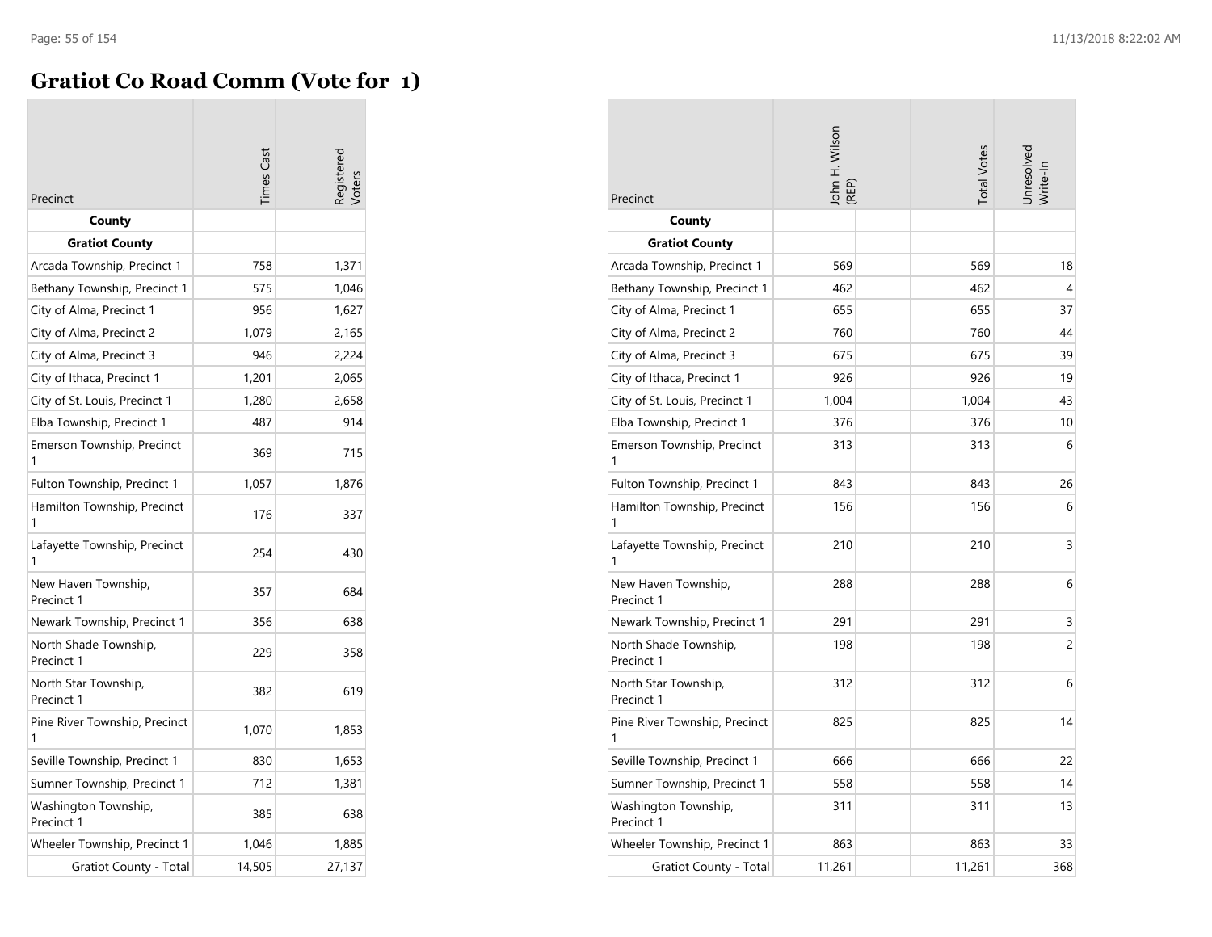# Gratiot Co Road Comm (Vote for 1)

| Precinct | Times Cast | Registered Voters |
|---|---|---|
| **County** | | |
| **Gratiot County** | | |
| Arcada Township, Precinct 1 | 758 | 1,371 |
| Bethany Township, Precinct 1 | 575 | 1,046 |
| City of Alma, Precinct 1 | 956 | 1,627 |
| City of Alma, Precinct 2 | 1,079 | 2,165 |
| City of Alma, Precinct 3 | 946 | 2,224 |
| City of Ithaca, Precinct 1 | 1,201 | 2,065 |
| City of St. Louis, Precinct 1 | 1,280 | 2,658 |
| Elba Township, Precinct 1 | 487 | 914 |
| Emerson Township, Precinct 1 | 369 | 715 |
| Fulton Township, Precinct 1 | 1,057 | 1,876 |
| Hamilton Township, Precinct 1 | 176 | 337 |
| Lafayette Township, Precinct 1 | 254 | 430 |
| New Haven Township, Precinct 1 | 357 | 684 |
| Newark Township, Precinct 1 | 356 | 638 |
| North Shade Township, Precinct 1 | 229 | 358 |
| North Star Township, Precinct 1 | 382 | 619 |
| Pine River Township, Precinct 1 | 1,070 | 1,853 |
| Seville Township, Precinct 1 | 830 | 1,653 |
| Sumner Township, Precinct 1 | 712 | 1,381 |
| Washington Township, Precinct 1 | 385 | 638 |
| Wheeler Township, Precinct 1 | 1,046 | 1,885 |
| Gratiot County - Total | 14,505 | 27,137 |

| Precinct | John H. Wilson (REP) | | Total Votes | Unresolved Write-In |
|---|---|---|---|---|
| **County** | | | | |
| **Gratiot County** | | | | |
| Arcada Township, Precinct 1 | 569 | | 569 | 18 |
| Bethany Township, Precinct 1 | 462 | | 462 | 4 |
| City of Alma, Precinct 1 | 655 | | 655 | 37 |
| City of Alma, Precinct 2 | 760 | | 760 | 44 |
| City of Alma, Precinct 3 | 675 | | 675 | 39 |
| City of Ithaca, Precinct 1 | 926 | | 926 | 19 |
| City of St. Louis, Precinct 1 | 1,004 | | 1,004 | 43 |
| Elba Township, Precinct 1 | 376 | | 376 | 10 |
| Emerson Township, Precinct 1 | 313 | | 313 | 6 |
| Fulton Township, Precinct 1 | 843 | | 843 | 26 |
| Hamilton Township, Precinct 1 | 156 | | 156 | 6 |
| Lafayette Township, Precinct 1 | 210 | | 210 | 3 |
| New Haven Township, Precinct 1 | 288 | | 288 | 6 |
| Newark Township, Precinct 1 | 291 | | 291 | 3 |
| North Shade Township, Precinct 1 | 198 | | 198 | 2 |
| North Star Township, Precinct 1 | 312 | | 312 | 6 |
| Pine River Township, Precinct 1 | 825 | | 825 | 14 |
| Seville Township, Precinct 1 | 666 | | 666 | 22 |
| Sumner Township, Precinct 1 | 558 | | 558 | 14 |
| Washington Township, Precinct 1 | 311 | | 311 | 13 |
| Wheeler Township, Precinct 1 | 863 | | 863 | 33 |
| Gratiot County - Total | 11,261 | | 11,261 | 368 |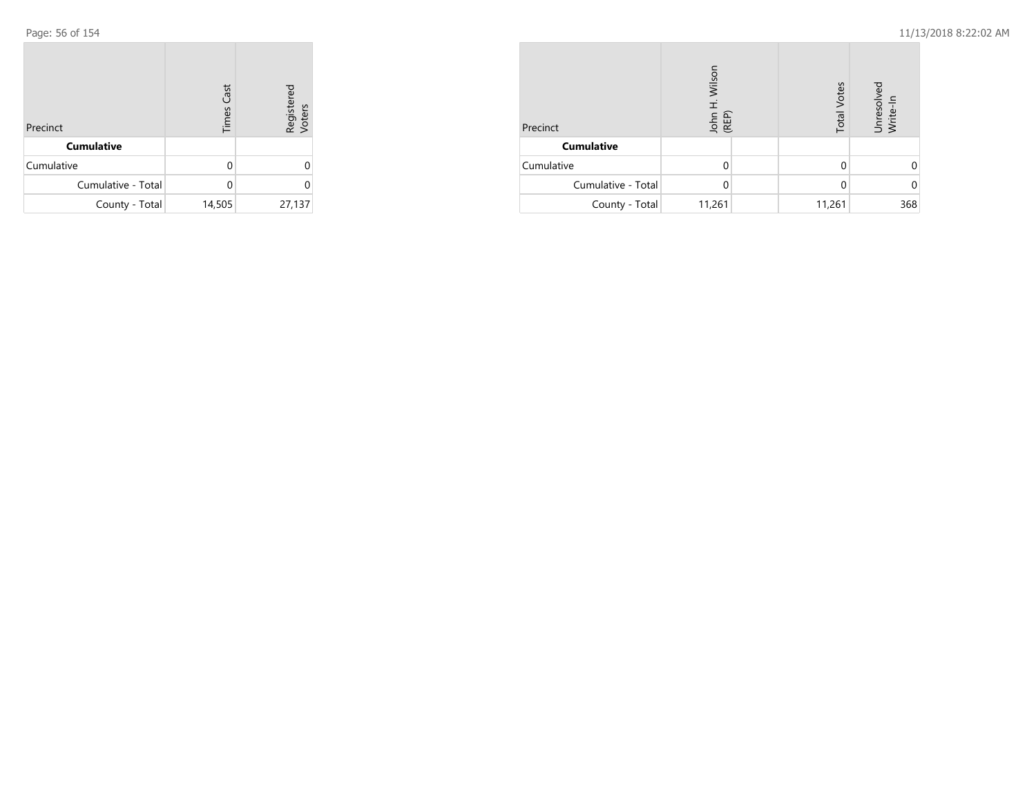| Precinct | Times Cast | Registered Voters |
|---|---|---|
| **Cumulative** | | |
| Cumulative | 0 | 0 |
| Cumulative - Total | 0 | 0 |
| County - Total | 14,505 | 27,137 |

| Precinct | John H. Wilson (REP) | | Total Votes | Unresolved Write-In |
|---|---|---|---|---|
| **Cumulative** | | | | |
| Cumulative | 0 | | 0 | 0 |
| Cumulative - Total | 0 | | 0 | 0 |
| County - Total | 11,261 | | 11,261 | 368 |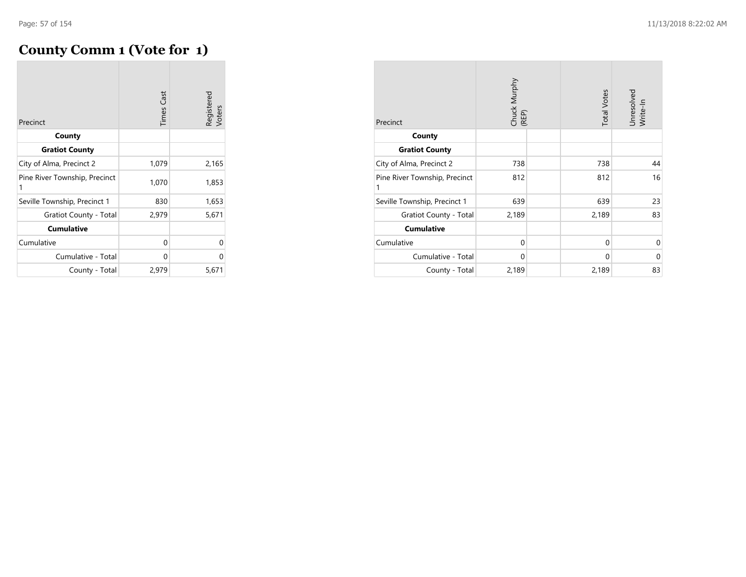# County Comm 1 (Vote for 1)

| Precinct | Times Cast | Registered Voters |
|---|---|---|
| **County** | | |
| **Gratiot County** | | |
| City of Alma, Precinct 2 | 1,079 | 2,165 |
| Pine River Township, Precinct 1 | 1,070 | 1,853 |
| Seville Township, Precinct 1 | 830 | 1,653 |
| Gratiot County - Total | 2,979 | 5,671 |
| **Cumulative** | | |
| Cumulative | 0 | 0 |
| Cumulative - Total | 0 | 0 |
| County - Total | 2,979 | 5,671 |

| Precinct | Chuck Murphy (REP) | | Total Votes | Unresolved Write-In |
|---|---|---|---|---|
| **County** | | | | |
| **Gratiot County** | | | | |
| City of Alma, Precinct 2 | 738 | | 738 | 44 |
| Pine River Township, Precinct 1 | 812 | | 812 | 16 |
| Seville Township, Precinct 1 | 639 | | 639 | 23 |
| Gratiot County - Total | 2,189 | | 2,189 | 83 |
| **Cumulative** | | | | |
| Cumulative | 0 | | 0 | 0 |
| Cumulative - Total | 0 | | 0 | 0 |
| County - Total | 2,189 | | 2,189 | 83 |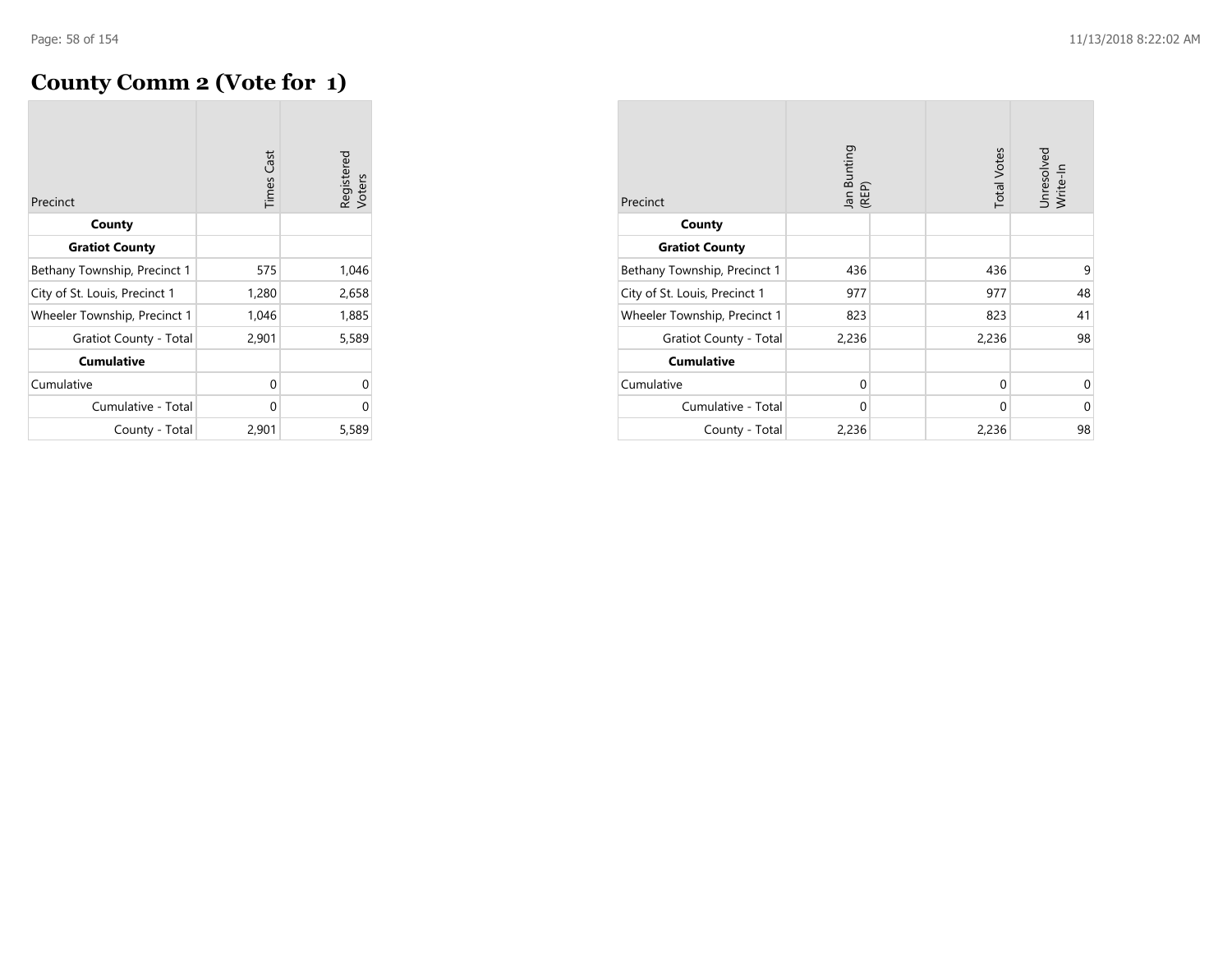# County Comm 2 (Vote for 1)

| Precinct | Times Cast | Registered Voters |
|---|---|---|
| **County** | | |
| **Gratiot County** | | |
| Bethany Township, Precinct 1 | 575 | 1,046 |
| City of St. Louis, Precinct 1 | 1,280 | 2,658 |
| Wheeler Township, Precinct 1 | 1,046 | 1,885 |
| Gratiot County - Total | 2,901 | 5,589 |
| **Cumulative** | | |
| Cumulative | 0 | 0 |
| Cumulative - Total | 0 | 0 |
| County - Total | 2,901 | 5,589 |

| Precinct | Jan Bunting (REP) | | Total Votes | Unresolved Write-In |
|---|---|---|---|---|
| **County** | | | | |
| **Gratiot County** | | | | |
| Bethany Township, Precinct 1 | 436 | | 436 | 9 |
| City of St. Louis, Precinct 1 | 977 | | 977 | 48 |
| Wheeler Township, Precinct 1 | 823 | | 823 | 41 |
| Gratiot County - Total | 2,236 | | 2,236 | 98 |
| **Cumulative** | | | | |
| Cumulative | 0 | | 0 | 0 |
| Cumulative - Total | 0 | | 0 | 0 |
| County - Total | 2,236 | | 2,236 | 98 |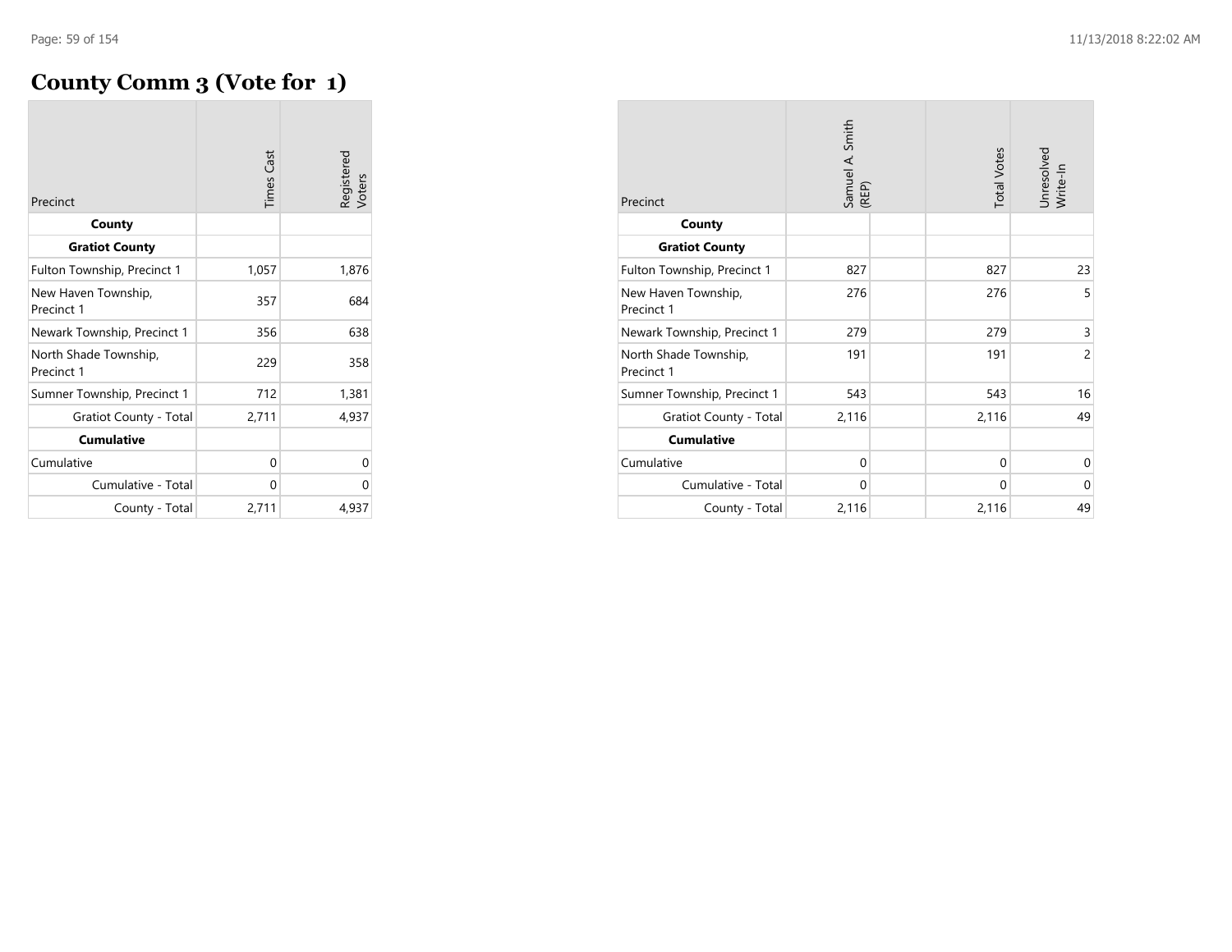# County Comm 3 (Vote for 1)

| Precinct | Times Cast | Registered Voters |
|---|---|---|
| **County** | | |
| **Gratiot County** | | |
| Fulton Township, Precinct 1 | 1,057 | 1,876 |
| New Haven Township, Precinct 1 | 357 | 684 |
| Newark Township, Precinct 1 | 356 | 638 |
| North Shade Township, Precinct 1 | 229 | 358 |
| Sumner Township, Precinct 1 | 712 | 1,381 |
| Gratiot County - Total | 2,711 | 4,937 |
| **Cumulative** | | |
| Cumulative | 0 | 0 |
| Cumulative - Total | 0 | 0 |
| County - Total | 2,711 | 4,937 |

| Precinct | Samuel A. Smith (REP) | | Total Votes | Unresolved Write-In |
|---|---|---|---|---|
| **County** | | | | |
| **Gratiot County** | | | | |
| Fulton Township, Precinct 1 | 827 | | 827 | 23 |
| New Haven Township, Precinct 1 | 276 | | 276 | 5 |
| Newark Township, Precinct 1 | 279 | | 279 | 3 |
| North Shade Township, Precinct 1 | 191 | | 191 | 2 |
| Sumner Township, Precinct 1 | 543 | | 543 | 16 |
| Gratiot County - Total | 2,116 | | 2,116 | 49 |
| **Cumulative** | | | | |
| Cumulative | 0 | | 0 | 0 |
| Cumulative - Total | 0 | | 0 | 0 |
| County - Total | 2,116 | | 2,116 | 49 |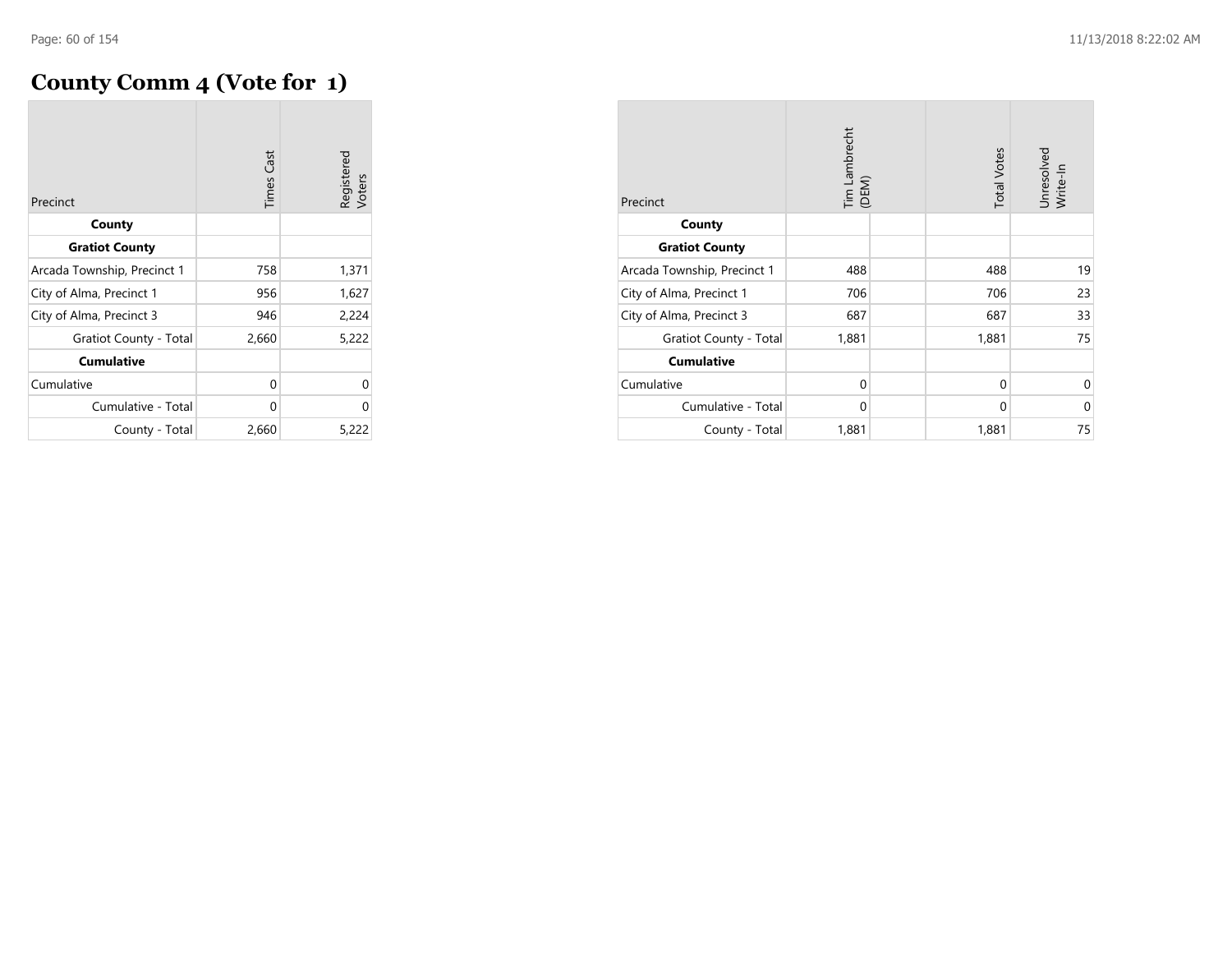# County Comm 4 (Vote for 1)

| Precinct | Times Cast | Registered Voters |
|---|---|---|
| **County** | | |
| **Gratiot County** | | |
| Arcada Township, Precinct 1 | 758 | 1,371 |
| City of Alma, Precinct 1 | 956 | 1,627 |
| City of Alma, Precinct 3 | 946 | 2,224 |
| Gratiot County - Total | 2,660 | 5,222 |
| **Cumulative** | | |
| Cumulative | 0 | 0 |
| Cumulative - Total | 0 | 0 |
| County - Total | 2,660 | 5,222 |

| Precinct | Tim Lambrecht (DEM) | | Total Votes | Unresolved Write-In |
|---|---|---|---|---|
| **County** | | | | |
| **Gratiot County** | | | | |
| Arcada Township, Precinct 1 | 488 | | 488 | 19 |
| City of Alma, Precinct 1 | 706 | | 706 | 23 |
| City of Alma, Precinct 3 | 687 | | 687 | 33 |
| Gratiot County - Total | 1,881 | | 1,881 | 75 |
| **Cumulative** | | | | |
| Cumulative | 0 | | 0 | 0 |
| Cumulative - Total | 0 | | 0 | 0 |
| County - Total | 1,881 | | 1,881 | 75 |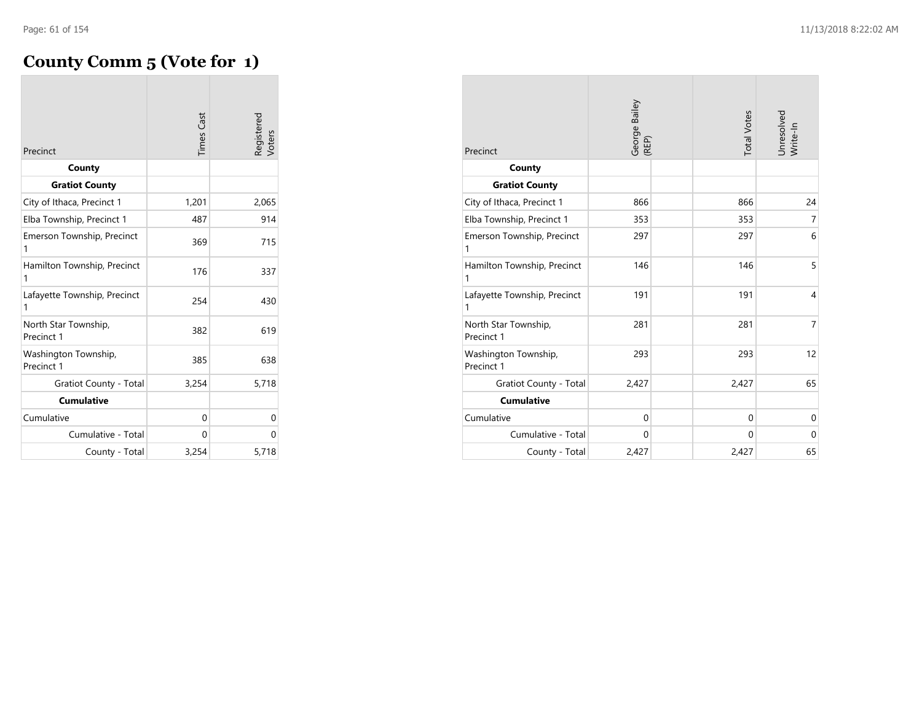# County Comm 5 (Vote for 1)

| Precinct | Times Cast | Registered Voters |
|---|---|---|
| **County** | | |
| **Gratiot County** | | |
| City of Ithaca, Precinct 1 | 1,201 | 2,065 |
| Elba Township, Precinct 1 | 487 | 914 |
| Emerson Township, Precinct 1 | 369 | 715 |
| Hamilton Township, Precinct 1 | 176 | 337 |
| Lafayette Township, Precinct 1 | 254 | 430 |
| North Star Township, Precinct 1 | 382 | 619 |
| Washington Township, Precinct 1 | 385 | 638 |
| Gratiot County - Total | 3,254 | 5,718 |
| **Cumulative** | | |
| Cumulative | 0 | 0 |
| Cumulative - Total | 0 | 0 |
| County - Total | 3,254 | 5,718 |

| Precinct | George Bailey (REP) | Total Votes | Unresolved Write-In |
|---|---|---|---|
| **County** | | | |
| **Gratiot County** | | | |
| City of Ithaca, Precinct 1 | 866 | 866 | 24 |
| Elba Township, Precinct 1 | 353 | 353 | 7 |
| Emerson Township, Precinct 1 | 297 | 297 | 6 |
| Hamilton Township, Precinct 1 | 146 | 146 | 5 |
| Lafayette Township, Precinct 1 | 191 | 191 | 4 |
| North Star Township, Precinct 1 | 281 | 281 | 7 |
| Washington Township, Precinct 1 | 293 | 293 | 12 |
| Gratiot County - Total | 2,427 | 2,427 | 65 |
| **Cumulative** | | | |
| Cumulative | 0 | 0 | 0 |
| Cumulative - Total | 0 | 0 | 0 |
| County - Total | 2,427 | 2,427 | 65 |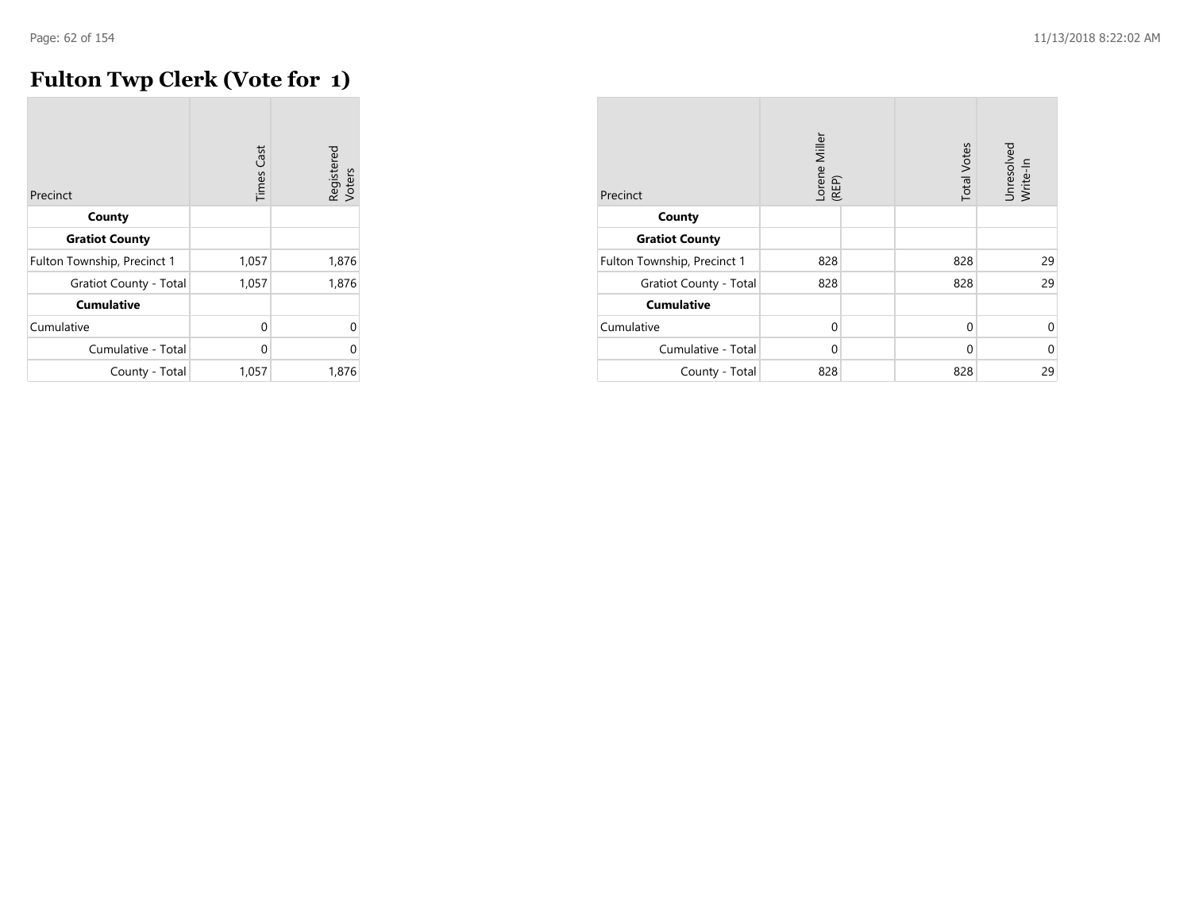# Fulton Twp Clerk (Vote for 1)

| Precinct | Times Cast | Registered Voters |
|---|---|---|
| **County** | | |
| **Gratiot County** | | |
| Fulton Township, Precinct 1 | 1,057 | 1,876 |
| Gratiot County - Total | 1,057 | 1,876 |
| **Cumulative** | | |
| Cumulative | 0 | 0 |
| Cumulative - Total | 0 | 0 |
| County - Total | 1,057 | 1,876 |

| Precinct | Lorene Miller (REP) | | Total Votes | Unresolved Write-In |
|---|---|---|---|---|
| **County** | | | | |
| **Gratiot County** | | | | |
| Fulton Township, Precinct 1 | 828 | | 828 | 29 |
| Gratiot County - Total | 828 | | 828 | 29 |
| **Cumulative** | | | | |
| Cumulative | 0 | | 0 | 0 |
| Cumulative - Total | 0 | | 0 | 0 |
| County - Total | 828 | | 828 | 29 |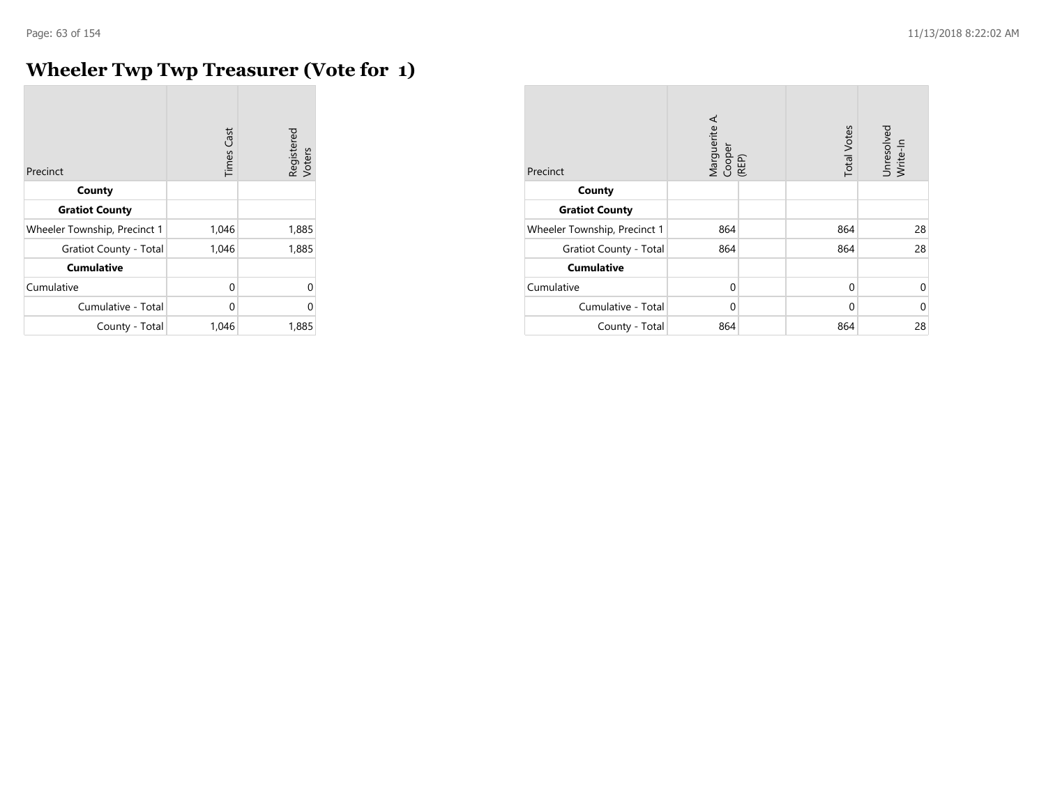# Wheeler Twp Twp Treasurer (Vote for 1)

| Precinct | Times Cast | Registered Voters |
|---|---|---|
| **County** | | |
| **Gratiot County** | | |
| Wheeler Township, Precinct 1 | 1,046 | 1,885 |
| Gratiot County - Total | 1,046 | 1,885 |
| **Cumulative** | | |
| Cumulative | 0 | 0 |
| Cumulative - Total | 0 | 0 |
| County - Total | 1,046 | 1,885 |

| Precinct | Marguerite A. Cooper (REP) | | Total Votes | Unresolved Write-In |
|---|---|---|---|---|
| **County** | | | | |
| **Gratiot County** | | | | |
| Wheeler Township, Precinct 1 | 864 | | 864 | 28 |
| Gratiot County - Total | 864 | | 864 | 28 |
| **Cumulative** | | | | |
| Cumulative | 0 | | 0 | 0 |
| Cumulative - Total | 0 | | 0 | 0 |
| County - Total | 864 | | 864 | 28 |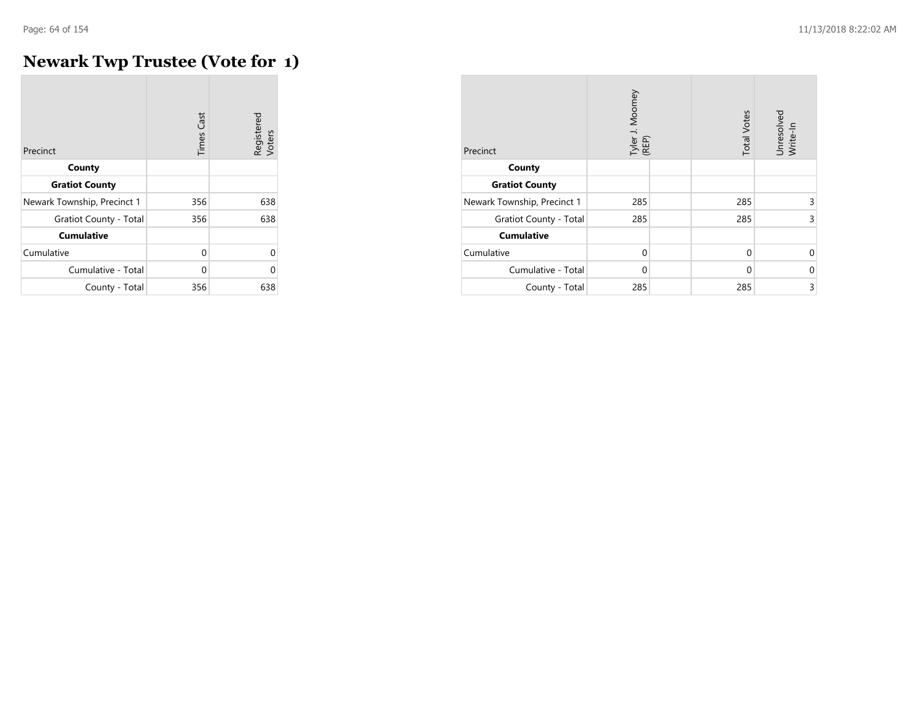# Newark Twp Trustee (Vote for 1)

| Precinct | Times Cast | Registered Voters |
|---|---|---|
| **County** | | |
| **Gratiot County** | | |
| Newark Township, Precinct 1 | 356 | 638 |
| Gratiot County - Total | 356 | 638 |
| **Cumulative** | | |
| Cumulative | 0 | 0 |
| Cumulative - Total | 0 | 0 |
| County - Total | 356 | 638 |

| Precinct | Tyler J. Moomey (REP) | | Total Votes | Unresolved Write-In |
|---|---|---|---|---|
| **County** | | | | |
| **Gratiot County** | | | | |
| Newark Township, Precinct 1 | 285 | | 285 | 3 |
| Gratiot County - Total | 285 | | 285 | 3 |
| **Cumulative** | | | | |
| Cumulative | 0 | | 0 | 0 |
| Cumulative - Total | 0 | | 0 | 0 |
| County - Total | 285 | | 285 | 3 |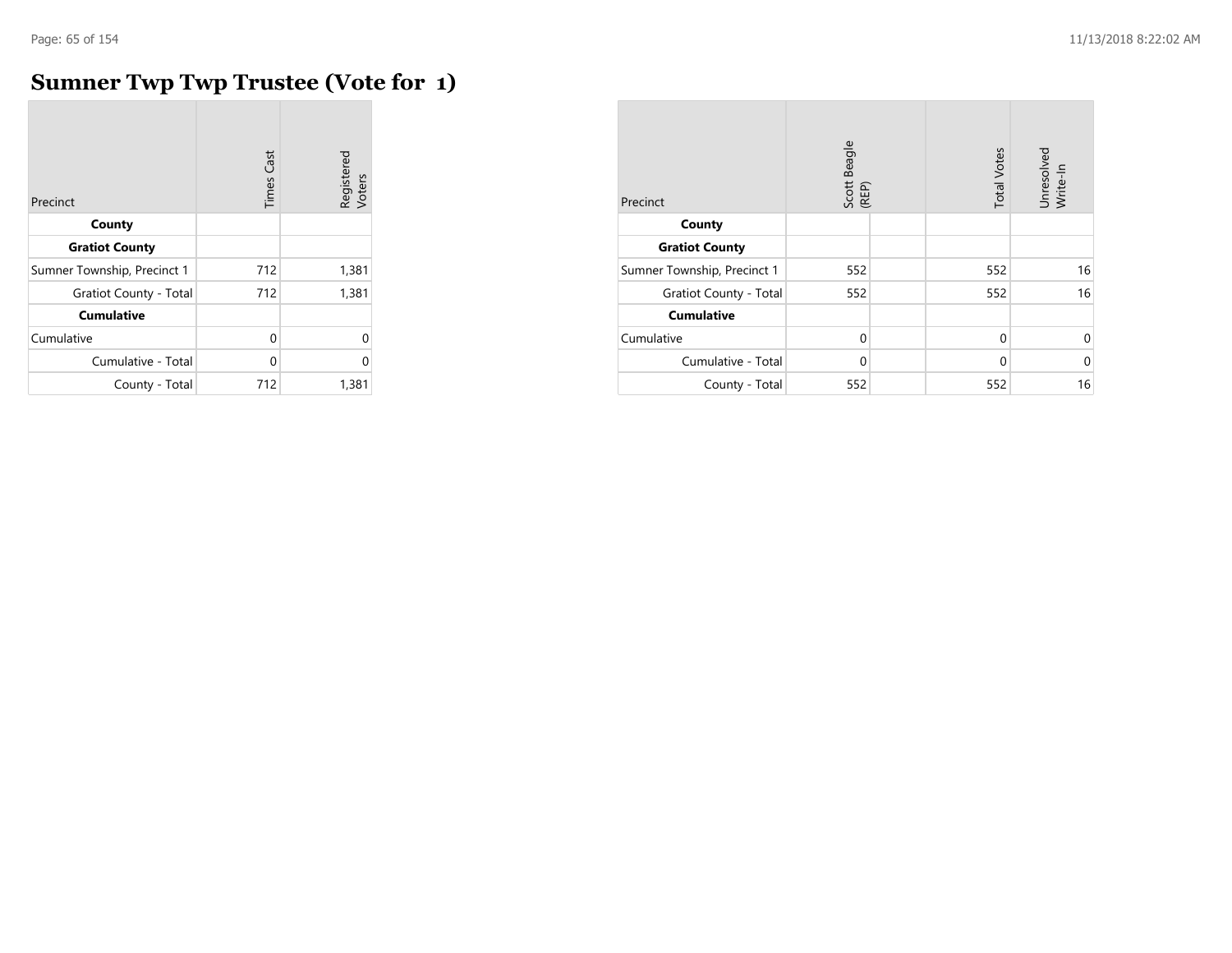# Sumner Twp Twp Trustee (Vote for 1)

| Precinct | Times Cast | Registered Voters |
|---|---|---|
| **County** | | |
| **Gratiot County** | | |
| Sumner Township, Precinct 1 | 712 | 1,381 |
| Gratiot County - Total | 712 | 1,381 |
| **Cumulative** | | |
| Cumulative | 0 | 0 |
| Cumulative - Total | 0 | 0 |
| County - Total | 712 | 1,381 |

| Precinct | Scott Beagle (REP) | | Total Votes | Unresolved Write-In |
|---|---|---|---|---|
| **County** | | | | |
| **Gratiot County** | | | | |
| Sumner Township, Precinct 1 | 552 | | 552 | 16 |
| Gratiot County - Total | 552 | | 552 | 16 |
| **Cumulative** | | | | |
| Cumulative | 0 | | 0 | 0 |
| Cumulative - Total | 0 | | 0 | 0 |
| County - Total | 552 | | 552 | 16 |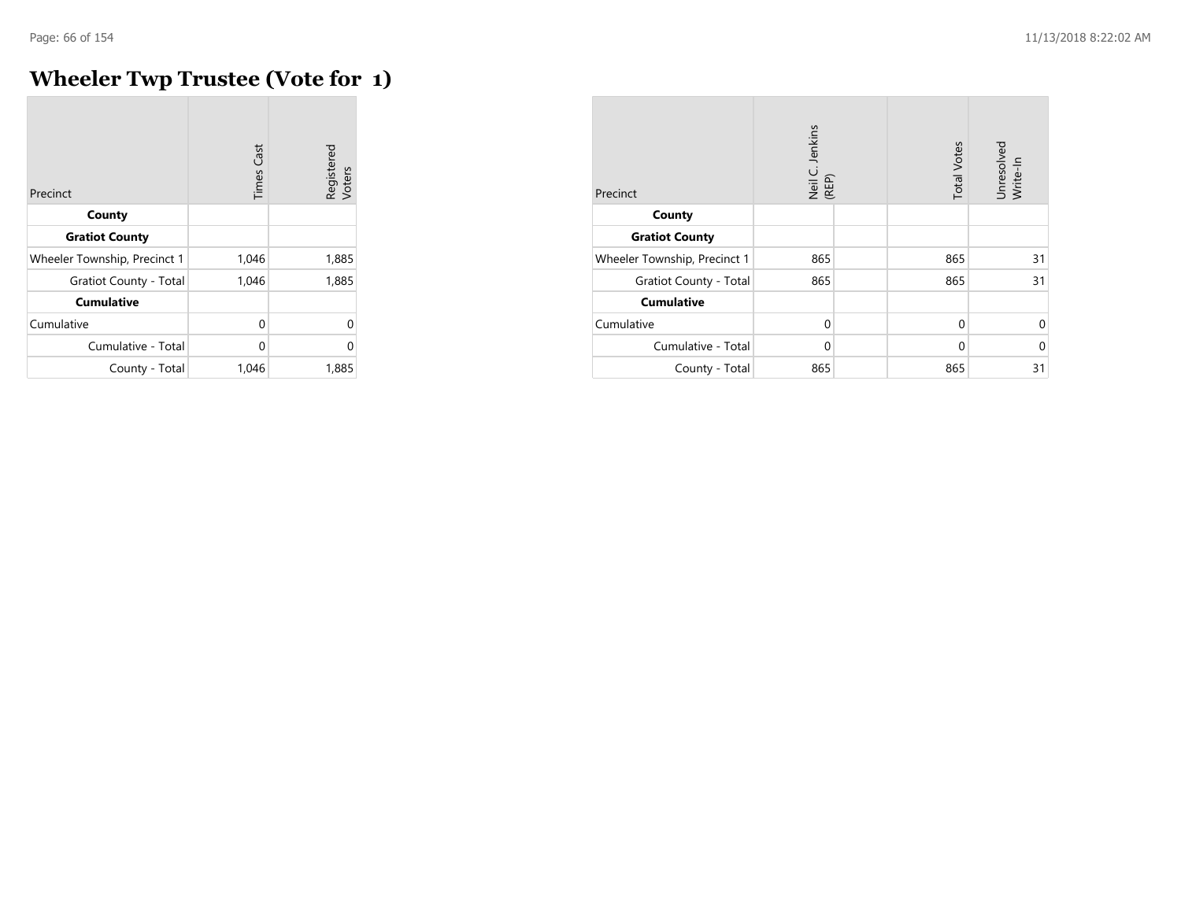# Wheeler Twp Trustee (Vote for 1)

| Precinct | Times Cast | Registered Voters |
|---|---|---|
| **County** | | |
| **Gratiot County** | | |
| Wheeler Township, Precinct 1 | 1,046 | 1,885 |
| Gratiot County - Total | 1,046 | 1,885 |
| **Cumulative** | | |
| Cumulative | 0 | 0 |
| Cumulative - Total | 0 | 0 |
| County - Total | 1,046 | 1,885 |

| Precinct | Neil C. Jenkins (REP) | | Total Votes | Unresolved Write-In |
|---|---|---|---|---|
| **County** | | | | |
| **Gratiot County** | | | | |
| Wheeler Township, Precinct 1 | 865 | | 865 | 31 |
| Gratiot County - Total | 865 | | 865 | 31 |
| **Cumulative** | | | | |
| Cumulative | 0 | | 0 | 0 |
| Cumulative - Total | 0 | | 0 | 0 |
| County - Total | 865 | | 865 | 31 |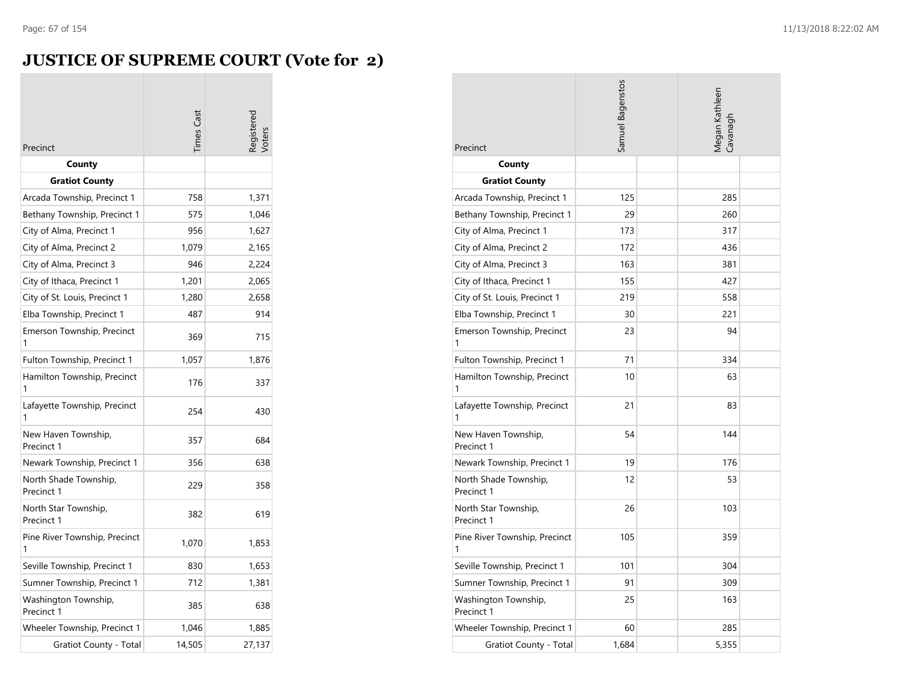# JUSTICE OF SUPREME COURT (Vote for 2)

| Precinct | Times Cast | Registered Voters |
|---|---|---|
| **County** | | |
| **Gratiot County** | | |
| Arcada Township, Precinct 1 | 758 | 1,371 |
| Bethany Township, Precinct 1 | 575 | 1,046 |
| City of Alma, Precinct 1 | 956 | 1,627 |
| City of Alma, Precinct 2 | 1,079 | 2,165 |
| City of Alma, Precinct 3 | 946 | 2,224 |
| City of Ithaca, Precinct 1 | 1,201 | 2,065 |
| City of St. Louis, Precinct 1 | 1,280 | 2,658 |
| Elba Township, Precinct 1 | 487 | 914 |
| Emerson Township, Precinct 1 | 369 | 715 |
| Fulton Township, Precinct 1 | 1,057 | 1,876 |
| Hamilton Township, Precinct 1 | 176 | 337 |
| Lafayette Township, Precinct 1 | 254 | 430 |
| New Haven Township, Precinct 1 | 357 | 684 |
| Newark Township, Precinct 1 | 356 | 638 |
| North Shade Township, Precinct 1 | 229 | 358 |
| North Star Township, Precinct 1 | 382 | 619 |
| Pine River Township, Precinct 1 | 1,070 | 1,853 |
| Seville Township, Precinct 1 | 830 | 1,653 |
| Sumner Township, Precinct 1 | 712 | 1,381 |
| Washington Township, Precinct 1 | 385 | 638 |
| Wheeler Township, Precinct 1 | 1,046 | 1,885 |
| Gratiot County - Total | 14,505 | 27,137 |

| Precinct | Samuel Bagenstos | | Megan Kathleen Cavanagh | |
|---|---|---|---|---|
| **County** | | | | |
| **Gratiot County** | | | | |
| Arcada Township, Precinct 1 | 125 | | 285 | |
| Bethany Township, Precinct 1 | 29 | | 260 | |
| City of Alma, Precinct 1 | 173 | | 317 | |
| City of Alma, Precinct 2 | 172 | | 436 | |
| City of Alma, Precinct 3 | 163 | | 381 | |
| City of Ithaca, Precinct 1 | 155 | | 427 | |
| City of St. Louis, Precinct 1 | 219 | | 558 | |
| Elba Township, Precinct 1 | 30 | | 221 | |
| Emerson Township, Precinct 1 | 23 | | 94 | |
| Fulton Township, Precinct 1 | 71 | | 334 | |
| Hamilton Township, Precinct 1 | 10 | | 63 | |
| Lafayette Township, Precinct 1 | 21 | | 83 | |
| New Haven Township, Precinct 1 | 54 | | 144 | |
| Newark Township, Precinct 1 | 19 | | 176 | |
| North Shade Township, Precinct 1 | 12 | | 53 | |
| North Star Township, Precinct 1 | 26 | | 103 | |
| Pine River Township, Precinct 1 | 105 | | 359 | |
| Seville Township, Precinct 1 | 101 | | 304 | |
| Sumner Township, Precinct 1 | 91 | | 309 | |
| Washington Township, Precinct 1 | 25 | | 163 | |
| Wheeler Township, Precinct 1 | 60 | | 285 | |
| Gratiot County - Total | 1,684 | | 5,355 | |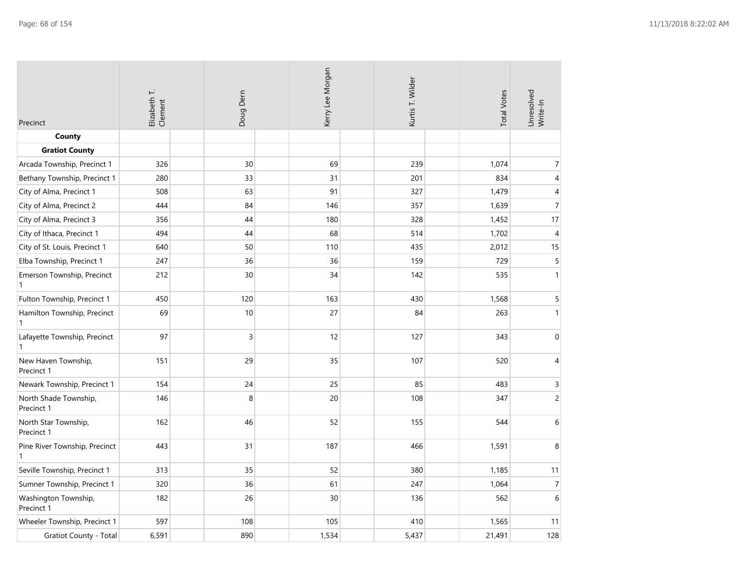| Precinct | Elizabeth T. Clement | Doug Dern | Kerry Lee Morgan | Kurtis T. Wilder | Total Votes | Unresolved Write-In |
|---|---|---|---|---|---|---|
| **County** | | | | | | |
| **Gratiot County** | | | | | | |
| Arcada Township, Precinct 1 | 326 | 30 | 69 | 239 | 1,074 | 7 |
| Bethany Township, Precinct 1 | 280 | 33 | 31 | 201 | 834 | 4 |
| City of Alma, Precinct 1 | 508 | 63 | 91 | 327 | 1,479 | 4 |
| City of Alma, Precinct 2 | 444 | 84 | 146 | 357 | 1,639 | 7 |
| City of Alma, Precinct 3 | 356 | 44 | 180 | 328 | 1,452 | 17 |
| City of Ithaca, Precinct 1 | 494 | 44 | 68 | 514 | 1,702 | 4 |
| City of St. Louis, Precinct 1 | 640 | 50 | 110 | 435 | 2,012 | 15 |
| Elba Township, Precinct 1 | 247 | 36 | 36 | 159 | 729 | 5 |
| Emerson Township, Precinct 1 | 212 | 30 | 34 | 142 | 535 | 1 |
| Fulton Township, Precinct 1 | 450 | 120 | 163 | 430 | 1,568 | 5 |
| Hamilton Township, Precinct 1 | 69 | 10 | 27 | 84 | 263 | 1 |
| Lafayette Township, Precinct 1 | 97 | 3 | 12 | 127 | 343 | 0 |
| New Haven Township, Precinct 1 | 151 | 29 | 35 | 107 | 520 | 4 |
| Newark Township, Precinct 1 | 154 | 24 | 25 | 85 | 483 | 3 |
| North Shade Township, Precinct 1 | 146 | 8 | 20 | 108 | 347 | 2 |
| North Star Township, Precinct 1 | 162 | 46 | 52 | 155 | 544 | 6 |
| Pine River Township, Precinct 1 | 443 | 31 | 187 | 466 | 1,591 | 8 |
| Seville Township, Precinct 1 | 313 | 35 | 52 | 380 | 1,185 | 11 |
| Sumner Township, Precinct 1 | 320 | 36 | 61 | 247 | 1,064 | 7 |
| Washington Township, Precinct 1 | 182 | 26 | 30 | 136 | 562 | 6 |
| Wheeler Township, Precinct 1 | 597 | 108 | 105 | 410 | 1,565 | 11 |
| Gratiot County - Total | 6,591 | 890 | 1,534 | 5,437 | 21,491 | 128 |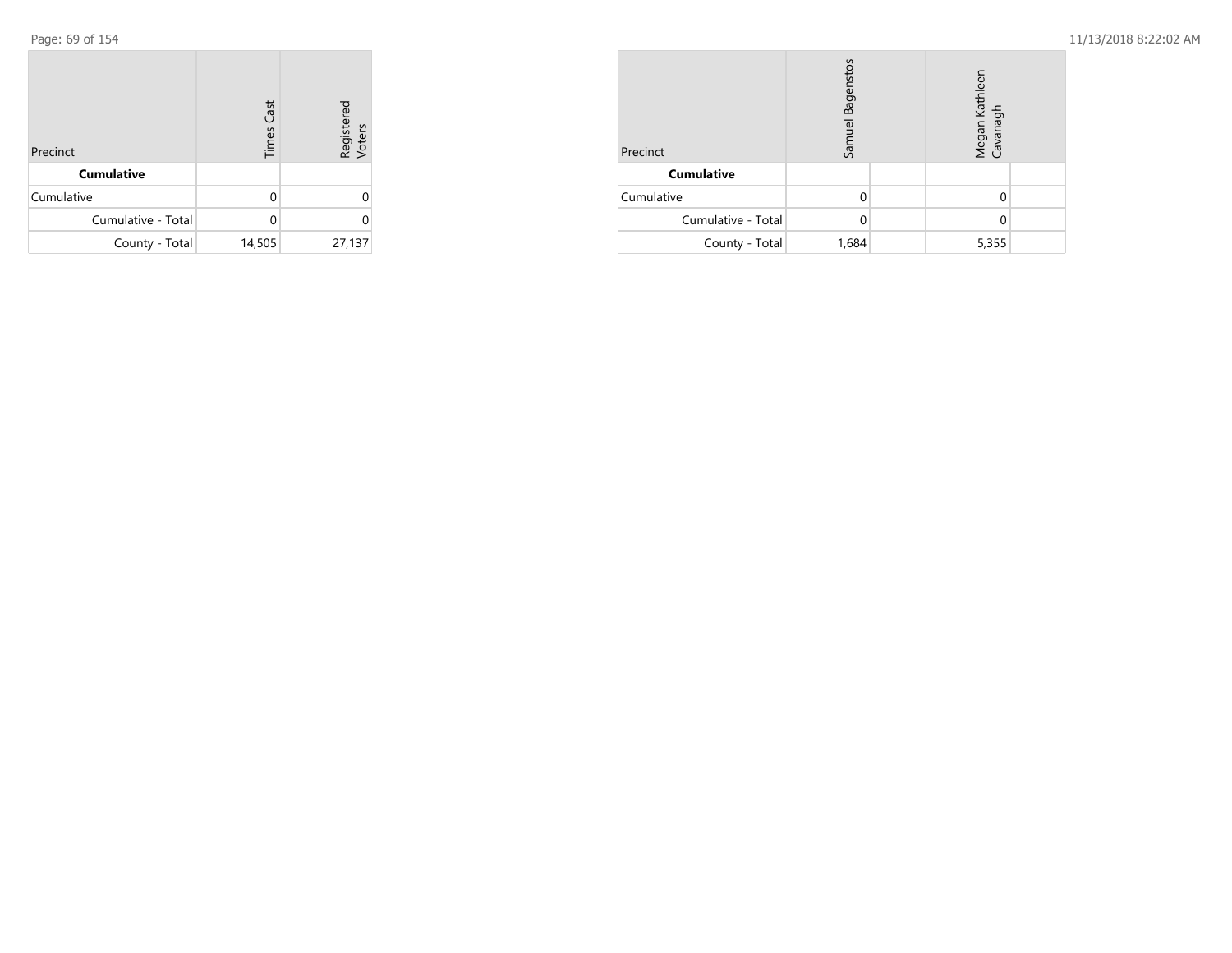| Precinct | Times Cast | Registered Voters |
|---|---|---|
| **Cumulative** | | |
| Cumulative | 0 | 0 |
| Cumulative - Total | 0 | 0 |
| County - Total | 14,505 | 27,137 |

| Precinct | Samuel Bagenstos | | Megan Kathleen Cavanagh | |
|---|---|---|---|---|
| **Cumulative** | | | | |
| Cumulative | 0 | | 0 | |
| Cumulative - Total | 0 | | 0 | |
| County - Total | 1,684 | | 5,355 | |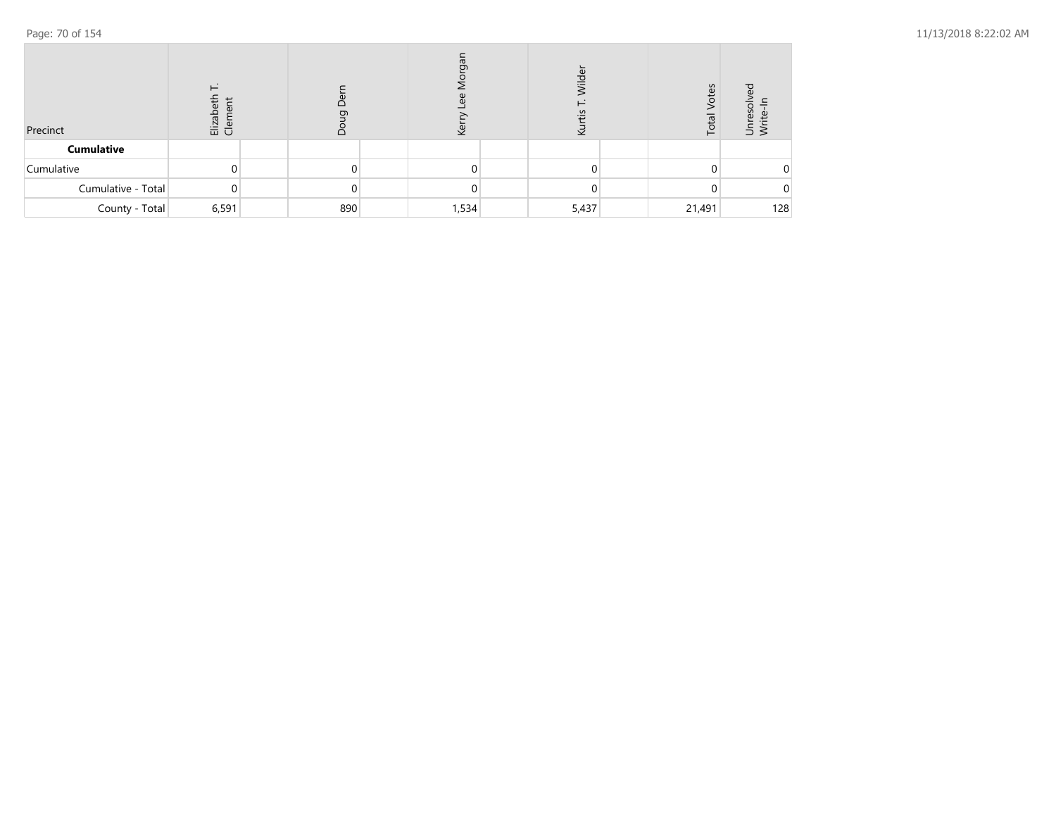| Precinct | Elizabeth T. Clement | | Doug Dern | | Kerry Lee Morgan | | Kurtis T. Wilder | | Total Votes | Unresolved Write-In |
|---|---|---|---|---|---|---|---|---|---|---|
| **Cumulative** | | | | | | | | | | |
| Cumulative | 0 | | 0 | | 0 | | 0 | | 0 | 0 |
| Cumulative - Total | 0 | | 0 | | 0 | | 0 | | 0 | 0 |
| County - Total | 6,591 | | 890 | | 1,534 | | 5,437 | | 21,491 | 128 |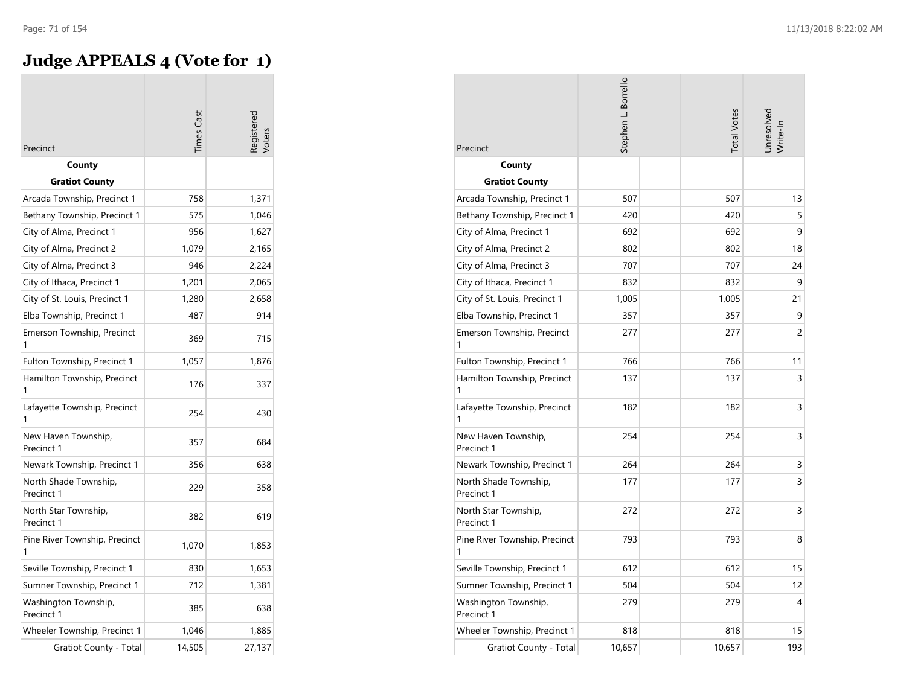# Judge APPEALS 4 (Vote for 1)

| Precinct | Times Cast | Registered Voters |
|---|---|---|
| **County** | | |
| **Gratiot County** | | |
| Arcada Township, Precinct 1 | 758 | 1,371 |
| Bethany Township, Precinct 1 | 575 | 1,046 |
| City of Alma, Precinct 1 | 956 | 1,627 |
| City of Alma, Precinct 2 | 1,079 | 2,165 |
| City of Alma, Precinct 3 | 946 | 2,224 |
| City of Ithaca, Precinct 1 | 1,201 | 2,065 |
| City of St. Louis, Precinct 1 | 1,280 | 2,658 |
| Elba Township, Precinct 1 | 487 | 914 |
| Emerson Township, Precinct 1 | 369 | 715 |
| Fulton Township, Precinct 1 | 1,057 | 1,876 |
| Hamilton Township, Precinct 1 | 176 | 337 |
| Lafayette Township, Precinct 1 | 254 | 430 |
| New Haven Township, Precinct 1 | 357 | 684 |
| Newark Township, Precinct 1 | 356 | 638 |
| North Shade Township, Precinct 1 | 229 | 358 |
| North Star Township, Precinct 1 | 382 | 619 |
| Pine River Township, Precinct 1 | 1,070 | 1,853 |
| Seville Township, Precinct 1 | 830 | 1,653 |
| Sumner Township, Precinct 1 | 712 | 1,381 |
| Washington Township, Precinct 1 | 385 | 638 |
| Wheeler Township, Precinct 1 | 1,046 | 1,885 |
| Gratiot County - Total | 14,505 | 27,137 |

| Precinct | Stephen L. Borrello | Total Votes | Unresolved Write-In |
|---|---|---|---|
| **County** | | | |
| **Gratiot County** | | | |
| Arcada Township, Precinct 1 | 507 | 507 | 13 |
| Bethany Township, Precinct 1 | 420 | 420 | 5 |
| City of Alma, Precinct 1 | 692 | 692 | 9 |
| City of Alma, Precinct 2 | 802 | 802 | 18 |
| City of Alma, Precinct 3 | 707 | 707 | 24 |
| City of Ithaca, Precinct 1 | 832 | 832 | 9 |
| City of St. Louis, Precinct 1 | 1,005 | 1,005 | 21 |
| Elba Township, Precinct 1 | 357 | 357 | 9 |
| Emerson Township, Precinct 1 | 277 | 277 | 2 |
| Fulton Township, Precinct 1 | 766 | 766 | 11 |
| Hamilton Township, Precinct 1 | 137 | 137 | 3 |
| Lafayette Township, Precinct 1 | 182 | 182 | 3 |
| New Haven Township, Precinct 1 | 254 | 254 | 3 |
| Newark Township, Precinct 1 | 264 | 264 | 3 |
| North Shade Township, Precinct 1 | 177 | 177 | 3 |
| North Star Township, Precinct 1 | 272 | 272 | 3 |
| Pine River Township, Precinct 1 | 793 | 793 | 8 |
| Seville Township, Precinct 1 | 612 | 612 | 15 |
| Sumner Township, Precinct 1 | 504 | 504 | 12 |
| Washington Township, Precinct 1 | 279 | 279 | 4 |
| Wheeler Township, Precinct 1 | 818 | 818 | 15 |
| Gratiot County - Total | 10,657 | 10,657 | 193 |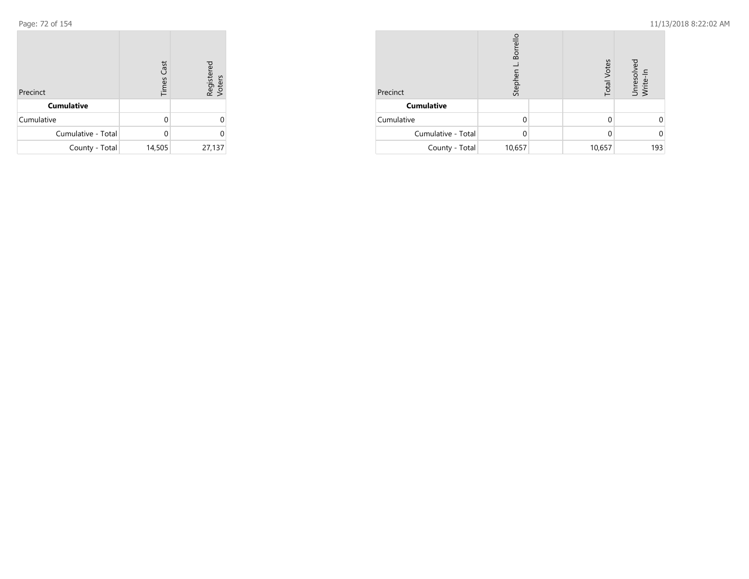| Precinct | Times Cast | Registered Voters |
|---|---|---|
| **Cumulative** | | |
| Cumulative | 0 | 0 |
| Cumulative - Total | 0 | 0 |
| County - Total | 14,505 | 27,137 |

| Precinct | Stephen L. Borrello | | Total Votes | Unresolved Write-In |
|---|---|---|---|---|
| **Cumulative** | | | | |
| Cumulative | 0 | | 0 | 0 |
| Cumulative - Total | 0 | | 0 | 0 |
| County - Total | 10,657 | | 10,657 | 193 |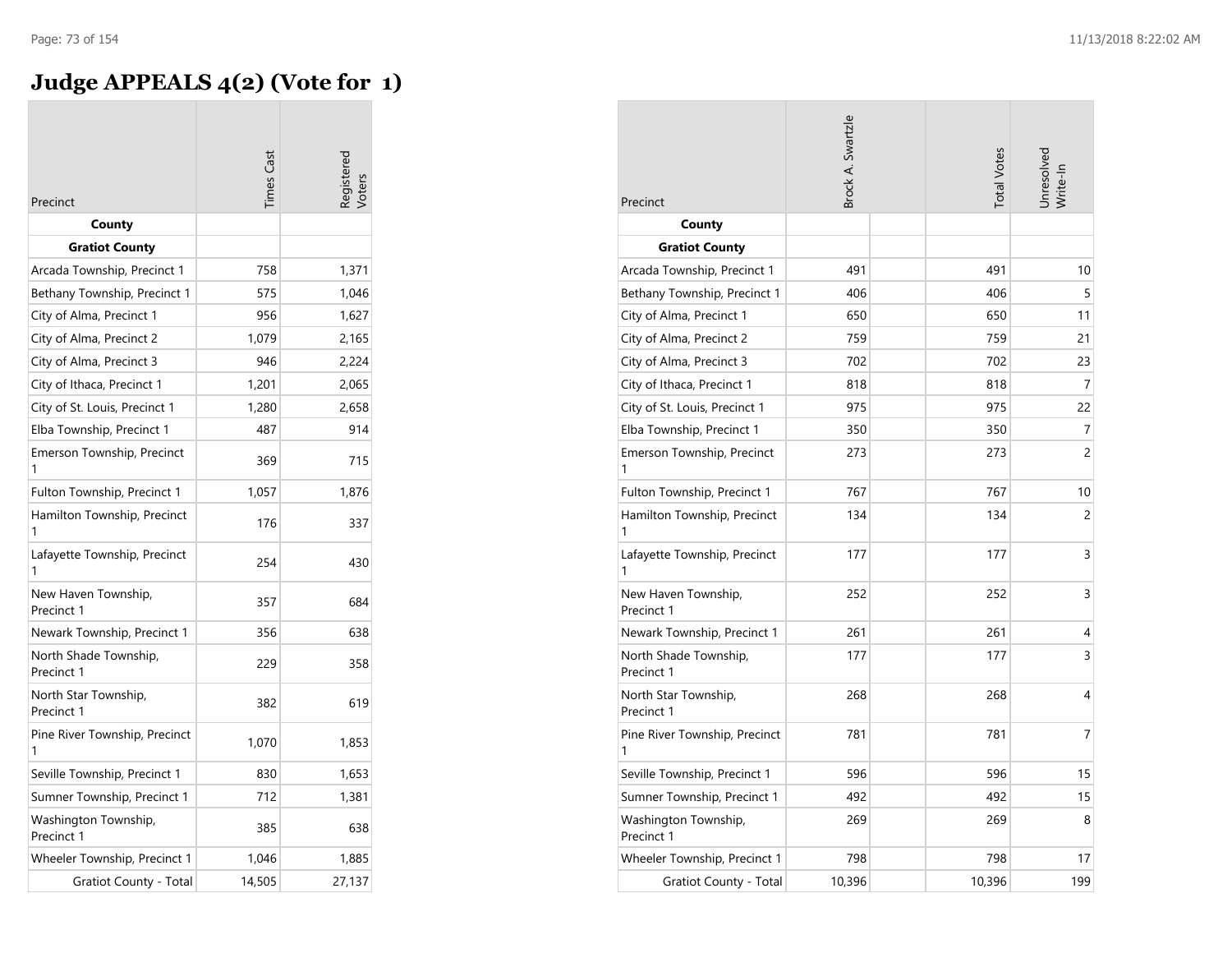# Judge APPEALS 4(2) (Vote for 1)

| Precinct | Times Cast | Registered Voters |
|---|---|---|
| **County** | | |
| **Gratiot County** | | |
| Arcada Township, Precinct 1 | 758 | 1,371 |
| Bethany Township, Precinct 1 | 575 | 1,046 |
| City of Alma, Precinct 1 | 956 | 1,627 |
| City of Alma, Precinct 2 | 1,079 | 2,165 |
| City of Alma, Precinct 3 | 946 | 2,224 |
| City of Ithaca, Precinct 1 | 1,201 | 2,065 |
| City of St. Louis, Precinct 1 | 1,280 | 2,658 |
| Elba Township, Precinct 1 | 487 | 914 |
| Emerson Township, Precinct 1 | 369 | 715 |
| Fulton Township, Precinct 1 | 1,057 | 1,876 |
| Hamilton Township, Precinct 1 | 176 | 337 |
| Lafayette Township, Precinct 1 | 254 | 430 |
| New Haven Township, Precinct 1 | 357 | 684 |
| Newark Township, Precinct 1 | 356 | 638 |
| North Shade Township, Precinct 1 | 229 | 358 |
| North Star Township, Precinct 1 | 382 | 619 |
| Pine River Township, Precinct 1 | 1,070 | 1,853 |
| Seville Township, Precinct 1 | 830 | 1,653 |
| Sumner Township, Precinct 1 | 712 | 1,381 |
| Washington Township, Precinct 1 | 385 | 638 |
| Wheeler Township, Precinct 1 | 1,046 | 1,885 |
| Gratiot County - Total | 14,505 | 27,137 |

| Precinct | Brock A. Swartzle | | Total Votes | Unresolved Write-In |
|---|---|---|---|---|
| **County** | | | | |
| **Gratiot County** | | | | |
| Arcada Township, Precinct 1 | 491 | | 491 | 10 |
| Bethany Township, Precinct 1 | 406 | | 406 | 5 |
| City of Alma, Precinct 1 | 650 | | 650 | 11 |
| City of Alma, Precinct 2 | 759 | | 759 | 21 |
| City of Alma, Precinct 3 | 702 | | 702 | 23 |
| City of Ithaca, Precinct 1 | 818 | | 818 | 7 |
| City of St. Louis, Precinct 1 | 975 | | 975 | 22 |
| Elba Township, Precinct 1 | 350 | | 350 | 7 |
| Emerson Township, Precinct 1 | 273 | | 273 | 2 |
| Fulton Township, Precinct 1 | 767 | | 767 | 10 |
| Hamilton Township, Precinct 1 | 134 | | 134 | 2 |
| Lafayette Township, Precinct 1 | 177 | | 177 | 3 |
| New Haven Township, Precinct 1 | 252 | | 252 | 3 |
| Newark Township, Precinct 1 | 261 | | 261 | 4 |
| North Shade Township, Precinct 1 | 177 | | 177 | 3 |
| North Star Township, Precinct 1 | 268 | | 268 | 4 |
| Pine River Township, Precinct 1 | 781 | | 781 | 7 |
| Seville Township, Precinct 1 | 596 | | 596 | 15 |
| Sumner Township, Precinct 1 | 492 | | 492 | 15 |
| Washington Township, Precinct 1 | 269 | | 269 | 8 |
| Wheeler Township, Precinct 1 | 798 | | 798 | 17 |
| Gratiot County - Total | 10,396 | | 10,396 | 199 |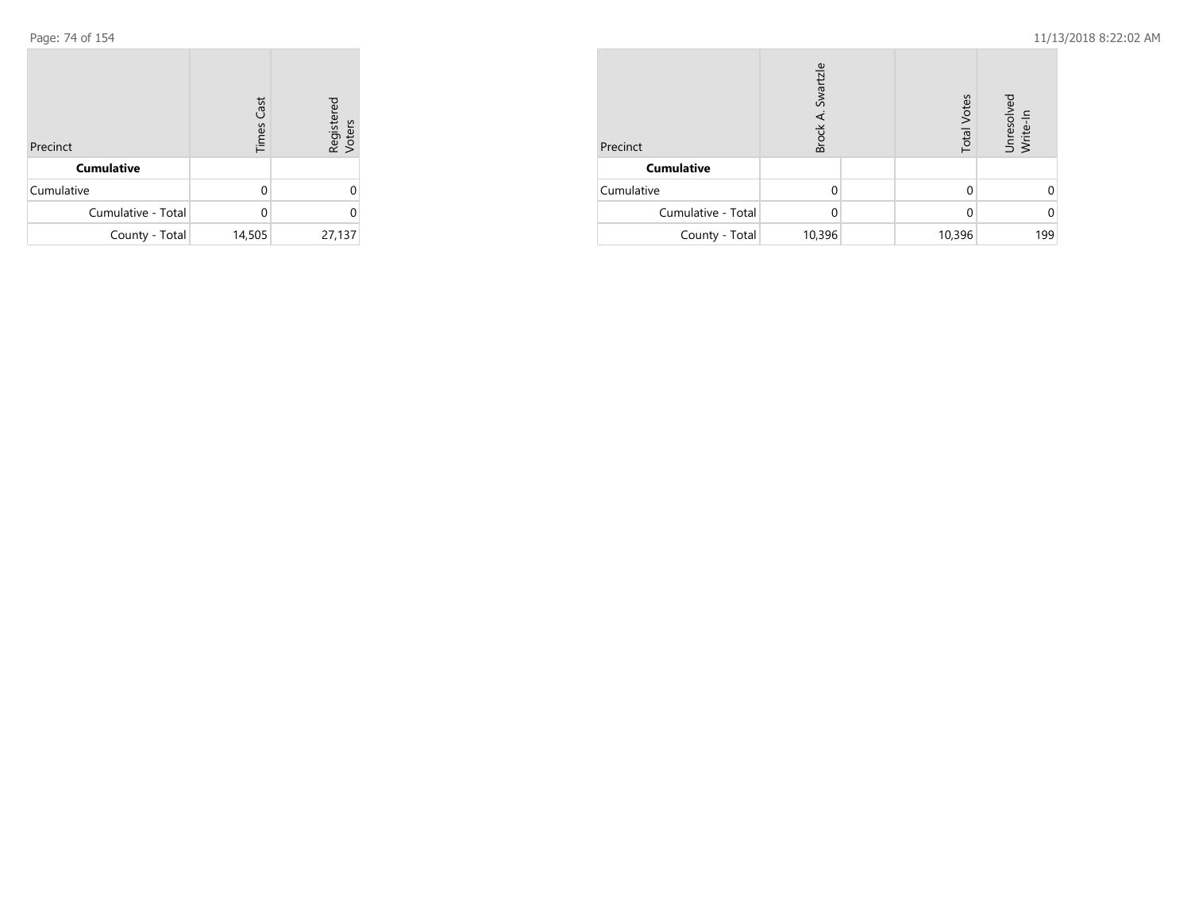| Precinct | Times Cast | Registered Voters |
|---|---|---|
| **Cumulative** | | |
| Cumulative | 0 | 0 |
| Cumulative - Total | 0 | 0 |
| County - Total | 14,505 | 27,137 |

| Precinct | Brock A. Swartzle | | Total Votes | Unresolved Write-In |
|---|---|---|---|---|
| **Cumulative** | | | | |
| Cumulative | 0 | | 0 | 0 |
| Cumulative - Total | 0 | | 0 | 0 |
| County - Total | 10,396 | | 10,396 | 199 |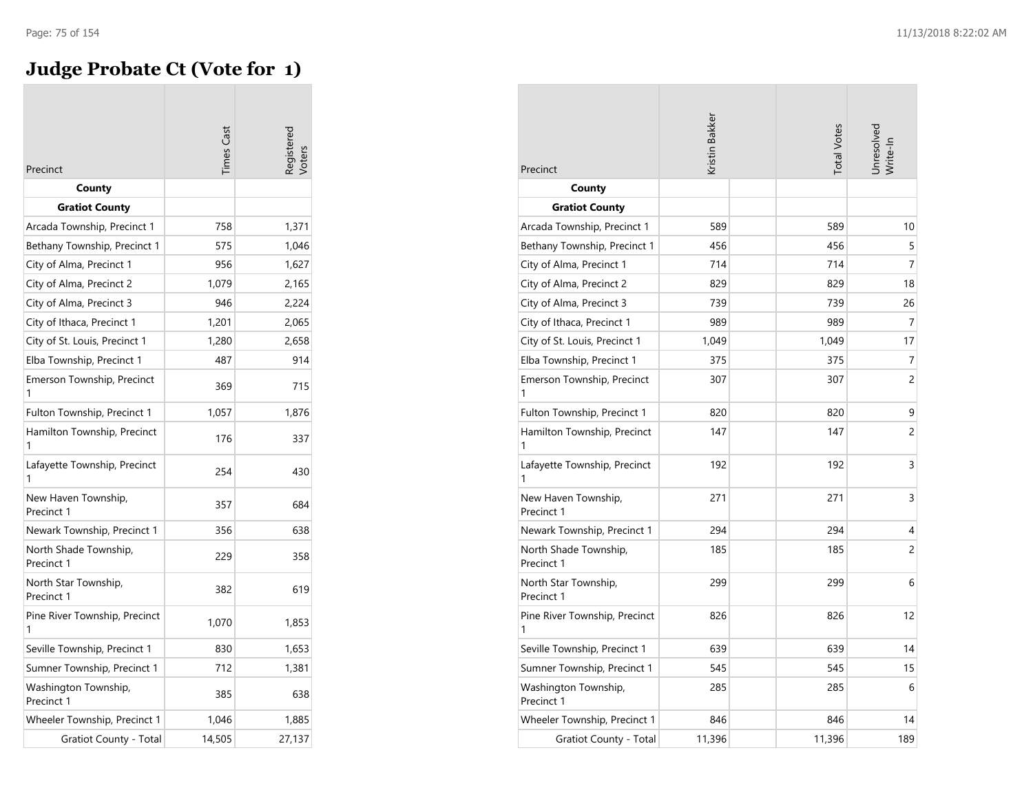# Judge Probate Ct (Vote for 1)

| Precinct | Times Cast | Registered Voters |
|---|---|---|
| **County** | | |
| **Gratiot County** | | |
| Arcada Township, Precinct 1 | 758 | 1,371 |
| Bethany Township, Precinct 1 | 575 | 1,046 |
| City of Alma, Precinct 1 | 956 | 1,627 |
| City of Alma, Precinct 2 | 1,079 | 2,165 |
| City of Alma, Precinct 3 | 946 | 2,224 |
| City of Ithaca, Precinct 1 | 1,201 | 2,065 |
| City of St. Louis, Precinct 1 | 1,280 | 2,658 |
| Elba Township, Precinct 1 | 487 | 914 |
| Emerson Township, Precinct 1 | 369 | 715 |
| Fulton Township, Precinct 1 | 1,057 | 1,876 |
| Hamilton Township, Precinct 1 | 176 | 337 |
| Lafayette Township, Precinct 1 | 254 | 430 |
| New Haven Township, Precinct 1 | 357 | 684 |
| Newark Township, Precinct 1 | 356 | 638 |
| North Shade Township, Precinct 1 | 229 | 358 |
| North Star Township, Precinct 1 | 382 | 619 |
| Pine River Township, Precinct 1 | 1,070 | 1,853 |
| Seville Township, Precinct 1 | 830 | 1,653 |
| Sumner Township, Precinct 1 | 712 | 1,381 |
| Washington Township, Precinct 1 | 385 | 638 |
| Wheeler Township, Precinct 1 | 1,046 | 1,885 |
| Gratiot County - Total | 14,505 | 27,137 |

| Precinct | Kristin Bakker | | Total Votes | Unresolved Write-In |
|---|---|---|---|---|
| **County** | | | | |
| **Gratiot County** | | | | |
| Arcada Township, Precinct 1 | 589 | | 589 | 10 |
| Bethany Township, Precinct 1 | 456 | | 456 | 5 |
| City of Alma, Precinct 1 | 714 | | 714 | 7 |
| City of Alma, Precinct 2 | 829 | | 829 | 18 |
| City of Alma, Precinct 3 | 739 | | 739 | 26 |
| City of Ithaca, Precinct 1 | 989 | | 989 | 7 |
| City of St. Louis, Precinct 1 | 1,049 | | 1,049 | 17 |
| Elba Township, Precinct 1 | 375 | | 375 | 7 |
| Emerson Township, Precinct 1 | 307 | | 307 | 2 |
| Fulton Township, Precinct 1 | 820 | | 820 | 9 |
| Hamilton Township, Precinct 1 | 147 | | 147 | 2 |
| Lafayette Township, Precinct 1 | 192 | | 192 | 3 |
| New Haven Township, Precinct 1 | 271 | | 271 | 3 |
| Newark Township, Precinct 1 | 294 | | 294 | 4 |
| North Shade Township, Precinct 1 | 185 | | 185 | 2 |
| North Star Township, Precinct 1 | 299 | | 299 | 6 |
| Pine River Township, Precinct 1 | 826 | | 826 | 12 |
| Seville Township, Precinct 1 | 639 | | 639 | 14 |
| Sumner Township, Precinct 1 | 545 | | 545 | 15 |
| Washington Township, Precinct 1 | 285 | | 285 | 6 |
| Wheeler Township, Precinct 1 | 846 | | 846 | 14 |
| Gratiot County - Total | 11,396 | | 11,396 | 189 |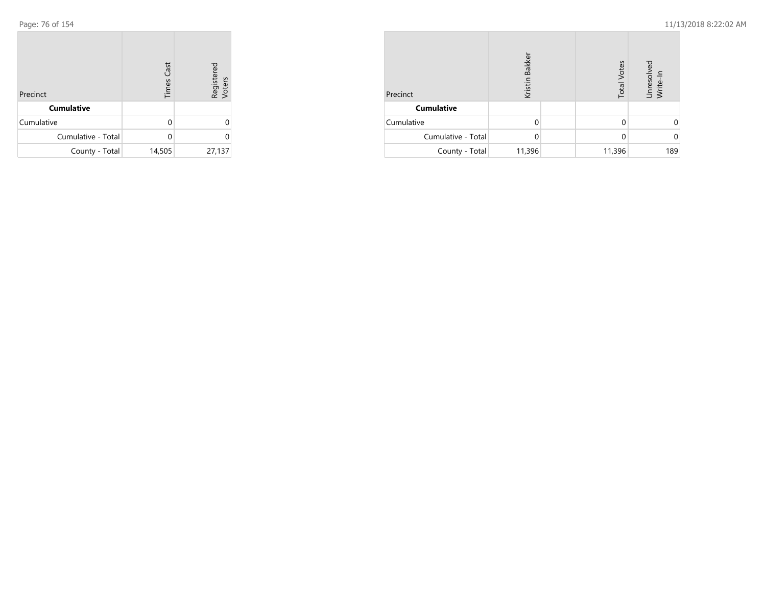| Precinct | Times Cast | Registered Voters |
|---|---|---|
| **Cumulative** | | |
| Cumulative | 0 | 0 |
| Cumulative - Total | 0 | 0 |
| County - Total | 14,505 | 27,137 |

| Precinct | Kristin Bakker | | Total Votes | Unresolved Write-In |
|---|---|---|---|---|
| **Cumulative** | | | | |
| Cumulative | 0 | | 0 | 0 |
| Cumulative - Total | 0 | | 0 | 0 |
| County - Total | 11,396 | | 11,396 | 189 |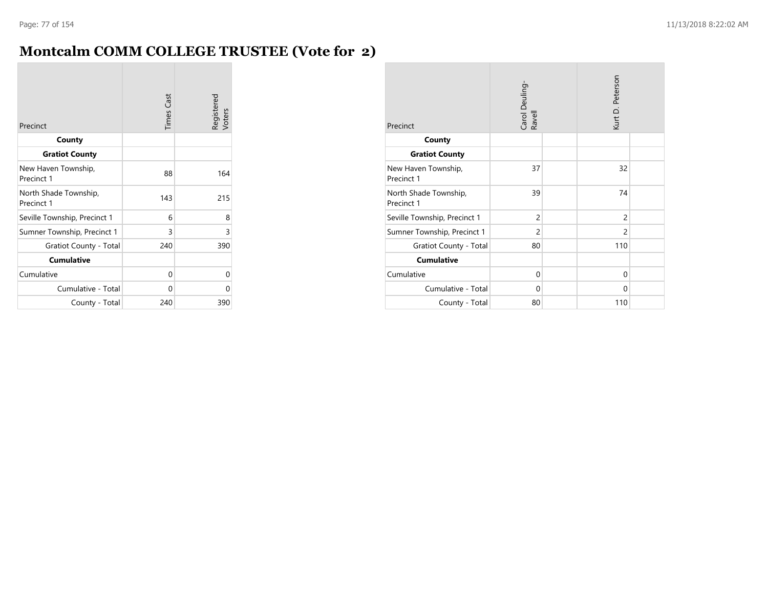# Montcalm COMM COLLEGE TRUSTEE (Vote for 2)

| Precinct | Times Cast | Registered Voters |
|---|---|---|
| **County** | | |
| **Gratiot County** | | |
| New Haven Township, Precinct 1 | 88 | 164 |
| North Shade Township, Precinct 1 | 143 | 215 |
| Seville Township, Precinct 1 | 6 | 8 |
| Sumner Township, Precinct 1 | 3 | 3 |
| Gratiot County - Total | 240 | 390 |
| **Cumulative** | | |
| Cumulative | 0 | 0 |
| Cumulative - Total | 0 | 0 |
| County - Total | 240 | 390 |

| Precinct | Carol Deuling-Ravell | | Kurt D. Peterson | |
|---|---|---|---|---|
| **County** | | | | |
| **Gratiot County** | | | | |
| New Haven Township, Precinct 1 | 37 | | 32 | |
| North Shade Township, Precinct 1 | 39 | | 74 | |
| Seville Township, Precinct 1 | 2 | | 2 | |
| Sumner Township, Precinct 1 | 2 | | 2 | |
| Gratiot County - Total | 80 | | 110 | |
| **Cumulative** | | | | |
| Cumulative | 0 | | 0 | |
| Cumulative - Total | 0 | | 0 | |
| County - Total | 80 | | 110 | |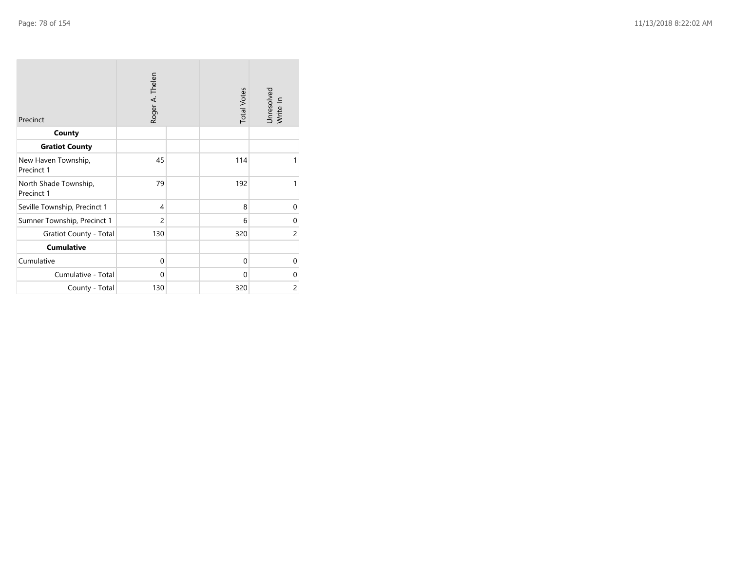| Precinct | Roger A. Thelen | | Total Votes | Unresolved Write-In |
|---|---|---|---|---|
| **County** | | | | |
| **Gratiot County** | | | | |
| New Haven Township, Precinct 1 | 45 | | 114 | 1 |
| North Shade Township, Precinct 1 | 79 | | 192 | 1 |
| Seville Township, Precinct 1 | 4 | | 8 | 0 |
| Sumner Township, Precinct 1 | 2 | | 6 | 0 |
| Gratiot County - Total | 130 | | 320 | 2 |
| **Cumulative** | | | | |
| Cumulative | 0 | | 0 | 0 |
| Cumulative - Total | 0 | | 0 | 0 |
| County - Total | 130 | | 320 | 2 |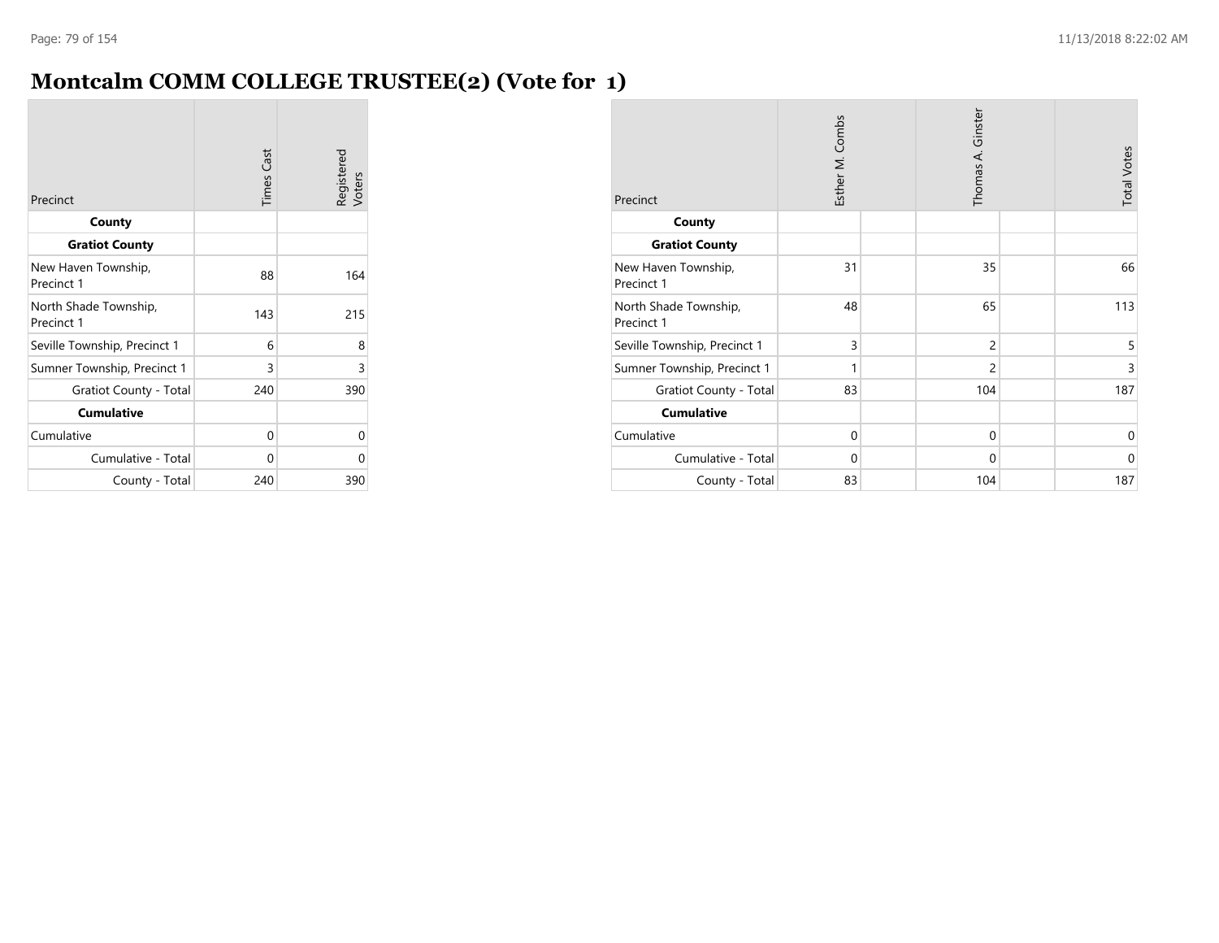# Montcalm COMM COLLEGE TRUSTEE(2) (Vote for 1)

| Precinct | Times Cast | Registered Voters |
|---|---|---|
| **County** | | |
| **Gratiot County** | | |
| New Haven Township, Precinct 1 | 88 | 164 |
| North Shade Township, Precinct 1 | 143 | 215 |
| Seville Township, Precinct 1 | 6 | 8 |
| Sumner Township, Precinct 1 | 3 | 3 |
| Gratiot County - Total | 240 | 390 |
| **Cumulative** | | |
| Cumulative | 0 | 0 |
| Cumulative - Total | 0 | 0 |
| County - Total | 240 | 390 |

| Precinct | Esther M. Combs | | Thomas A. Ginster | | Total Votes |
|---|---|---|---|---|---|
| **County** | | | | | |
| **Gratiot County** | | | | | |
| New Haven Township, Precinct 1 | 31 | | 35 | | 66 |
| North Shade Township, Precinct 1 | 48 | | 65 | | 113 |
| Seville Township, Precinct 1 | 3 | | 2 | | 5 |
| Sumner Township, Precinct 1 | 1 | | 2 | | 3 |
| Gratiot County - Total | 83 | | 104 | | 187 |
| **Cumulative** | | | | | |
| Cumulative | 0 | | 0 | | 0 |
| Cumulative - Total | 0 | | 0 | | 0 |
| County - Total | 83 | | 104 | | 187 |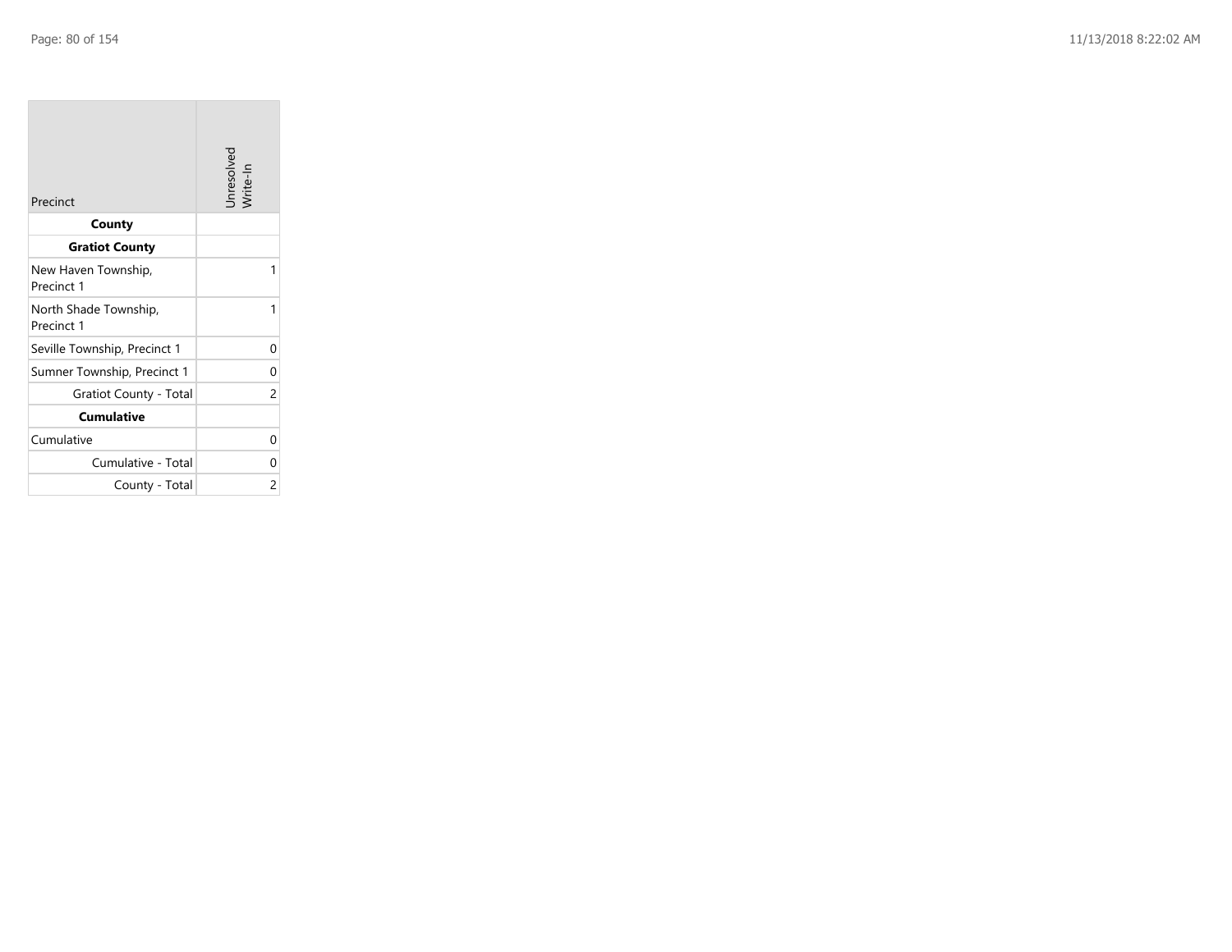| Precinct | Unresolved Write-In |
|---|---|
| **County** | |
| **Gratiot County** | |
| New Haven Township, Precinct 1 | 1 |
| North Shade Township, Precinct 1 | 1 |
| Seville Township, Precinct 1 | 0 |
| Sumner Township, Precinct 1 | 0 |
| Gratiot County - Total | 2 |
| **Cumulative** | |
| Cumulative | 0 |
| Cumulative - Total | 0 |
| County - Total | 2 |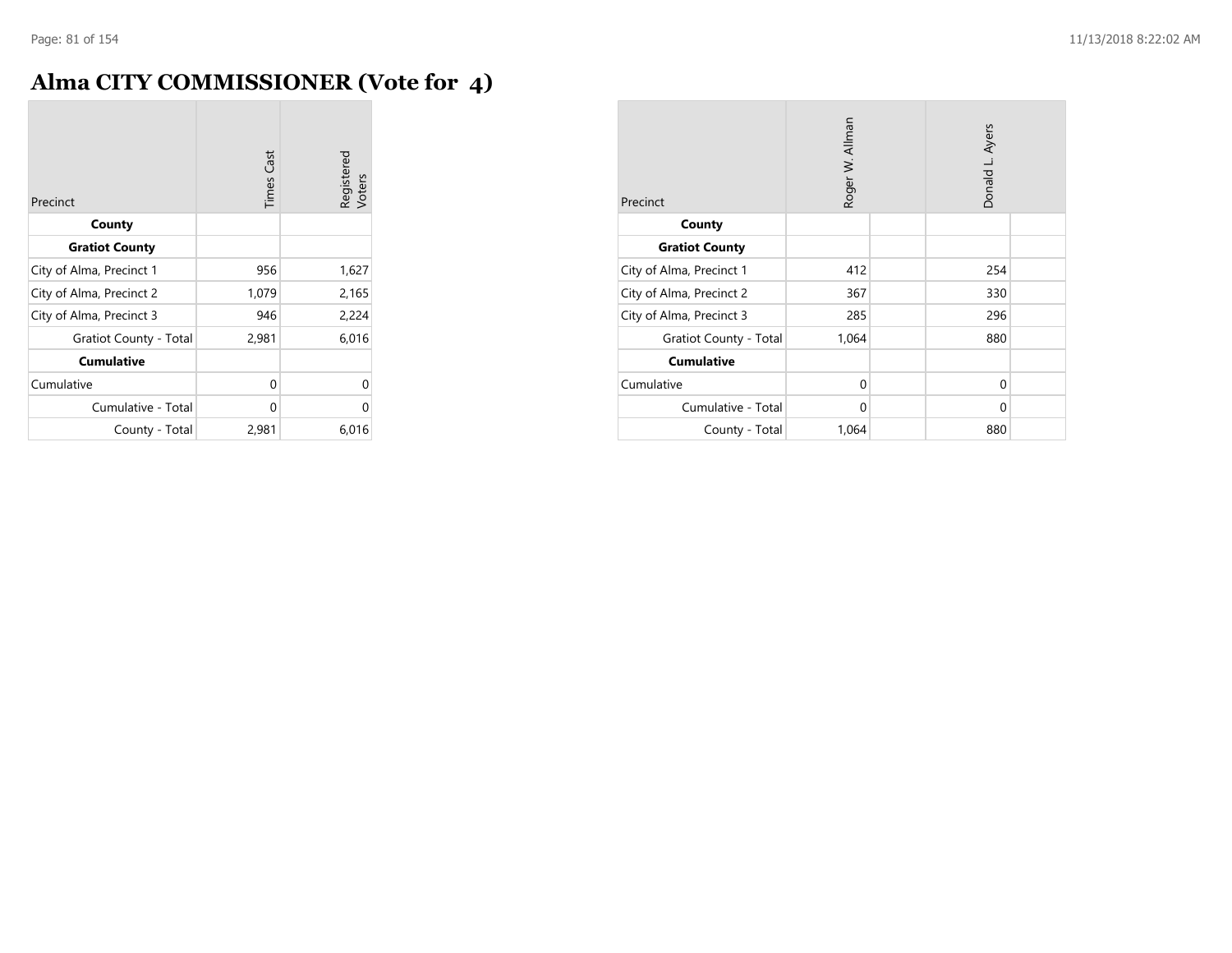# Alma CITY COMMISSIONER (Vote for 4)

| Precinct | Times Cast | Registered Voters |
|---|---|---|
| **County** | | |
| **Gratiot County** | | |
| City of Alma, Precinct 1 | 956 | 1,627 |
| City of Alma, Precinct 2 | 1,079 | 2,165 |
| City of Alma, Precinct 3 | 946 | 2,224 |
| Gratiot County - Total | 2,981 | 6,016 |
| **Cumulative** | | |
| Cumulative | 0 | 0 |
| Cumulative - Total | 0 | 0 |
| County - Total | 2,981 | 6,016 |

| Precinct | Roger W. Allman | | Donald L. Ayers | |
|---|---|---|---|---|
| **County** | | | | |
| **Gratiot County** | | | | |
| City of Alma, Precinct 1 | 412 | | 254 | |
| City of Alma, Precinct 2 | 367 | | 330 | |
| City of Alma, Precinct 3 | 285 | | 296 | |
| Gratiot County - Total | 1,064 | | 880 | |
| **Cumulative** | | | | |
| Cumulative | 0 | | 0 | |
| Cumulative - Total | 0 | | 0 | |
| County - Total | 1,064 | | 880 | |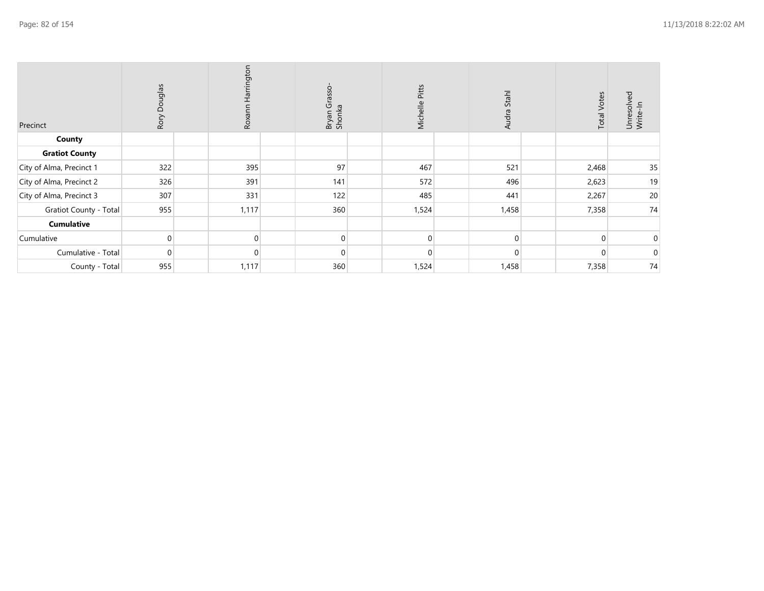| Precinct | Rory Douglas | Roxann Harrington | Bryan Grasso-Shonka | Michelle Pitts | Audra Stahl | Total Votes | Unresolved Write-In |
|---|---|---|---|---|---|---|---|
| **County** | | | | | | | |
| **Gratiot County** | | | | | | | |
| City of Alma, Precinct 1 | 322 | 395 | 97 | 467 | 521 | 2,468 | 35 |
| City of Alma, Precinct 2 | 326 | 391 | 141 | 572 | 496 | 2,623 | 19 |
| City of Alma, Precinct 3 | 307 | 331 | 122 | 485 | 441 | 2,267 | 20 |
| Gratiot County - Total | 955 | 1,117 | 360 | 1,524 | 1,458 | 7,358 | 74 |
| **Cumulative** | | | | | | | |
| Cumulative | 0 | 0 | 0 | 0 | 0 | 0 | 0 |
| Cumulative - Total | 0 | 0 | 0 | 0 | 0 | 0 | 0 |
| County - Total | 955 | 1,117 | 360 | 1,524 | 1,458 | 7,358 | 74 |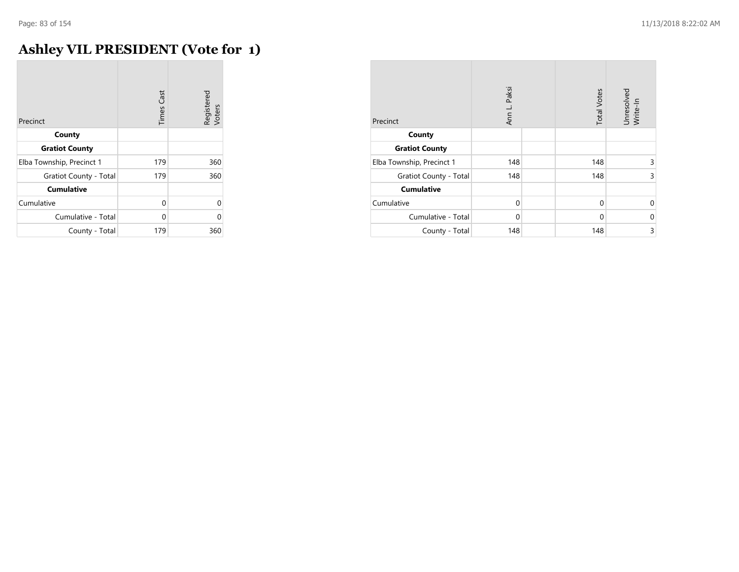# Ashley VIL PRESIDENT (Vote for 1)

| Precinct | Times Cast | Registered Voters |
|---|---|---|
| **County** | | |
| **Gratiot County** | | |
| Elba Township, Precinct 1 | 179 | 360 |
| Gratiot County - Total | 179 | 360 |
| **Cumulative** | | |
| Cumulative | 0 | 0 |
| Cumulative - Total | 0 | 0 |
| County - Total | 179 | 360 |

| Precinct | Ann L. Paksi | | Total Votes | Unresolved Write-In |
|---|---|---|---|---|
| **County** | | | | |
| **Gratiot County** | | | | |
| Elba Township, Precinct 1 | 148 | | 148 | 3 |
| Gratiot County - Total | 148 | | 148 | 3 |
| **Cumulative** | | | | |
| Cumulative | 0 | | 0 | 0 |
| Cumulative - Total | 0 | | 0 | 0 |
| County - Total | 148 | | 148 | 3 |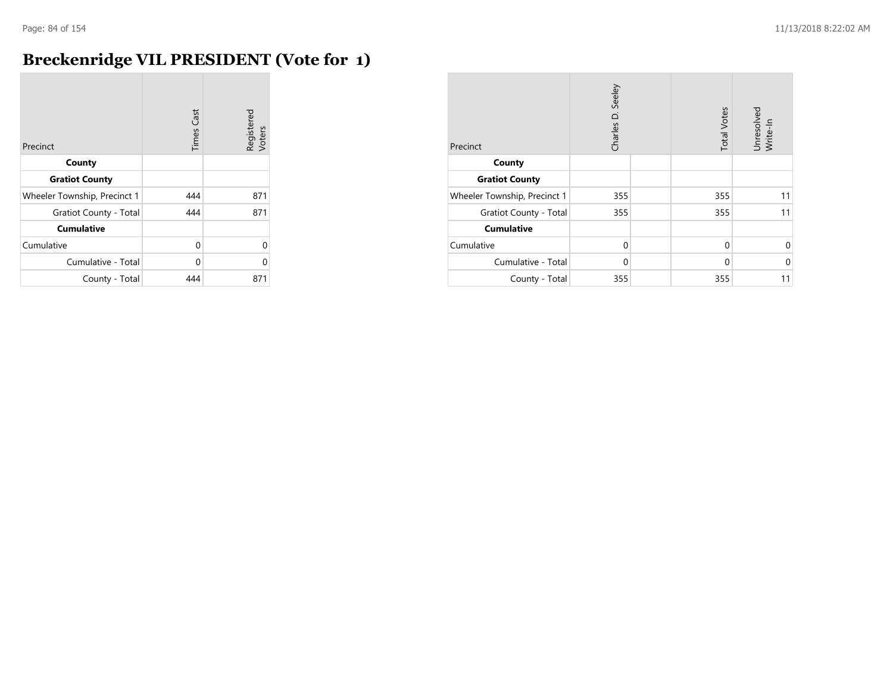# Breckenridge VIL PRESIDENT (Vote for 1)

| Precinct | Times Cast | Registered Voters |
|---|---|---|
| **County** | | |
| **Gratiot County** | | |
| Wheeler Township, Precinct 1 | 444 | 871 |
| Gratiot County - Total | 444 | 871 |
| **Cumulative** | | |
| Cumulative | 0 | 0 |
| Cumulative - Total | 0 | 0 |
| County - Total | 444 | 871 |

| Precinct | Charles D. Seeley | | Total Votes | Unresolved Write-In |
|---|---|---|---|---|
| **County** | | | | |
| **Gratiot County** | | | | |
| Wheeler Township, Precinct 1 | 355 | | 355 | 11 |
| Gratiot County - Total | 355 | | 355 | 11 |
| **Cumulative** | | | | |
| Cumulative | 0 | | 0 | 0 |
| Cumulative - Total | 0 | | 0 | 0 |
| County - Total | 355 | | 355 | 11 |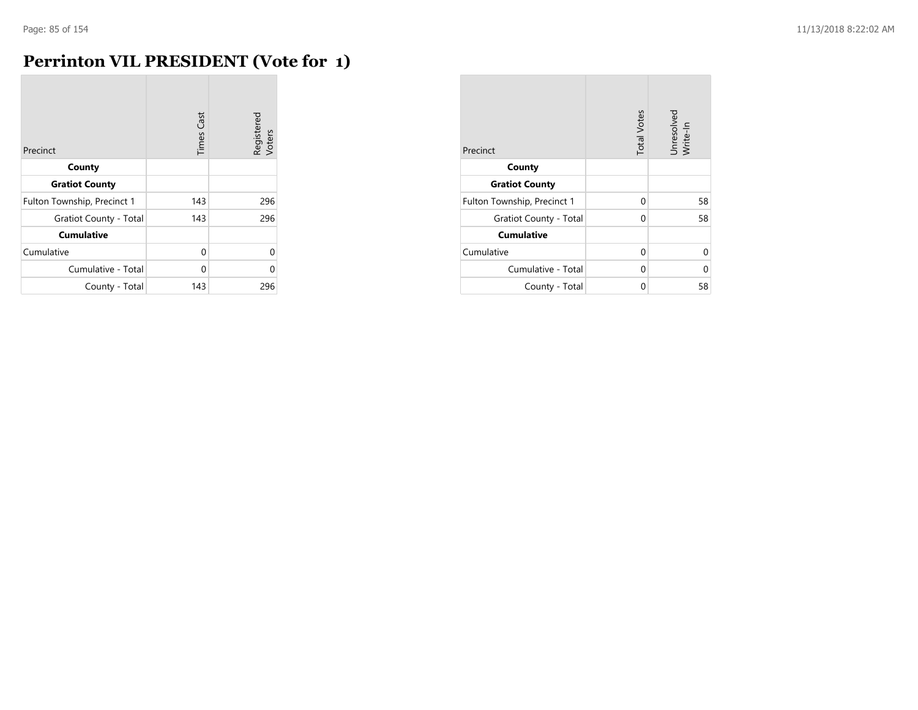# Perrinton VIL PRESIDENT (Vote for 1)

| Precinct | Times Cast | Registered Voters |
|---|---|---|
| **County** | | |
| **Gratiot County** | | |
| Fulton Township, Precinct 1 | 143 | 296 |
| Gratiot County - Total | 143 | 296 |
| **Cumulative** | | |
| Cumulative | 0 | 0 |
| Cumulative - Total | 0 | 0 |
| County - Total | 143 | 296 |

| Precinct | Total Votes | Unresolved Write-In |
|---|---|---|
| **County** | | |
| **Gratiot County** | | |
| Fulton Township, Precinct 1 | 0 | 58 |
| Gratiot County - Total | 0 | 58 |
| **Cumulative** | | |
| Cumulative | 0 | 0 |
| Cumulative - Total | 0 | 0 |
| County - Total | 0 | 58 |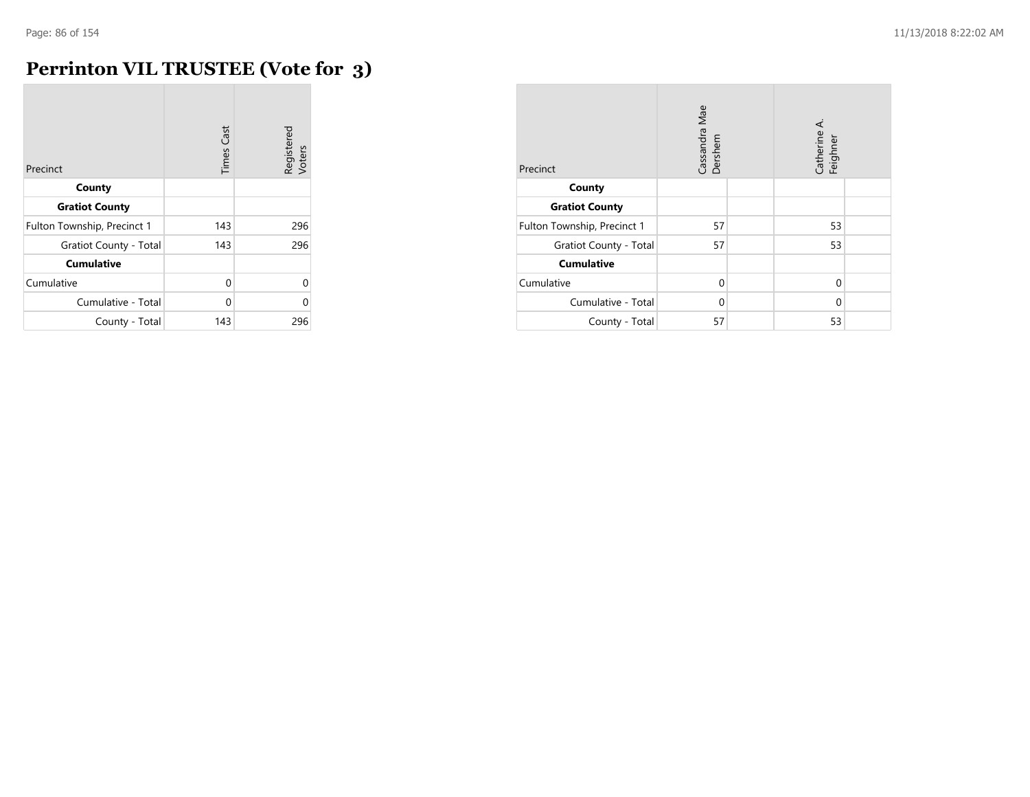# Perrinton VIL TRUSTEE (Vote for 3)

| Precinct | Times Cast | Registered Voters |
|---|---|---|
| **County** | | |
| **Gratiot County** | | |
| Fulton Township, Precinct 1 | 143 | 296 |
| Gratiot County - Total | 143 | 296 |
| **Cumulative** | | |
| Cumulative | 0 | 0 |
| Cumulative - Total | 0 | 0 |
| County - Total | 143 | 296 |

| Precinct | Cassandra Mae Dershem | | Catherine A. Feighner | |
|---|---|---|---|---|
| **County** | | | | |
| **Gratiot County** | | | | |
| Fulton Township, Precinct 1 | 57 | | 53 | |
| Gratiot County - Total | 57 | | 53 | |
| **Cumulative** | | | | |
| Cumulative | 0 | | 0 | |
| Cumulative - Total | 0 | | 0 | |
| County - Total | 57 | | 53 | |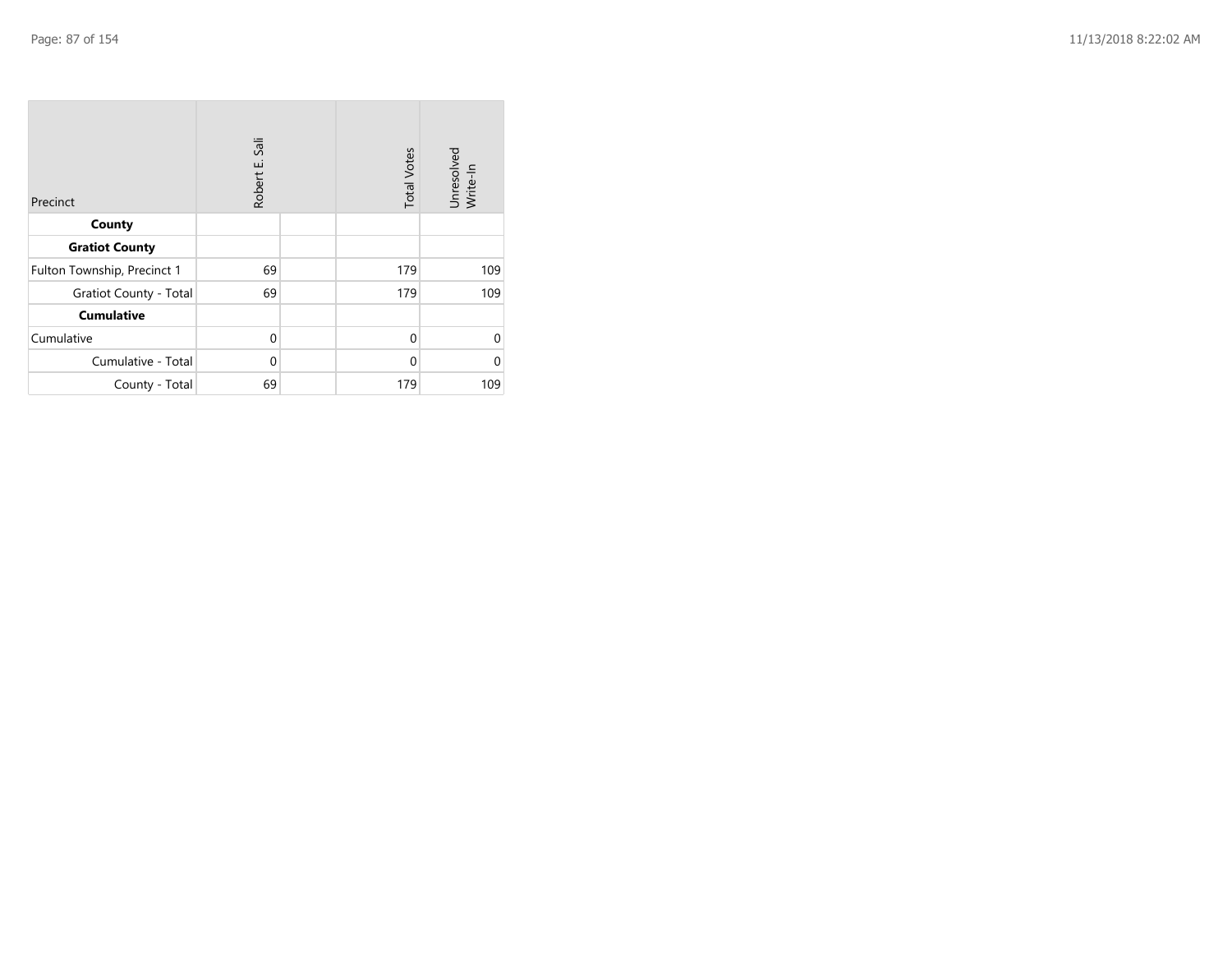| Precinct | Robert E. Sali | | Total Votes | Unresolved Write-In |
|---|---|---|---|---|
| **County** | | | | |
| **Gratiot County** | | | | |
| Fulton Township, Precinct 1 | 69 | | 179 | 109 |
| Gratiot County - Total | 69 | | 179 | 109 |
| **Cumulative** | | | | |
| Cumulative | 0 | | 0 | 0 |
| Cumulative - Total | 0 | | 0 | 0 |
| County - Total | 69 | | 179 | 109 |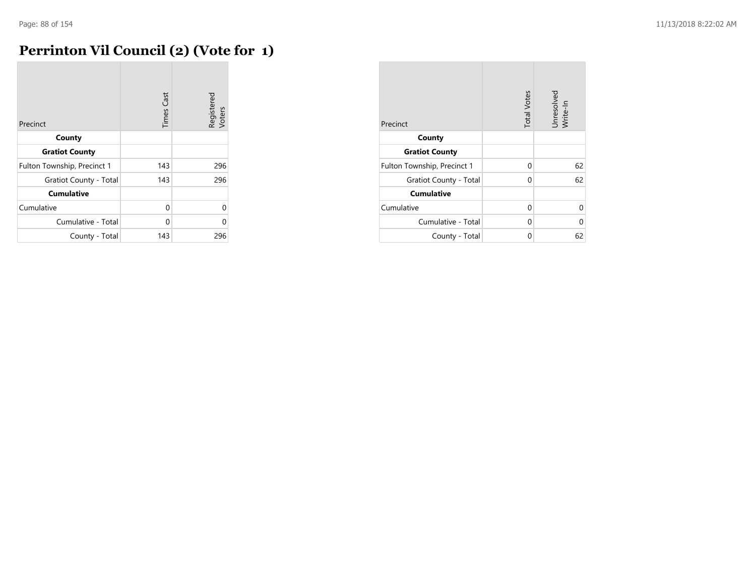# Perrinton Vil Council (2) (Vote for 1)

| Precinct | Times Cast | Registered Voters |
|---|---|---|
| **County** | | |
| **Gratiot County** | | |
| Fulton Township, Precinct 1 | 143 | 296 |
| Gratiot County - Total | 143 | 296 |
| **Cumulative** | | |
| Cumulative | 0 | 0 |
| Cumulative - Total | 0 | 0 |
| County - Total | 143 | 296 |

| Precinct | Total Votes | Unresolved Write-In |
|---|---|---|
| **County** | | |
| **Gratiot County** | | |
| Fulton Township, Precinct 1 | 0 | 62 |
| Gratiot County - Total | 0 | 62 |
| **Cumulative** | | |
| Cumulative | 0 | 0 |
| Cumulative - Total | 0 | 0 |
| County - Total | 0 | 62 |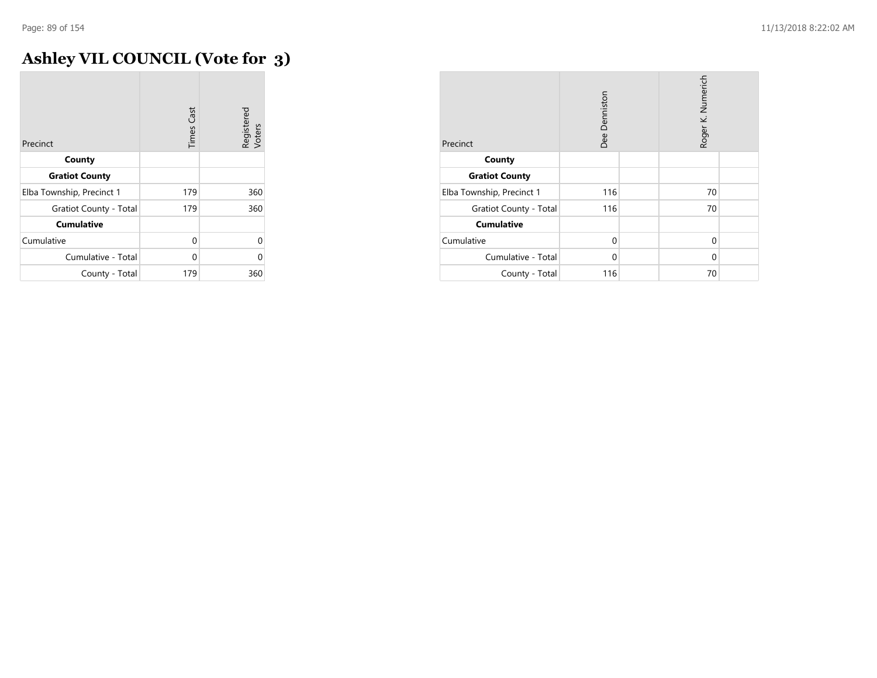# Ashley VIL COUNCIL (Vote for 3)

| Precinct | Times Cast | Registered Voters |
|---|---|---|
| **County** | | |
| **Gratiot County** | | |
| Elba Township, Precinct 1 | 179 | 360 |
| Gratiot County - Total | 179 | 360 |
| **Cumulative** | | |
| Cumulative | 0 | 0 |
| Cumulative - Total | 0 | 0 |
| County - Total | 179 | 360 |

| Precinct | Dee Denniston | | Roger K. Numerich | |
|---|---|---|---|---|
| **County** | | | | |
| **Gratiot County** | | | | |
| Elba Township, Precinct 1 | 116 | | 70 | |
| Gratiot County - Total | 116 | | 70 | |
| **Cumulative** | | | | |
| Cumulative | 0 | | 0 | |
| Cumulative - Total | 0 | | 0 | |
| County - Total | 116 | | 70 | |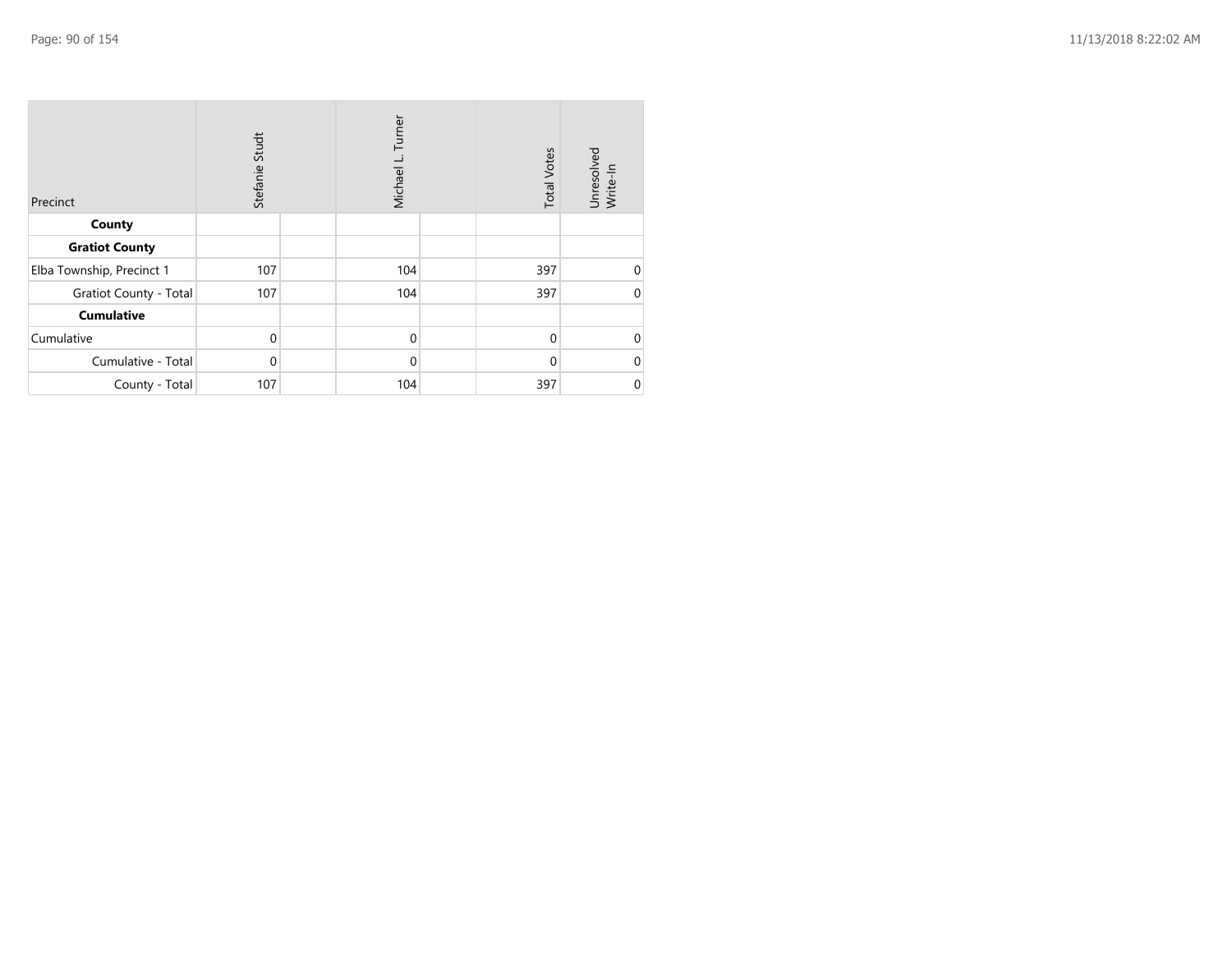| Precinct | Stefanie Studt | | Michael L. Turner | | Total Votes | Unresolved Write-In |
|---|---|---|---|---|---|---|
| **County** | | | | | | |
| **Gratiot County** | | | | | | |
| Elba Township, Precinct 1 | 107 | | 104 | | 397 | 0 |
| Gratiot County - Total | 107 | | 104 | | 397 | 0 |
| **Cumulative** | | | | | | |
| Cumulative | 0 | | 0 | | 0 | 0 |
| Cumulative - Total | 0 | | 0 | | 0 | 0 |
| County - Total | 107 | | 104 | | 397 | 0 |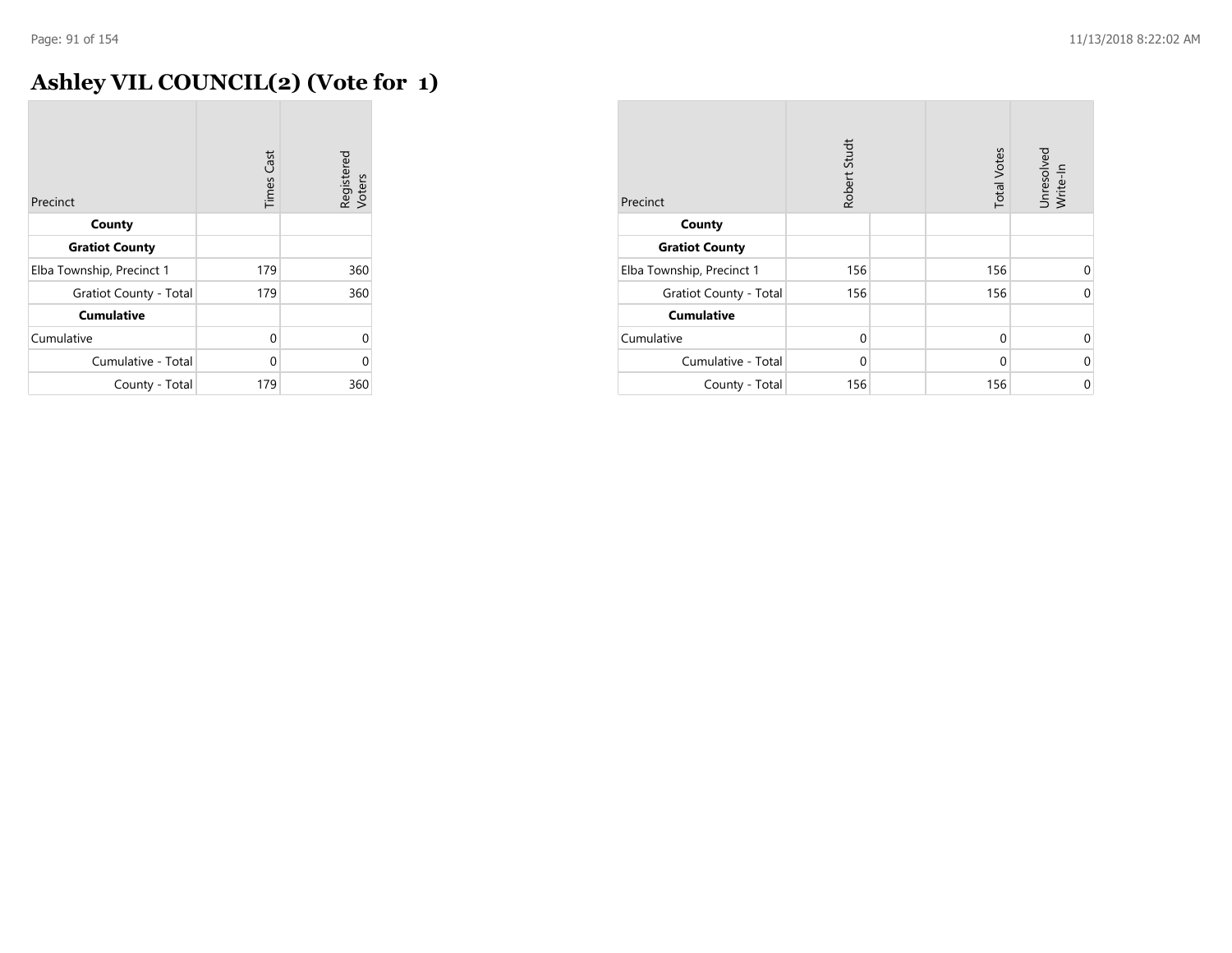# Ashley VIL COUNCIL(2) (Vote for 1)

| Precinct | Times Cast | Registered Voters |
| --- | --- | --- |
| **County** | | |
| **Gratiot County** | | |
| Elba Township, Precinct 1 | 179 | 360 |
| Gratiot County - Total | 179 | 360 |
| **Cumulative** | | |
| Cumulative | 0 | 0 |
| Cumulative - Total | 0 | 0 |
| County - Total | 179 | 360 |

| Precinct | Robert Studt | | Total Votes | Unresolved Write-In |
| --- | --- | --- | --- | --- |
| **County** | | | | |
| **Gratiot County** | | | | |
| Elba Township, Precinct 1 | 156 | | 156 | 0 |
| Gratiot County - Total | 156 | | 156 | 0 |
| **Cumulative** | | | | |
| Cumulative | 0 | | 0 | 0 |
| Cumulative - Total | 0 | | 0 | 0 |
| County - Total | 156 | | 156 | 0 |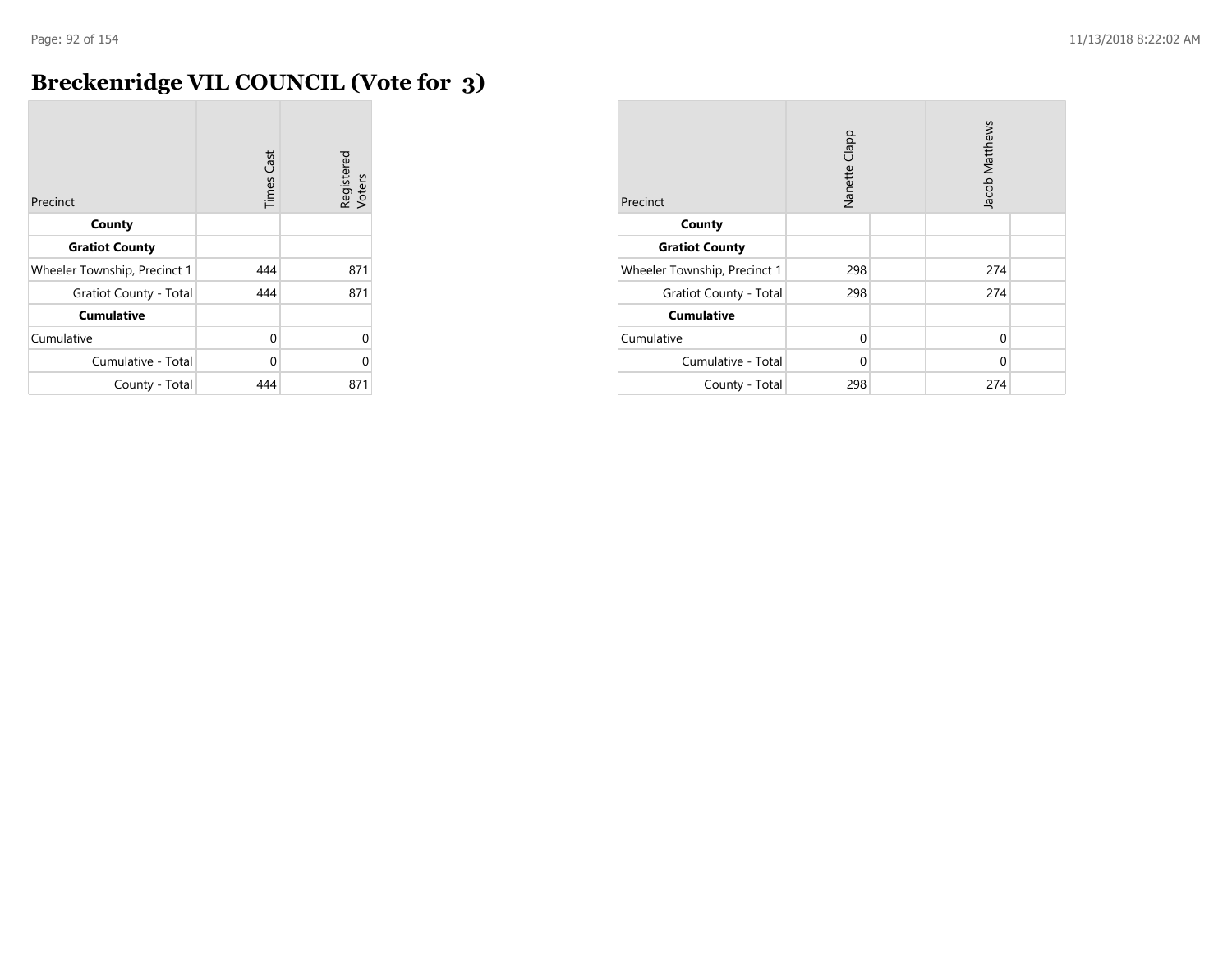# Breckenridge VIL COUNCIL (Vote for 3)

| Precinct | Times Cast | Registered Voters |
|---|---|---|
| **County** | | |
| **Gratiot County** | | |
| Wheeler Township, Precinct 1 | 444 | 871 |
| Gratiot County - Total | 444 | 871 |
| **Cumulative** | | |
| Cumulative | 0 | 0 |
| Cumulative - Total | 0 | 0 |
| County - Total | 444 | 871 |

| Precinct | Nanette Clapp | | Jacob Matthews | |
|---|---|---|---|---|
| **County** | | | | |
| **Gratiot County** | | | | |
| Wheeler Township, Precinct 1 | 298 | | 274 | |
| Gratiot County - Total | 298 | | 274 | |
| **Cumulative** | | | | |
| Cumulative | 0 | | 0 | |
| Cumulative - Total | 0 | | 0 | |
| County - Total | 298 | | 274 | |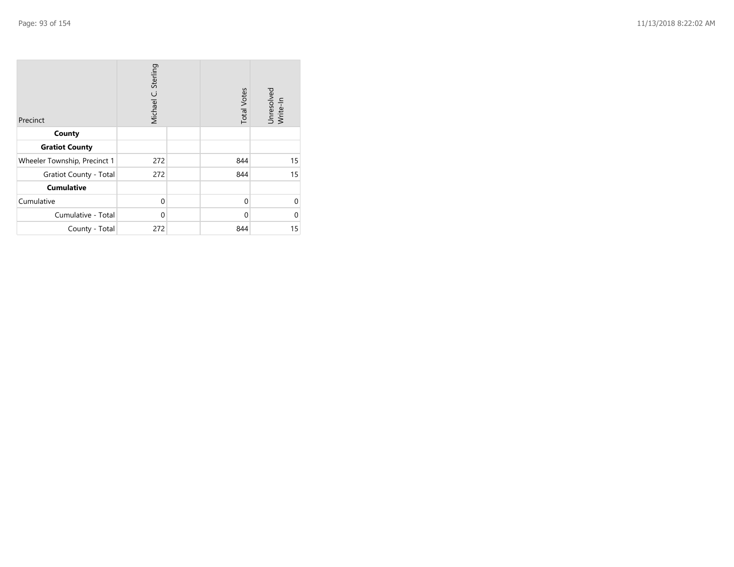| Precinct | Michael C. Sterling | | Total Votes | Unresolved Write-In |
|---|---|---|---|---|
| **County** | | | | |
| **Gratiot County** | | | | |
| Wheeler Township, Precinct 1 | 272 | | 844 | 15 |
| Gratiot County - Total | 272 | | 844 | 15 |
| **Cumulative** | | | | |
| Cumulative | 0 | | 0 | 0 |
| Cumulative - Total | 0 | | 0 | 0 |
| County - Total | 272 | | 844 | 15 |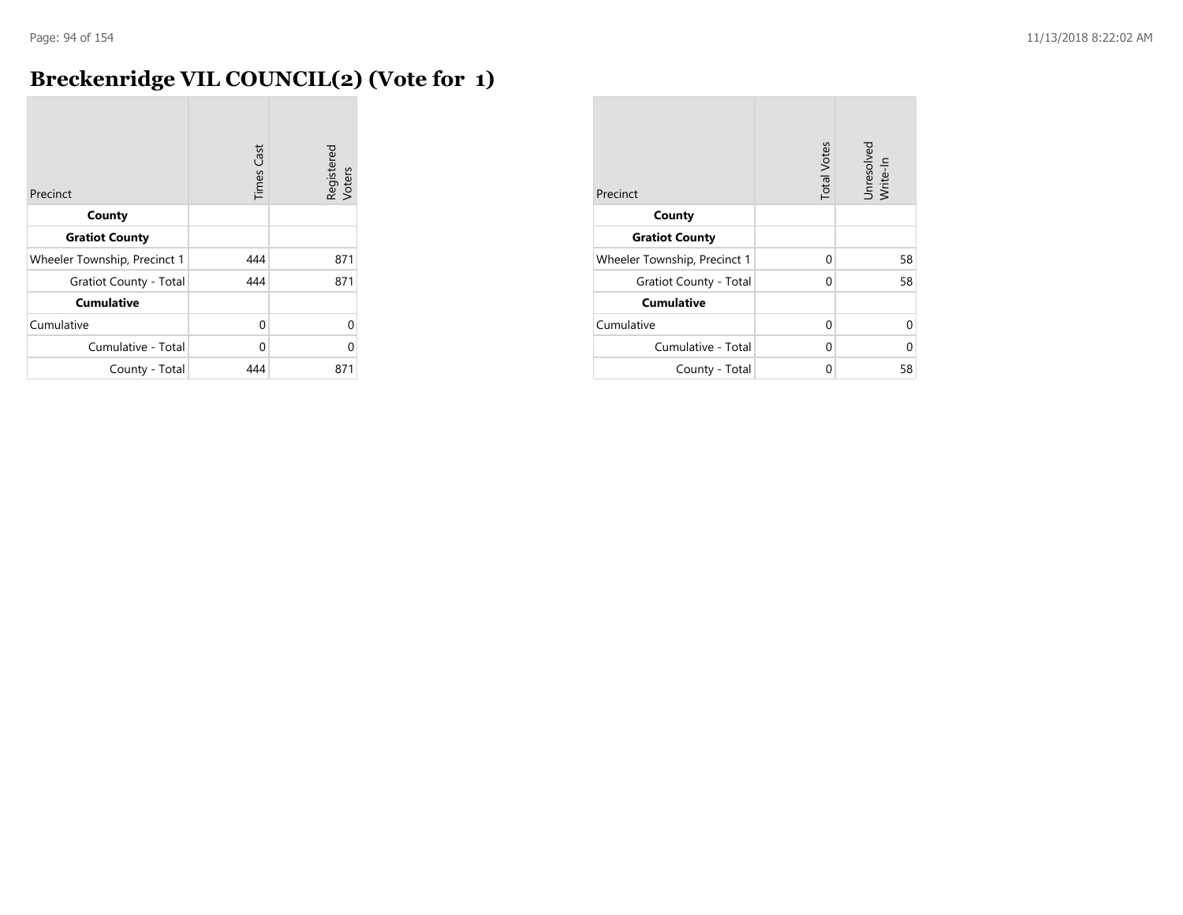# Breckenridge VIL COUNCIL(2) (Vote for 1)

| Precinct | Times Cast | Registered Voters |
|---|---|---|
| **County** | | |
| **Gratiot County** | | |
| Wheeler Township, Precinct 1 | 444 | 871 |
| Gratiot County - Total | 444 | 871 |
| **Cumulative** | | |
| Cumulative | 0 | 0 |
| Cumulative - Total | 0 | 0 |
| County - Total | 444 | 871 |

| Precinct | Total Votes | Unresolved Write-In |
|---|---|---|
| **County** | | |
| **Gratiot County** | | |
| Wheeler Township, Precinct 1 | 0 | 58 |
| Gratiot County - Total | 0 | 58 |
| **Cumulative** | | |
| Cumulative | 0 | 0 |
| Cumulative - Total | 0 | 0 |
| County - Total | 0 | 58 |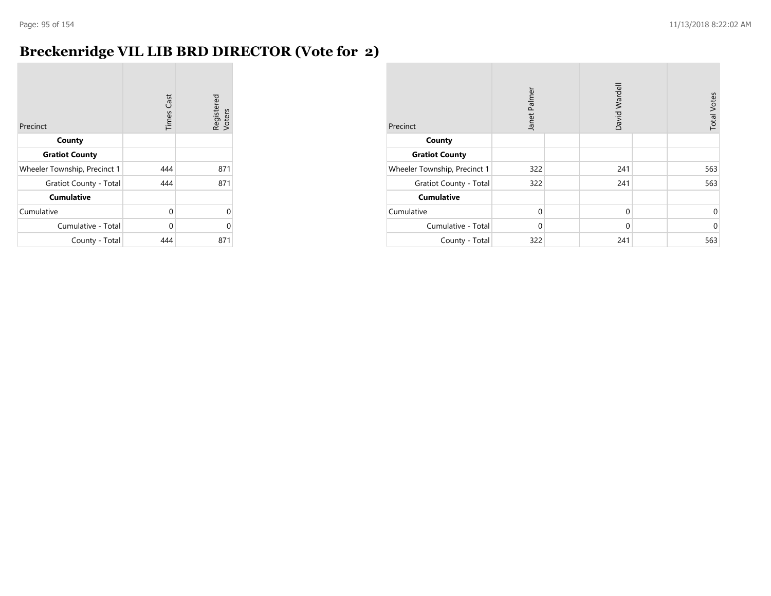# Breckenridge VIL LIB BRD DIRECTOR (Vote for 2)

| Precinct | Times Cast | Registered Voters |
|---|---|---|
| **County** | | |
| **Gratiot County** | | |
| Wheeler Township, Precinct 1 | 444 | 871 |
| Gratiot County - Total | 444 | 871 |
| **Cumulative** | | |
| Cumulative | 0 | 0 |
| Cumulative - Total | 0 | 0 |
| County - Total | 444 | 871 |

| Precinct | Janet Palmer | | David Wardell | | Total Votes |
|---|---|---|---|---|---|
| **County** | | | | | |
| **Gratiot County** | | | | | |
| Wheeler Township, Precinct 1 | 322 | | 241 | | 563 |
| Gratiot County - Total | 322 | | 241 | | 563 |
| **Cumulative** | | | | | |
| Cumulative | 0 | | 0 | | 0 |
| Cumulative - Total | 0 | | 0 | | 0 |
| County - Total | 322 | | 241 | | 563 |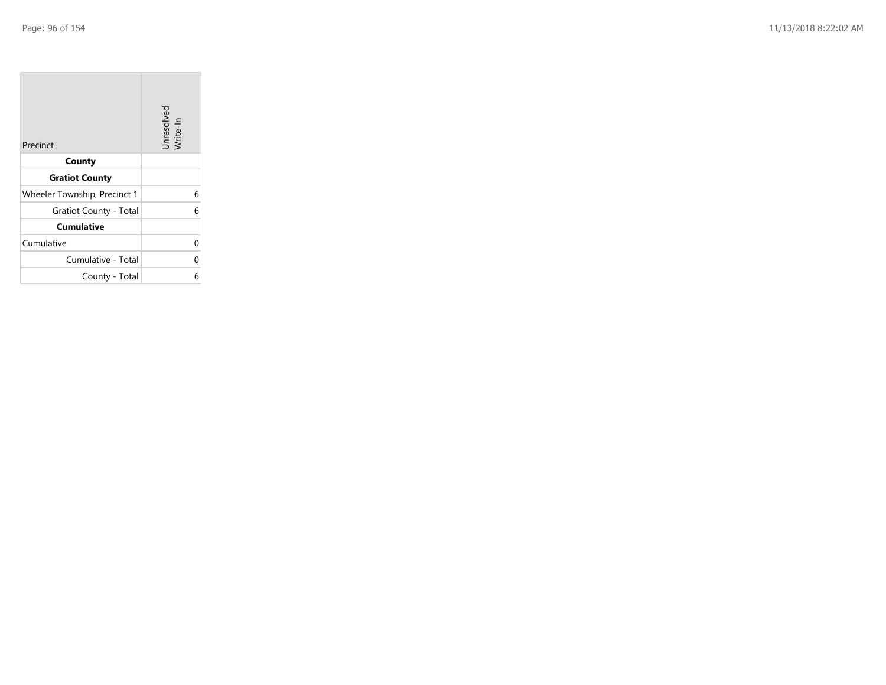| Precinct | Unresolved Write-In |
| --- | --- |
| **County** | |
| **Gratiot County** | |
| Wheeler Township, Precinct 1 | 6 |
| Gratiot County - Total | 6 |
| **Cumulative** | |
| Cumulative | 0 |
| Cumulative - Total | 0 |
| County - Total | 6 |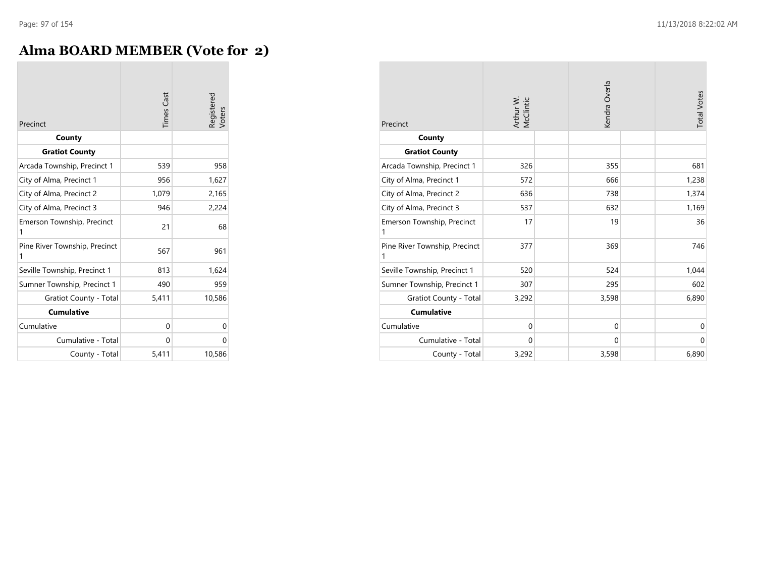# Alma BOARD MEMBER (Vote for 2)

| Precinct | Times Cast | Registered Voters |
|---|---|---|
| **County** | | |
| **Gratiot County** | | |
| Arcada Township, Precinct 1 | 539 | 958 |
| City of Alma, Precinct 1 | 956 | 1,627 |
| City of Alma, Precinct 2 | 1,079 | 2,165 |
| City of Alma, Precinct 3 | 946 | 2,224 |
| Emerson Township, Precinct 1 | 21 | 68 |
| Pine River Township, Precinct 1 | 567 | 961 |
| Seville Township, Precinct 1 | 813 | 1,624 |
| Sumner Township, Precinct 1 | 490 | 959 |
| Gratiot County - Total | 5,411 | 10,586 |
| **Cumulative** | | |
| Cumulative | 0 | 0 |
| Cumulative - Total | 0 | 0 |
| County - Total | 5,411 | 10,586 |

| Precinct | Arthur W. McClintic | Kendra Overla | Total Votes |
|---|---|---|---|
| **County** | | | |
| **Gratiot County** | | | |
| Arcada Township, Precinct 1 | 326 | 355 | 681 |
| City of Alma, Precinct 1 | 572 | 666 | 1,238 |
| City of Alma, Precinct 2 | 636 | 738 | 1,374 |
| City of Alma, Precinct 3 | 537 | 632 | 1,169 |
| Emerson Township, Precinct 1 | 17 | 19 | 36 |
| Pine River Township, Precinct 1 | 377 | 369 | 746 |
| Seville Township, Precinct 1 | 520 | 524 | 1,044 |
| Sumner Township, Precinct 1 | 307 | 295 | 602 |
| Gratiot County - Total | 3,292 | 3,598 | 6,890 |
| **Cumulative** | | | |
| Cumulative | 0 | 0 | 0 |
| Cumulative - Total | 0 | 0 | 0 |
| County - Total | 3,292 | 3,598 | 6,890 |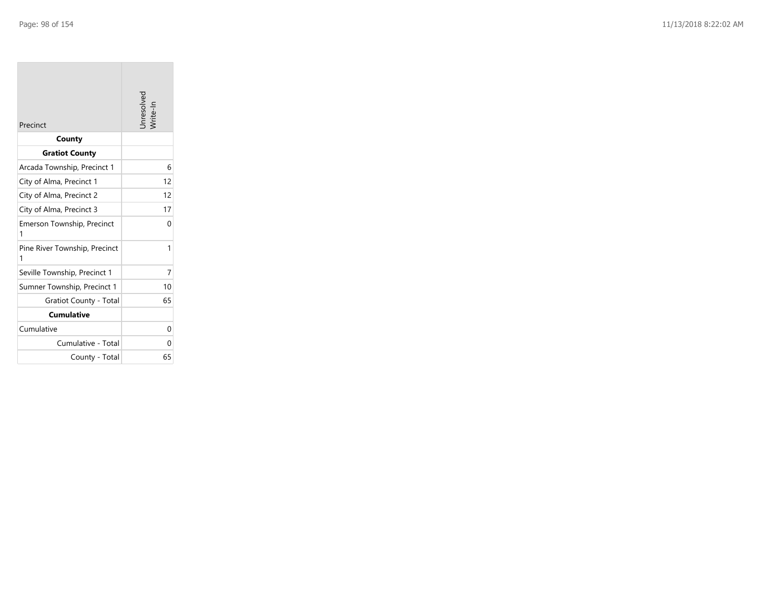| Precinct | Unresolved Write-In |
|---|---|
| **County** | |
| **Gratiot County** | |
| Arcada Township, Precinct 1 | 6 |
| City of Alma, Precinct 1 | 12 |
| City of Alma, Precinct 2 | 12 |
| City of Alma, Precinct 3 | 17 |
| Emerson Township, Precinct 1 | 0 |
| Pine River Township, Precinct 1 | 1 |
| Seville Township, Precinct 1 | 7 |
| Sumner Township, Precinct 1 | 10 |
| Gratiot County - Total | 65 |
| **Cumulative** | |
| Cumulative | 0 |
| Cumulative - Total | 0 |
| County - Total | 65 |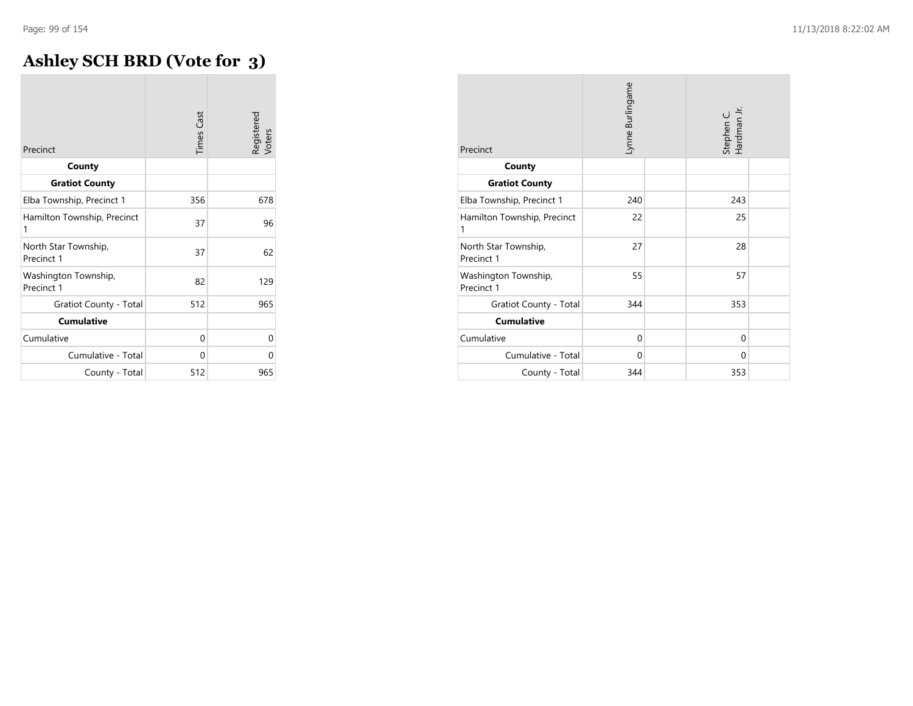# Ashley SCH BRD (Vote for 3)

| Precinct | Times Cast | Registered Voters |
|---|---|---|
| **County** | | |
| **Gratiot County** | | |
| Elba Township, Precinct 1 | 356 | 678 |
| Hamilton Township, Precinct 1 | 37 | 96 |
| North Star Township, Precinct 1 | 37 | 62 |
| Washington Township, Precinct 1 | 82 | 129 |
| Gratiot County - Total | 512 | 965 |
| **Cumulative** | | |
| Cumulative | 0 | 0 |
| Cumulative - Total | 0 | 0 |
| County - Total | 512 | 965 |

| Precinct | Lynne Burlingame | | Stephen C. Hardman Jr. | |
|---|---|---|---|---|
| **County** | | | | |
| **Gratiot County** | | | | |
| Elba Township, Precinct 1 | 240 | | 243 | |
| Hamilton Township, Precinct 1 | 22 | | 25 | |
| North Star Township, Precinct 1 | 27 | | 28 | |
| Washington Township, Precinct 1 | 55 | | 57 | |
| Gratiot County - Total | 344 | | 353 | |
| **Cumulative** | | | | |
| Cumulative | 0 | | 0 | |
| Cumulative - Total | 0 | | 0 | |
| County - Total | 344 | | 353 | |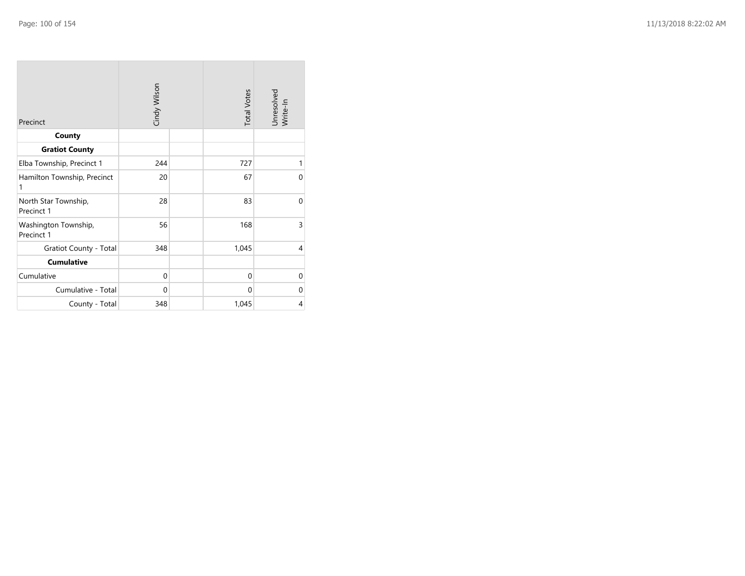| Precinct | Cindy Wilson | | Total Votes | Unresolved Write-In |
|---|---|---|---|---|
| **County** | | | | |
| **Gratiot County** | | | | |
| Elba Township, Precinct 1 | 244 | | 727 | 1 |
| Hamilton Township, Precinct 1 | 20 | | 67 | 0 |
| North Star Township, Precinct 1 | 28 | | 83 | 0 |
| Washington Township, Precinct 1 | 56 | | 168 | 3 |
| Gratiot County - Total | 348 | | 1,045 | 4 |
| **Cumulative** | | | | |
| Cumulative | 0 | | 0 | 0 |
| Cumulative - Total | 0 | | 0 | 0 |
| County - Total | 348 | | 1,045 | 4 |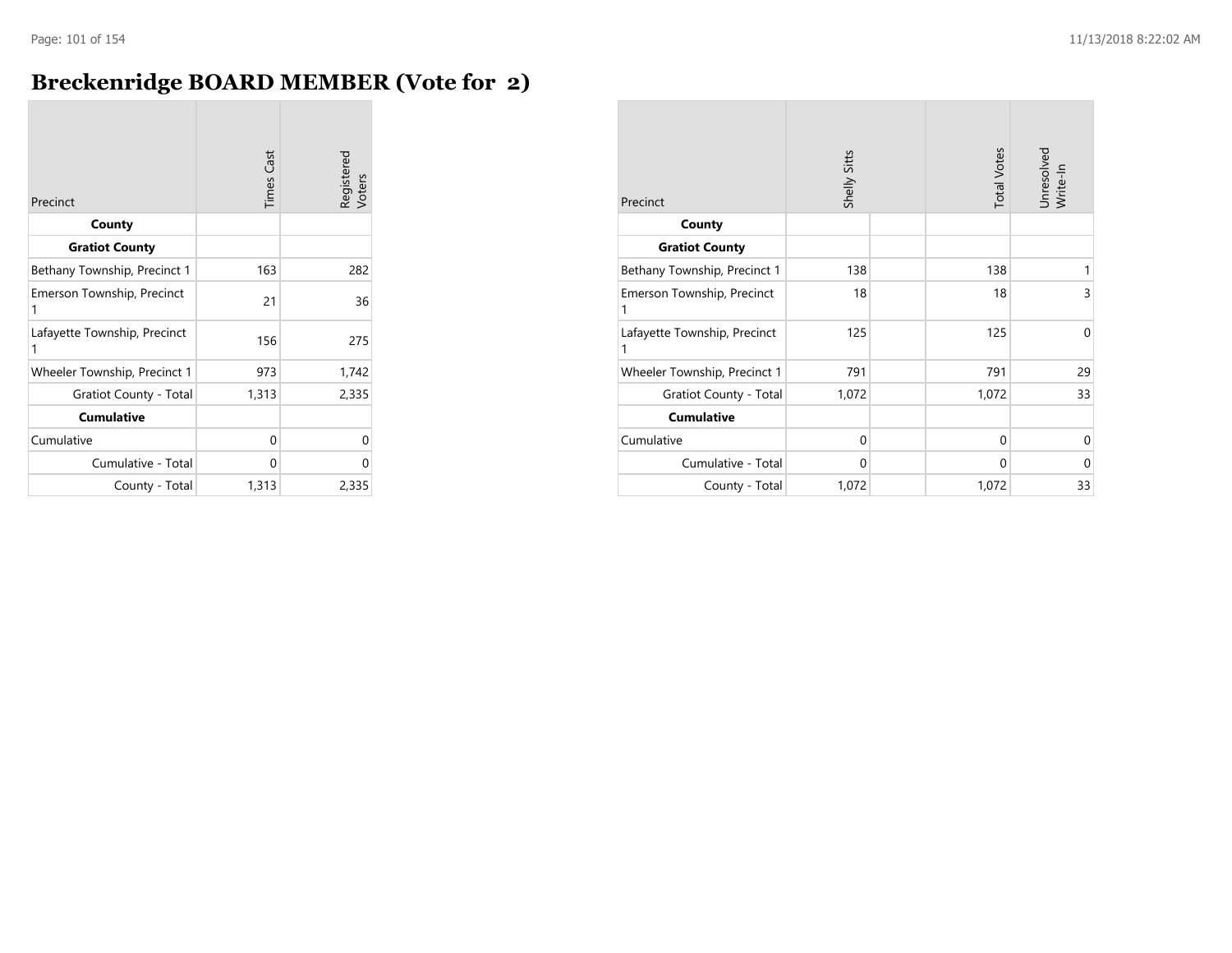# Breckenridge BOARD MEMBER (Vote for 2)

| Precinct | Times Cast | Registered Voters |
|---|---|---|
| **County** | | |
| **Gratiot County** | | |
| Bethany Township, Precinct 1 | 163 | 282 |
| Emerson Township, Precinct 1 | 21 | 36 |
| Lafayette Township, Precinct 1 | 156 | 275 |
| Wheeler Township, Precinct 1 | 973 | 1,742 |
| Gratiot County - Total | 1,313 | 2,335 |
| **Cumulative** | | |
| Cumulative | 0 | 0 |
| Cumulative - Total | 0 | 0 |
| County - Total | 1,313 | 2,335 |

| Precinct | Shelly Sitts | | Total Votes | Unresolved Write-In |
|---|---|---|---|---|
| **County** | | | | |
| **Gratiot County** | | | | |
| Bethany Township, Precinct 1 | 138 | | 138 | 1 |
| Emerson Township, Precinct 1 | 18 | | 18 | 3 |
| Lafayette Township, Precinct 1 | 125 | | 125 | 0 |
| Wheeler Township, Precinct 1 | 791 | | 791 | 29 |
| Gratiot County - Total | 1,072 | | 1,072 | 33 |
| **Cumulative** | | | | |
| Cumulative | 0 | | 0 | 0 |
| Cumulative - Total | 0 | | 0 | 0 |
| County - Total | 1,072 | | 1,072 | 33 |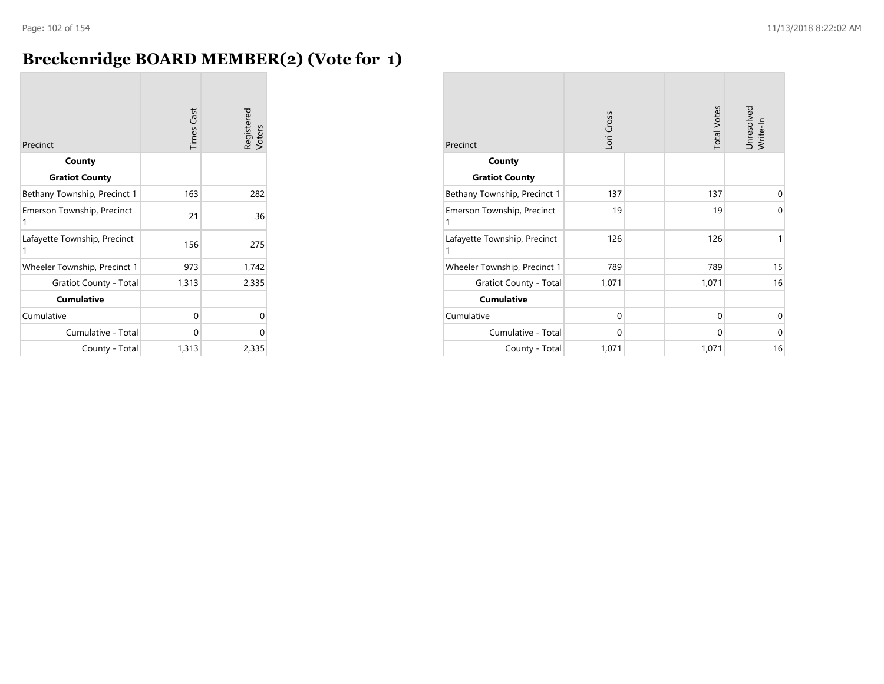# Breckenridge BOARD MEMBER(2) (Vote for 1)

| Precinct | Times Cast | Registered Voters |
|---|---|---|
| **County** | | |
| **Gratiot County** | | |
| Bethany Township, Precinct 1 | 163 | 282 |
| Emerson Township, Precinct 1 | 21 | 36 |
| Lafayette Township, Precinct 1 | 156 | 275 |
| Wheeler Township, Precinct 1 | 973 | 1,742 |
| Gratiot County - Total | 1,313 | 2,335 |
| **Cumulative** | | |
| Cumulative | 0 | 0 |
| Cumulative - Total | 0 | 0 |
| County - Total | 1,313 | 2,335 |

| Precinct | Lori Cross | | Total Votes | Unresolved Write-In |
|---|---|---|---|---|
| **County** | | | | |
| **Gratiot County** | | | | |
| Bethany Township, Precinct 1 | 137 | | 137 | 0 |
| Emerson Township, Precinct 1 | 19 | | 19 | 0 |
| Lafayette Township, Precinct 1 | 126 | | 126 | 1 |
| Wheeler Township, Precinct 1 | 789 | | 789 | 15 |
| Gratiot County - Total | 1,071 | | 1,071 | 16 |
| **Cumulative** | | | | |
| Cumulative | 0 | | 0 | 0 |
| Cumulative - Total | 0 | | 0 | 0 |
| County - Total | 1,071 | | 1,071 | 16 |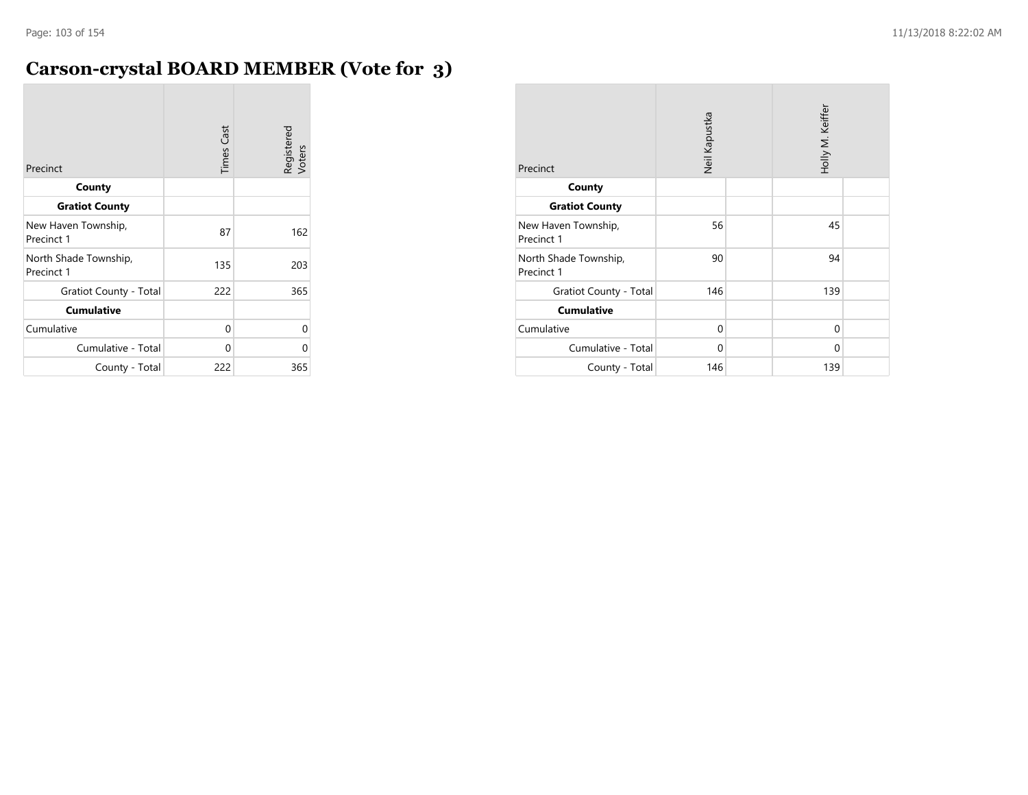# Carson-crystal BOARD MEMBER (Vote for 3)

| Precinct | Times Cast | Registered Voters |
|---|---|---|
| **County** | | |
| **Gratiot County** | | |
| New Haven Township, Precinct 1 | 87 | 162 |
| North Shade Township, Precinct 1 | 135 | 203 |
| Gratiot County - Total | 222 | 365 |
| **Cumulative** | | |
| Cumulative | 0 | 0 |
| Cumulative - Total | 0 | 0 |
| County - Total | 222 | 365 |

| Precinct | Neil Kapustka | Holly M. Keiffer |
|---|---|---|
| **County** | | |
| **Gratiot County** | | |
| New Haven Township, Precinct 1 | 56 | 45 |
| North Shade Township, Precinct 1 | 90 | 94 |
| Gratiot County - Total | 146 | 139 |
| **Cumulative** | | |
| Cumulative | 0 | 0 |
| Cumulative - Total | 0 | 0 |
| County - Total | 146 | 139 |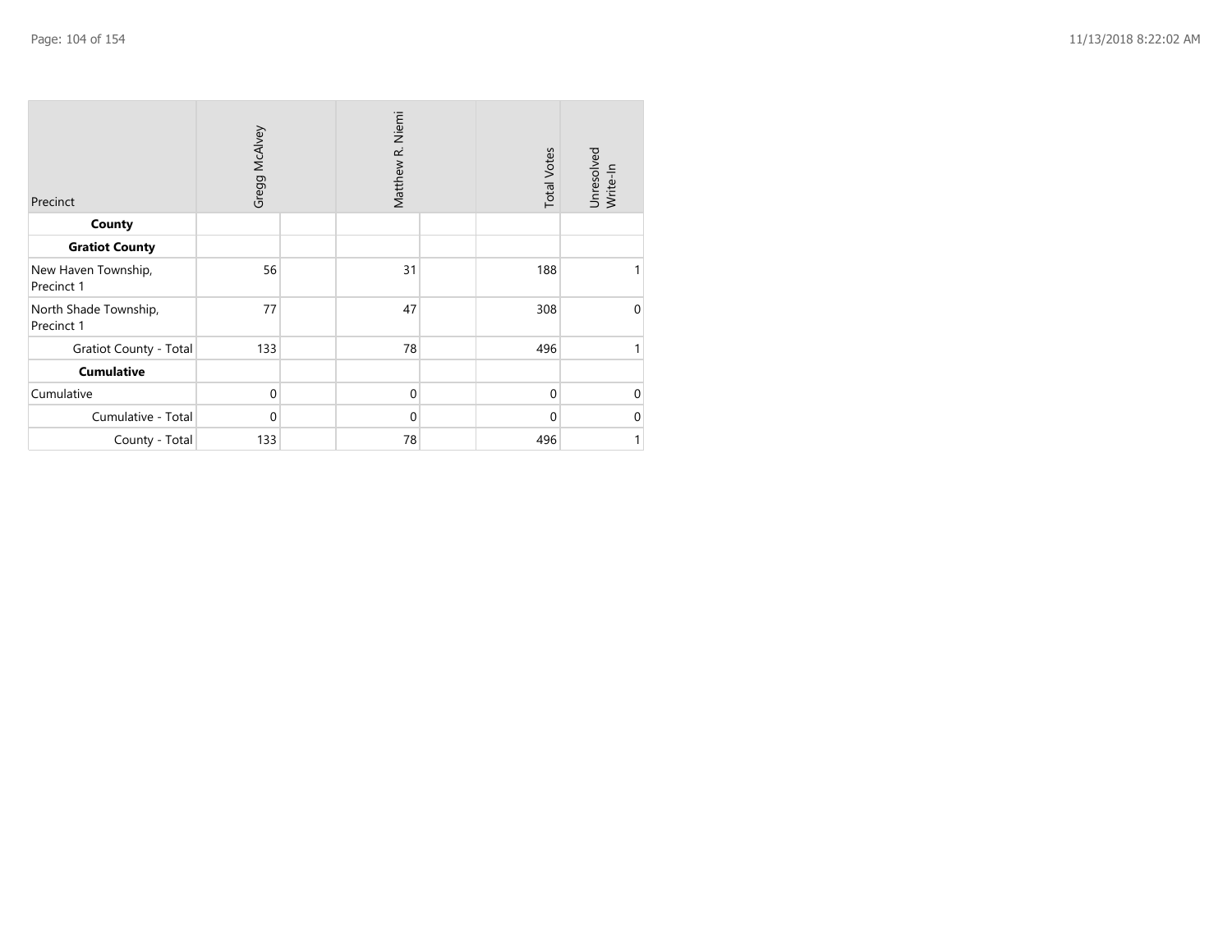| Precinct | Gregg McAlvey | | Matthew R. Niemi | | Total Votes | Unresolved Write-In |
|---|---|---|---|---|---|---|
| **County** | | | | | | |
| **Gratiot County** | | | | | | |
| New Haven Township, Precinct 1 | 56 | | 31 | | 188 | 1 |
| North Shade Township, Precinct 1 | 77 | | 47 | | 308 | 0 |
| Gratiot County - Total | 133 | | 78 | | 496 | 1 |
| **Cumulative** | | | | | | |
| Cumulative | 0 | | 0 | | 0 | 0 |
| Cumulative - Total | 0 | | 0 | | 0 | 0 |
| County - Total | 133 | | 78 | | 496 | 1 |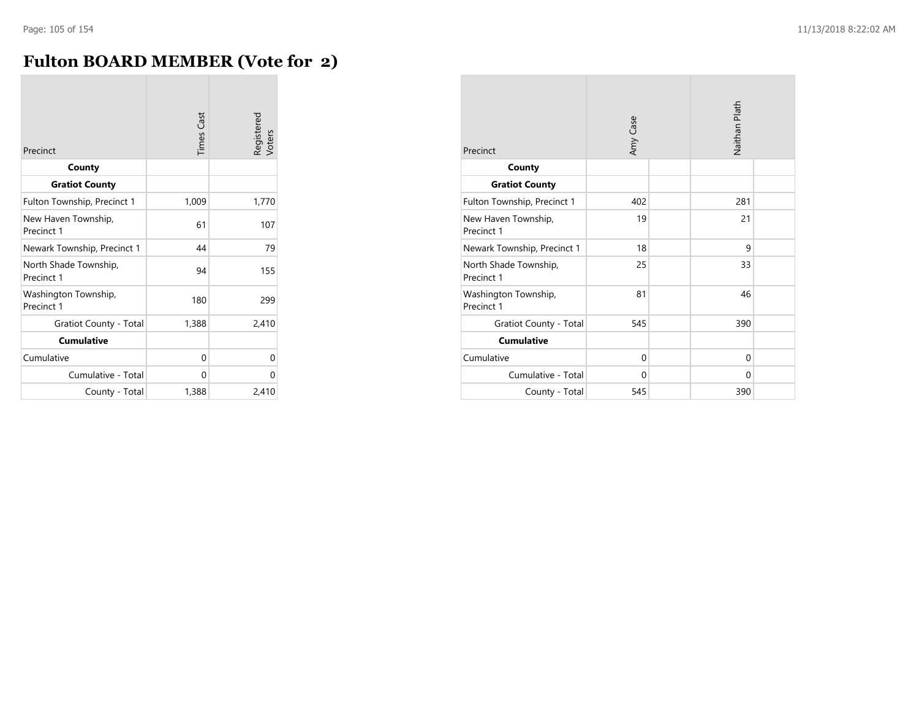# Fulton BOARD MEMBER (Vote for 2)

| Precinct | Times Cast | Registered Voters |
|---|---|---|
| **County** | | |
| **Gratiot County** | | |
| Fulton Township, Precinct 1 | 1,009 | 1,770 |
| New Haven Township, Precinct 1 | 61 | 107 |
| Newark Township, Precinct 1 | 44 | 79 |
| North Shade Township, Precinct 1 | 94 | 155 |
| Washington Township, Precinct 1 | 180 | 299 |
| Gratiot County - Total | 1,388 | 2,410 |
| **Cumulative** | | |
| Cumulative | 0 | 0 |
| Cumulative - Total | 0 | 0 |
| County - Total | 1,388 | 2,410 |

| Precinct | Amy Case | | Naithan Plath | |
|---|---|---|---|---|
| **County** | | | | |
| **Gratiot County** | | | | |
| Fulton Township, Precinct 1 | 402 | | 281 | |
| New Haven Township, Precinct 1 | 19 | | 21 | |
| Newark Township, Precinct 1 | 18 | | 9 | |
| North Shade Township, Precinct 1 | 25 | | 33 | |
| Washington Township, Precinct 1 | 81 | | 46 | |
| Gratiot County - Total | 545 | | 390 | |
| **Cumulative** | | | | |
| Cumulative | 0 | | 0 | |
| Cumulative - Total | 0 | | 0 | |
| County - Total | 545 | | 390 | |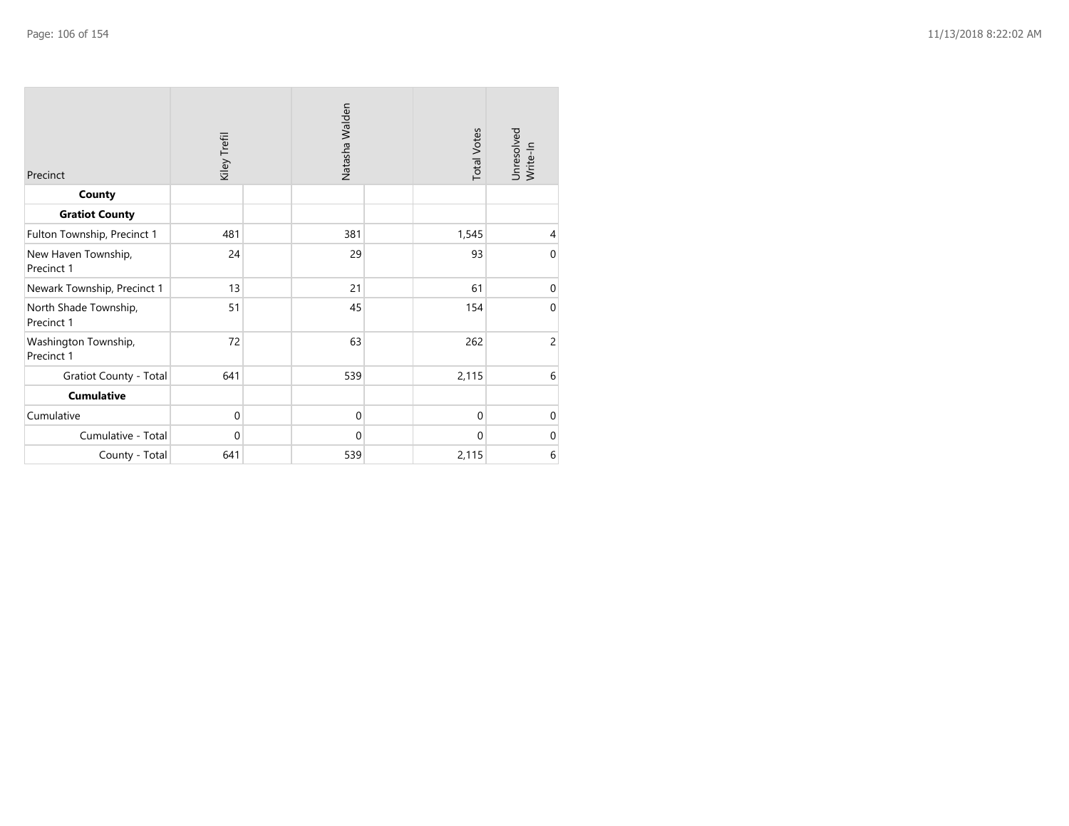| Precinct | Kiley Trefil | | Natasha Walden | | Total Votes | Unresolved Write-In |
|---|---|---|---|---|---|---|
| **County** | | | | | | |
| **Gratiot County** | | | | | | |
| Fulton Township, Precinct 1 | 481 | | 381 | | 1,545 | 4 |
| New Haven Township, Precinct 1 | 24 | | 29 | | 93 | 0 |
| Newark Township, Precinct 1 | 13 | | 21 | | 61 | 0 |
| North Shade Township, Precinct 1 | 51 | | 45 | | 154 | 0 |
| Washington Township, Precinct 1 | 72 | | 63 | | 262 | 2 |
| Gratiot County - Total | 641 | | 539 | | 2,115 | 6 |
| **Cumulative** | | | | | | |
| Cumulative | 0 | | 0 | | 0 | 0 |
| Cumulative - Total | 0 | | 0 | | 0 | 0 |
| County - Total | 641 | | 539 | | 2,115 | 6 |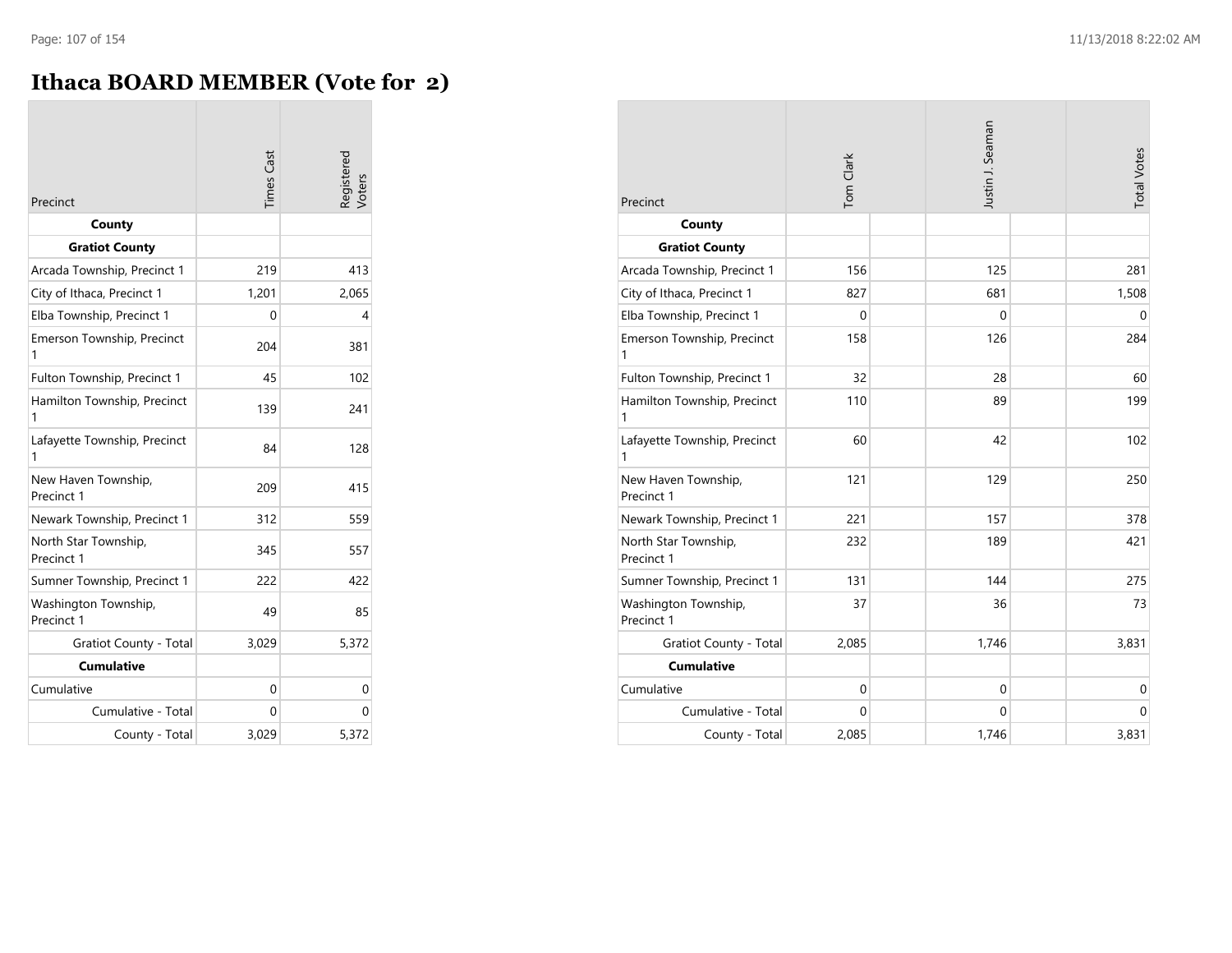# Ithaca BOARD MEMBER (Vote for 2)

| Precinct | Times Cast | Registered Voters | Tom Clark | Justin J. Seaman | Total Votes |
|---|---|---|---|---|---|
| **County** | | | | | |
| **Gratiot County** | | | | | |
| Arcada Township, Precinct 1 | 219 | 413 | 156 | 125 | 281 |
| City of Ithaca, Precinct 1 | 1,201 | 2,065 | 827 | 681 | 1,508 |
| Elba Township, Precinct 1 | 0 | 4 | 0 | 0 | 0 |
| Emerson Township, Precinct 1 | 204 | 381 | 158 | 126 | 284 |
| Fulton Township, Precinct 1 | 45 | 102 | 32 | 28 | 60 |
| Hamilton Township, Precinct 1 | 139 | 241 | 110 | 89 | 199 |
| Lafayette Township, Precinct 1 | 84 | 128 | 60 | 42 | 102 |
| New Haven Township, Precinct 1 | 209 | 415 | 121 | 129 | 250 |
| Newark Township, Precinct 1 | 312 | 559 | 221 | 157 | 378 |
| North Star Township, Precinct 1 | 345 | 557 | 232 | 189 | 421 |
| Sumner Township, Precinct 1 | 222 | 422 | 131 | 144 | 275 |
| Washington Township, Precinct 1 | 49 | 85 | 37 | 36 | 73 |
| Gratiot County - Total | 3,029 | 5,372 | 2,085 | 1,746 | 3,831 |
| **Cumulative** | | | | | |
| Cumulative | 0 | 0 | 0 | 0 | 0 |
| Cumulative - Total | 0 | 0 | 0 | 0 | 0 |
| County - Total | 3,029 | 5,372 | 2,085 | 1,746 | 3,831 |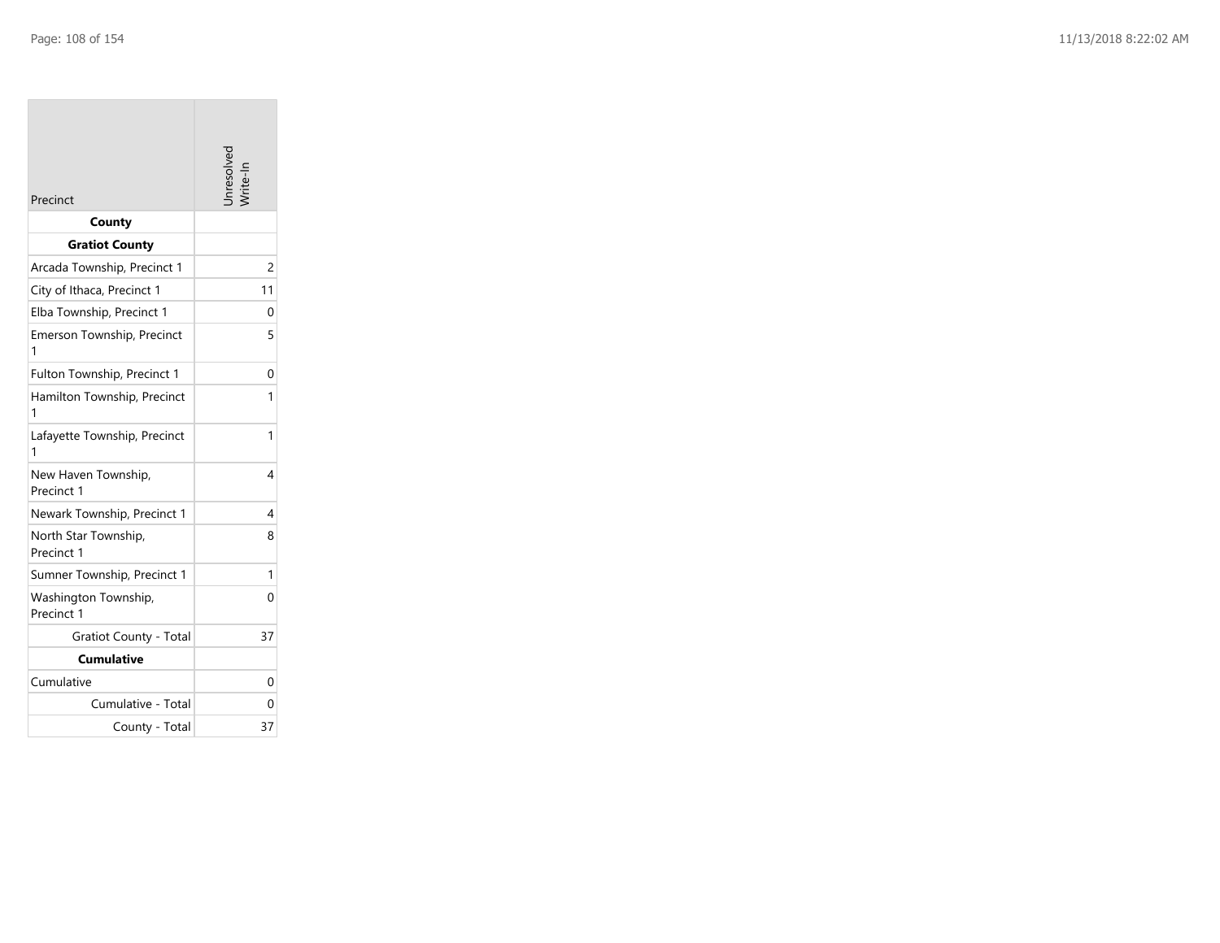| Precinct | Unresolved Write-In |
|---|---|
| **County** | |
| **Gratiot County** | |
| Arcada Township, Precinct 1 | 2 |
| City of Ithaca, Precinct 1 | 11 |
| Elba Township, Precinct 1 | 0 |
| Emerson Township, Precinct 1 | 5 |
| Fulton Township, Precinct 1 | 0 |
| Hamilton Township, Precinct 1 | 1 |
| Lafayette Township, Precinct 1 | 1 |
| New Haven Township, Precinct 1 | 4 |
| Newark Township, Precinct 1 | 4 |
| North Star Township, Precinct 1 | 8 |
| Sumner Township, Precinct 1 | 1 |
| Washington Township, Precinct 1 | 0 |
| Gratiot County - Total | 37 |
| **Cumulative** | |
| Cumulative | 0 |
| Cumulative - Total | 0 |
| County - Total | 37 |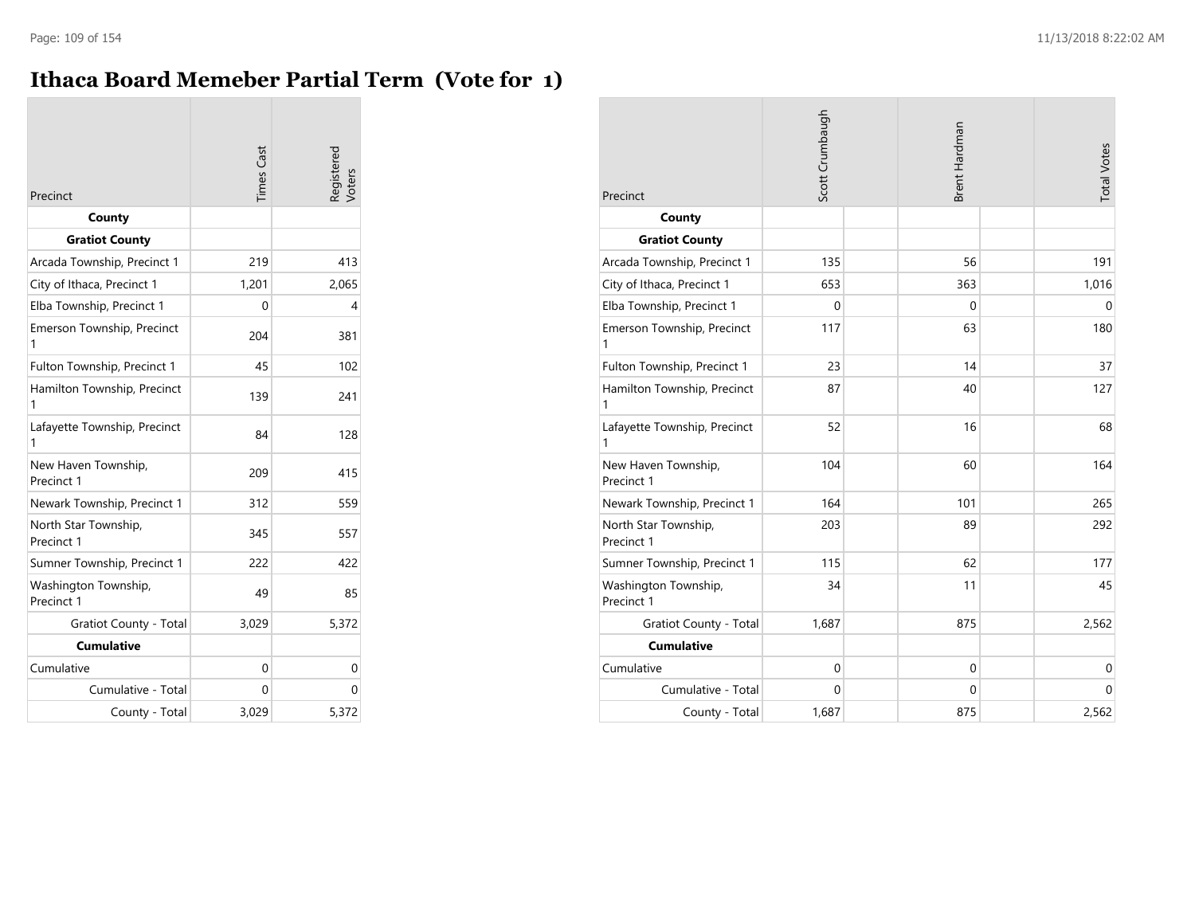# Ithaca Board Memeber Partial Term (Vote for 1)

| Precinct | Times Cast | Registered Voters |
|---|---|---|
| **County** | | |
| **Gratiot County** | | |
| Arcada Township, Precinct 1 | 219 | 413 |
| City of Ithaca, Precinct 1 | 1,201 | 2,065 |
| Elba Township, Precinct 1 | 0 | 4 |
| Emerson Township, Precinct 1 | 204 | 381 |
| Fulton Township, Precinct 1 | 45 | 102 |
| Hamilton Township, Precinct 1 | 139 | 241 |
| Lafayette Township, Precinct 1 | 84 | 128 |
| New Haven Township, Precinct 1 | 209 | 415 |
| Newark Township, Precinct 1 | 312 | 559 |
| North Star Township, Precinct 1 | 345 | 557 |
| Sumner Township, Precinct 1 | 222 | 422 |
| Washington Township, Precinct 1 | 49 | 85 |
| Gratiot County - Total | 3,029 | 5,372 |
| **Cumulative** | | |
| Cumulative | 0 | 0 |
| Cumulative - Total | 0 | 0 |
| County - Total | 3,029 | 5,372 |

| Precinct | Scott Crumbaugh | Brent Hardman | Total Votes |
|---|---|---|---|
| **County** | | | |
| **Gratiot County** | | | |
| Arcada Township, Precinct 1 | 135 | 56 | 191 |
| City of Ithaca, Precinct 1 | 653 | 363 | 1,016 |
| Elba Township, Precinct 1 | 0 | 0 | 0 |
| Emerson Township, Precinct 1 | 117 | 63 | 180 |
| Fulton Township, Precinct 1 | 23 | 14 | 37 |
| Hamilton Township, Precinct 1 | 87 | 40 | 127 |
| Lafayette Township, Precinct 1 | 52 | 16 | 68 |
| New Haven Township, Precinct 1 | 104 | 60 | 164 |
| Newark Township, Precinct 1 | 164 | 101 | 265 |
| North Star Township, Precinct 1 | 203 | 89 | 292 |
| Sumner Township, Precinct 1 | 115 | 62 | 177 |
| Washington Township, Precinct 1 | 34 | 11 | 45 |
| Gratiot County - Total | 1,687 | 875 | 2,562 |
| **Cumulative** | | | |
| Cumulative | 0 | 0 | 0 |
| Cumulative - Total | 0 | 0 | 0 |
| County - Total | 1,687 | 875 | 2,562 |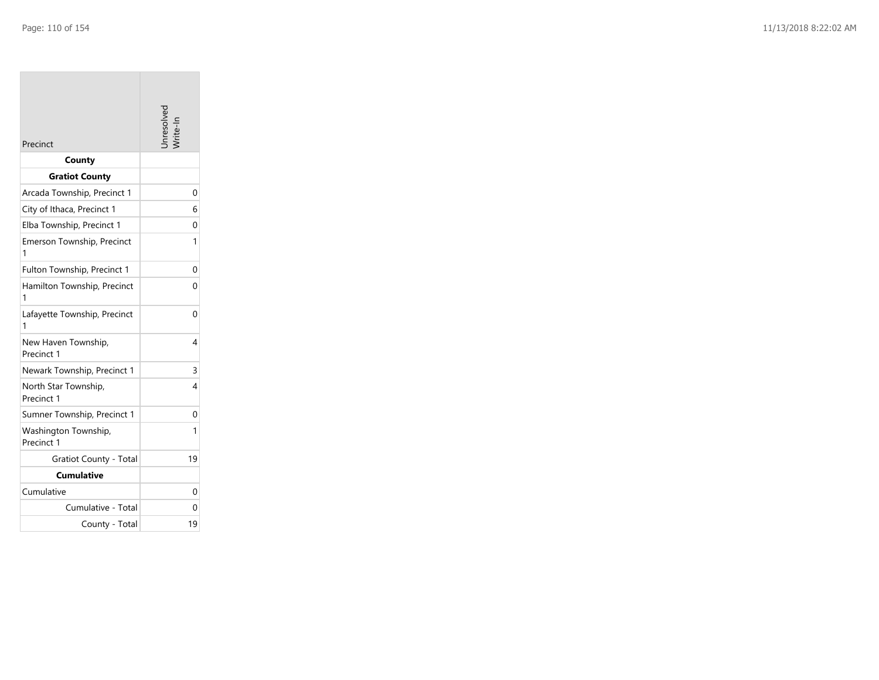| Precinct | Unresolved Write-In |
|---|---|
| **County** | |
| **Gratiot County** | |
| Arcada Township, Precinct 1 | 0 |
| City of Ithaca, Precinct 1 | 6 |
| Elba Township, Precinct 1 | 0 |
| Emerson Township, Precinct 1 | 1 |
| Fulton Township, Precinct 1 | 0 |
| Hamilton Township, Precinct 1 | 0 |
| Lafayette Township, Precinct 1 | 0 |
| New Haven Township, Precinct 1 | 4 |
| Newark Township, Precinct 1 | 3 |
| North Star Township, Precinct 1 | 4 |
| Sumner Township, Precinct 1 | 0 |
| Washington Township, Precinct 1 | 1 |
| Gratiot County - Total | 19 |
| **Cumulative** | |
| Cumulative | 0 |
| Cumulative - Total | 0 |
| County - Total | 19 |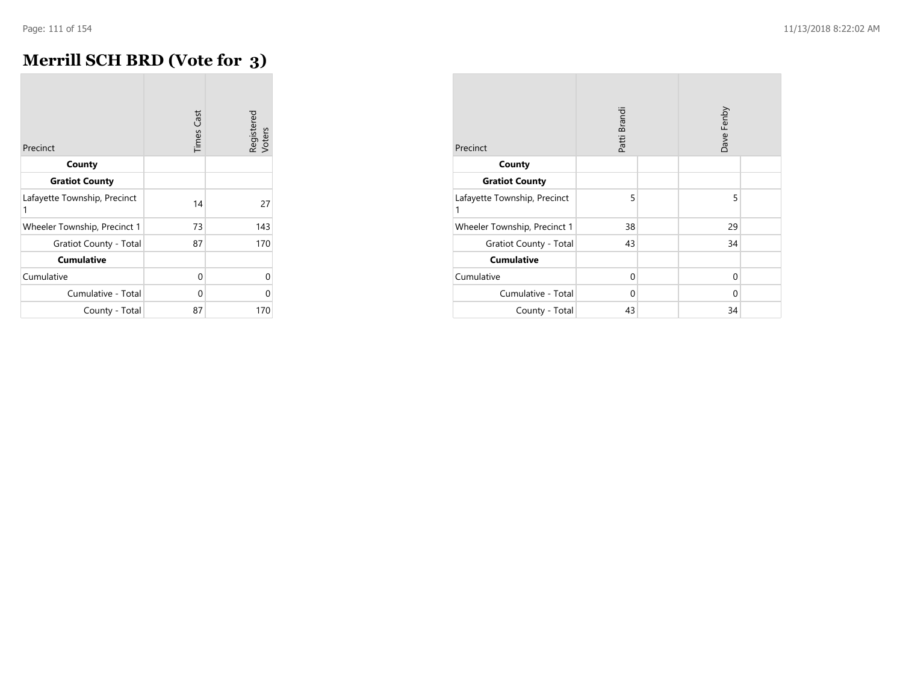# Merrill SCH BRD (Vote for 3)

| Precinct | Times Cast | Registered Voters |
|---|---|---|
| **County** | | |
| **Gratiot County** | | |
| Lafayette Township, Precinct 1 | 14 | 27 |
| Wheeler Township, Precinct 1 | 73 | 143 |
| Gratiot County - Total | 87 | 170 |
| **Cumulative** | | |
| Cumulative | 0 | 0 |
| Cumulative - Total | 0 | 0 |
| County - Total | 87 | 170 |

| Precinct | Patti Brandi | | Dave Fenby | |
|---|---|---|---|---|
| **County** | | | | |
| **Gratiot County** | | | | |
| Lafayette Township, Precinct 1 | 5 | | 5 | |
| Wheeler Township, Precinct 1 | 38 | | 29 | |
| Gratiot County - Total | 43 | | 34 | |
| **Cumulative** | | | | |
| Cumulative | 0 | | 0 | |
| Cumulative - Total | 0 | | 0 | |
| County - Total | 43 | | 34 | |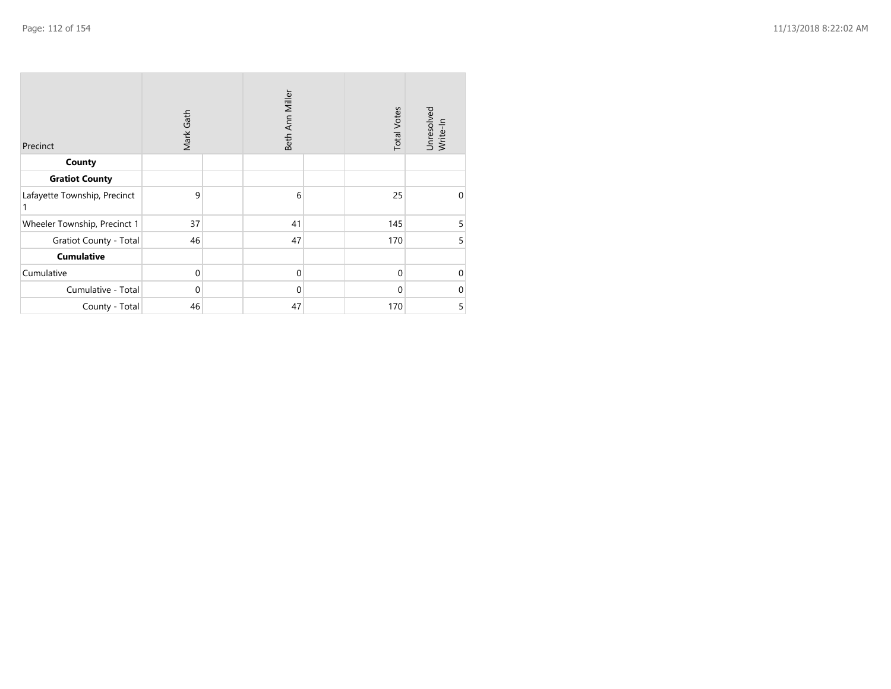| Precinct | Mark Gath | | Beth Ann Miller | | Total Votes | Unresolved Write-In |
|---|---|---|---|---|---|---|
| **County** | | | | | | |
| **Gratiot County** | | | | | | |
| Lafayette Township, Precinct 1 | 9 | | 6 | | 25 | 0 |
| Wheeler Township, Precinct 1 | 37 | | 41 | | 145 | 5 |
| Gratiot County - Total | 46 | | 47 | | 170 | 5 |
| **Cumulative** | | | | | | |
| Cumulative | 0 | | 0 | | 0 | 0 |
| Cumulative - Total | 0 | | 0 | | 0 | 0 |
| County - Total | 46 | | 47 | | 170 | 5 |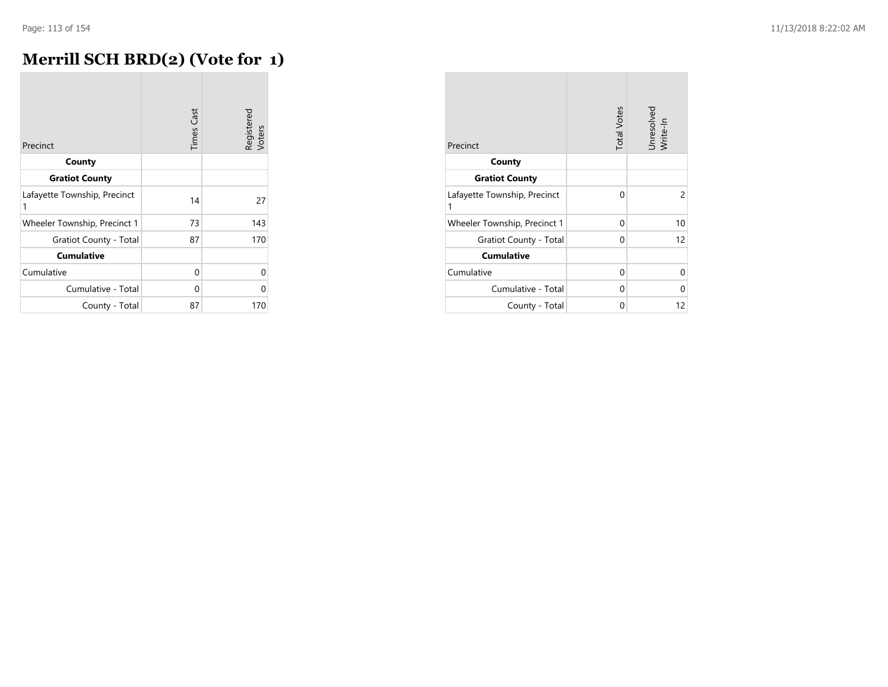# Merrill SCH BRD(2) (Vote for 1)

| Precinct | Times Cast | Registered Voters |
|---|---|---|
| **County** | | |
| **Gratiot County** | | |
| Lafayette Township, Precinct 1 | 14 | 27 |
| Wheeler Township, Precinct 1 | 73 | 143 |
| Gratiot County - Total | 87 | 170 |
| **Cumulative** | | |
| Cumulative | 0 | 0 |
| Cumulative - Total | 0 | 0 |
| County - Total | 87 | 170 |

| Precinct | Total Votes | Unresolved Write-In |
|---|---|---|
| **County** | | |
| **Gratiot County** | | |
| Lafayette Township, Precinct 1 | 0 | 2 |
| Wheeler Township, Precinct 1 | 0 | 10 |
| Gratiot County - Total | 0 | 12 |
| **Cumulative** | | |
| Cumulative | 0 | 0 |
| Cumulative - Total | 0 | 0 |
| County - Total | 0 | 12 |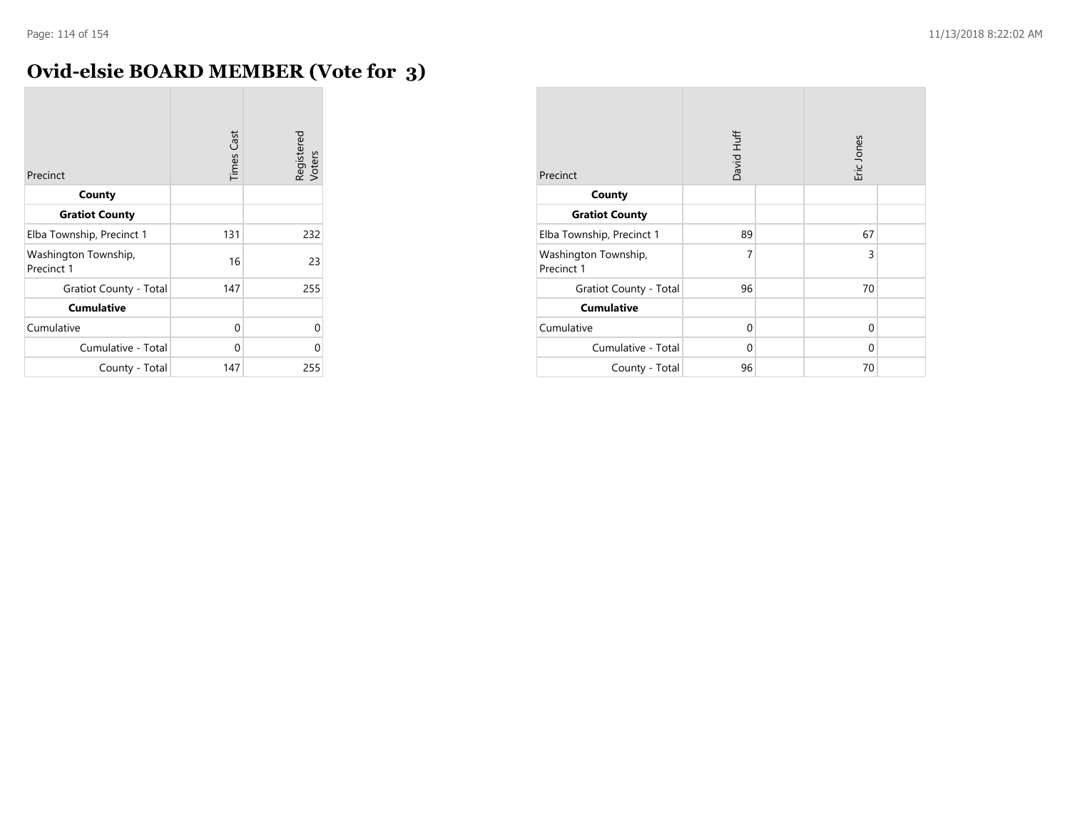# Ovid-elsie BOARD MEMBER (Vote for 3)

| Precinct | Times Cast | Registered Voters |
|---|---|---|
| **County** | | |
| **Gratiot County** | | |
| Elba Township, Precinct 1 | 131 | 232 |
| Washington Township, Precinct 1 | 16 | 23 |
| Gratiot County - Total | 147 | 255 |
| **Cumulative** | | |
| Cumulative | 0 | 0 |
| Cumulative - Total | 0 | 0 |
| County - Total | 147 | 255 |

| Precinct | David Huff | | Eric Jones | |
|---|---|---|---|---|
| **County** | | | | |
| **Gratiot County** | | | | |
| Elba Township, Precinct 1 | 89 | | 67 | |
| Washington Township, Precinct 1 | 7 | | 3 | |
| Gratiot County - Total | 96 | | 70 | |
| **Cumulative** | | | | |
| Cumulative | 0 | | 0 | |
| Cumulative - Total | 0 | | 0 | |
| County - Total | 96 | | 70 | |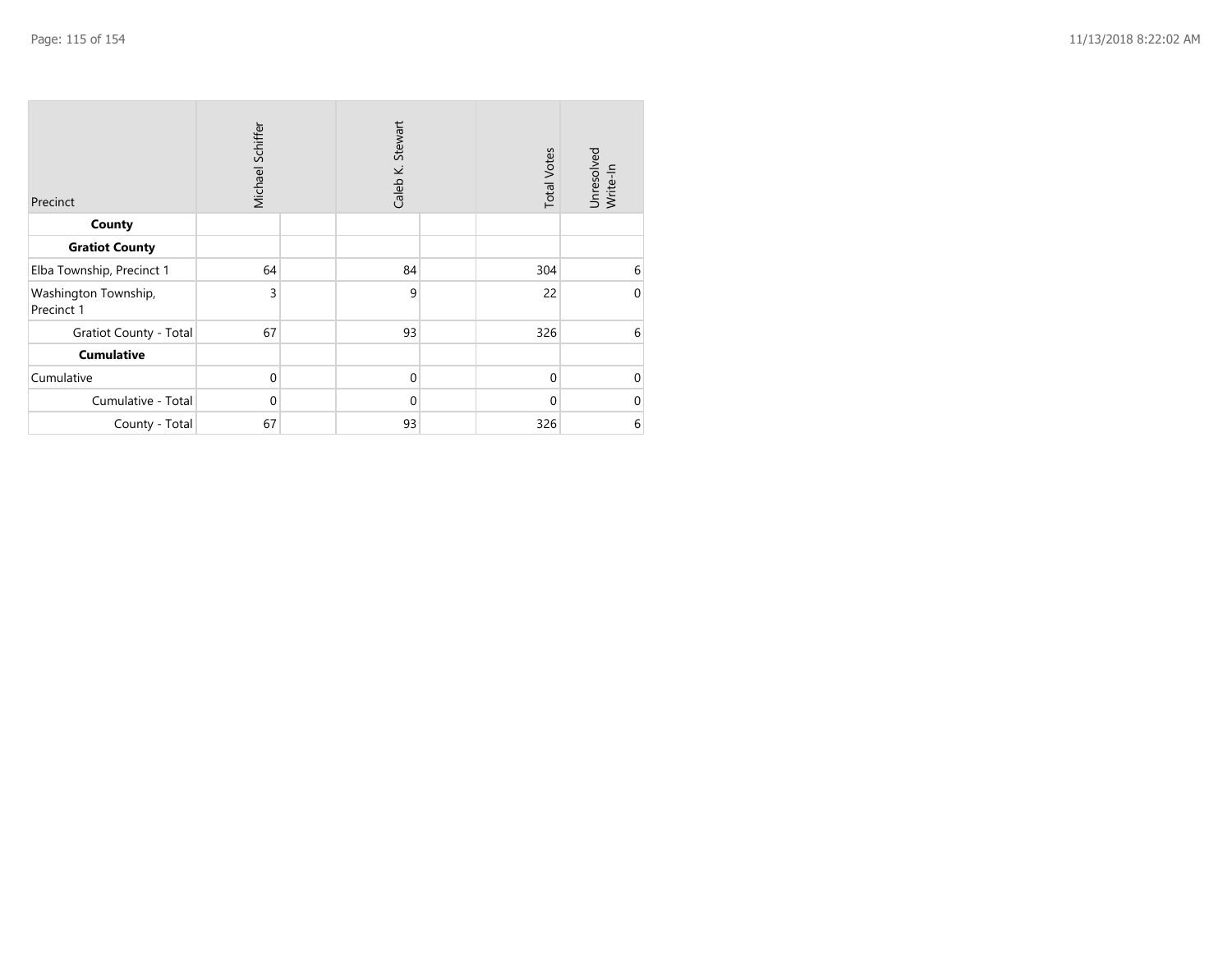| Precinct | Michael Schiffer | | Caleb K. Stewart | | Total Votes | Unresolved Write-In |
|---|---|---|---|---|---|---|
| **County** | | | | | | |
| **Gratiot County** | | | | | | |
| Elba Township, Precinct 1 | 64 | | 84 | | 304 | 6 |
| Washington Township, Precinct 1 | 3 | | 9 | | 22 | 0 |
| Gratiot County - Total | 67 | | 93 | | 326 | 6 |
| **Cumulative** | | | | | | |
| Cumulative | 0 | | 0 | | 0 | 0 |
| Cumulative - Total | 0 | | 0 | | 0 | 0 |
| County - Total | 67 | | 93 | | 326 | 6 |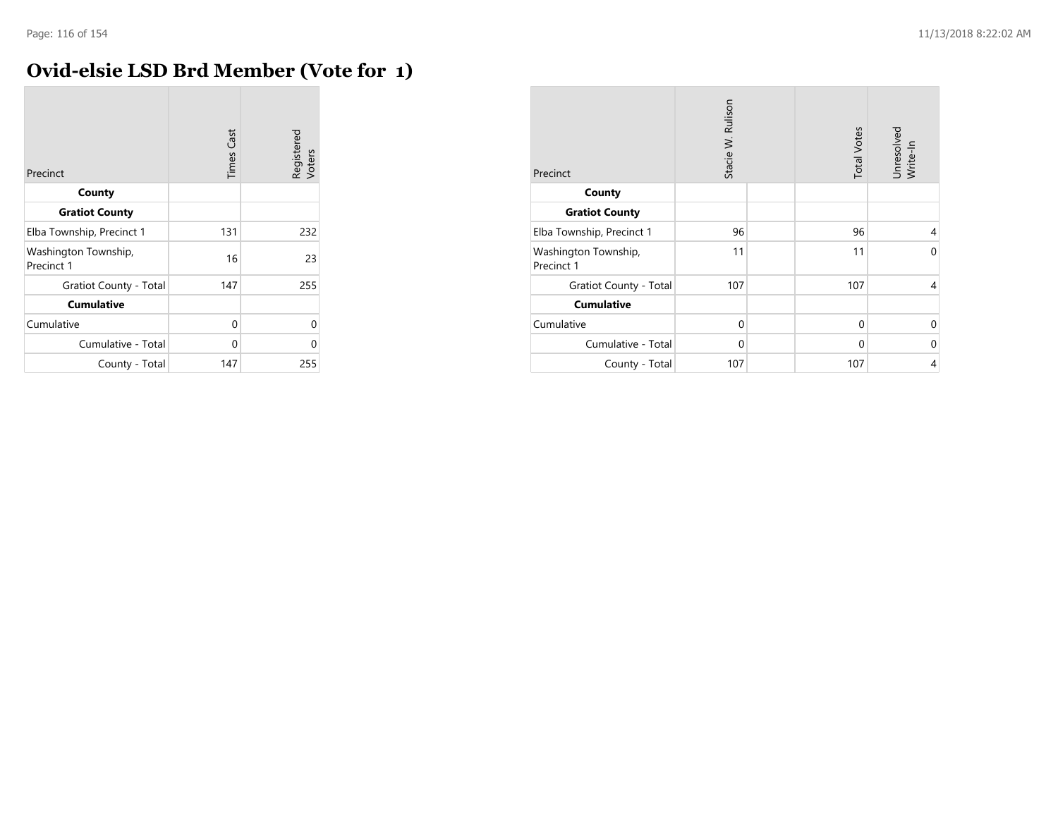# Ovid-elsie LSD Brd Member (Vote for 1)

| Precinct | Times Cast | Registered Voters |
|---|---|---|
| **County** | | |
| **Gratiot County** | | |
| Elba Township, Precinct 1 | 131 | 232 |
| Washington Township, Precinct 1 | 16 | 23 |
| Gratiot County - Total | 147 | 255 |
| **Cumulative** | | |
| Cumulative | 0 | 0 |
| Cumulative - Total | 0 | 0 |
| County - Total | 147 | 255 |

| Precinct | Stacie W. Rulison | | Total Votes | Unresolved Write-In |
|---|---|---|---|---|
| **County** | | | | |
| **Gratiot County** | | | | |
| Elba Township, Precinct 1 | 96 | | 96 | 4 |
| Washington Township, Precinct 1 | 11 | | 11 | 0 |
| Gratiot County - Total | 107 | | 107 | 4 |
| **Cumulative** | | | | |
| Cumulative | 0 | | 0 | 0 |
| Cumulative - Total | 0 | | 0 | 0 |
| County - Total | 107 | | 107 | 4 |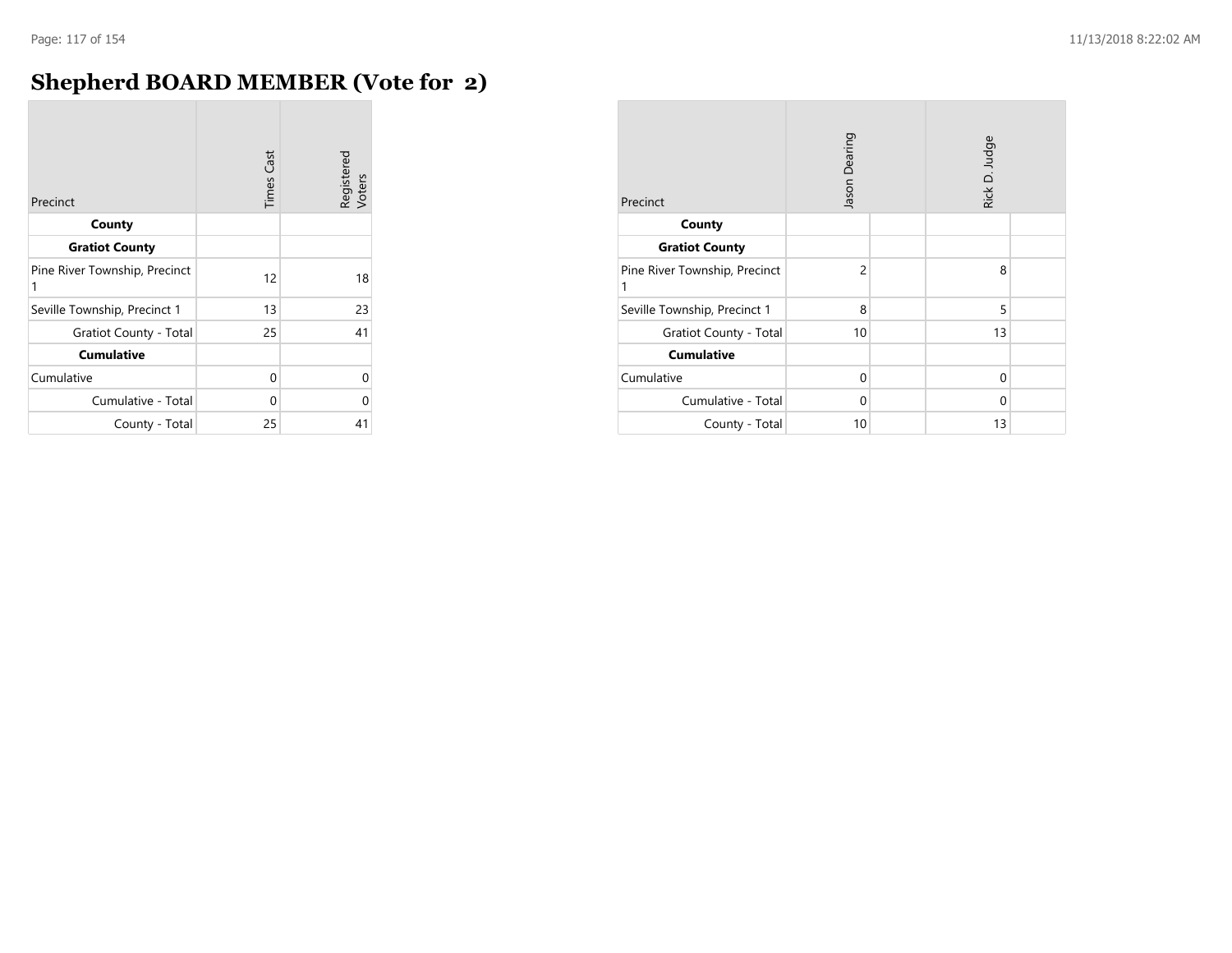# Shepherd BOARD MEMBER (Vote for 2)

| Precinct | Times Cast | Registered Voters |
|---|---|---|
| **County** | | |
| **Gratiot County** | | |
| Pine River Township, Precinct 1 | 12 | 18 |
| Seville Township, Precinct 1 | 13 | 23 |
| Gratiot County - Total | 25 | 41 |
| **Cumulative** | | |
| Cumulative | 0 | 0 |
| Cumulative - Total | 0 | 0 |
| County - Total | 25 | 41 |

| Precinct | Jason Dearing | | Rick D. Judge | |
|---|---|---|---|---|
| **County** | | | | |
| **Gratiot County** | | | | |
| Pine River Township, Precinct 1 | 2 | | 8 | |
| Seville Township, Precinct 1 | 8 | | 5 | |
| Gratiot County - Total | 10 | | 13 | |
| **Cumulative** | | | | |
| Cumulative | 0 | | 0 | |
| Cumulative - Total | 0 | | 0 | |
| County - Total | 10 | | 13 | |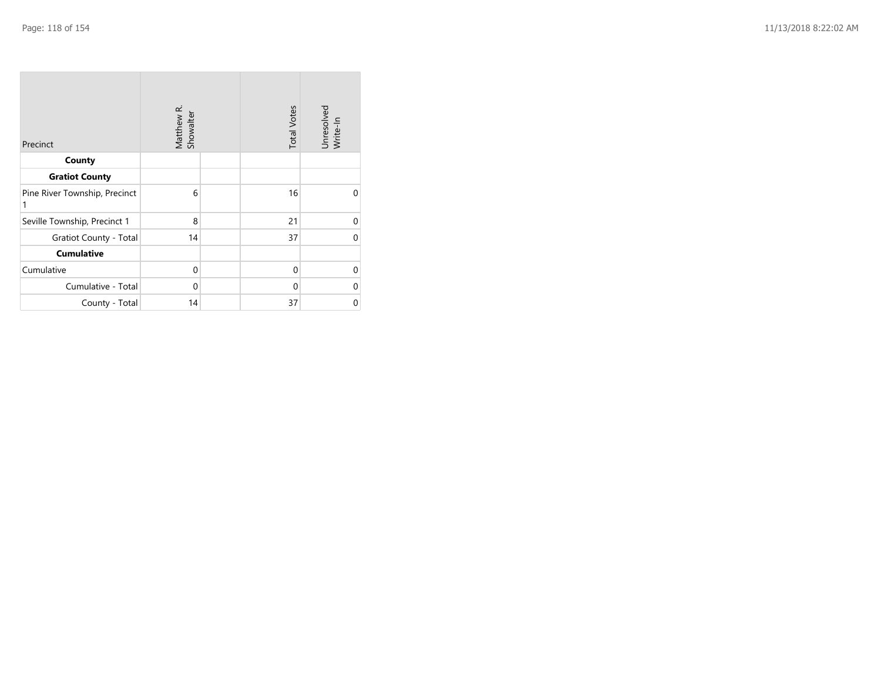| Precinct | Matthew R. Showalter | | Total Votes | Unresolved Write-In |
|---|---|---|---|---|
| **County** | | | | |
| **Gratiot County** | | | | |
| Pine River Township, Precinct 1 | 6 | | 16 | 0 |
| Seville Township, Precinct 1 | 8 | | 21 | 0 |
| Gratiot County - Total | 14 | | 37 | 0 |
| **Cumulative** | | | | |
| Cumulative | 0 | | 0 | 0 |
| Cumulative - Total | 0 | | 0 | 0 |
| County - Total | 14 | | 37 | 0 |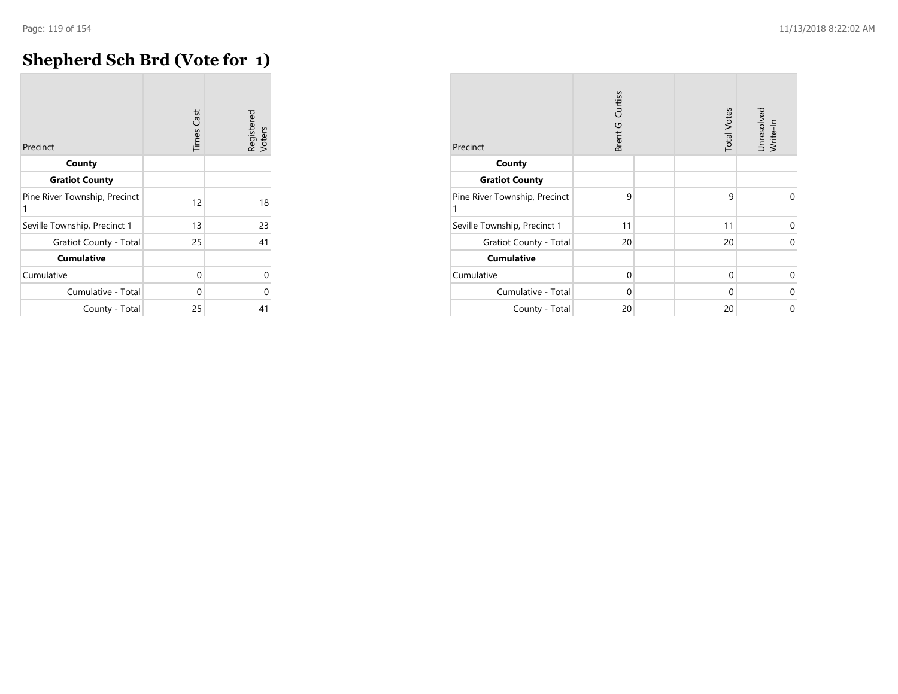# Shepherd Sch Brd (Vote for 1)

| Precinct | Times Cast | Registered Voters |
|---|---|---|
| **County** | | |
| **Gratiot County** | | |
| Pine River Township, Precinct 1 | 12 | 18 |
| Seville Township, Precinct 1 | 13 | 23 |
| Gratiot County - Total | 25 | 41 |
| **Cumulative** | | |
| Cumulative | 0 | 0 |
| Cumulative - Total | 0 | 0 |
| County - Total | 25 | 41 |

| Precinct | Brent G. Curtiss | | Total Votes | Unresolved Write-In |
|---|---|---|---|---|
| **County** | | | | |
| **Gratiot County** | | | | |
| Pine River Township, Precinct 1 | 9 | | 9 | 0 |
| Seville Township, Precinct 1 | 11 | | 11 | 0 |
| Gratiot County - Total | 20 | | 20 | 0 |
| **Cumulative** | | | | |
| Cumulative | 0 | | 0 | 0 |
| Cumulative - Total | 0 | | 0 | 0 |
| County - Total | 20 | | 20 | 0 |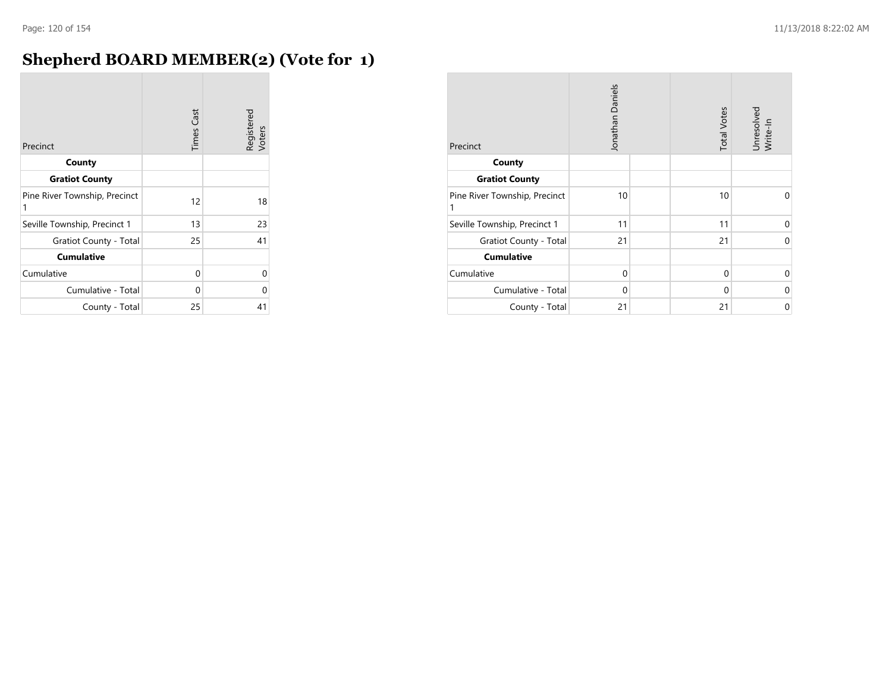# Shepherd BOARD MEMBER(2) (Vote for 1)

| Precinct | Times Cast | Registered Voters |
|---|---|---|
| **County** | | |
| **Gratiot County** | | |
| Pine River Township, Precinct 1 | 12 | 18 |
| Seville Township, Precinct 1 | 13 | 23 |
| Gratiot County - Total | 25 | 41 |
| **Cumulative** | | |
| Cumulative | 0 | 0 |
| Cumulative - Total | 0 | 0 |
| County - Total | 25 | 41 |

| Precinct | Jonathan Daniels | | Total Votes | Unresolved Write-In |
|---|---|---|---|---|
| **County** | | | | |
| **Gratiot County** | | | | |
| Pine River Township, Precinct 1 | 10 | | 10 | 0 |
| Seville Township, Precinct 1 | 11 | | 11 | 0 |
| Gratiot County - Total | 21 | | 21 | 0 |
| **Cumulative** | | | | |
| Cumulative | 0 | | 0 | 0 |
| Cumulative - Total | 0 | | 0 | 0 |
| County - Total | 21 | | 21 | 0 |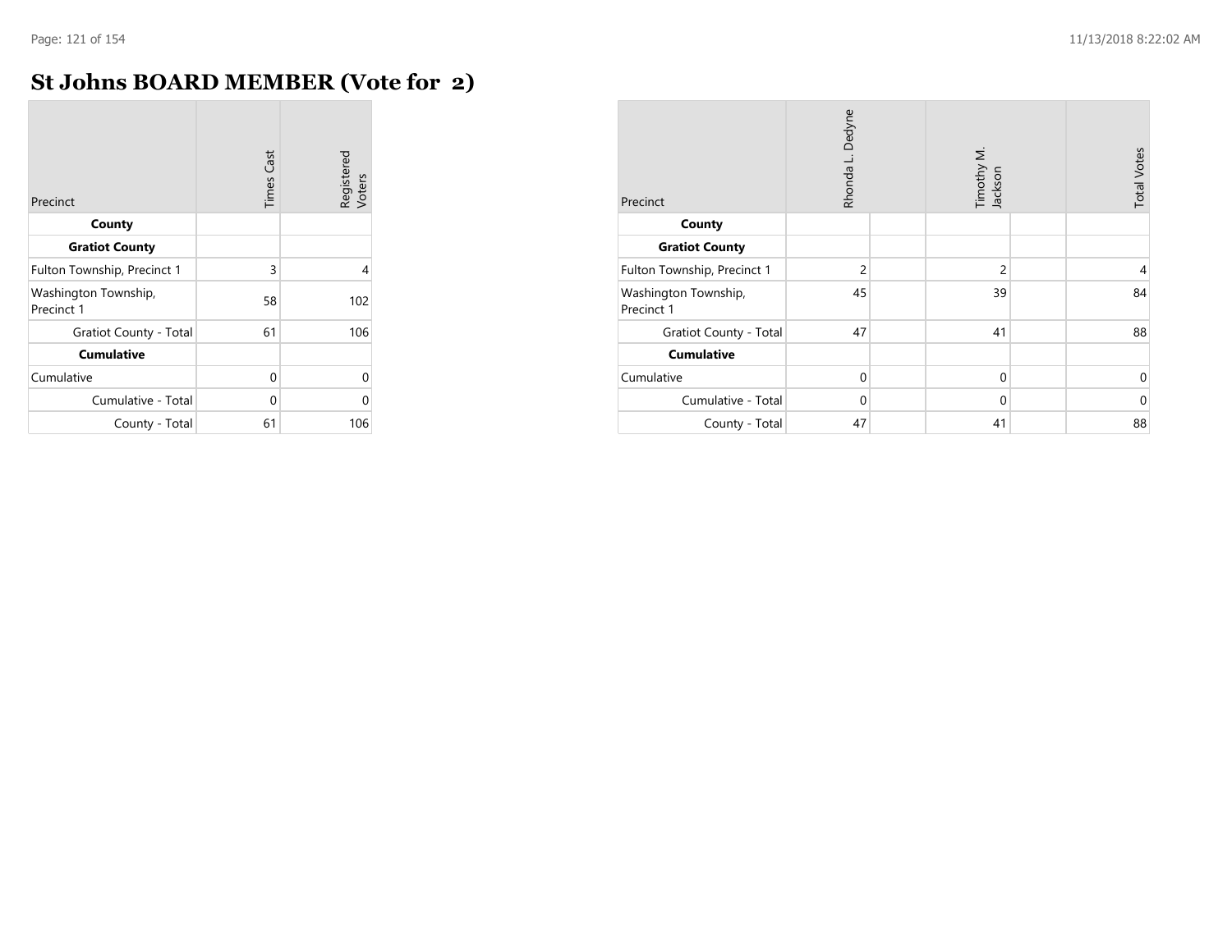# St Johns BOARD MEMBER (Vote for 2)

| Precinct | Times Cast | Registered Voters |
|---|---|---|
| **County** | | |
| **Gratiot County** | | |
| Fulton Township, Precinct 1 | 3 | 4 |
| Washington Township, Precinct 1 | 58 | 102 |
| Gratiot County - Total | 61 | 106 |
| **Cumulative** | | |
| Cumulative | 0 | 0 |
| Cumulative - Total | 0 | 0 |
| County - Total | 61 | 106 |

| Precinct | Rhonda L. Dedyne | | Timothy M. Jackson | | Total Votes |
|---|---|---|---|---|---|
| **County** | | | | | |
| **Gratiot County** | | | | | |
| Fulton Township, Precinct 1 | 2 | | 2 | | 4 |
| Washington Township, Precinct 1 | 45 | | 39 | | 84 |
| Gratiot County - Total | 47 | | 41 | | 88 |
| **Cumulative** | | | | | |
| Cumulative | 0 | | 0 | | 0 |
| Cumulative - Total | 0 | | 0 | | 0 |
| County - Total | 47 | | 41 | | 88 |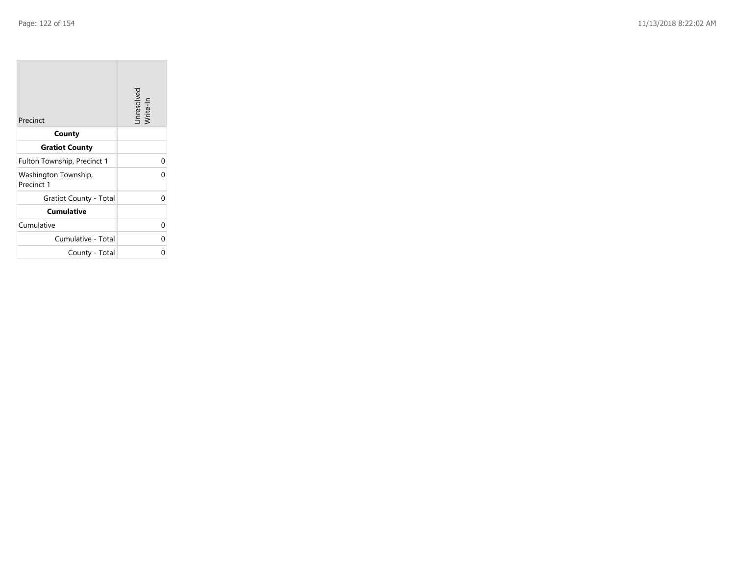| Precinct | Unresolved Write-In |
| --- | --- |
| **County** | |
| **Gratiot County** | |
| Fulton Township, Precinct 1 | 0 |
| Washington Township, Precinct 1 | 0 |
| Gratiot County - Total | 0 |
| **Cumulative** | |
| Cumulative | 0 |
| Cumulative - Total | 0 |
| County - Total | 0 |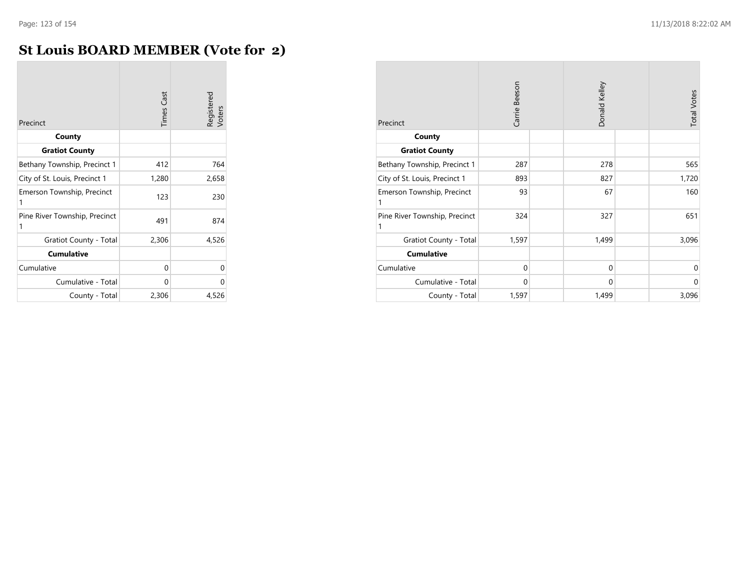# St Louis BOARD MEMBER (Vote for 2)

| Precinct | Times Cast | Registered Voters |
| --- | --- | --- |
| **County** | | |
| **Gratiot County** | | |
| Bethany Township, Precinct 1 | 412 | 764 |
| City of St. Louis, Precinct 1 | 1,280 | 2,658 |
| Emerson Township, Precinct 1 | 123 | 230 |
| Pine River Township, Precinct 1 | 491 | 874 |
| Gratiot County - Total | 2,306 | 4,526 |
| **Cumulative** | | |
| Cumulative | 0 | 0 |
| Cumulative - Total | 0 | 0 |
| County - Total | 2,306 | 4,526 |

| Precinct | Carrie Beeson | Donald Kelley | Total Votes |
| --- | --- | --- | --- |
| **County** | | | |
| **Gratiot County** | | | |
| Bethany Township, Precinct 1 | 287 | 278 | 565 |
| City of St. Louis, Precinct 1 | 893 | 827 | 1,720 |
| Emerson Township, Precinct 1 | 93 | 67 | 160 |
| Pine River Township, Precinct 1 | 324 | 327 | 651 |
| Gratiot County - Total | 1,597 | 1,499 | 3,096 |
| **Cumulative** | | | |
| Cumulative | 0 | 0 | 0 |
| Cumulative - Total | 0 | 0 | 0 |
| County - Total | 1,597 | 1,499 | 3,096 |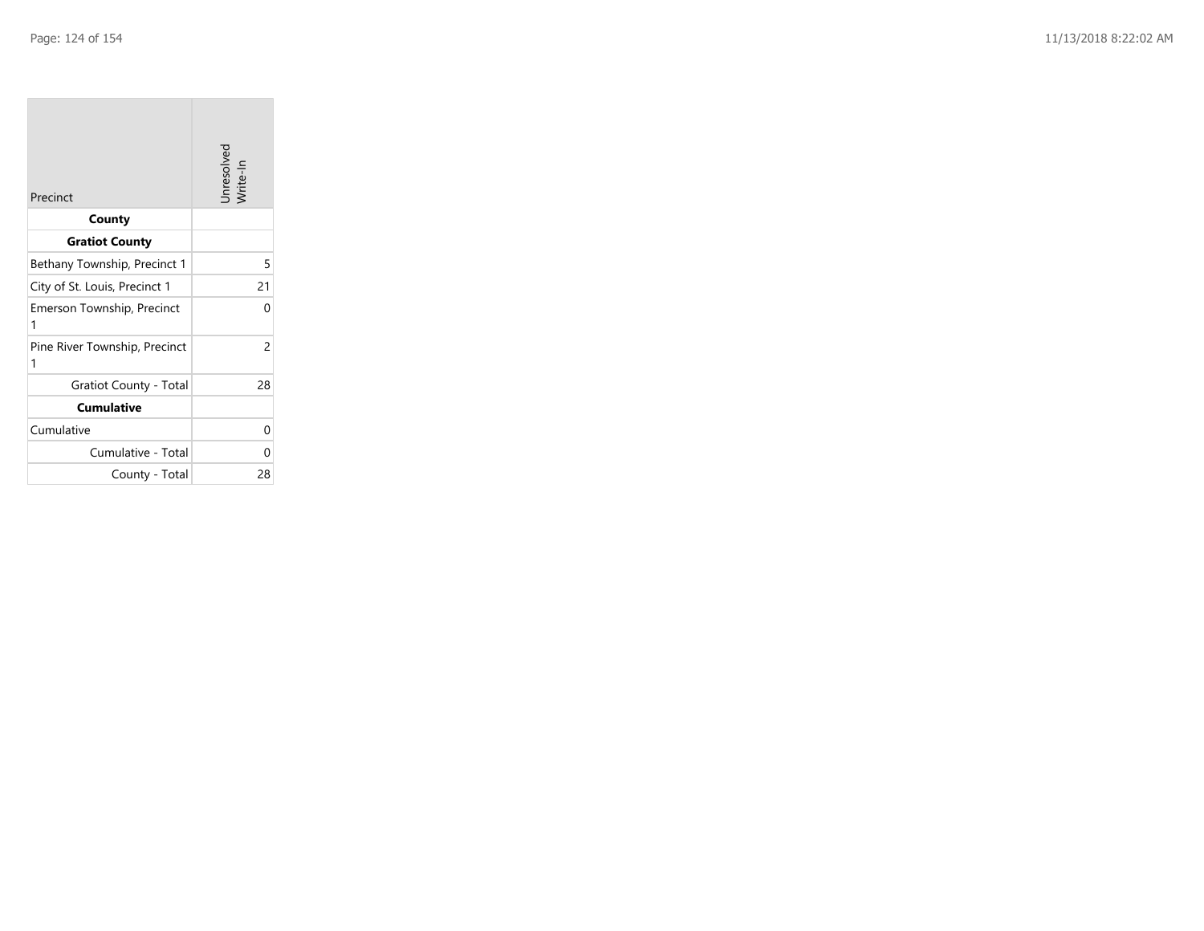| Precinct | Unresolved Write-In |
|---|---|
| **County** | |
| **Gratiot County** | |
| Bethany Township, Precinct 1 | 5 |
| City of St. Louis, Precinct 1 | 21 |
| Emerson Township, Precinct 1 | 0 |
| Pine River Township, Precinct 1 | 2 |
| Gratiot County - Total | 28 |
| **Cumulative** | |
| Cumulative | 0 |
| Cumulative - Total | 0 |
| County - Total | 28 |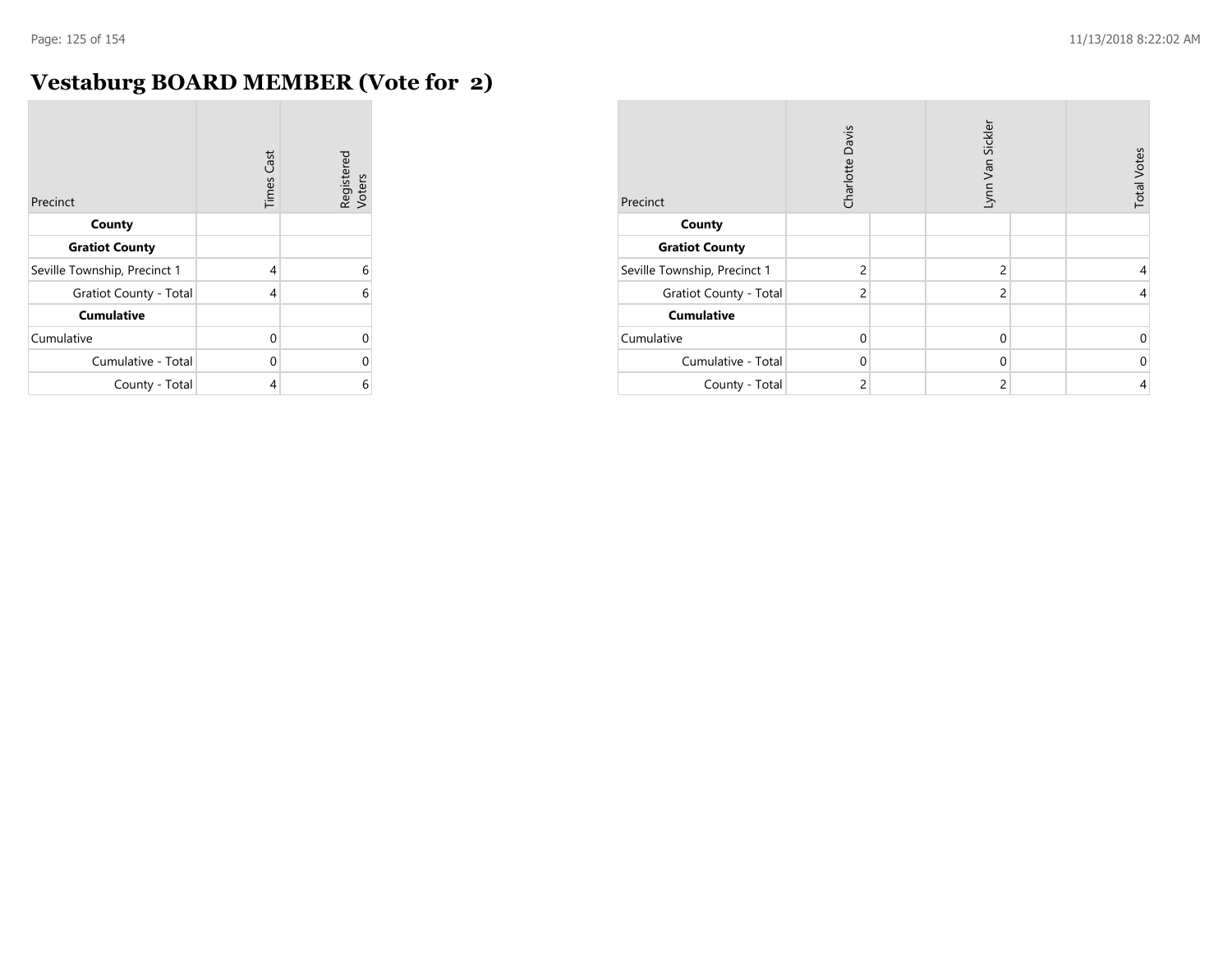# Vestaburg BOARD MEMBER (Vote for 2)

| Precinct | Times Cast | Registered Voters |
| --- | --- | --- |
| **County** | | |
| **Gratiot County** | | |
| Seville Township, Precinct 1 | 4 | 6 |
| Gratiot County - Total | 4 | 6 |
| **Cumulative** | | |
| Cumulative | 0 | 0 |
| Cumulative - Total | 0 | 0 |
| County - Total | 4 | 6 |

| Precinct | Charlotte Davis | | Lynn Van Sickler | | Total Votes |
| --- | --- | --- | --- | --- | --- |
| **County** | | | | | |
| **Gratiot County** | | | | | |
| Seville Township, Precinct 1 | 2 | | 2 | | 4 |
| Gratiot County - Total | 2 | | 2 | | 4 |
| **Cumulative** | | | | | |
| Cumulative | 0 | | 0 | | 0 |
| Cumulative - Total | 0 | | 0 | | 0 |
| County - Total | 2 | | 2 | | 4 |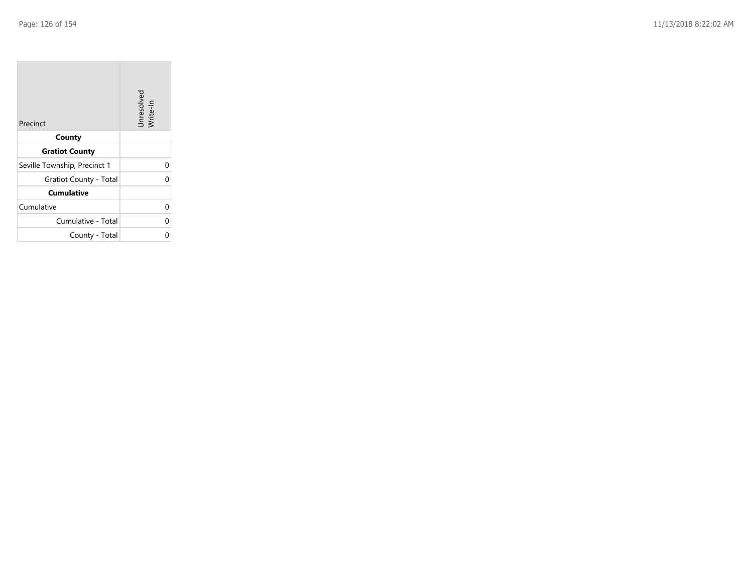| Precinct | Unresolved Write-In |
| --- | --- |
| **County** | |
| **Gratiot County** | |
| Seville Township, Precinct 1 | 0 |
| Gratiot County - Total | 0 |
| **Cumulative** | |
| Cumulative | 0 |
| Cumulative - Total | 0 |
| County - Total | 0 |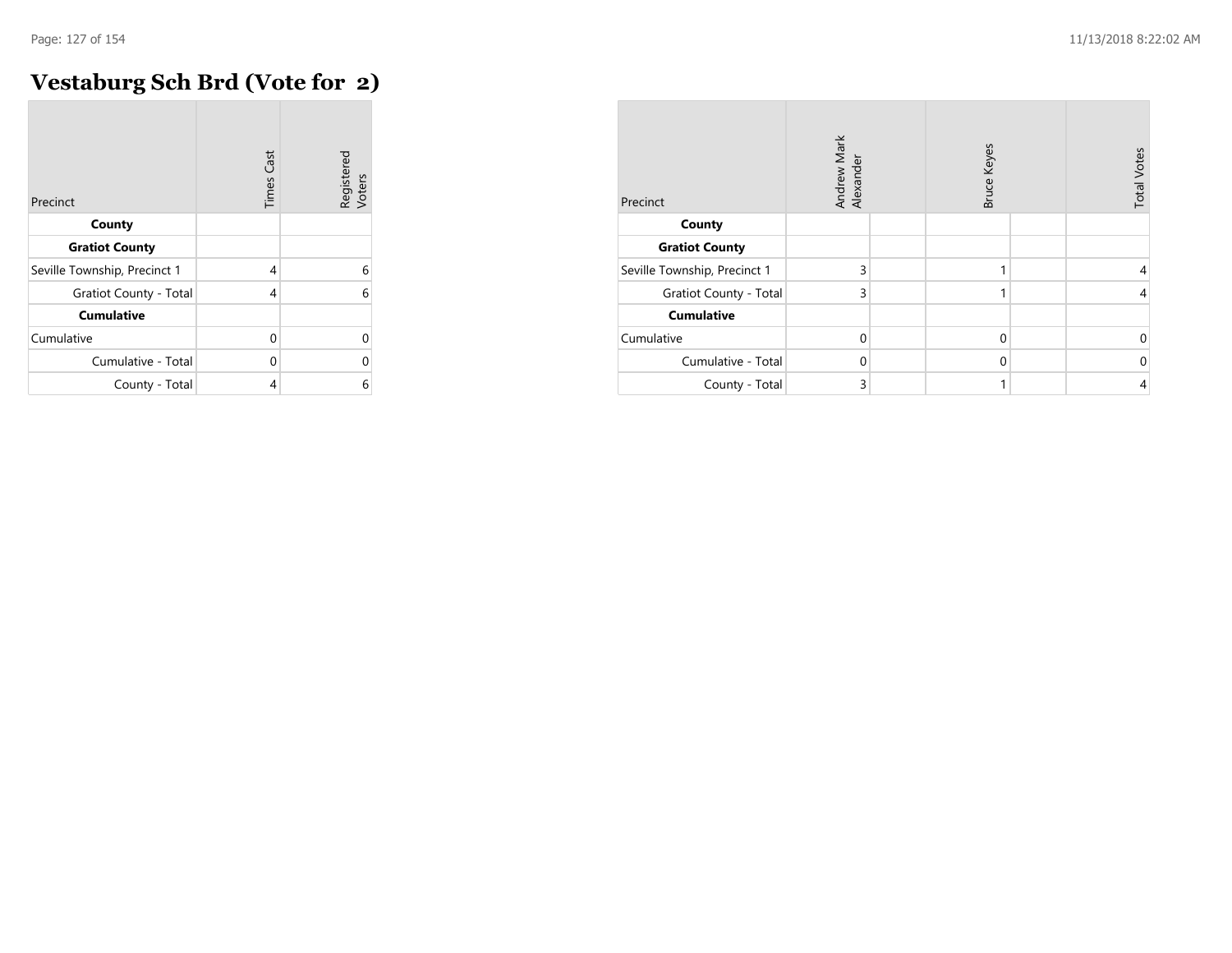# Vestaburg Sch Brd (Vote for 2)

| Precinct | Times Cast | Registered Voters |
|---|---|---|
| **County** | | |
| **Gratiot County** | | |
| Seville Township, Precinct 1 | 4 | 6 |
| Gratiot County - Total | 4 | 6 |
| **Cumulative** | | |
| Cumulative | 0 | 0 |
| Cumulative - Total | 0 | 0 |
| County - Total | 4 | 6 |

| Precinct | Andrew Mark Alexander | Bruce Keyes | Total Votes |
|---|---|---|---|
| **County** | | | |
| **Gratiot County** | | | |
| Seville Township, Precinct 1 | 3 | 1 | 4 |
| Gratiot County - Total | 3 | 1 | 4 |
| **Cumulative** | | | |
| Cumulative | 0 | 0 | 0 |
| Cumulative - Total | 0 | 0 | 0 |
| County - Total | 3 | 1 | 4 |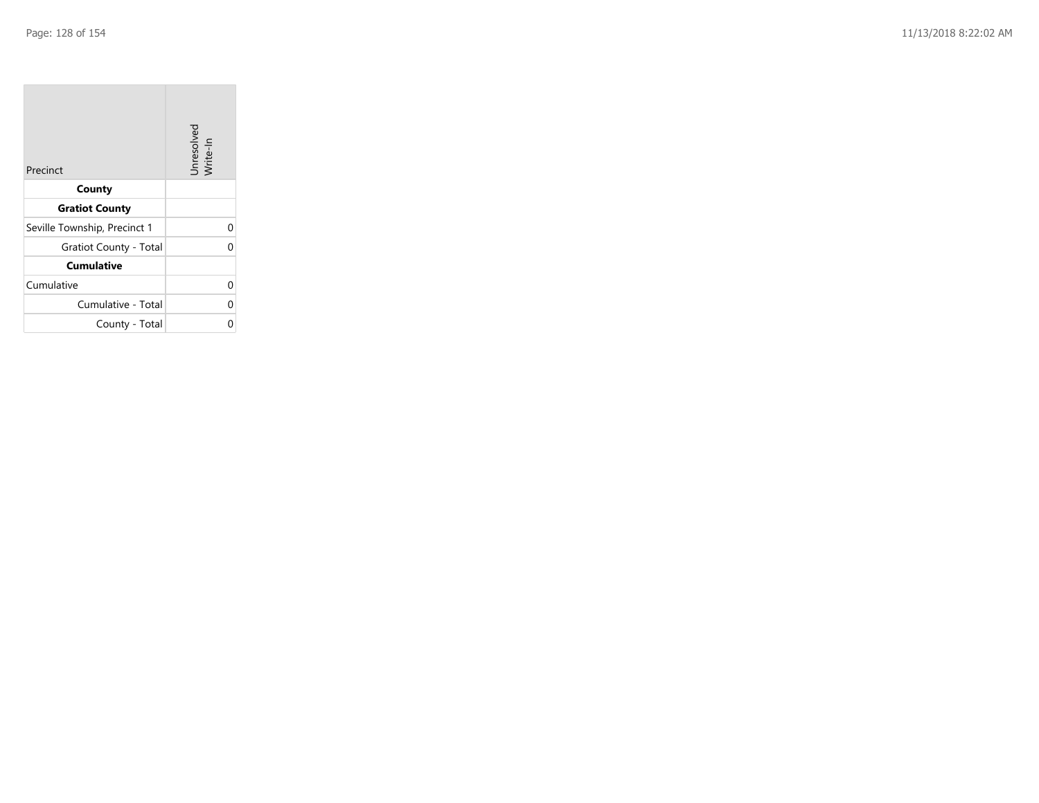| Precinct | Unresolved Write-In |
|---|---|
| **County** | |
| **Gratiot County** | |
| Seville Township, Precinct 1 | 0 |
| Gratiot County - Total | 0 |
| **Cumulative** | |
| Cumulative | 0 |
| Cumulative - Total | 0 |
| County - Total | 0 |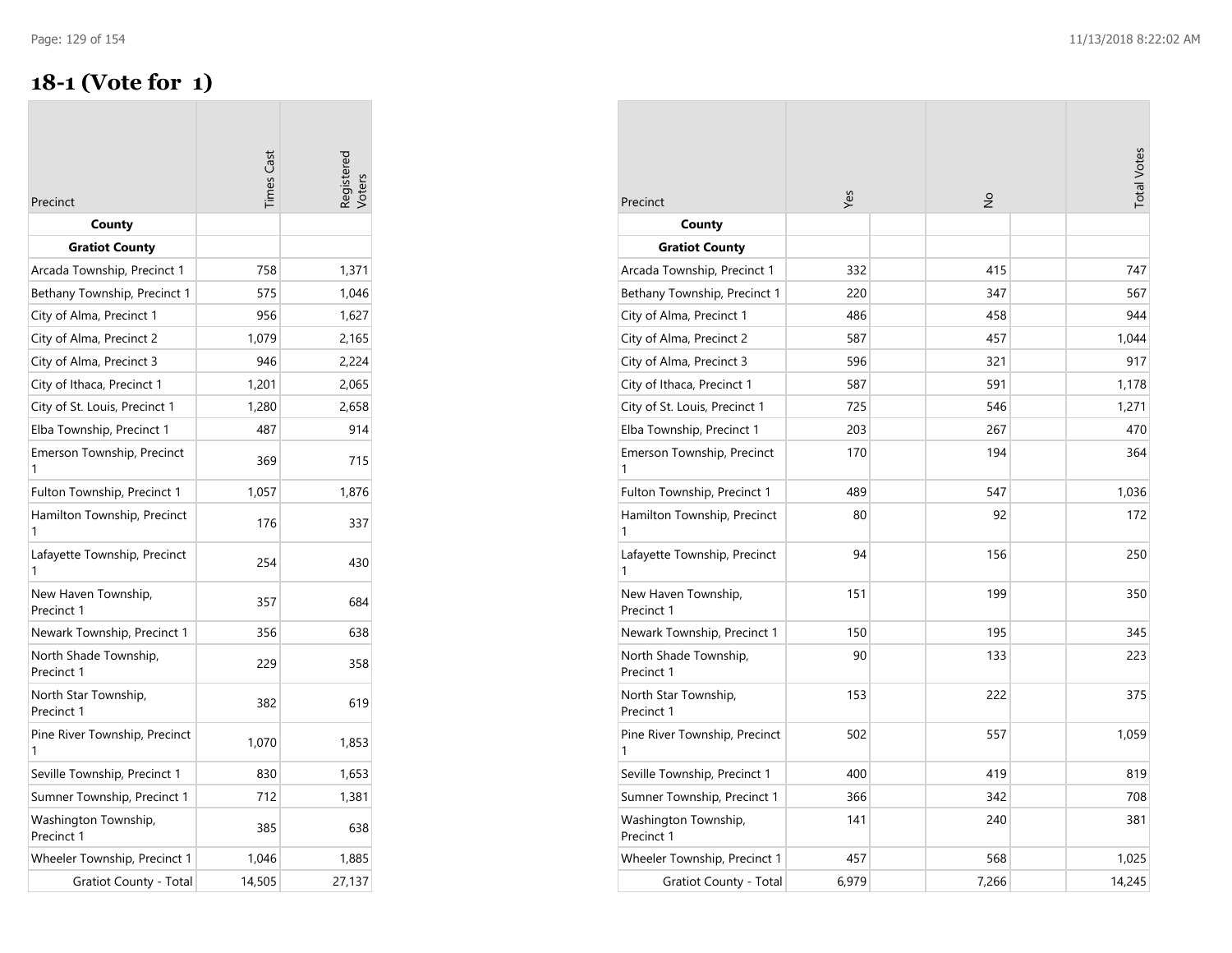# 18-1 (Vote for 1)

| Precinct | Times Cast | Registered Voters |
|---|---|---|
| **County** | | |
| **Gratiot County** | | |
| Arcada Township, Precinct 1 | 758 | 1,371 |
| Bethany Township, Precinct 1 | 575 | 1,046 |
| City of Alma, Precinct 1 | 956 | 1,627 |
| City of Alma, Precinct 2 | 1,079 | 2,165 |
| City of Alma, Precinct 3 | 946 | 2,224 |
| City of Ithaca, Precinct 1 | 1,201 | 2,065 |
| City of St. Louis, Precinct 1 | 1,280 | 2,658 |
| Elba Township, Precinct 1 | 487 | 914 |
| Emerson Township, Precinct 1 | 369 | 715 |
| Fulton Township, Precinct 1 | 1,057 | 1,876 |
| Hamilton Township, Precinct 1 | 176 | 337 |
| Lafayette Township, Precinct 1 | 254 | 430 |
| New Haven Township, Precinct 1 | 357 | 684 |
| Newark Township, Precinct 1 | 356 | 638 |
| North Shade Township, Precinct 1 | 229 | 358 |
| North Star Township, Precinct 1 | 382 | 619 |
| Pine River Township, Precinct 1 | 1,070 | 1,853 |
| Seville Township, Precinct 1 | 830 | 1,653 |
| Sumner Township, Precinct 1 | 712 | 1,381 |
| Washington Township, Precinct 1 | 385 | 638 |
| Wheeler Township, Precinct 1 | 1,046 | 1,885 |
| Gratiot County - Total | 14,505 | 27,137 |

| Precinct | Yes | | No | | Total Votes |
|---|---|---|---|---|---|
| **County** | | | | | |
| **Gratiot County** | | | | | |
| Arcada Township, Precinct 1 | 332 | | 415 | | 747 |
| Bethany Township, Precinct 1 | 220 | | 347 | | 567 |
| City of Alma, Precinct 1 | 486 | | 458 | | 944 |
| City of Alma, Precinct 2 | 587 | | 457 | | 1,044 |
| City of Alma, Precinct 3 | 596 | | 321 | | 917 |
| City of Ithaca, Precinct 1 | 587 | | 591 | | 1,178 |
| City of St. Louis, Precinct 1 | 725 | | 546 | | 1,271 |
| Elba Township, Precinct 1 | 203 | | 267 | | 470 |
| Emerson Township, Precinct 1 | 170 | | 194 | | 364 |
| Fulton Township, Precinct 1 | 489 | | 547 | | 1,036 |
| Hamilton Township, Precinct 1 | 80 | | 92 | | 172 |
| Lafayette Township, Precinct 1 | 94 | | 156 | | 250 |
| New Haven Township, Precinct 1 | 151 | | 199 | | 350 |
| Newark Township, Precinct 1 | 150 | | 195 | | 345 |
| North Shade Township, Precinct 1 | 90 | | 133 | | 223 |
| North Star Township, Precinct 1 | 153 | | 222 | | 375 |
| Pine River Township, Precinct 1 | 502 | | 557 | | 1,059 |
| Seville Township, Precinct 1 | 400 | | 419 | | 819 |
| Sumner Township, Precinct 1 | 366 | | 342 | | 708 |
| Washington Township, Precinct 1 | 141 | | 240 | | 381 |
| Wheeler Township, Precinct 1 | 457 | | 568 | | 1,025 |
| Gratiot County - Total | 6,979 | | 7,266 | | 14,245 |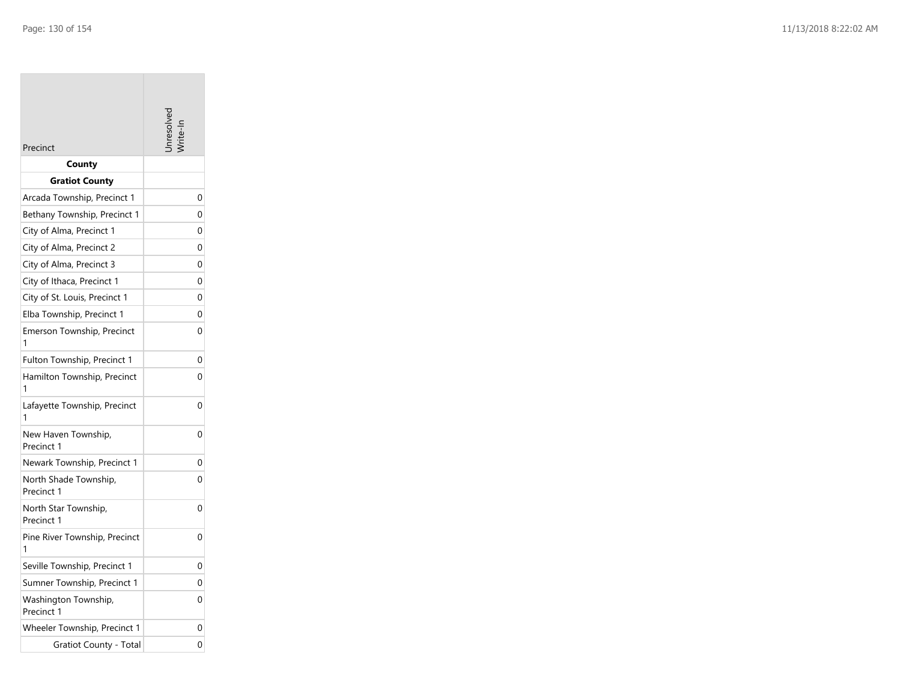| Precinct | Unresolved Write-In |
|---|---|
| **County** | |
| **Gratiot County** | |
| Arcada Township, Precinct 1 | 0 |
| Bethany Township, Precinct 1 | 0 |
| City of Alma, Precinct 1 | 0 |
| City of Alma, Precinct 2 | 0 |
| City of Alma, Precinct 3 | 0 |
| City of Ithaca, Precinct 1 | 0 |
| City of St. Louis, Precinct 1 | 0 |
| Elba Township, Precinct 1 | 0 |
| Emerson Township, Precinct 1 | 0 |
| Fulton Township, Precinct 1 | 0 |
| Hamilton Township, Precinct 1 | 0 |
| Lafayette Township, Precinct 1 | 0 |
| New Haven Township, Precinct 1 | 0 |
| Newark Township, Precinct 1 | 0 |
| North Shade Township, Precinct 1 | 0 |
| North Star Township, Precinct 1 | 0 |
| Pine River Township, Precinct 1 | 0 |
| Seville Township, Precinct 1 | 0 |
| Sumner Township, Precinct 1 | 0 |
| Washington Township, Precinct 1 | 0 |
| Wheeler Township, Precinct 1 | 0 |
| Gratiot County - Total | 0 |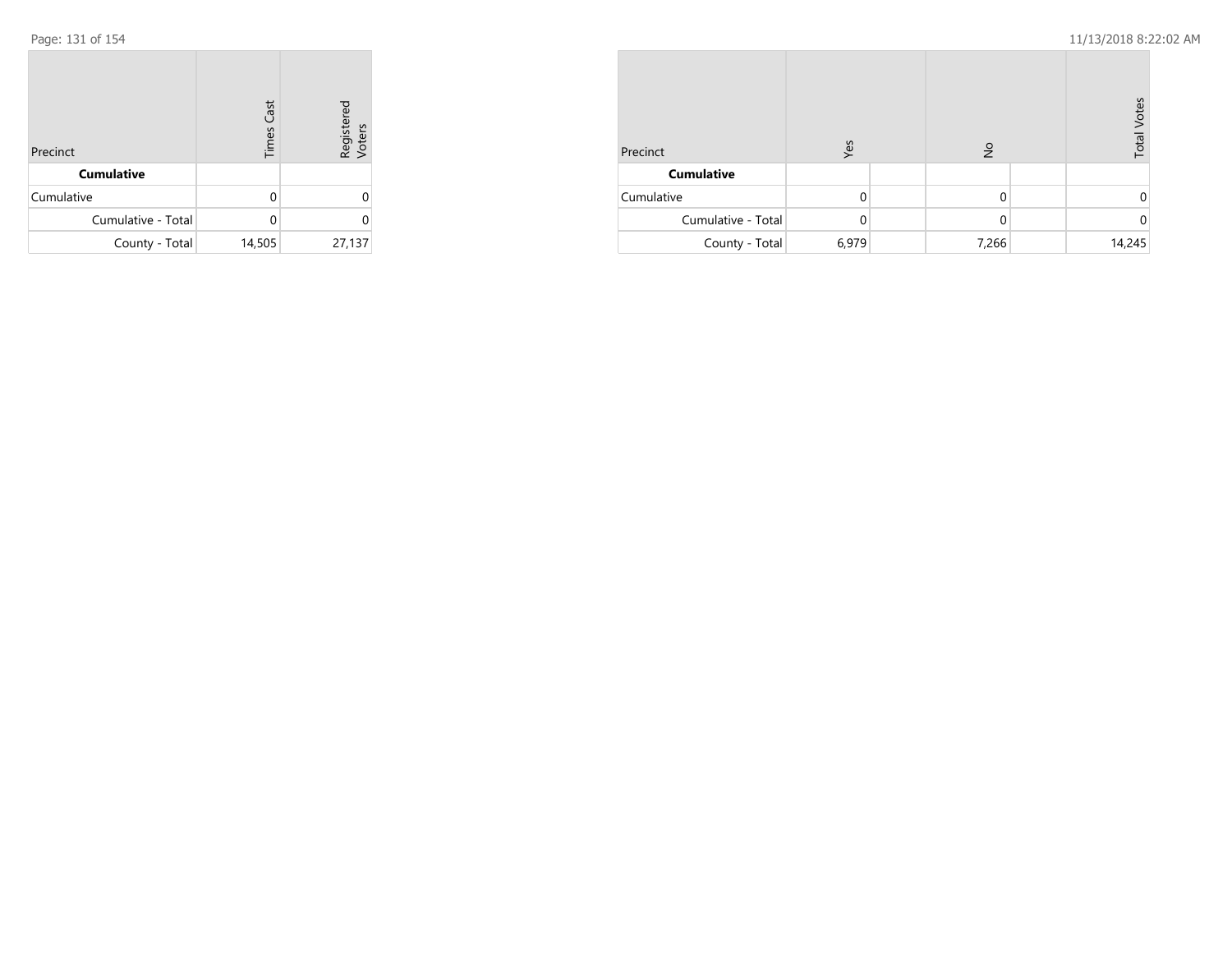| Precinct | Times Cast | Registered Voters |
|---|---|---|
| **Cumulative** | | |
| Cumulative | 0 | 0 |
| Cumulative - Total | 0 | 0 |
| County - Total | 14,505 | 27,137 |

| Precinct | Yes | | No | | Total Votes |
|---|---|---|---|---|---|
| **Cumulative** | | | | | |
| Cumulative | 0 | | 0 | | 0 |
| Cumulative - Total | 0 | | 0 | | 0 |
| County - Total | 6,979 | | 7,266 | | 14,245 |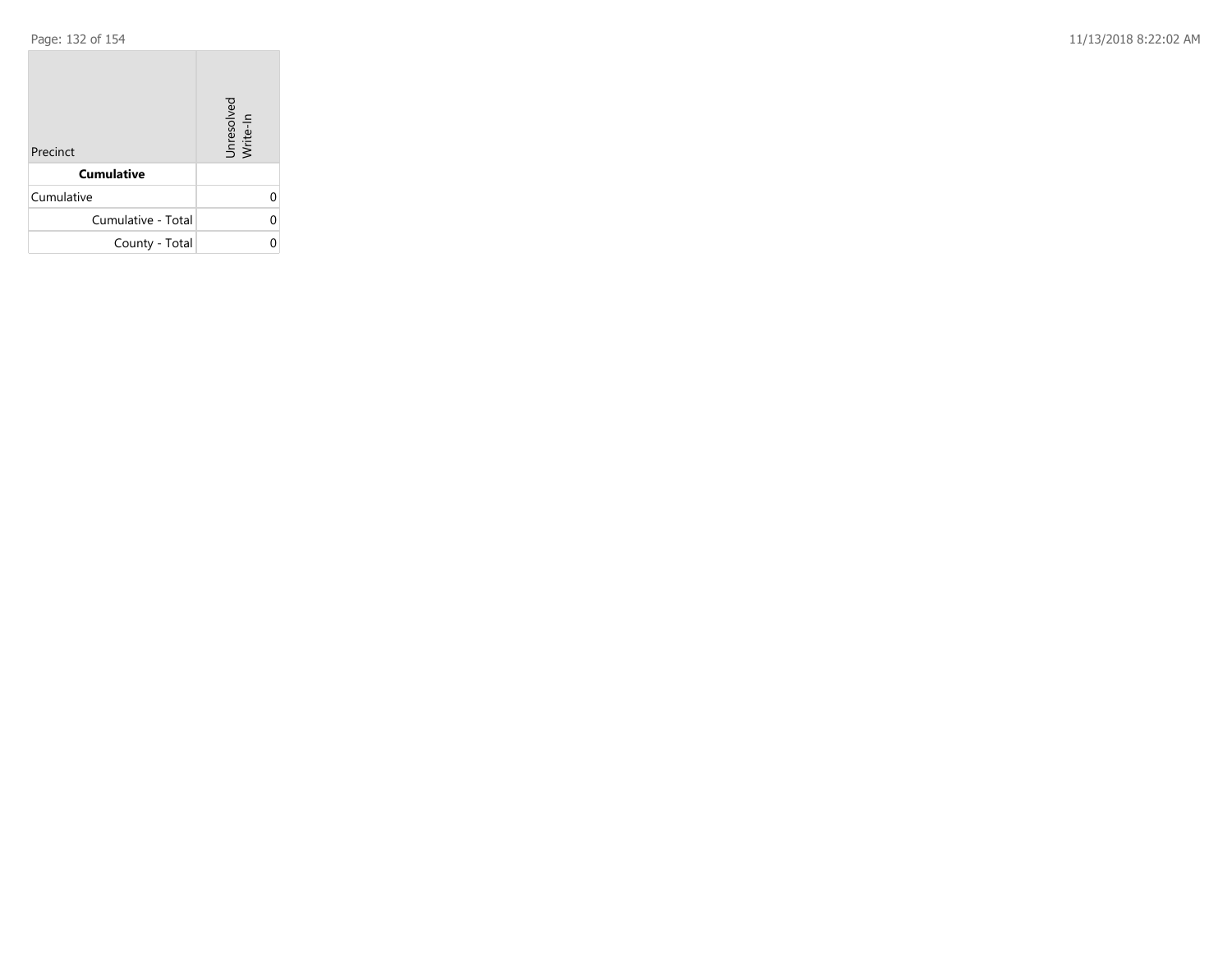| Precinct | Unresolved Write-In |
|---|---|
| **Cumulative** | |
| Cumulative | 0 |
| Cumulative - Total | 0 |
| County - Total | 0 |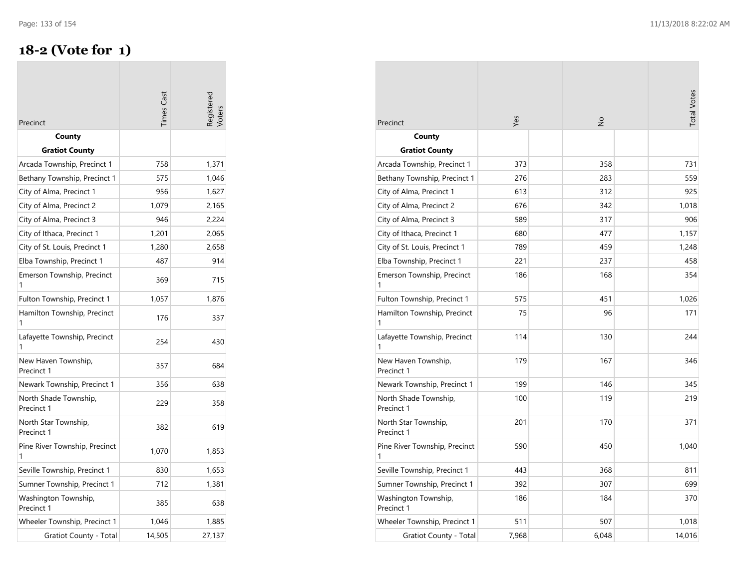# 18-2 (Vote for 1)

| Precinct | Times Cast | Registered Voters |
|---|---|---|
| **County** | | |
| **Gratiot County** | | |
| Arcada Township, Precinct 1 | 758 | 1,371 |
| Bethany Township, Precinct 1 | 575 | 1,046 |
| City of Alma, Precinct 1 | 956 | 1,627 |
| City of Alma, Precinct 2 | 1,079 | 2,165 |
| City of Alma, Precinct 3 | 946 | 2,224 |
| City of Ithaca, Precinct 1 | 1,201 | 2,065 |
| City of St. Louis, Precinct 1 | 1,280 | 2,658 |
| Elba Township, Precinct 1 | 487 | 914 |
| Emerson Township, Precinct 1 | 369 | 715 |
| Fulton Township, Precinct 1 | 1,057 | 1,876 |
| Hamilton Township, Precinct 1 | 176 | 337 |
| Lafayette Township, Precinct 1 | 254 | 430 |
| New Haven Township, Precinct 1 | 357 | 684 |
| Newark Township, Precinct 1 | 356 | 638 |
| North Shade Township, Precinct 1 | 229 | 358 |
| North Star Township, Precinct 1 | 382 | 619 |
| Pine River Township, Precinct 1 | 1,070 | 1,853 |
| Seville Township, Precinct 1 | 830 | 1,653 |
| Sumner Township, Precinct 1 | 712 | 1,381 |
| Washington Township, Precinct 1 | 385 | 638 |
| Wheeler Township, Precinct 1 | 1,046 | 1,885 |
| Gratiot County - Total | 14,505 | 27,137 |

| Precinct | Yes | No | Total Votes |
|---|---|---|---|
| **County** | | | |
| **Gratiot County** | | | |
| Arcada Township, Precinct 1 | 373 | 358 | 731 |
| Bethany Township, Precinct 1 | 276 | 283 | 559 |
| City of Alma, Precinct 1 | 613 | 312 | 925 |
| City of Alma, Precinct 2 | 676 | 342 | 1,018 |
| City of Alma, Precinct 3 | 589 | 317 | 906 |
| City of Ithaca, Precinct 1 | 680 | 477 | 1,157 |
| City of St. Louis, Precinct 1 | 789 | 459 | 1,248 |
| Elba Township, Precinct 1 | 221 | 237 | 458 |
| Emerson Township, Precinct 1 | 186 | 168 | 354 |
| Fulton Township, Precinct 1 | 575 | 451 | 1,026 |
| Hamilton Township, Precinct 1 | 75 | 96 | 171 |
| Lafayette Township, Precinct 1 | 114 | 130 | 244 |
| New Haven Township, Precinct 1 | 179 | 167 | 346 |
| Newark Township, Precinct 1 | 199 | 146 | 345 |
| North Shade Township, Precinct 1 | 100 | 119 | 219 |
| North Star Township, Precinct 1 | 201 | 170 | 371 |
| Pine River Township, Precinct 1 | 590 | 450 | 1,040 |
| Seville Township, Precinct 1 | 443 | 368 | 811 |
| Sumner Township, Precinct 1 | 392 | 307 | 699 |
| Washington Township, Precinct 1 | 186 | 184 | 370 |
| Wheeler Township, Precinct 1 | 511 | 507 | 1,018 |
| Gratiot County - Total | 7,968 | 6,048 | 14,016 |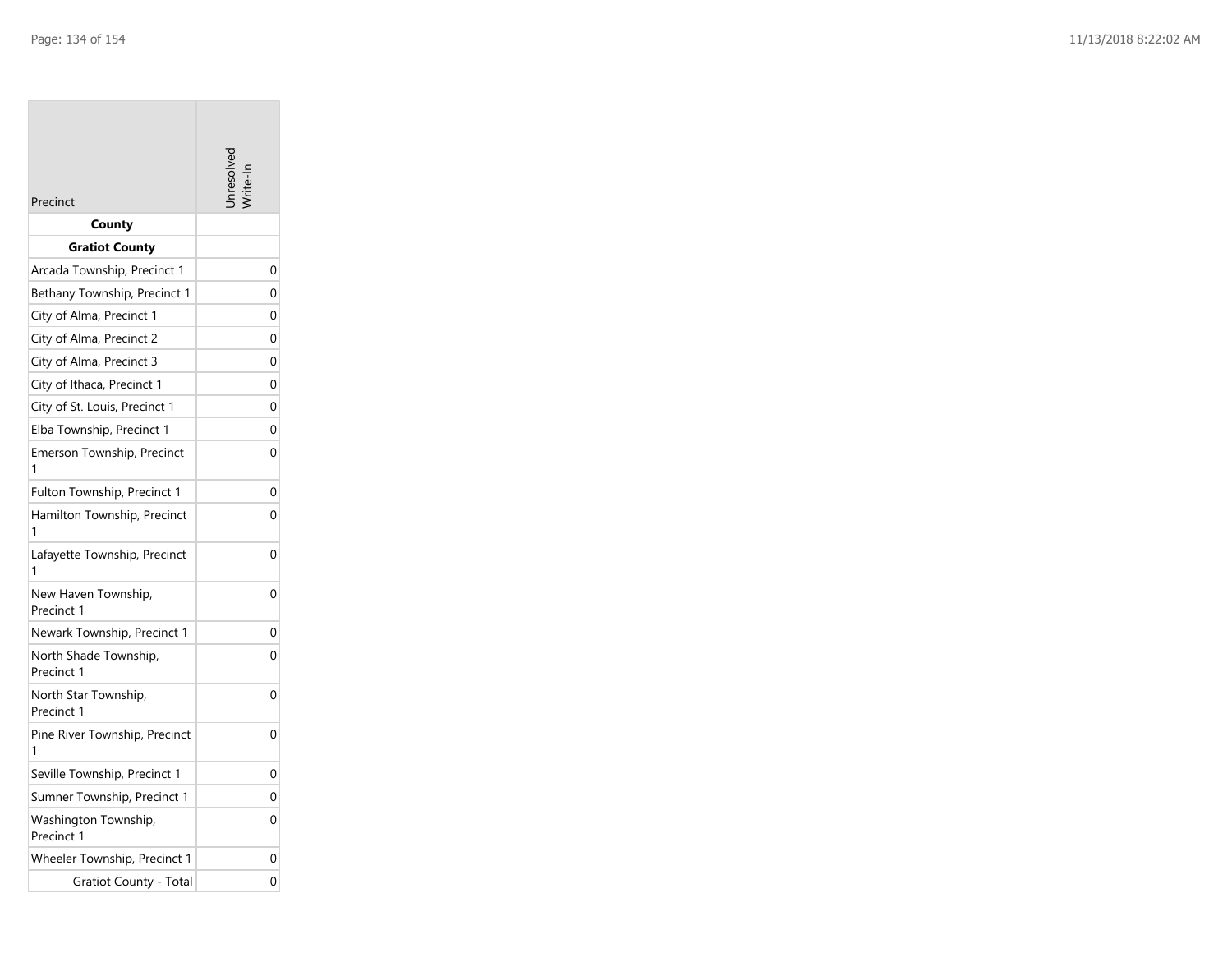| Precinct | Unresolved Write-In |
|---|---|
| **County** | |
| **Gratiot County** | |
| Arcada Township, Precinct 1 | 0 |
| Bethany Township, Precinct 1 | 0 |
| City of Alma, Precinct 1 | 0 |
| City of Alma, Precinct 2 | 0 |
| City of Alma, Precinct 3 | 0 |
| City of Ithaca, Precinct 1 | 0 |
| City of St. Louis, Precinct 1 | 0 |
| Elba Township, Precinct 1 | 0 |
| Emerson Township, Precinct 1 | 0 |
| Fulton Township, Precinct 1 | 0 |
| Hamilton Township, Precinct 1 | 0 |
| Lafayette Township, Precinct 1 | 0 |
| New Haven Township, Precinct 1 | 0 |
| Newark Township, Precinct 1 | 0 |
| North Shade Township, Precinct 1 | 0 |
| North Star Township, Precinct 1 | 0 |
| Pine River Township, Precinct 1 | 0 |
| Seville Township, Precinct 1 | 0 |
| Sumner Township, Precinct 1 | 0 |
| Washington Township, Precinct 1 | 0 |
| Wheeler Township, Precinct 1 | 0 |
| Gratiot County - Total | 0 |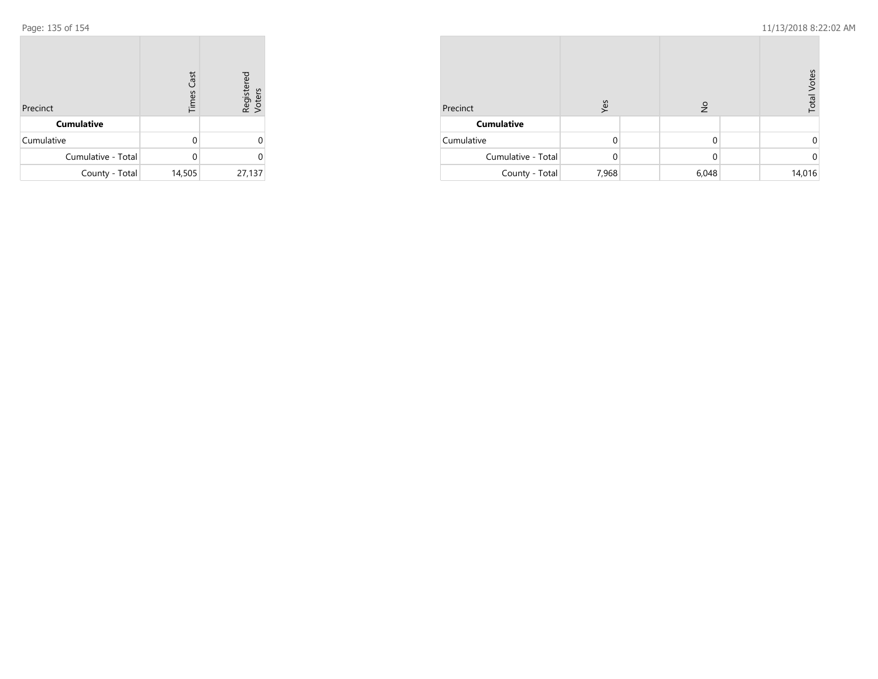| Precinct | Times Cast | Registered Voters |
|---|---|---|
| **Cumulative** | | |
| Cumulative | 0 | 0 |
| Cumulative - Total | 0 | 0 |
| County - Total | 14,505 | 27,137 |

| Precinct | Yes | | No | | Total Votes |
|---|---|---|---|---|---|
| **Cumulative** | | | | | |
| Cumulative | 0 | | 0 | | 0 |
| Cumulative - Total | 0 | | 0 | | 0 |
| County - Total | 7,968 | | 6,048 | | 14,016 |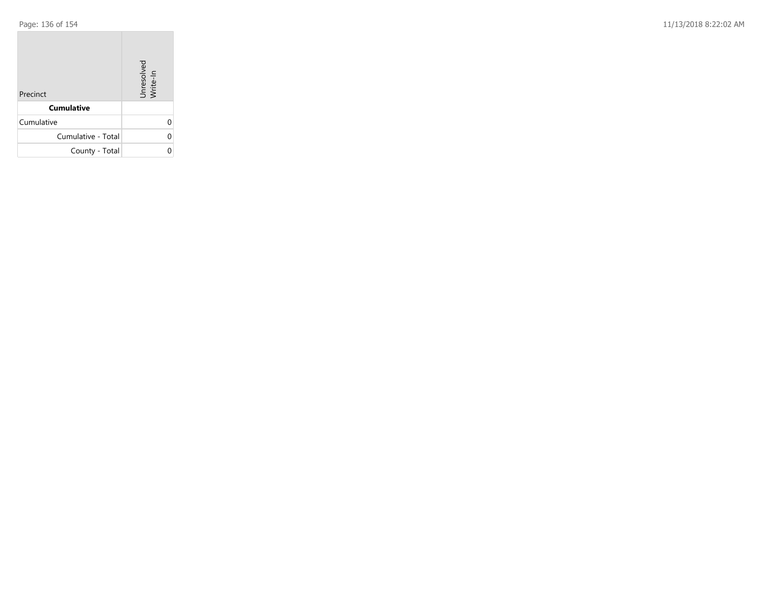| Precinct | Unresolved Write-In |
|---|---|
| **Cumulative** | |
| Cumulative | 0 |
| Cumulative - Total | 0 |
| County - Total | 0 |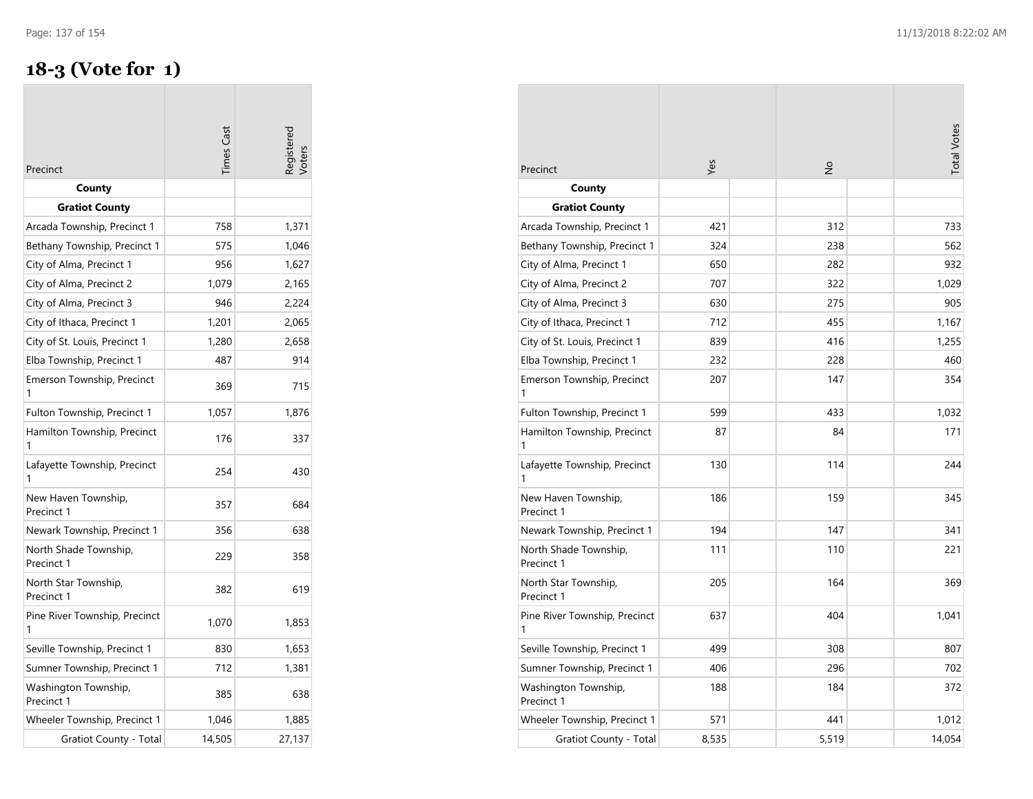# 18-3 (Vote for 1)

| Precinct | Times Cast | Registered Voters |
|---|---|---|
| **County** | | |
| **Gratiot County** | | |
| Arcada Township, Precinct 1 | 758 | 1,371 |
| Bethany Township, Precinct 1 | 575 | 1,046 |
| City of Alma, Precinct 1 | 956 | 1,627 |
| City of Alma, Precinct 2 | 1,079 | 2,165 |
| City of Alma, Precinct 3 | 946 | 2,224 |
| City of Ithaca, Precinct 1 | 1,201 | 2,065 |
| City of St. Louis, Precinct 1 | 1,280 | 2,658 |
| Elba Township, Precinct 1 | 487 | 914 |
| Emerson Township, Precinct 1 | 369 | 715 |
| Fulton Township, Precinct 1 | 1,057 | 1,876 |
| Hamilton Township, Precinct 1 | 176 | 337 |
| Lafayette Township, Precinct 1 | 254 | 430 |
| New Haven Township, Precinct 1 | 357 | 684 |
| Newark Township, Precinct 1 | 356 | 638 |
| North Shade Township, Precinct 1 | 229 | 358 |
| North Star Township, Precinct 1 | 382 | 619 |
| Pine River Township, Precinct 1 | 1,070 | 1,853 |
| Seville Township, Precinct 1 | 830 | 1,653 |
| Sumner Township, Precinct 1 | 712 | 1,381 |
| Washington Township, Precinct 1 | 385 | 638 |
| Wheeler Township, Precinct 1 | 1,046 | 1,885 |
| Gratiot County - Total | 14,505 | 27,137 |

| Precinct | Yes | No | Total Votes |
|---|---|---|---|
| **County** | | | |
| **Gratiot County** | | | |
| Arcada Township, Precinct 1 | 421 | 312 | 733 |
| Bethany Township, Precinct 1 | 324 | 238 | 562 |
| City of Alma, Precinct 1 | 650 | 282 | 932 |
| City of Alma, Precinct 2 | 707 | 322 | 1,029 |
| City of Alma, Precinct 3 | 630 | 275 | 905 |
| City of Ithaca, Precinct 1 | 712 | 455 | 1,167 |
| City of St. Louis, Precinct 1 | 839 | 416 | 1,255 |
| Elba Township, Precinct 1 | 232 | 228 | 460 |
| Emerson Township, Precinct 1 | 207 | 147 | 354 |
| Fulton Township, Precinct 1 | 599 | 433 | 1,032 |
| Hamilton Township, Precinct 1 | 87 | 84 | 171 |
| Lafayette Township, Precinct 1 | 130 | 114 | 244 |
| New Haven Township, Precinct 1 | 186 | 159 | 345 |
| Newark Township, Precinct 1 | 194 | 147 | 341 |
| North Shade Township, Precinct 1 | 111 | 110 | 221 |
| North Star Township, Precinct 1 | 205 | 164 | 369 |
| Pine River Township, Precinct 1 | 637 | 404 | 1,041 |
| Seville Township, Precinct 1 | 499 | 308 | 807 |
| Sumner Township, Precinct 1 | 406 | 296 | 702 |
| Washington Township, Precinct 1 | 188 | 184 | 372 |
| Wheeler Township, Precinct 1 | 571 | 441 | 1,012 |
| Gratiot County - Total | 8,535 | 5,519 | 14,054 |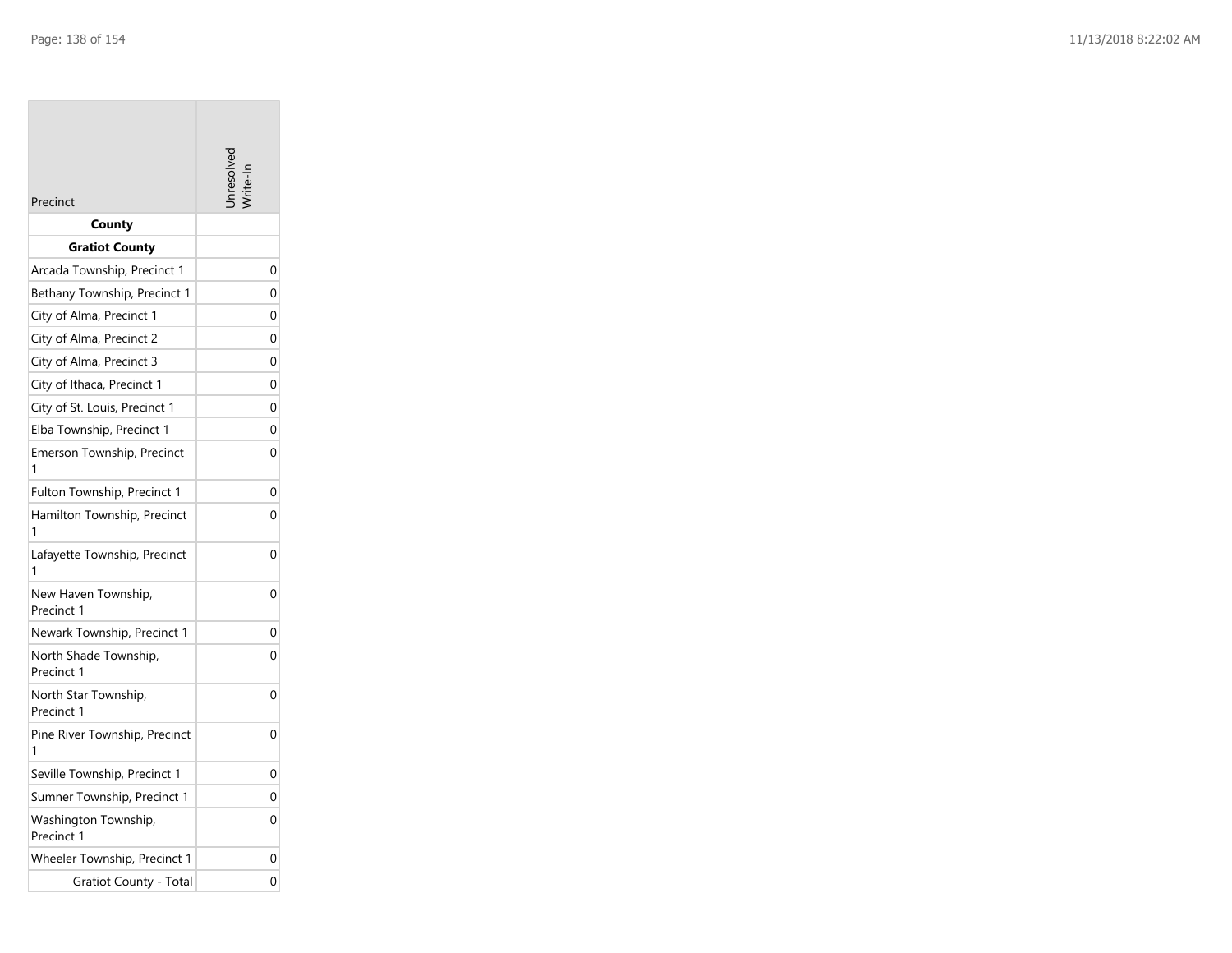| Precinct | Unresolved Write-In |
| --- | --- |
| **County** | |
| **Gratiot County** | |
| Arcada Township, Precinct 1 | 0 |
| Bethany Township, Precinct 1 | 0 |
| City of Alma, Precinct 1 | 0 |
| City of Alma, Precinct 2 | 0 |
| City of Alma, Precinct 3 | 0 |
| City of Ithaca, Precinct 1 | 0 |
| City of St. Louis, Precinct 1 | 0 |
| Elba Township, Precinct 1 | 0 |
| Emerson Township, Precinct 1 | 0 |
| Fulton Township, Precinct 1 | 0 |
| Hamilton Township, Precinct 1 | 0 |
| Lafayette Township, Precinct 1 | 0 |
| New Haven Township, Precinct 1 | 0 |
| Newark Township, Precinct 1 | 0 |
| North Shade Township, Precinct 1 | 0 |
| North Star Township, Precinct 1 | 0 |
| Pine River Township, Precinct 1 | 0 |
| Seville Township, Precinct 1 | 0 |
| Sumner Township, Precinct 1 | 0 |
| Washington Township, Precinct 1 | 0 |
| Wheeler Township, Precinct 1 | 0 |
| Gratiot County - Total | 0 |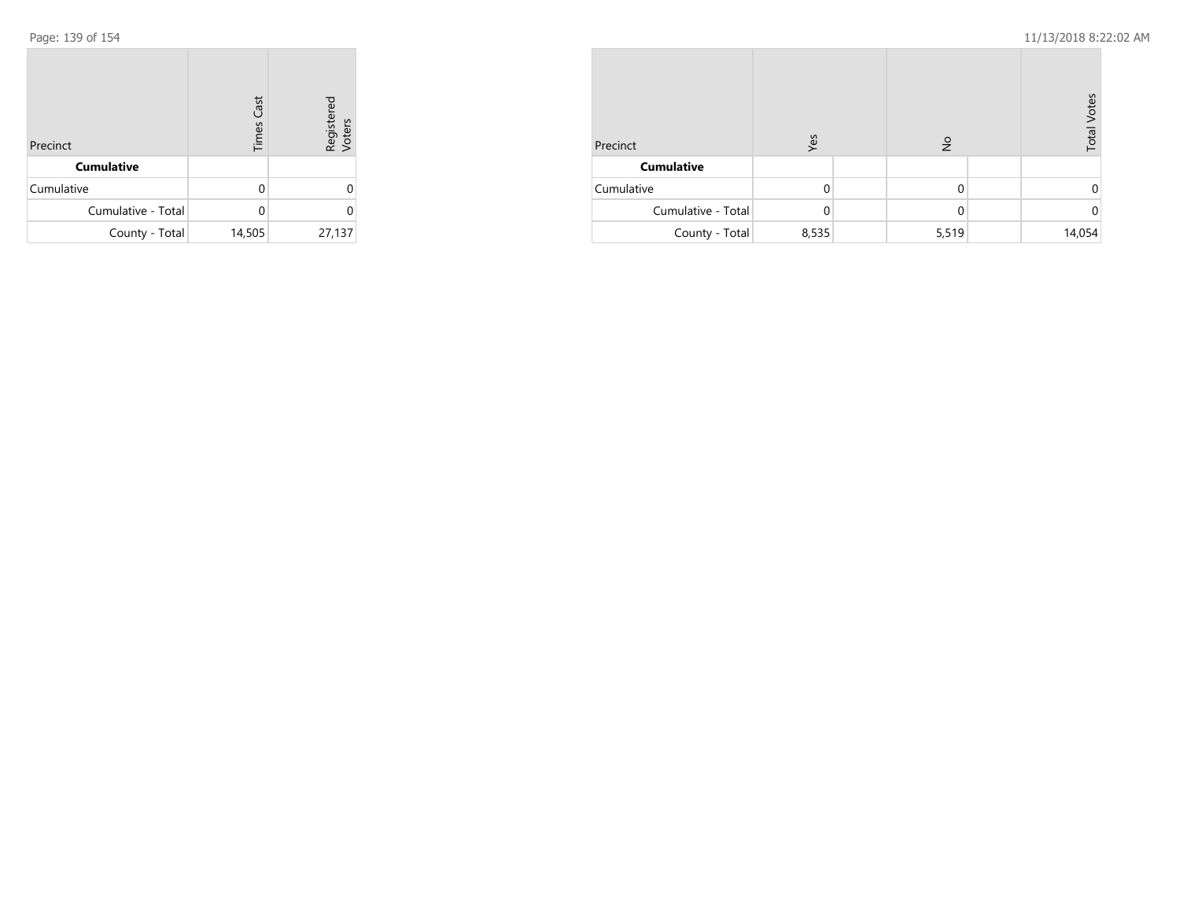| Precinct | Times Cast | Registered Voters |
|---|---|---|
| **Cumulative** | | |
| Cumulative | 0 | 0 |
| Cumulative - Total | 0 | 0 |
| County - Total | 14,505 | 27,137 |

| Precinct | Yes | | No | | Total Votes |
|---|---|---|---|---|---|
| **Cumulative** | | | | | |
| Cumulative | 0 | | 0 | | 0 |
| Cumulative - Total | 0 | | 0 | | 0 |
| County - Total | 8,535 | | 5,519 | | 14,054 |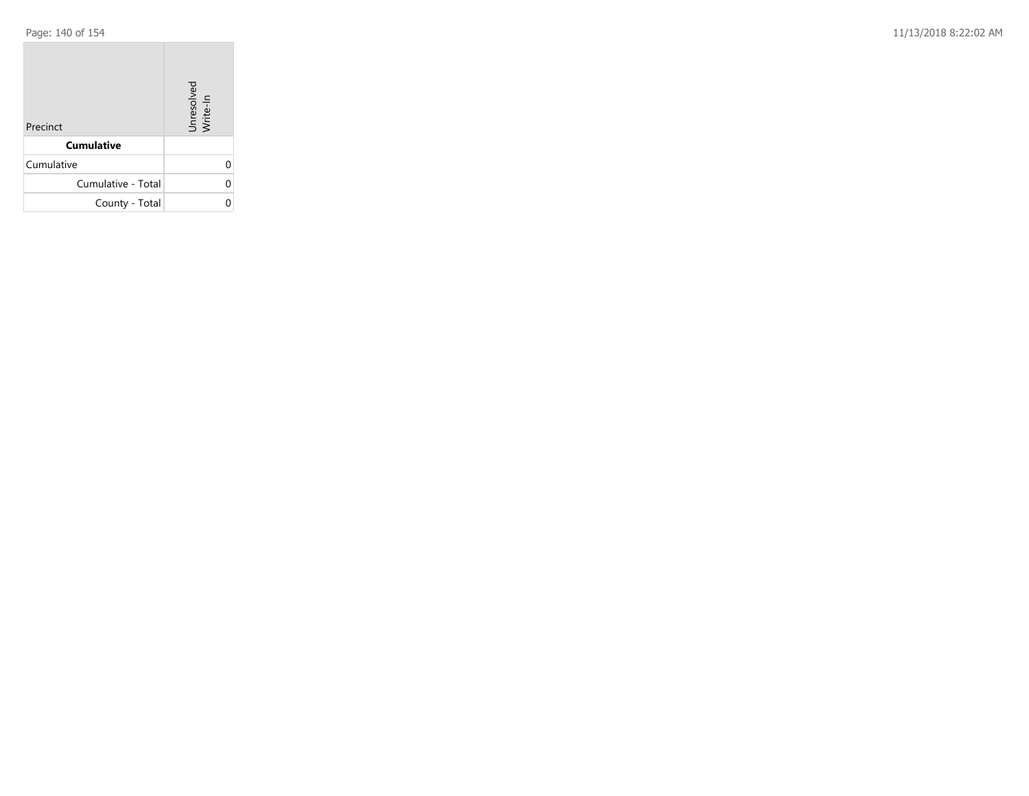| Precinct | Unresolved Write-In |
|---|---|
| **Cumulative** | |
| Cumulative | 0 |
| Cumulative - Total | 0 |
| County - Total | 0 |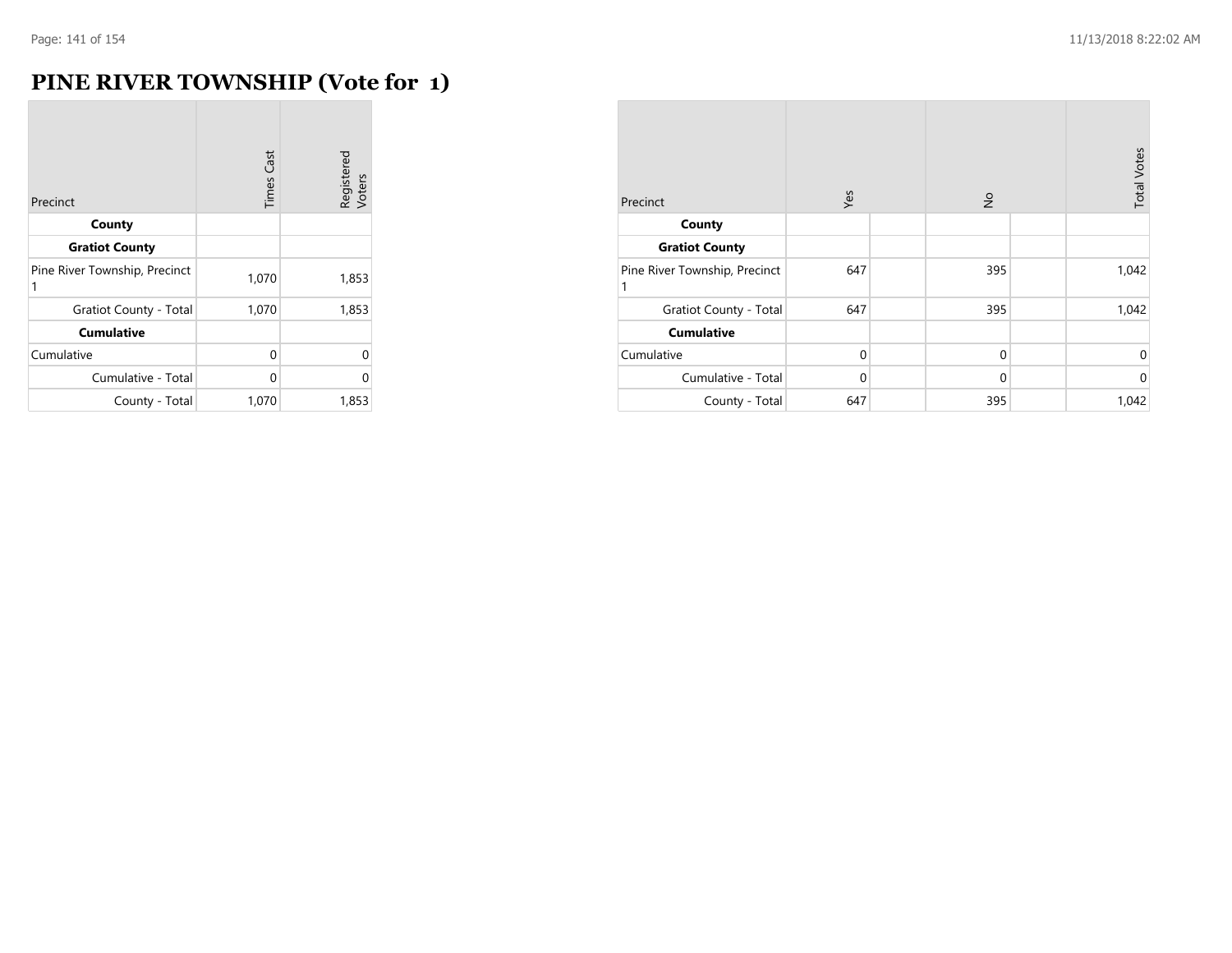# PINE RIVER TOWNSHIP (Vote for 1)

| Precinct | Times Cast | Registered Voters |
|---|---|---|
| **County** | | |
| **Gratiot County** | | |
| Pine River Township, Precinct 1 | 1,070 | 1,853 |
| Gratiot County - Total | 1,070 | 1,853 |
| **Cumulative** | | |
| Cumulative | 0 | 0 |
| Cumulative - Total | 0 | 0 |
| County - Total | 1,070 | 1,853 |

| Precinct | Yes | | No | | Total Votes |
|---|---|---|---|---|---|
| **County** | | | | | |
| **Gratiot County** | | | | | |
| Pine River Township, Precinct 1 | 647 | | 395 | | 1,042 |
| Gratiot County - Total | 647 | | 395 | | 1,042 |
| **Cumulative** | | | | | |
| Cumulative | 0 | | 0 | | 0 |
| Cumulative - Total | 0 | | 0 | | 0 |
| County - Total | 647 | | 395 | | 1,042 |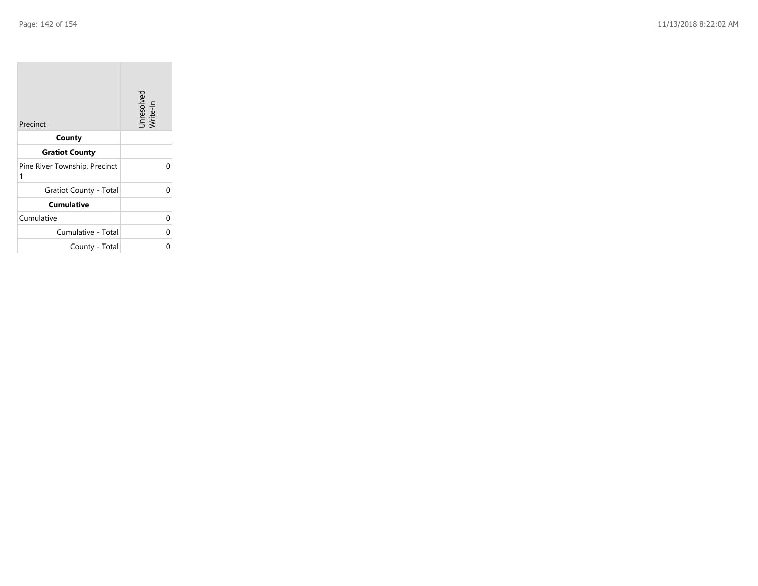| Precinct | Unresolved Write-In |
|---|---|
| **County** | |
| **Gratiot County** | |
| Pine River Township, Precinct 1 | 0 |
| Gratiot County - Total | 0 |
| **Cumulative** | |
| Cumulative | 0 |
| Cumulative - Total | 0 |
| County - Total | 0 |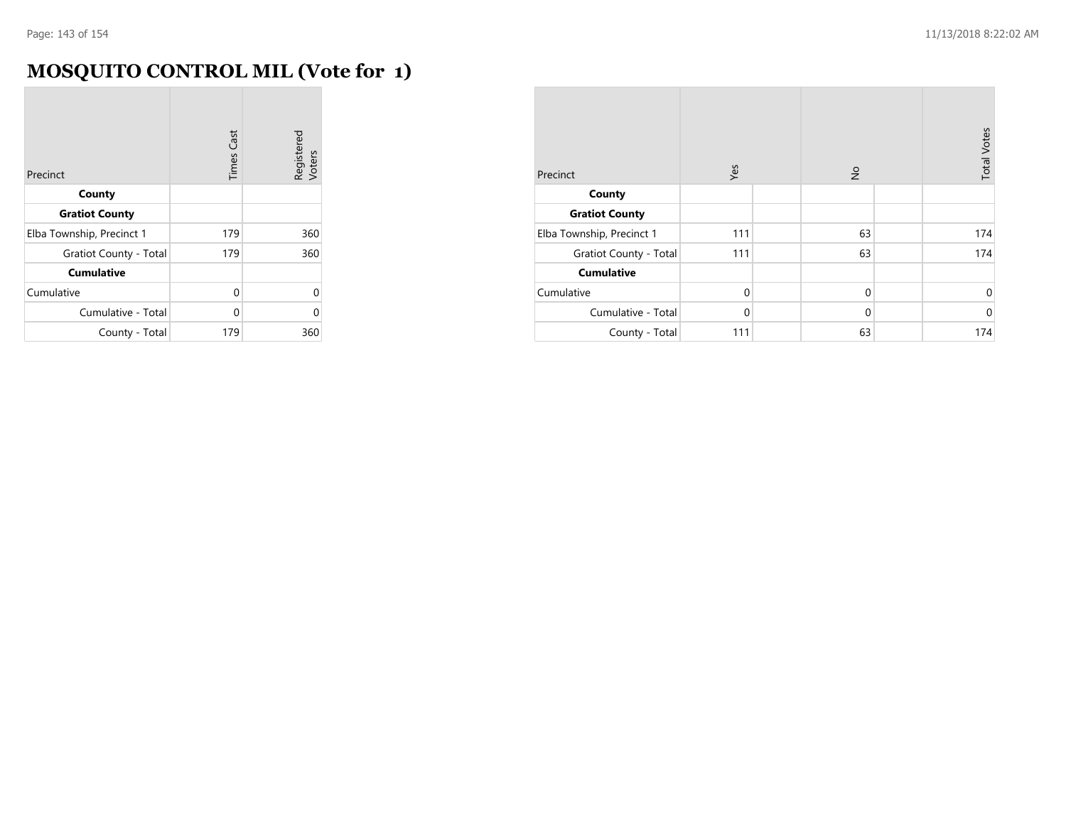# MOSQUITO CONTROL MIL (Vote for 1)

| Precinct | Times Cast | Registered Voters |
|---|---|---|
| **County** | | |
| **Gratiot County** | | |
| Elba Township, Precinct 1 | 179 | 360 |
| Gratiot County - Total | 179 | 360 |
| **Cumulative** | | |
| Cumulative | 0 | 0 |
| Cumulative - Total | 0 | 0 |
| County - Total | 179 | 360 |

| Precinct | Yes | | No | | Total Votes |
|---|---|---|---|---|---|
| **County** | | | | | |
| **Gratiot County** | | | | | |
| Elba Township, Precinct 1 | 111 | | 63 | | 174 |
| Gratiot County - Total | 111 | | 63 | | 174 |
| **Cumulative** | | | | | |
| Cumulative | 0 | | 0 | | 0 |
| Cumulative - Total | 0 | | 0 | | 0 |
| County - Total | 111 | | 63 | | 174 |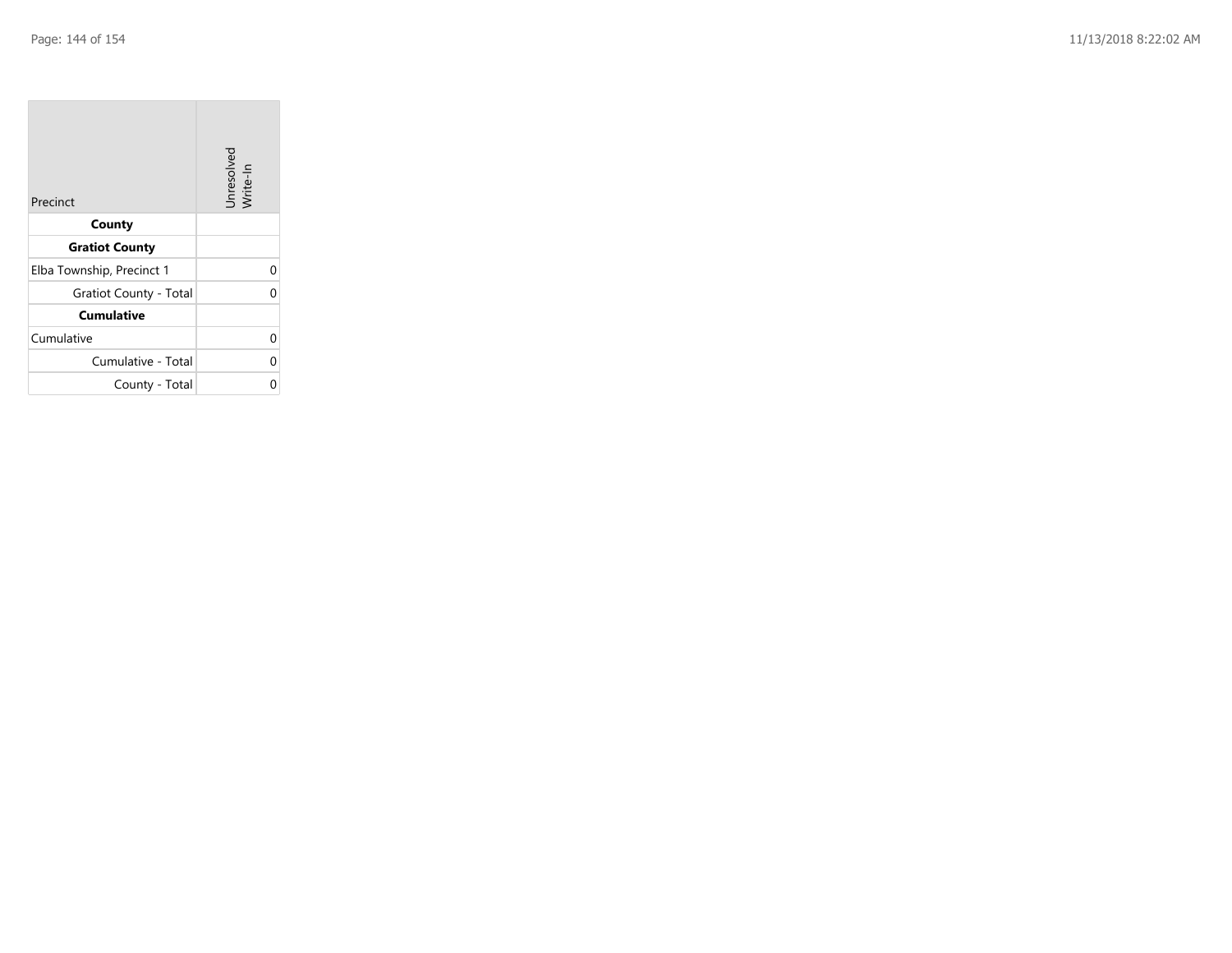| Precinct | Unresolved Write-In |
| --- | --- |
| **County** | |
| **Gratiot County** | |
| Elba Township, Precinct 1 | 0 |
| Gratiot County - Total | 0 |
| **Cumulative** | |
| Cumulative | 0 |
| Cumulative - Total | 0 |
| County - Total | 0 |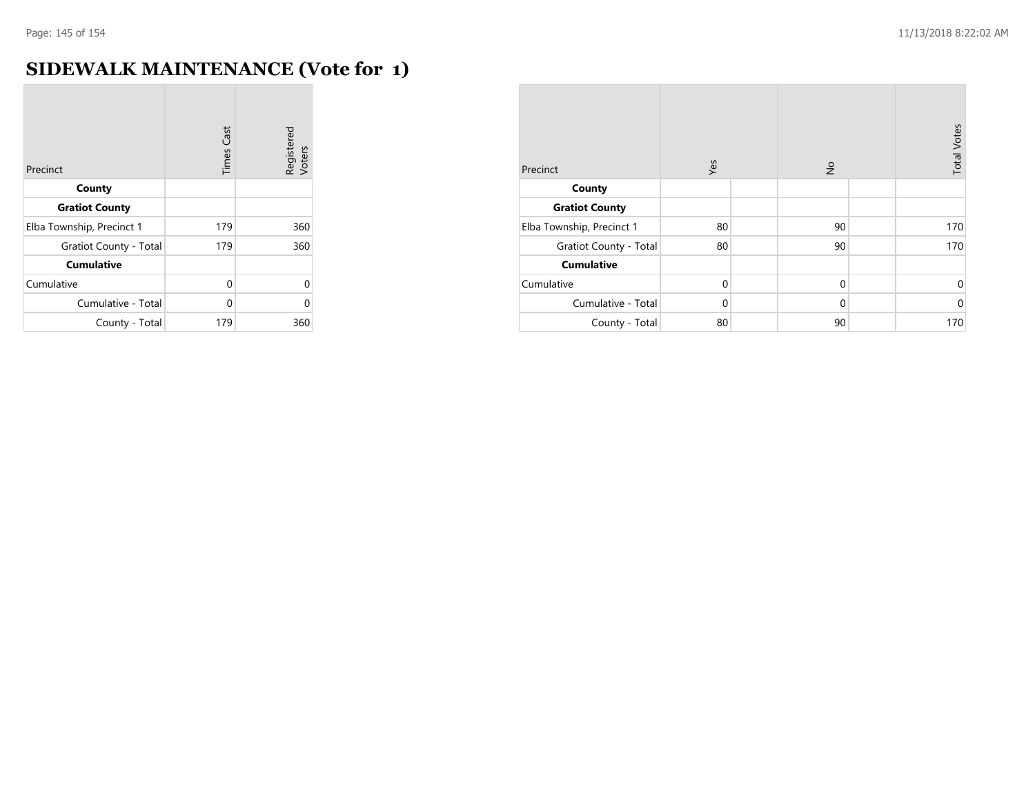# SIDEWALK MAINTENANCE (Vote for 1)

| Precinct | Times Cast | Registered Voters |
|---|---|---|
| **County** | | |
| **Gratiot County** | | |
| Elba Township, Precinct 1 | 179 | 360 |
| Gratiot County - Total | 179 | 360 |
| **Cumulative** | | |
| Cumulative | 0 | 0 |
| Cumulative - Total | 0 | 0 |
| County - Total | 179 | 360 |

| Precinct | Yes | | No | | Total Votes |
|---|---|---|---|---|---|
| **County** | | | | | |
| **Gratiot County** | | | | | |
| Elba Township, Precinct 1 | 80 | | 90 | | 170 |
| Gratiot County - Total | 80 | | 90 | | 170 |
| **Cumulative** | | | | | |
| Cumulative | 0 | | 0 | | 0 |
| Cumulative - Total | 0 | | 0 | | 0 |
| County - Total | 80 | | 90 | | 170 |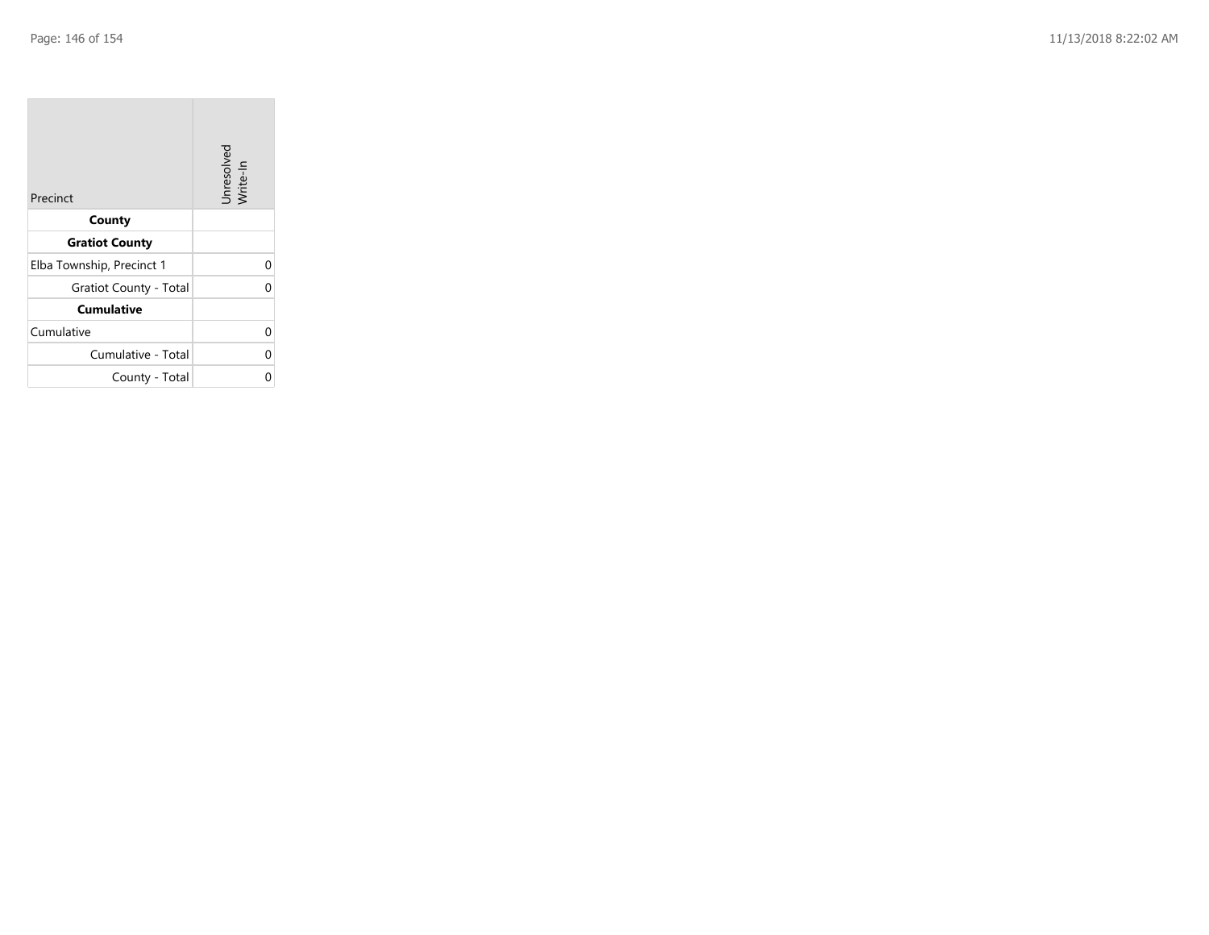| Precinct | Unresolved Write-In |
|---|---|
| **County** | |
| **Gratiot County** | |
| Elba Township, Precinct 1 | 0 |
| Gratiot County - Total | 0 |
| **Cumulative** | |
| Cumulative | 0 |
| Cumulative - Total | 0 |
| County - Total | 0 |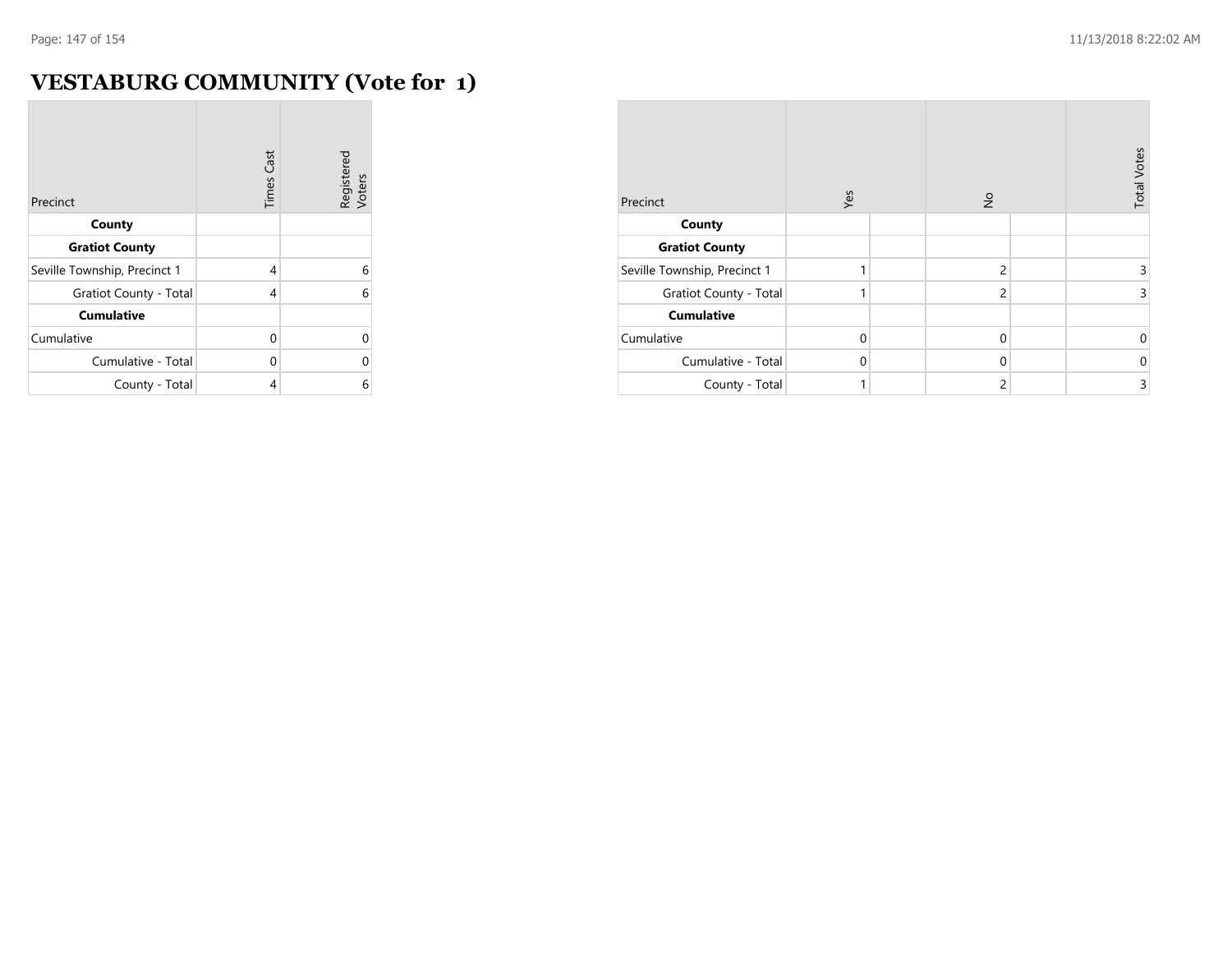# VESTABURG COMMUNITY (Vote for 1)

| Precinct | Times Cast | Registered Voters |
|---|---|---|
| **County** | | |
| **Gratiot County** | | |
| Seville Township, Precinct 1 | 4 | 6 |
| Gratiot County - Total | 4 | 6 |
| **Cumulative** | | |
| Cumulative | 0 | 0 |
| Cumulative - Total | 0 | 0 |
| County - Total | 4 | 6 |

| Precinct | Yes | | No | | Total Votes |
|---|---|---|---|---|---|
| **County** | | | | | |
| **Gratiot County** | | | | | |
| Seville Township, Precinct 1 | 1 | | 2 | | 3 |
| Gratiot County - Total | 1 | | 2 | | 3 |
| **Cumulative** | | | | | |
| Cumulative | 0 | | 0 | | 0 |
| Cumulative - Total | 0 | | 0 | | 0 |
| County - Total | 1 | | 2 | | 3 |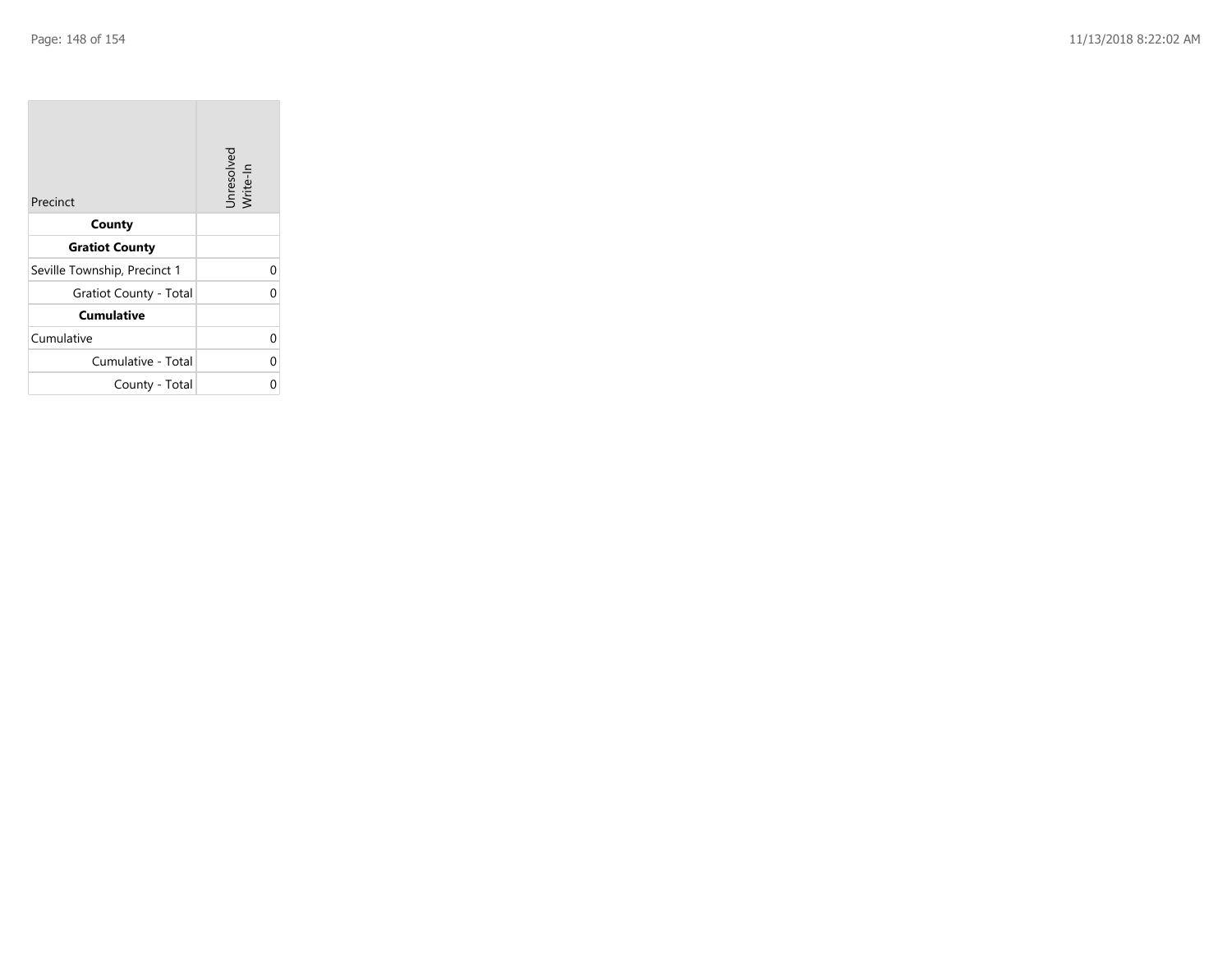| Precinct | Unresolved Write-In |
| --- | --- |
| **County** | |
| **Gratiot County** | |
| Seville Township, Precinct 1 | 0 |
| Gratiot County - Total | 0 |
| **Cumulative** | |
| Cumulative | 0 |
| Cumulative - Total | 0 |
| County - Total | 0 |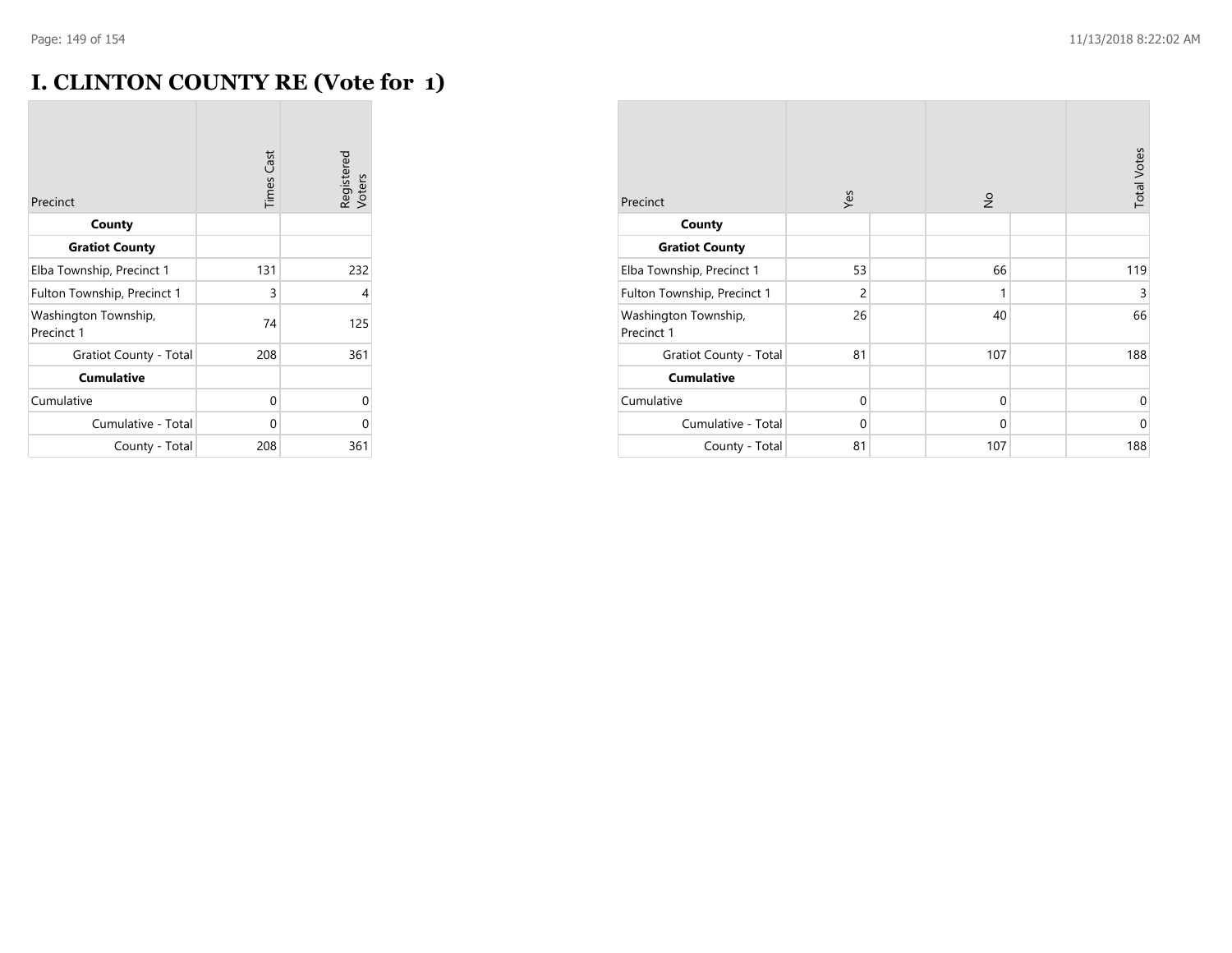# I. CLINTON COUNTY RE (Vote for 1)

| Precinct | Times Cast | Registered Voters |
|---|---|---|
| **County** | | |
| **Gratiot County** | | |
| Elba Township, Precinct 1 | 131 | 232 |
| Fulton Township, Precinct 1 | 3 | 4 |
| Washington Township, Precinct 1 | 74 | 125 |
| Gratiot County - Total | 208 | 361 |
| **Cumulative** | | |
| Cumulative | 0 | 0 |
| Cumulative - Total | 0 | 0 |
| County - Total | 208 | 361 |

| Precinct | Yes | No | Total Votes |
|---|---|---|---|
| **County** | | | |
| **Gratiot County** | | | |
| Elba Township, Precinct 1 | 53 | 66 | 119 |
| Fulton Township, Precinct 1 | 2 | 1 | 3 |
| Washington Township, Precinct 1 | 26 | 40 | 66 |
| Gratiot County - Total | 81 | 107 | 188 |
| **Cumulative** | | | |
| Cumulative | 0 | 0 | 0 |
| Cumulative - Total | 0 | 0 | 0 |
| County - Total | 81 | 107 | 188 |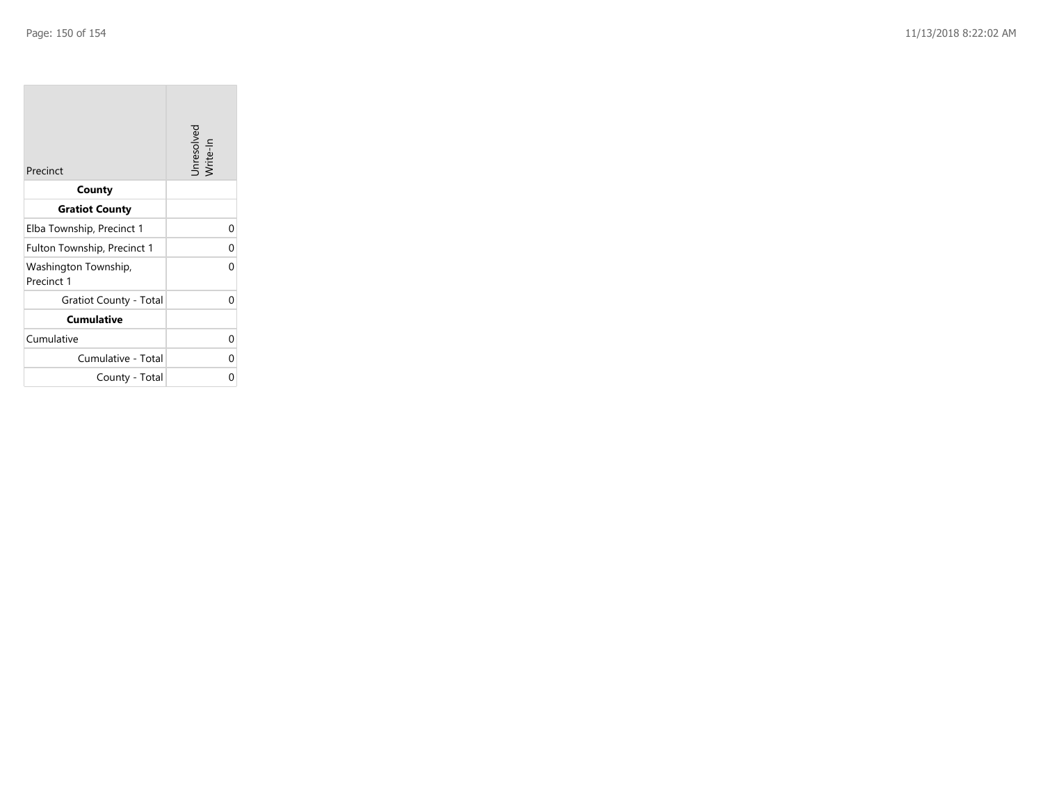| Precinct | Unresolved Write-In |
|---|---|
| **County** | |
| **Gratiot County** | |
| Elba Township, Precinct 1 | 0 |
| Fulton Township, Precinct 1 | 0 |
| Washington Township, Precinct 1 | 0 |
| Gratiot County - Total | 0 |
| **Cumulative** | |
| Cumulative | 0 |
| Cumulative - Total | 0 |
| County - Total | 0 |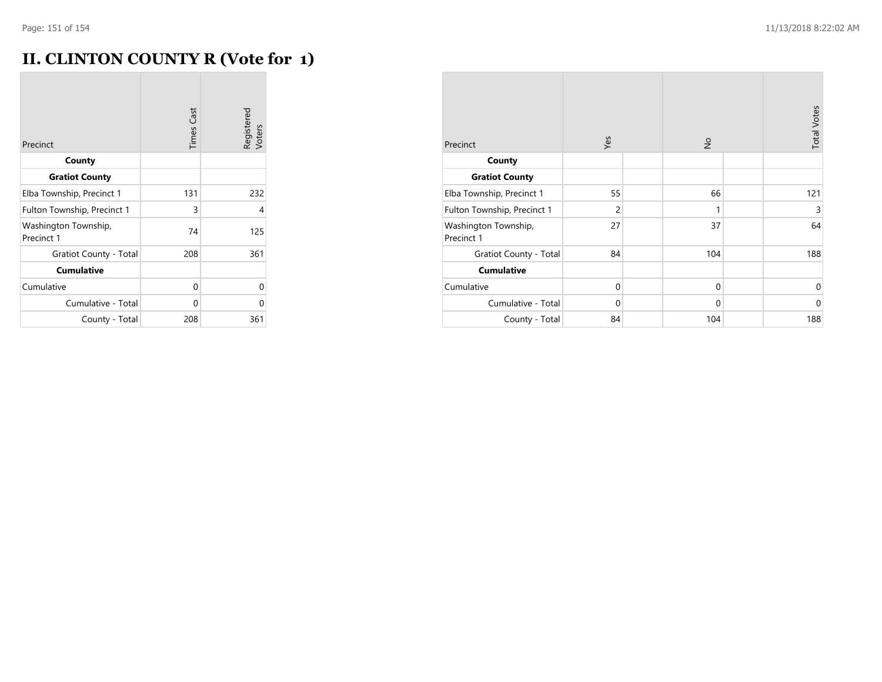# II. CLINTON COUNTY R (Vote for 1)

| Precinct | Times Cast | Registered Voters |
|---|---|---|
| **County** | | |
| **Gratiot County** | | |
| Elba Township, Precinct 1 | 131 | 232 |
| Fulton Township, Precinct 1 | 3 | 4 |
| Washington Township, Precinct 1 | 74 | 125 |
| Gratiot County - Total | 208 | 361 |
| **Cumulative** | | |
| Cumulative | 0 | 0 |
| Cumulative - Total | 0 | 0 |
| County - Total | 208 | 361 |

| Precinct | Yes | | No | | Total Votes |
|---|---|---|---|---|---|
| **County** | | | | | |
| **Gratiot County** | | | | | |
| Elba Township, Precinct 1 | 55 | | 66 | | 121 |
| Fulton Township, Precinct 1 | 2 | | 1 | | 3 |
| Washington Township, Precinct 1 | 27 | | 37 | | 64 |
| Gratiot County - Total | 84 | | 104 | | 188 |
| **Cumulative** | | | | | |
| Cumulative | 0 | | 0 | | 0 |
| Cumulative - Total | 0 | | 0 | | 0 |
| County - Total | 84 | | 104 | | 188 |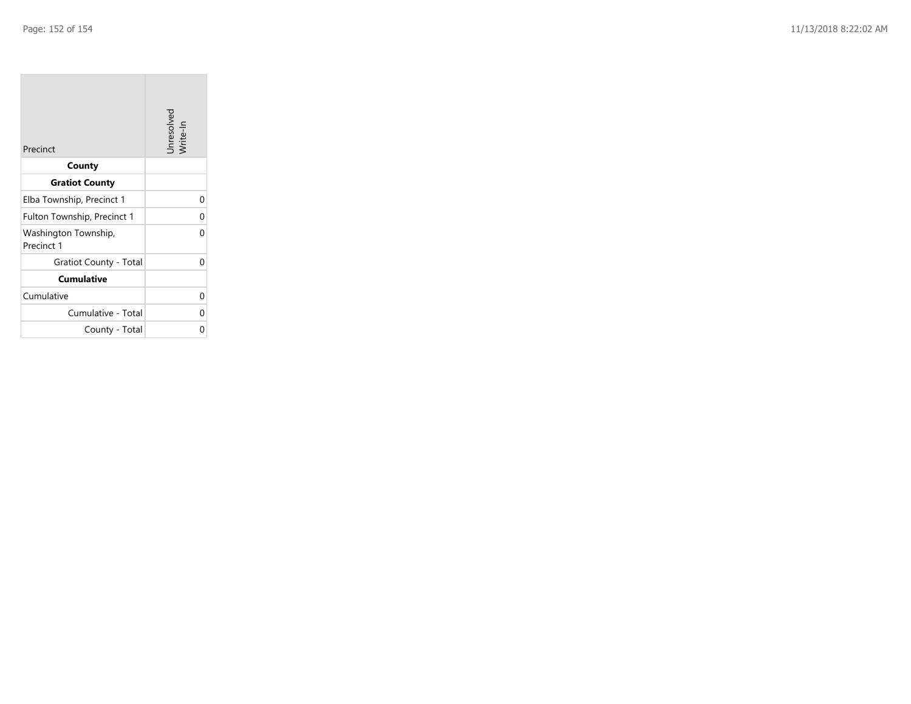| Precinct | Unresolved Write-In |
|---|---|
| **County** | |
| **Gratiot County** | |
| Elba Township, Precinct 1 | 0 |
| Fulton Township, Precinct 1 | 0 |
| Washington Township, Precinct 1 | 0 |
| Gratiot County - Total | 0 |
| **Cumulative** | |
| Cumulative | 0 |
| Cumulative - Total | 0 |
| County - Total | 0 |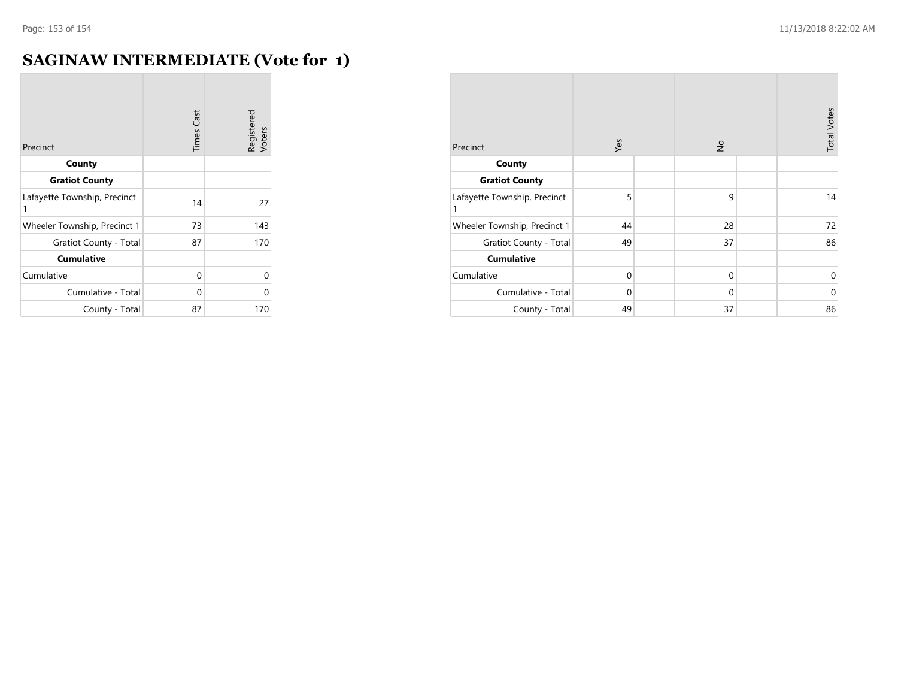# SAGINAW INTERMEDIATE (Vote for 1)

| Precinct | Times Cast | Registered Voters |
|---|---|---|
| **County** | | |
| **Gratiot County** | | |
| Lafayette Township, Precinct 1 | 14 | 27 |
| Wheeler Township, Precinct 1 | 73 | 143 |
| Gratiot County - Total | 87 | 170 |
| **Cumulative** | | |
| Cumulative | 0 | 0 |
| Cumulative - Total | 0 | 0 |
| County - Total | 87 | 170 |

| Precinct | Yes | | No | | Total Votes |
|---|---|---|---|---|---|
| **County** | | | | | |
| **Gratiot County** | | | | | |
| Lafayette Township, Precinct 1 | 5 | | 9 | | 14 |
| Wheeler Township, Precinct 1 | 44 | | 28 | | 72 |
| Gratiot County - Total | 49 | | 37 | | 86 |
| **Cumulative** | | | | | |
| Cumulative | 0 | | 0 | | 0 |
| Cumulative - Total | 0 | | 0 | | 0 |
| County - Total | 49 | | 37 | | 86 |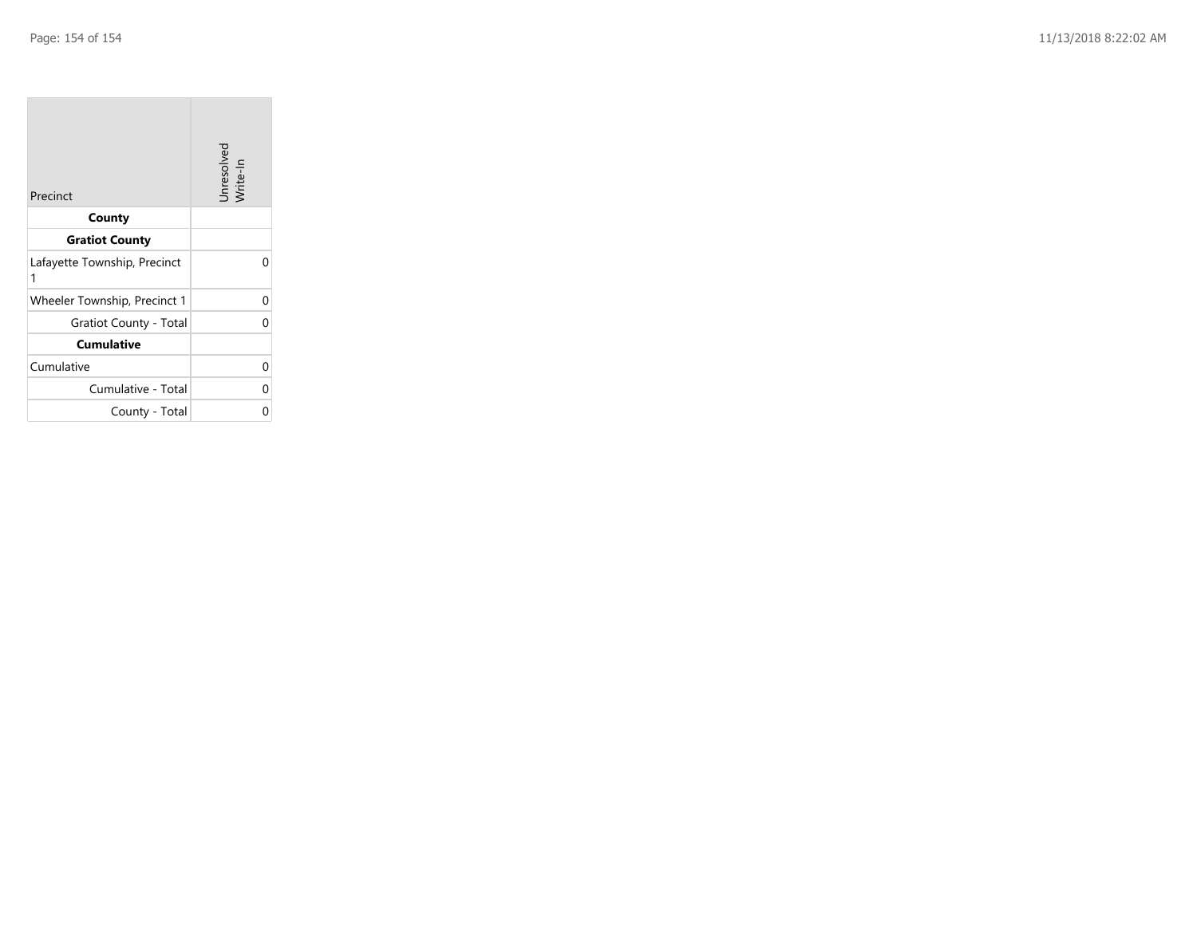| Precinct | Unresolved Write-In |
| --- | --- |
| **County** | |
| **Gratiot County** | |
| Lafayette Township, Precinct 1 | 0 |
| Wheeler Township, Precinct 1 | 0 |
| Gratiot County - Total | 0 |
| **Cumulative** | |
| Cumulative | 0 |
| Cumulative - Total | 0 |
| County - Total | 0 |